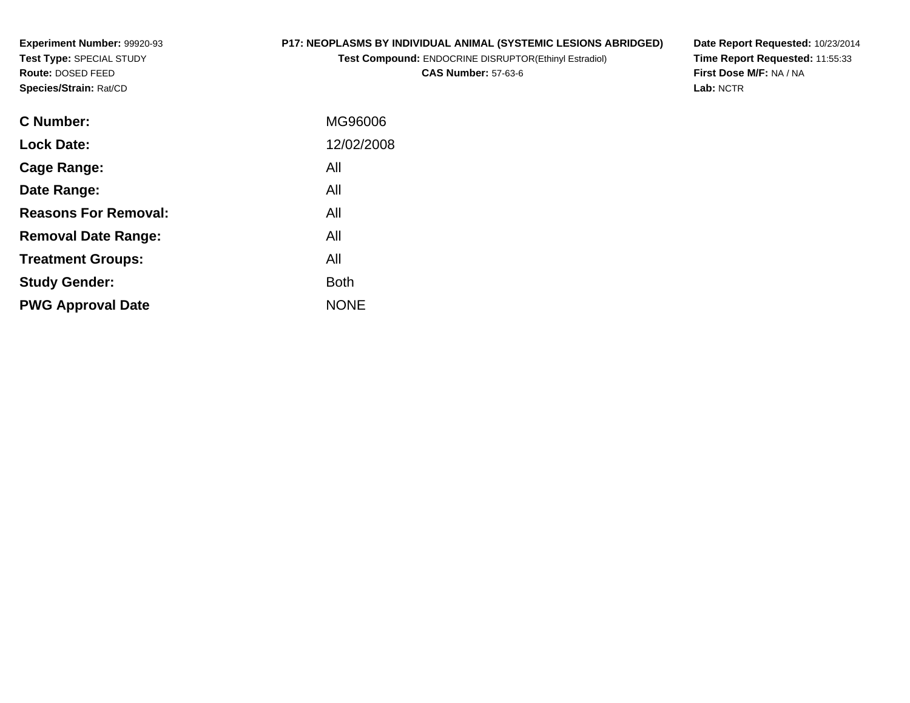**Experiment Number:** 99920-93
**Test Type:** SPECIAL STUDY
**Route:** DOSED FEED
**Species/Strain:** Rat/CD

**P17: NEOPLASMS BY INDIVIDUAL ANIMAL (SYSTEMIC LESIONS ABRIDGED)**
**Test Compound:** ENDOCRINE DISRUPTOR(Ethinyl Estradiol)
**CAS Number:** 57-63-6

**Date Report Requested:** 10/23/2014
**Time Report Requested:** 11:55:33
**First Dose M/F:** NA / NA
**Lab:** NCTR

| | |
|---|---|
| **C Number:** | MG96006 |
| **Lock Date:** | 12/02/2008 |
| **Cage Range:** | All |
| **Date Range:** | All |
| **Reasons For Removal:** | All |
| **Removal Date Range:** | All |
| **Treatment Groups:** | All |
| **Study Gender:** | Both |
| **PWG Approval Date** | NONE |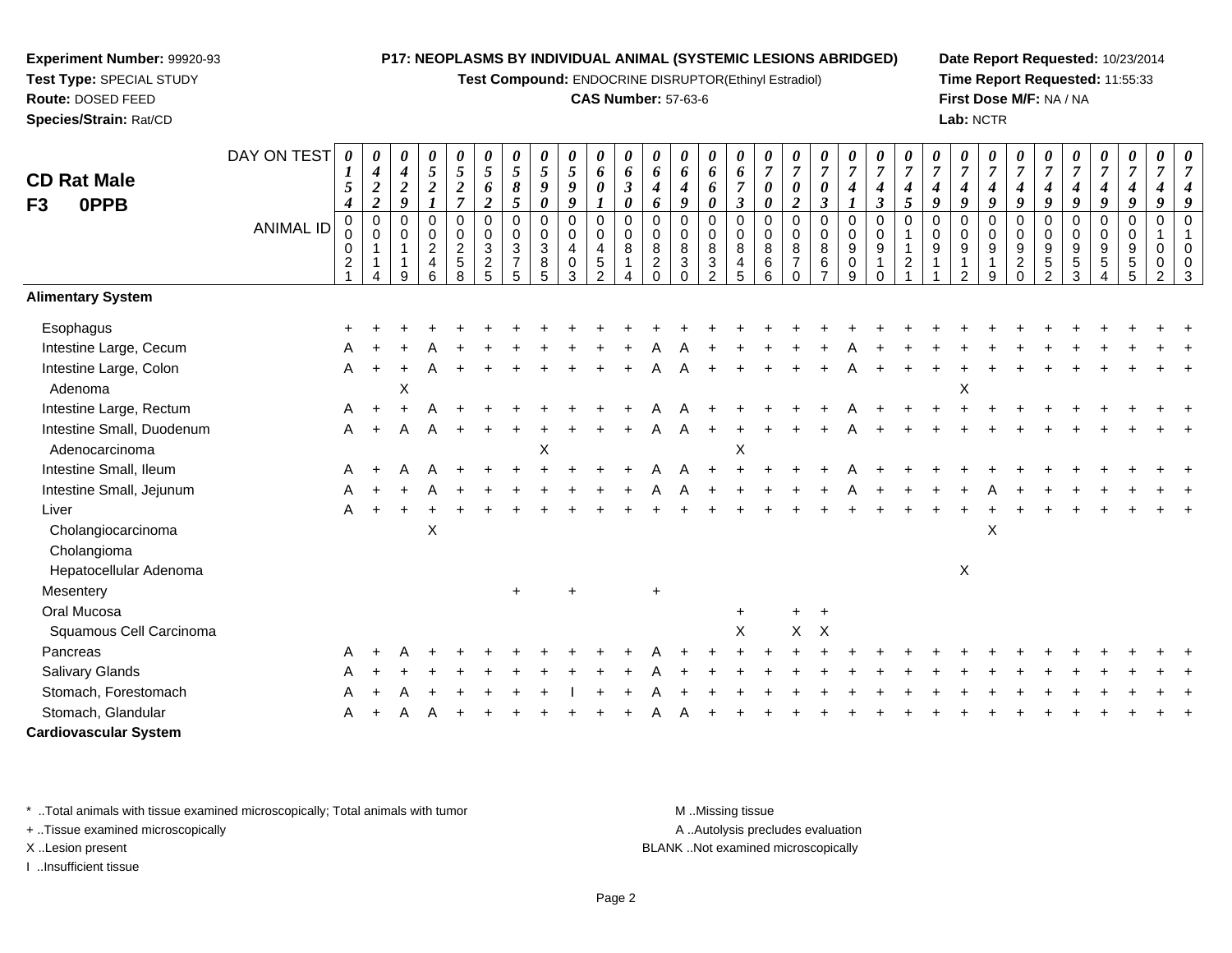**Experiment Number:** 99920-93
**Test Type:** SPECIAL STUDY
**Route:** DOSED FEED
**Species/Strain:** Rat/CD

**P17: NEOPLASMS BY INDIVIDUAL ANIMAL (SYSTEMIC LESIONS ABRIDGED)**
**Test Compound:** ENDOCRINE DISRUPTOR(Ethinyl Estradiol)
**CAS Number:** 57-63-6

**Date Report Requested:** 10/23/2014
**Time Report Requested:** 11:55:33
**First Dose M/F:** NA / NA
**Lab:** NCTR

**CD Rat Male**
**F3 0PPB**

| DAY ON TEST | 0154 | 0422 | 0429 | 0521 | 0527 | 0562 | 0585 | 0590 | 0599 | 0601 | 0630 | 0646 | 0649 | 0660 | 0673 | 0700 | 0702 | 0703 | 0741 | 0743 | 0745 | 0749 | 0749 | 0749 | 0749 | 0749 | 0749 | 0749 | 0749 | 0749 | 0749 |
|---|---|---|---|---|---|---|---|---|---|---|---|---|---|---|---|---|---|---|---|---|---|---|---|---|---|---|---|---|---|---|---|
| **ANIMAL ID** | 00021 | 00114 | 00119 | 00246 | 00258 | 00325 | 00375 | 00385 | 00403 | 00452 | 00814 | 00820 | 00830 | 00832 | 00845 | 00866 | 00870 | 00867 | 00909 | 00910 | 01121 | 00911 | 00912 | 00919 | 00920 | 00952 | 00953 | 00954 | 00955 | 01002 | 01003 |
| **Alimentary System** | | | | | | | | | | | | | | | | | | | | | | | | | | | | | | | |
| Esophagus | + | + | + | + | + | + | + | + | + | + | + | + | + | + | + | + | + | + | + | + | + | + | + | + | + | + | + | + | + | + | + |
| Intestine Large, Cecum | A | + | + | A | + | + | + | + | + | + | + | A | A | + | + | + | + | + | A | + | + | + | + | + | + | + | + | + | + | + | + |
| Intestine Large, Colon | A | + | + | A | + | + | + | + | + | + | + | A | A | + | + | + | + | + | A | + | + | + | + | + | + | + | + | + | + | + | + |
| Adenoma | | | X | | | | | | | | | | | | | | | | | | | | X | | | | | | | | |
| Intestine Large, Rectum | A | + | + | A | + | + | + | + | + | + | + | A | A | + | + | + | + | + | A | + | + | + | + | + | + | + | + | + | + | + | + |
| Intestine Small, Duodenum | A | + | A | A | + | + | + | + | + | + | + | A | A | + | + | + | + | + | A | + | + | + | + | + | + | + | + | + | + | + | + |
| Adenocarcinoma | | | | | | | | X | | | | | | | X | | | | | | | | | | | | | | | | |
| Intestine Small, Ileum | A | + | A | A | + | + | + | + | + | + | + | A | A | + | + | + | + | + | A | + | + | + | + | + | + | + | + | + | + | + | + |
| Intestine Small, Jejunum | A | + | + | A | + | + | + | + | + | + | + | A | A | + | + | + | + | + | A | + | + | + | + | A | + | + | + | + | + | + | + |
| Liver | A | + | + | + | + | + | + | + | + | + | + | + | + | + | + | + | + | + | + | + | + | + | + | + | + | + | + | + | + | + | + |
| Cholangiocarcinoma | | | | X | | | | | | | | | | | | | | | | | | | | X | | | | | | | |
| Cholangioma | | | | | | | | | | | | | | | | | | | | | | | | | | | | | | | |
| Hepatocellular Adenoma | | | | | | | | | | | | | | | | | | | | | | | X | | | | | | | | |
| Mesentery | | | | | | | + | | + | | | + | | | | | | | | | | | | | | | | | | | |
| Oral Mucosa | | | | | | | | | | | | | | | + | | + | + | | | | | | | | | | | | | |
| Squamous Cell Carcinoma | | | | | | | | | | | | | | | X | | X | X | | | | | | | | | | | | | |
| Pancreas | A | + | A | + | + | + | + | + | + | + | + | A | + | + | + | + | + | + | + | + | + | + | + | + | + | + | + | + | + | + | + |
| Salivary Glands | A | + | + | + | + | + | + | + | + | + | + | A | + | + | + | + | + | + | + | + | + | + | + | + | + | + | + | + | + | + | + |
| Stomach, Forestomach | A | + | A | + | + | + | + | + | I | + | + | A | + | + | + | + | + | + | + | + | + | + | + | + | + | + | + | + | + | + | + |
| Stomach, Glandular | A | + | A | A | + | + | + | + | + | + | + | A | A | + | + | + | + | + | + | + | + | + | + | + | + | + | + | + | + | + | + |
| **Cardiovascular System** | | | | | | | | | | | | | | | | | | | | | | | | | | | | | | | |

\* ..Total animals with tissue examined microscopically; Total animals with tumor
+ ..Tissue examined microscopically
X ..Lesion present
I ..Insufficient tissue

M ..Missing tissue
A ..Autolysis precludes evaluation
BLANK ..Not examined microscopically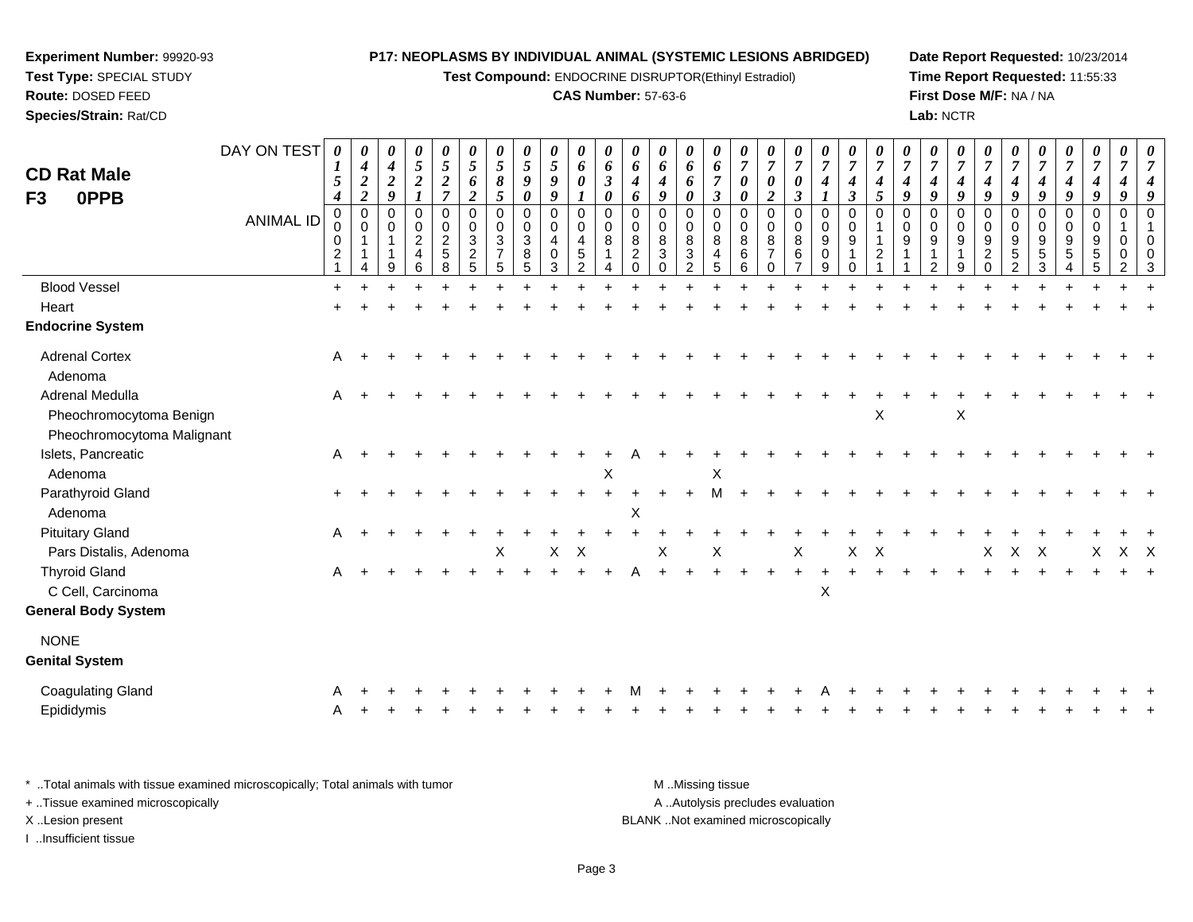**Experiment Number:** 99920-93
**Test Type:** SPECIAL STUDY
**Route:** DOSED FEED
**Species/Strain:** Rat/CD

**P17: NEOPLASMS BY INDIVIDUAL ANIMAL (SYSTEMIC LESIONS ABRIDGED)**
**Test Compound:** ENDOCRINE DISRUPTOR(Ethinyl Estradiol)
**CAS Number:** 57-63-6

**Date Report Requested:** 10/23/2014
**Time Report Requested:** 11:55:33
**First Dose M/F:** NA / NA
**Lab:** NCTR

## CD Rat Male F3 0PPB

| DAY ON TEST | 0154 | 0422 | 0429 | 0521 | 0527 | 0562 | 0585 | 0590 | 0599 | 0601 | 0630 | 0646 | 0649 | 0660 | 0673 | 0700 | 0702 | 0703 | 0741 | 0743 | 0745 | 0749 | 0749 | 0749 | 0749 | 0749 | 0749 | 0749 | 0749 | 0749 |
|---|---|---|---|---|---|---|---|---|---|---|---|---|---|---|---|---|---|---|---|---|---|---|---|---|---|---|---|---|---|---|
| ANIMAL ID | 00021 | 00114 | 00119 | 00246 | 00258 | 00325 | 00375 | 00385 | 00403 | 00452 | 00814 | 00820 | 00830 | 00832 | 00845 | 00866 | 00870 | 00867 | 00909 | 00910 | 01121 | 00911 | 00912 | 00919 | 00920 | 00952 | 00953 | 00954 | 00955 | 01002 | 01003 |
| Blood Vessel | + | + | + | + | + | + | + | + | + | + | + | + | + | + | + | + | + | + | + | + | + | + | + | + | + | + | + | + | + | + | + |
| Heart | + | + | + | + | + | + | + | + | + | + | + | + | + | + | + | + | + | + | + | + | + | + | + | + | + | + | + | + | + | + | + |
| **Endocrine System** | | | | | | | | | | | | | | | | | | | | | | | | | | | | | | | |
| Adrenal Cortex | A | + | + | + | + | + | + | + | + | + | + | + | + | + | + | + | + | + | + | + | + | + | + | + | + | + | + | + | + | + | + |
| Adenoma | | | | | | | | | | | | | | | | | | | | | | | | | | | | | | | |
| Adrenal Medulla | A | + | + | + | + | + | + | + | + | + | + | + | + | + | + | + | + | + | + | + | + | + | + | + | + | + | + | + | + | + | + |
| Pheochromocytoma Benign | | | | | | | | | | | | | | | | | | | | | X | | | X | | | | | | | |
| Pheochromocytoma Malignant | | | | | | | | | | | | | | | | | | | | | | | | | | | | | | | |
| Islets, Pancreatic | A | + | + | + | + | + | + | + | + | + | + | A | + | + | + | + | + | + | + | + | + | + | + | + | + | + | + | + | + | + | + |
| Adenoma | | | | | | | | | | | X | | | | X | | | | | | | | | | | | | | | | |
| Parathyroid Gland | + | + | + | + | + | + | + | + | + | + | + | + | + | + | M | + | + | + | + | + | + | + | + | + | + | + | + | + | + | + | + |
| Adenoma | | | | | | | | | | | | X | | | | | | | | | | | | | | | | | | | |
| Pituitary Gland | A | + | + | + | + | + | + | + | + | + | + | + | + | + | + | + | + | + | + | + | + | + | + | + | + | + | + | + | + | + | + |
| Pars Distalis, Adenoma | | | | | | | X | | X | X | | | X | | X | | | X | | X | X | | | | X | X | X | | X | X | X |
| Thyroid Gland | A | + | + | + | + | + | + | + | + | + | + | A | + | + | + | + | + | + | + | + | + | + | + | + | + | + | + | + | + | + | + |
| C Cell, Carcinoma | | | | | | | | | | | | | | | | | | | X | | | | | | | | | | | | |
| **General Body System** | | | | | | | | | | | | | | | | | | | | | | | | | | | | | | | |
| NONE | | | | | | | | | | | | | | | | | | | | | | | | | | | | | | | |
| **Genital System** | | | | | | | | | | | | | | | | | | | | | | | | | | | | | | | |
| Coagulating Gland | A | + | + | + | + | + | + | + | + | + | + | M | + | + | + | + | + | + | A | + | + | + | + | + | + | + | + | + | + | + | + |
| Epididymis | A | + | + | + | + | + | + | + | + | + | + | + | + | + | + | + | + | + | + | + | + | + | + | + | + | + | + | + | + | + | + |

\* ..Total animals with tissue examined microscopically; Total animals with tumor
\+ ..Tissue examined microscopically
X ..Lesion present
I ..Insufficient tissue

M ..Missing tissue
A ..Autolysis precludes evaluation
BLANK ..Not examined microscopically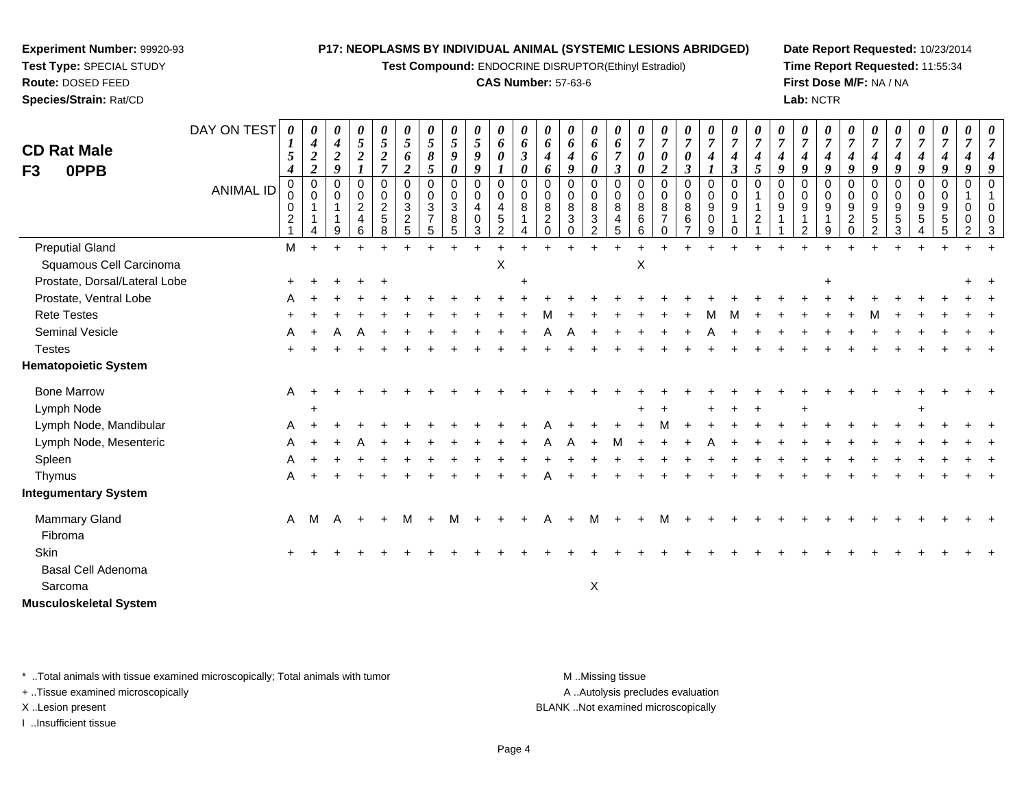**Experiment Number:** 99920-93
**Test Type:** SPECIAL STUDY
**Route:** DOSED FEED
**Species/Strain:** Rat/CD

**P17: NEOPLASMS BY INDIVIDUAL ANIMAL (SYSTEMIC LESIONS ABRIDGED)**
**Test Compound:** ENDOCRINE DISRUPTOR(Ethinyl Estradiol)
**CAS Number:** 57-63-6

**Date Report Requested:** 10/23/2014
**Time Report Requested:** 11:55:34
**First Dose M/F:** NA / NA
**Lab:** NCTR

**CD Rat Male**
**F3 0PPB**

| DAY ON TEST | 0154 | 0422 | 0429 | 0521 | 0527 | 0562 | 0585 | 0590 | 0599 | 0601 | 0630 | 0646 | 0649 | 0660 | 0673 | 0700 | 0702 | 0703 | 0741 | 0743 | 0745 | 0749 | 0749 | 0749 | 0749 | 0749 | 0749 | 0749 | 0749 | 0749 | 0749 |
|---|---|---|---|---|---|---|---|---|---|---|---|---|---|---|---|---|---|---|---|---|---|---|---|---|---|---|---|---|---|---|---|
| ANIMAL ID | 00021 | 00114 | 00119 | 00246 | 00258 | 00325 | 00375 | 00385 | 00403 | 00452 | 00814 | 00820 | 00830 | 00832 | 00845 | 00866 | 00870 | 00867 | 00909 | 00910 | 01121 | 00911 | 00912 | 00919 | 00920 | 00952 | 00953 | 00954 | 00955 | 01002 | 01003 |
| Preputial Gland | M | + | + | + | + | + | + | + | + | + | + | + | + | + | + | + | + | + | + | + | + | + | + | + | + | + | + | + | + | + | + |
| Squamous Cell Carcinoma | | | | | | | | | | X | | | | | | X | | | | | | | | | | | | | | | |
| Prostate, Dorsal/Lateral Lobe | + | + | + | + | + | | | | | | + | | | | | | | | | | | | | + | | | | | | + | + |
| Prostate, Ventral Lobe | A | + | + | + | + | + | + | + | + | + | + | + | + | + | + | + | + | + | + | + | + | + | + | + | + | + | + | + | + | + | + |
| Rete Testes | + | + | + | + | + | + | + | + | + | + | + | M | + | + | + | + | + | + | M | M | + | + | + | + | + | M | + | + | + | + | + |
| Seminal Vesicle | A | + | A | A | + | + | + | + | + | + | + | A | A | + | + | + | + | + | A | + | + | + | + | + | + | + | + | + | + | + | + |
| Testes | + | + | + | + | + | + | + | + | + | + | + | + | + | + | + | + | + | + | + | + | + | + | + | + | + | + | + | + | + | + | + |
| **Hematopoietic System** | | | | | | | | | | | | | | | | | | | | | | | | | | | | | | | |
| Bone Marrow | A | + | + | + | + | + | + | + | + | + | + | + | + | + | + | + | + | + | + | + | + | + | + | + | + | + | + | + | + | + | + |
| Lymph Node | | + | | | | | | | | | | | | | | + | + | | + | + | + | | + | | | | | + | | | |
| Lymph Node, Mandibular | A | + | + | + | + | + | + | + | + | + | + | A | + | + | + | + | M | + | + | + | + | + | + | + | + | + | + | + | + | + | + |
| Lymph Node, Mesenteric | A | + | + | A | + | + | + | + | + | + | + | A | A | + | M | + | + | + | A | + | + | + | + | + | + | + | + | + | + | + | + |
| Spleen | A | + | + | + | + | + | + | + | + | + | + | + | + | + | + | + | + | + | + | + | + | + | + | + | + | + | + | + | + | + | + |
| Thymus | A | + | + | + | + | + | + | + | + | + | + | A | + | + | + | + | + | + | + | + | + | + | + | + | + | + | + | + | + | + | + |
| **Integumentary System** | | | | | | | | | | | | | | | | | | | | | | | | | | | | | | | |
| Mammary Gland | A | M | A | + | + | M | + | M | + | + | + | A | + | M | + | + | M | + | + | + | + | + | + | + | + | + | + | + | + | + | + |
| Fibroma | | | | | | | | | | | | | | | | | | | | | | | | | | | | | | | |
| Skin | + | + | + | + | + | + | + | + | + | + | + | + | + | + | + | + | + | + | + | + | + | + | + | + | + | + | + | + | + | + | + |
| Basal Cell Adenoma | | | | | | | | | | | | | | | | | | | | | | | | | | | | | | | |
| Sarcoma | | | | | | | | | | | | | | X | | | | | | | | | | | | | | | | | |
| **Musculoskeletal System** | | | | | | | | | | | | | | | | | | | | | | | | | | | | | | | |

\* ..Total animals with tissue examined microscopically; Total animals with tumor
+ ..Tissue examined microscopically
X ..Lesion present
I ..Insufficient tissue

M ..Missing tissue
A ..Autolysis precludes evaluation
BLANK ..Not examined microscopically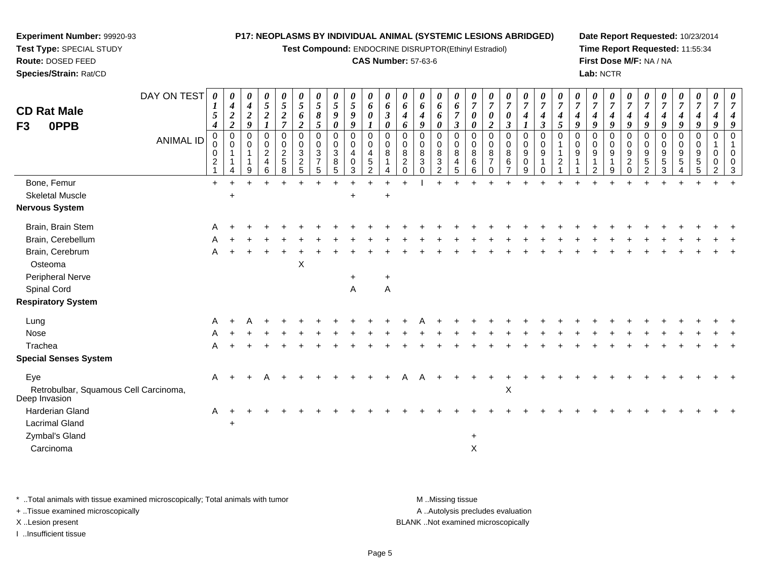**Experiment Number:** 99920-93
**Test Type:** SPECIAL STUDY
**Route:** DOSED FEED
**Species/Strain:** Rat/CD

**P17: NEOPLASMS BY INDIVIDUAL ANIMAL (SYSTEMIC LESIONS ABRIDGED)**
**Test Compound:** ENDOCRINE DISRUPTOR(Ethinyl Estradiol)
**CAS Number:** 57-63-6

**Date Report Requested:** 10/23/2014
**Time Report Requested:** 11:55:34
**First Dose M/F:** NA / NA
**Lab:** NCTR

## CD Rat Male
## F3 0PPB

| DAY ON TEST | 0154 | 0422 | 0429 | 0521 | 0527 | 0562 | 0585 | 0590 | 0599 | 0601 | 0630 | 0646 | 0649 | 0660 | 0673 | 0700 | 0702 | 0703 | 0741 | 0743 | 0745 | 0749 | 0749 | 0749 | 0749 | 0749 | 0749 | 0749 | 0749 | 0749 | 0749 |
|---|---|---|---|---|---|---|---|---|---|---|---|---|---|---|---|---|---|---|---|---|---|---|---|---|---|---|---|---|---|---|---|
| **ANIMAL ID** | 00021 | 00114 | 00119 | 00246 | 00258 | 00325 | 00375 | 00385 | 00403 | 00452 | 00814 | 00820 | 00830 | 00832 | 00845 | 00866 | 00870 | 00867 | 00909 | 00910 | 01121 | 00911 | 00912 | 00919 | 00920 | 00952 | 00953 | 00954 | 00955 | 01002 | 01003 |
| Bone, Femur | + | + | + | + | + | + | + | + | + | + | + | + | I | + | + | + | + | + | + | + | + | + | + | + | + | + | + | + | + | + | + |
| Skeletal Muscle | | + | | | | | | | + | | + | | | | | | | | | | | | | | | | | | | | |
| **Nervous System** | | | | | | | | | | | | | | | | | | | | | | | | | | | | | | | |
| Brain, Brain Stem | A | + | + | + | + | + | + | + | + | + | + | + | + | + | + | + | + | + | + | + | + | + | + | + | + | + | + | + | + | + | + |
| Brain, Cerebellum | A | + | + | + | + | + | + | + | + | + | + | + | + | + | + | + | + | + | + | + | + | + | + | + | + | + | + | + | + | + | + |
| Brain, Cerebrum | A | + | + | + | + | + | + | + | + | + | + | + | + | + | + | + | + | + | + | + | + | + | + | + | + | + | + | + | + | + | + |
| Osteoma | | | | | | X | | | | | | | | | | | | | | | | | | | | | | | | | |
| Peripheral Nerve | | | | | | | | | + | | + | | | | | | | | | | | | | | | | | | | | |
| Spinal Cord | | | | | | | | | A | | A | | | | | | | | | | | | | | | | | | | | |
| **Respiratory System** | | | | | | | | | | | | | | | | | | | | | | | | | | | | | | | |
| Lung | A | + | A | + | + | + | + | + | + | + | + | + | A | + | + | + | + | + | + | + | + | + | + | + | + | + | + | + | + | + | + |
| Nose | A | + | + | + | + | + | + | + | + | + | + | + | + | + | + | + | + | + | + | + | + | + | + | + | + | + | + | + | + | + | + |
| Trachea | A | + | + | + | + | + | + | + | + | + | + | + | + | + | + | + | + | + | + | + | + | + | + | + | + | + | + | + | + | + | + |
| **Special Senses System** | | | | | | | | | | | | | | | | | | | | | | | | | | | | | | | |
| Eye | A | + | + | A | + | + | + | + | + | + | + | A | A | + | + | + | + | + | + | + | + | + | + | + | + | + | + | + | + | + | + |
| Retrobulbar, Squamous Cell Carcinoma, Deep Invasion | | | | | | | | | | | | | | | | | | X | | | | | | | | | | | | | |
| Harderian Gland | A | + | + | + | + | + | + | + | + | + | + | + | + | + | + | + | + | + | + | + | + | + | + | + | + | + | + | + | + | + | + |
| Lacrimal Gland | | + | | | | | | | | | | | | | | | | | | | | | | | | | | | | | |
| Zymbal's Gland | | | | | | | | | | | | | | | | + | | | | | | | | | | | | | | | |
| Carcinoma | | | | | | | | | | | | | | | | X | | | | | | | | | | | | | | | |

* ..Total animals with tissue examined microscopically; Total animals with tumor
+ ..Tissue examined microscopically
X ..Lesion present
I ..Insufficient tissue

M ..Missing tissue
A ..Autolysis precludes evaluation
BLANK ..Not examined microscopically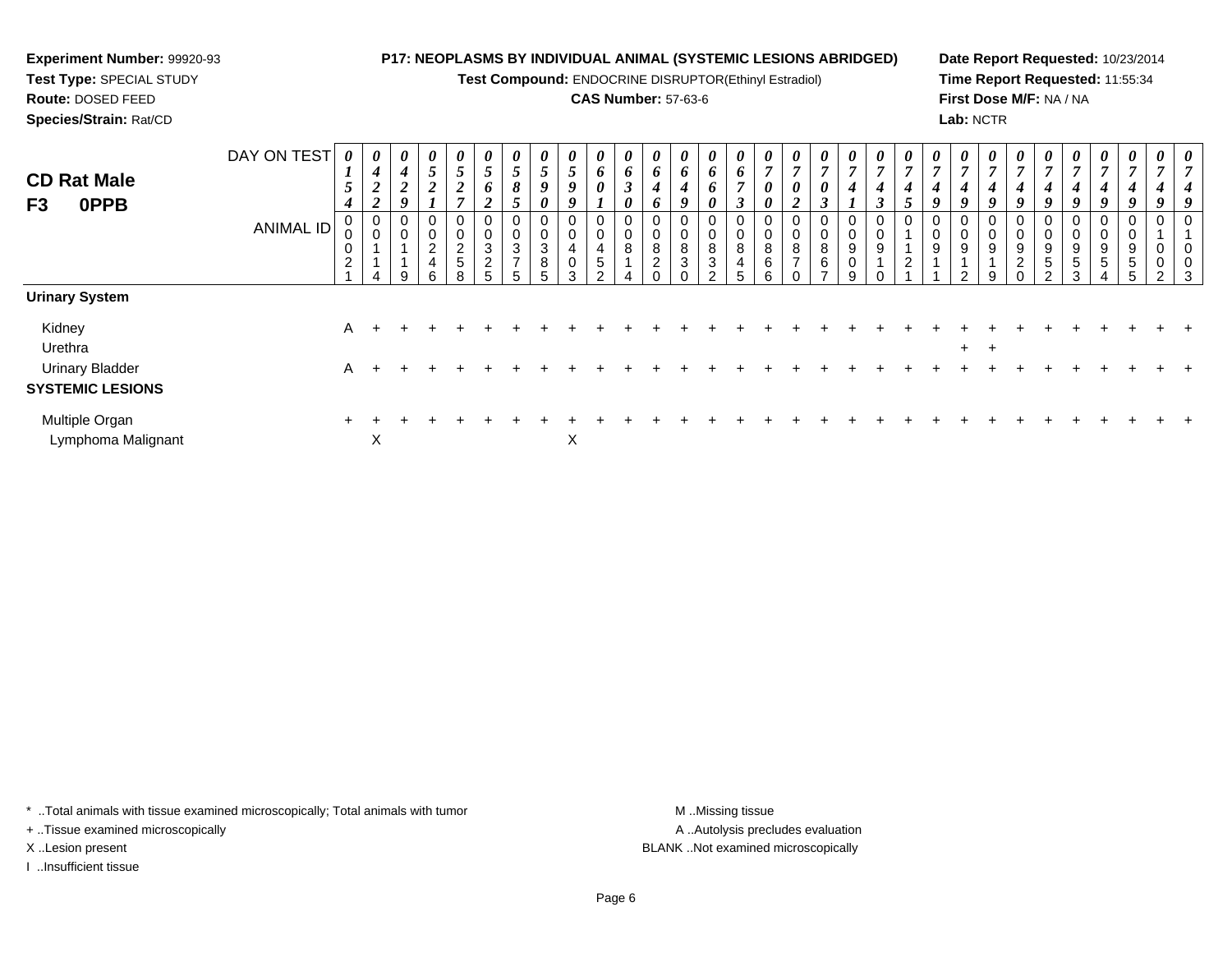**Experiment Number:** 99920-93
**Test Type:** SPECIAL STUDY
**Route:** DOSED FEED
**Species/Strain:** Rat/CD

**P17: NEOPLASMS BY INDIVIDUAL ANIMAL (SYSTEMIC LESIONS ABRIDGED)**
**Test Compound:** ENDOCRINE DISRUPTOR(Ethinyl Estradiol)
**CAS Number:** 57-63-6

**Date Report Requested:** 10/23/2014
**Time Report Requested:** 11:55:34
**First Dose M/F:** NA / NA
**Lab:** NCTR

## CD Rat Male F3 0PPB

| DAY ON TEST | 0154 | 0422 | 0429 | 0521 | 0527 | 0562 | 0585 | 0590 | 0599 | 0601 | 0630 | 0646 | 0649 | 0660 | 0673 | 0700 | 0702 | 0703 | 0741 | 0743 | 0745 | 0749 | 0749 | 0749 | 0749 | 0749 | 0749 | 0749 | 0749 | 0749 |
|---|---|---|---|---|---|---|---|---|---|---|---|---|---|---|---|---|---|---|---|---|---|---|---|---|---|---|---|---|---|---|
| **ANIMAL ID** | 00021 | 00114 | 00119 | 00246 | 00258 | 00325 | 00375 | 00385 | 00403 | 00452 | 00814 | 00820 | 00830 | 00832 | 00845 | 00866 | 00870 | 00867 | 00909 | 00910 | 01121 | 00911 | 00912 | 00919 | 00920 | 00952 | 00953 | 00954 | 00955 | 01002 | 01003 |
| **Urinary System** | | | | | | | | | | | | | | | | | | | | | | | | | | | | | | |
| Kidney | A | + | + | + | + | + | + | + | + | + | + | + | + | + | + | + | + | + | + | + | + | + | + | + | + | + | + | + | + | + |
| Urethra | | | | | | | | | | | | | | | | | | | | | | | + | + | | | | | | |
| Urinary Bladder | A | + | + | + | + | + | + | + | + | + | + | + | + | + | + | + | + | + | + | + | + | + | + | + | + | + | + | + | + | + |
| **SYSTEMIC LESIONS** | | | | | | | | | | | | | | | | | | | | | | | | | | | | | | |
| Multiple Organ | + | + | + | + | + | + | + | + | + | + | + | + | + | + | + | + | + | + | + | + | + | + | + | + | + | + | + | + | + | + |
| Lymphoma Malignant | | X | | | | | | | X | | | | | | | | | | | | | | | | | | | | | |

\* ..Total animals with tissue examined microscopically; Total animals with tumor
+ ..Tissue examined microscopically
X ..Lesion present
I ..Insufficient tissue

M ..Missing tissue
A ..Autolysis precludes evaluation
BLANK ..Not examined microscopically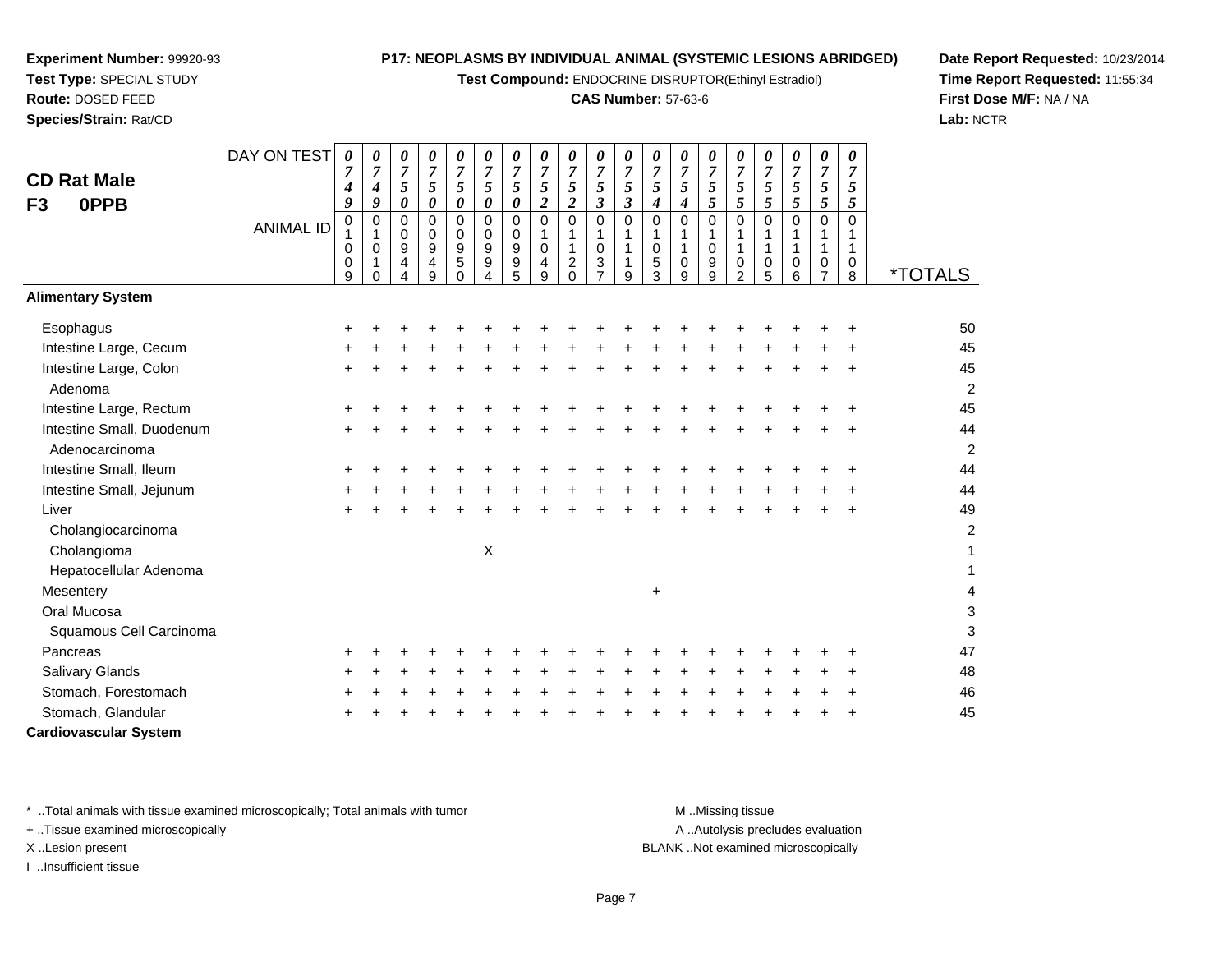**Experiment Number:** 99920-93
**Test Type:** SPECIAL STUDY
**Route:** DOSED FEED
**Species/Strain:** Rat/CD

**P17: NEOPLASMS BY INDIVIDUAL ANIMAL (SYSTEMIC LESIONS ABRIDGED)**
**Test Compound:** ENDOCRINE DISRUPTOR(Ethinyl Estradiol)
**CAS Number:** 57-63-6

**Date Report Requested:** 10/23/2014
**Time Report Requested:** 11:55:34
**First Dose M/F:** NA / NA
**Lab:** NCTR

## CD Rat Male F3 0PPB

| DAY ON TEST | 0749 | 0749 | 0750 | 0750 | 0750 | 0750 | 0750 | 0752 | 0752 | 0753 | 0753 | 0754 | 0754 | 0755 | 0755 | 0755 | 0755 | 0755 | 0755 | |
|---|---|---|---|---|---|---|---|---|---|---|---|---|---|---|---|---|---|---|---|---|
| **ANIMAL ID** | 01009 | 01010 | 00944 | 00949 | 00950 | 00994 | 00995 | 01049 | 01120 | 01037 | 01119 | 01053 | 01109 | 01099 | 01102 | 01105 | 01106 | 01107 | 01108 | ***TOTALS** |
| **Alimentary System** | | | | | | | | | | | | | | | | | | | | |
| Esophagus | + | + | + | + | + | + | + | + | + | + | + | + | + | + | + | + | + | + | + | 50 |
| Intestine Large, Cecum | + | + | + | + | + | + | + | + | + | + | + | + | + | + | + | + | + | + | + | 45 |
| Intestine Large, Colon | + | + | + | + | + | + | + | + | + | + | + | + | + | + | + | + | + | + | + | 45 |
| Adenoma | | | | | | | | | | | | | | | | | | | | 2 |
| Intestine Large, Rectum | + | + | + | + | + | + | + | + | + | + | + | + | + | + | + | + | + | + | + | 45 |
| Intestine Small, Duodenum | + | + | + | + | + | + | + | + | + | + | + | + | + | + | + | + | + | + | + | 44 |
| Adenocarcinoma | | | | | | | | | | | | | | | | | | | | 2 |
| Intestine Small, Ileum | + | + | + | + | + | + | + | + | + | + | + | + | + | + | + | + | + | + | + | 44 |
| Intestine Small, Jejunum | + | + | + | + | + | + | + | + | + | + | + | + | + | + | + | + | + | + | + | 44 |
| Liver | + | + | + | + | + | + | + | + | + | + | + | + | + | + | + | + | + | + | + | 49 |
| Cholangiocarcinoma | | | | | | | | | | | | | | | | | | | | 2 |
| Cholangioma | | | | | | X | | | | | | | | | | | | | | 1 |
| Hepatocellular Adenoma | | | | | | | | | | | | | | | | | | | | 1 |
| Mesentery | | | | | | | | | | | | + | | | | | | | | 4 |
| Oral Mucosa | | | | | | | | | | | | | | | | | | | | 3 |
| Squamous Cell Carcinoma | | | | | | | | | | | | | | | | | | | | 3 |
| Pancreas | + | + | + | + | + | + | + | + | + | + | + | + | + | + | + | + | + | + | + | 47 |
| Salivary Glands | + | + | + | + | + | + | + | + | + | + | + | + | + | + | + | + | + | + | + | 48 |
| Stomach, Forestomach | + | + | + | + | + | + | + | + | + | + | + | + | + | + | + | + | + | + | + | 46 |
| Stomach, Glandular | + | + | + | + | + | + | + | + | + | + | + | + | + | + | + | + | + | + | + | 45 |
| **Cardiovascular System** | | | | | | | | | | | | | | | | | | | | |

\* ..Total animals with tissue examined microscopically; Total animals with tumor
\+ ..Tissue examined microscopically
X ..Lesion present
I ..Insufficient tissue

M ..Missing tissue
A ..Autolysis precludes evaluation
BLANK ..Not examined microscopically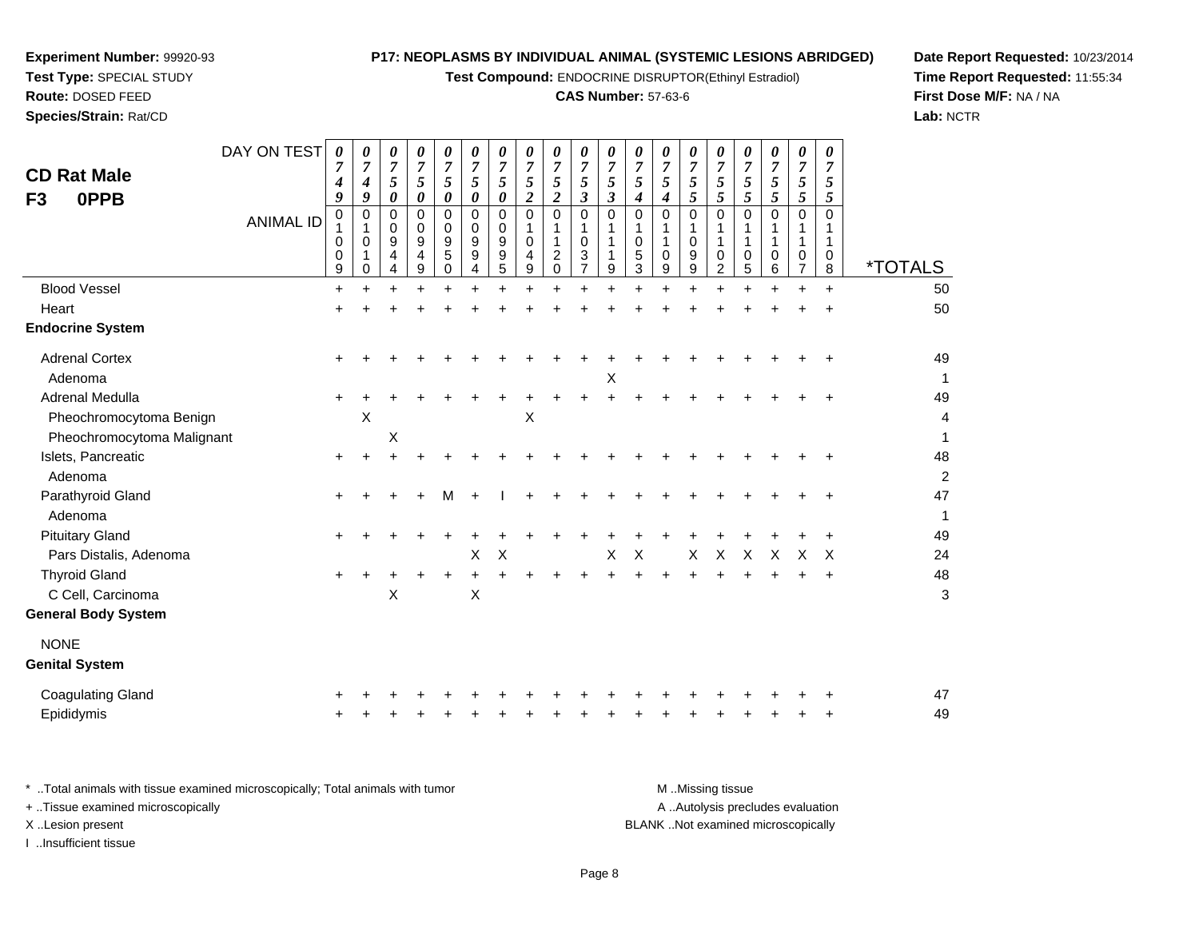**Experiment Number:** 99920-93
**Test Type:** SPECIAL STUDY
**Route:** DOSED FEED
**Species/Strain:** Rat/CD

**P17: NEOPLASMS BY INDIVIDUAL ANIMAL (SYSTEMIC LESIONS ABRIDGED)**
**Test Compound:** ENDOCRINE DISRUPTOR(Ethinyl Estradiol)
**CAS Number:** 57-63-6

**Date Report Requested:** 10/23/2014
**Time Report Requested:** 11:55:34
**First Dose M/F:** NA / NA
**Lab:** NCTR

## CD Rat Male
## F3 0PPB

| DAY ON TEST | 0749 | 0749 | 0750 | 0750 | 0750 | 0750 | 0750 | 0752 | 0752 | 0753 | 0753 | 0754 | 0754 | 0755 | 0755 | 0755 | 0755 | 0755 | 0755 | |
|---|---|---|---|---|---|---|---|---|---|---|---|---|---|---|---|---|---|---|---|---|
| **ANIMAL ID** | 01009 | 01010 | 00944 | 00949 | 00950 | 00994 | 00995 | 01049 | 01120 | 01037 | 01119 | 01053 | 01109 | 01099 | 01102 | 01105 | 01106 | 01107 | 01108 | ***TOTALS** |
| Blood Vessel | + | + | + | + | + | + | + | + | + | + | + | + | + | + | + | + | + | + | + | 50 |
| Heart | + | + | + | + | + | + | + | + | + | + | + | + | + | + | + | + | + | + | + | 50 |
| **Endocrine System** | | | | | | | | | | | | | | | | | | | | |
| Adrenal Cortex | + | + | + | + | + | + | + | + | + | + | + | + | + | + | + | + | + | + | + | 49 |
| Adenoma | | | | | | | | | | | X | | | | | | | | | 1 |
| Adrenal Medulla | + | + | + | + | + | + | + | + | + | + | + | + | + | + | + | + | + | + | + | 49 |
| Pheochromocytoma Benign | | X | | | | | | X | | | | | | | | | | | | 4 |
| Pheochromocytoma Malignant | | | X | | | | | | | | | | | | | | | | | 1 |
| Islets, Pancreatic | + | + | + | + | + | + | + | + | + | + | + | + | + | + | + | + | + | + | + | 48 |
| Adenoma | | | | | | | | | | | | | | | | | | | | 2 |
| Parathyroid Gland | + | + | + | + | M | + | I | + | + | + | + | + | + | + | + | + | + | + | + | 47 |
| Adenoma | | | | | | | | | | | | | | | | | | | | 1 |
| Pituitary Gland | + | + | + | + | + | + | + | + | + | + | + | + | + | + | + | + | + | + | + | 49 |
| Pars Distalis, Adenoma | | | | | | X | X | | | | X | X | | X | X | X | X | X | X | 24 |
| Thyroid Gland | + | + | + | + | + | + | + | + | + | + | + | + | + | + | + | + | + | + | + | 48 |
| C Cell, Carcinoma | | | X | | | X | | | | | | | | | | | | | | 3 |
| **General Body System** | | | | | | | | | | | | | | | | | | | | |
| NONE | | | | | | | | | | | | | | | | | | | | |
| **Genital System** | | | | | | | | | | | | | | | | | | | | |
| Coagulating Gland | + | + | + | + | + | + | + | + | + | + | + | + | + | + | + | + | + | + | + | 47 |
| Epididymis | + | + | + | + | + | + | + | + | + | + | + | + | + | + | + | + | + | + | + | 49 |

\* ..Total animals with tissue examined microscopically; Total animals with tumor
\+ ..Tissue examined microscopically
X ..Lesion present
I ..Insufficient tissue

M ..Missing tissue
A ..Autolysis precludes evaluation
BLANK ..Not examined microscopically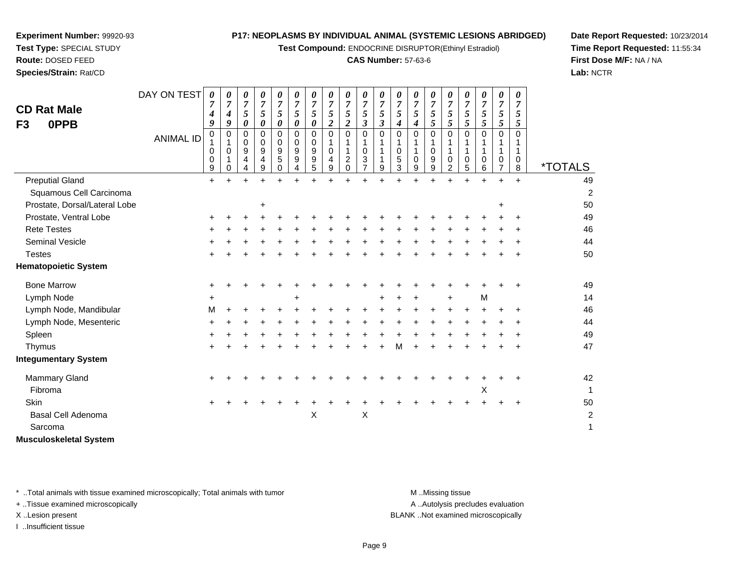**Experiment Number:** 99920-93
**Test Type:** SPECIAL STUDY
**Route:** DOSED FEED
**Species/Strain:** Rat/CD

**P17: NEOPLASMS BY INDIVIDUAL ANIMAL (SYSTEMIC LESIONS ABRIDGED)**
**Test Compound:** ENDOCRINE DISRUPTOR(Ethinyl Estradiol)
**CAS Number:** 57-63-6

**Date Report Requested:** 10/23/2014
**Time Report Requested:** 11:55:34
**First Dose M/F:** NA / NA
**Lab:** NCTR

**CD Rat Male**
**F3 0PPB**

| DAY ON TEST | 0749 | 0749 | 0750 | 0750 | 0750 | 0750 | 0750 | 0752 | 0752 | 0753 | 0753 | 0754 | 0754 | 0755 | 0755 | 0755 | 0755 | 0755 | 0755 | |
|---|---|---|---|---|---|---|---|---|---|---|---|---|---|---|---|---|---|---|---|---|
| **ANIMAL ID** | 01009 | 01010 | 00944 | 00949 | 00950 | 00994 | 00995 | 01049 | 01120 | 01037 | 01119 | 01053 | 01109 | 01099 | 01102 | 01105 | 01106 | 01107 | 01108 | ***TOTALS** |
| Preputial Gland | + | + | + | + | + | + | + | + | + | + | + | + | + | + | + | + | + | + | + | 49 |
| Squamous Cell Carcinoma | | | | | | | | | | | | | | | | | | | | 2 |
| Prostate, Dorsal/Lateral Lobe | | | | + | | | | | | | | | | | | | | + | | 50 |
| Prostate, Ventral Lobe | + | + | + | + | + | + | + | + | + | + | + | + | + | + | + | + | + | + | + | 49 |
| Rete Testes | + | + | + | + | + | + | + | + | + | + | + | + | + | + | + | + | + | + | + | 46 |
| Seminal Vesicle | + | + | + | + | + | + | + | + | + | + | + | + | + | + | + | + | + | + | + | 44 |
| Testes | + | + | + | + | + | + | + | + | + | + | + | + | + | + | + | + | + | + | + | 50 |
| **Hematopoietic System** | | | | | | | | | | | | | | | | | | | | |
| Bone Marrow | + | + | + | + | + | + | + | + | + | + | + | + | + | + | + | + | + | + | + | 49 |
| Lymph Node | + | | | | | + | | | | | + | + | + | | + | | M | | | 14 |
| Lymph Node, Mandibular | M | + | + | + | + | + | + | + | + | + | + | + | + | + | + | + | + | + | + | 46 |
| Lymph Node, Mesenteric | + | + | + | + | + | + | + | + | + | + | + | + | + | + | + | + | + | + | + | 44 |
| Spleen | + | + | + | + | + | + | + | + | + | + | + | + | + | + | + | + | + | + | + | 49 |
| Thymus | + | + | + | + | + | + | + | + | + | + | + | M | + | + | + | + | + | + | + | 47 |
| **Integumentary System** | | | | | | | | | | | | | | | | | | | | |
| Mammary Gland | + | + | + | + | + | + | + | + | + | + | + | + | + | + | + | + | + | + | + | 42 |
| Fibroma | | | | | | | | | | | | | | | | | X | | | 1 |
| Skin | + | + | + | + | + | + | + | + | + | + | + | + | + | + | + | + | + | + | + | 50 |
| Basal Cell Adenoma | | | | | | | X | | | X | | | | | | | | | | 2 |
| Sarcoma | | | | | | | | | | | | | | | | | | | | 1 |
| **Musculoskeletal System** | | | | | | | | | | | | | | | | | | | | |

\* ..Total animals with tissue examined microscopically; Total animals with tumor
\+ ..Tissue examined microscopically
X ..Lesion present
I ..Insufficient tissue

M ..Missing tissue
A ..Autolysis precludes evaluation
BLANK ..Not examined microscopically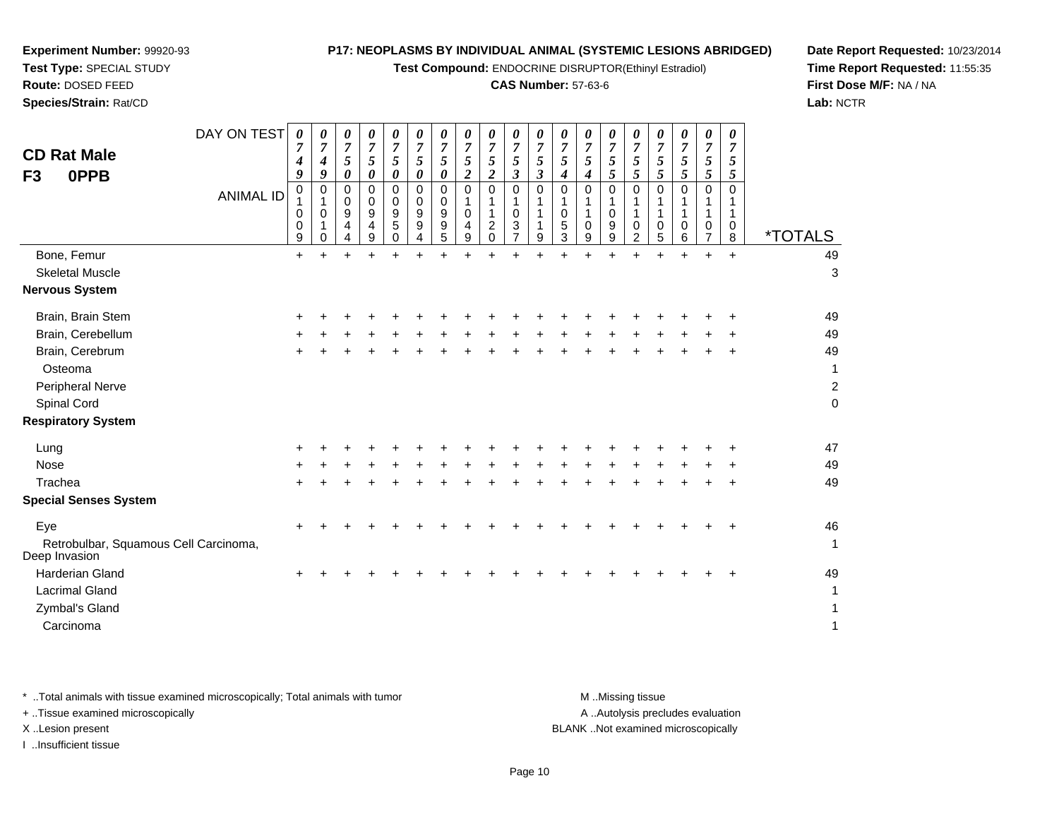**Experiment Number:** 99920-93
**Test Type:** SPECIAL STUDY
**Route:** DOSED FEED
**Species/Strain:** Rat/CD

**P17: NEOPLASMS BY INDIVIDUAL ANIMAL (SYSTEMIC LESIONS ABRIDGED)**
**Test Compound:** ENDOCRINE DISRUPTOR(Ethinyl Estradiol)
**CAS Number:** 57-63-6

**Date Report Requested:** 10/23/2014
**Time Report Requested:** 11:55:35
**First Dose M/F:** NA / NA
**Lab:** NCTR

**CD Rat Male**
**F3 0PPB**

| DAY ON TEST | 0749 | 0749 | 0750 | 0750 | 0750 | 0750 | 0750 | 0752 | 0752 | 0753 | 0753 | 0754 | 0754 | 0755 | 0755 | 0755 | 0755 | 0755 | 0755 | |
|---|---|---|---|---|---|---|---|---|---|---|---|---|---|---|---|---|---|---|---|---|
| **ANIMAL ID** | 01009 | 01010 | 00944 | 00949 | 00950 | 00994 | 00995 | 01049 | 01120 | 01037 | 01119 | 01053 | 01109 | 01099 | 01102 | 01105 | 01106 | 01107 | 01108 | ***TOTALS** |
| Bone, Femur | + | + | + | + | + | + | + | + | + | + | + | + | + | + | + | + | + | + | + | 49 |
| Skeletal Muscle | | | | | | | | | | | | | | | | | | | | 3 |
| **Nervous System** | | | | | | | | | | | | | | | | | | | | |
| Brain, Brain Stem | + | + | + | + | + | + | + | + | + | + | + | + | + | + | + | + | + | + | + | 49 |
| Brain, Cerebellum | + | + | + | + | + | + | + | + | + | + | + | + | + | + | + | + | + | + | + | 49 |
| Brain, Cerebrum | + | + | + | + | + | + | + | + | + | + | + | + | + | + | + | + | + | + | + | 49 |
| Osteoma | | | | | | | | | | | | | | | | | | | | 1 |
| Peripheral Nerve | | | | | | | | | | | | | | | | | | | | 2 |
| Spinal Cord | | | | | | | | | | | | | | | | | | | | 0 |
| **Respiratory System** | | | | | | | | | | | | | | | | | | | | |
| Lung | + | + | + | + | + | + | + | + | + | + | + | + | + | + | + | + | + | + | + | 47 |
| Nose | + | + | + | + | + | + | + | + | + | + | + | + | + | + | + | + | + | + | + | 49 |
| Trachea | + | + | + | + | + | + | + | + | + | + | + | + | + | + | + | + | + | + | + | 49 |
| **Special Senses System** | | | | | | | | | | | | | | | | | | | | |
| Eye | + | + | + | + | + | + | + | + | + | + | + | + | + | + | + | + | + | + | + | 46 |
| Retrobulbar, Squamous Cell Carcinoma, Deep Invasion | | | | | | | | | | | | | | | | | | | | 1 |
| Harderian Gland | + | + | + | + | + | + | + | + | + | + | + | + | + | + | + | + | + | + | + | 49 |
| Lacrimal Gland | | | | | | | | | | | | | | | | | | | | 1 |
| Zymbal's Gland | | | | | | | | | | | | | | | | | | | | 1 |
| Carcinoma | | | | | | | | | | | | | | | | | | | | 1 |

* ..Total animals with tissue examined microscopically; Total animals with tumor
+ ..Tissue examined microscopically
X ..Lesion present
I ..Insufficient tissue

M ..Missing tissue
A ..Autolysis precludes evaluation
BLANK ..Not examined microscopically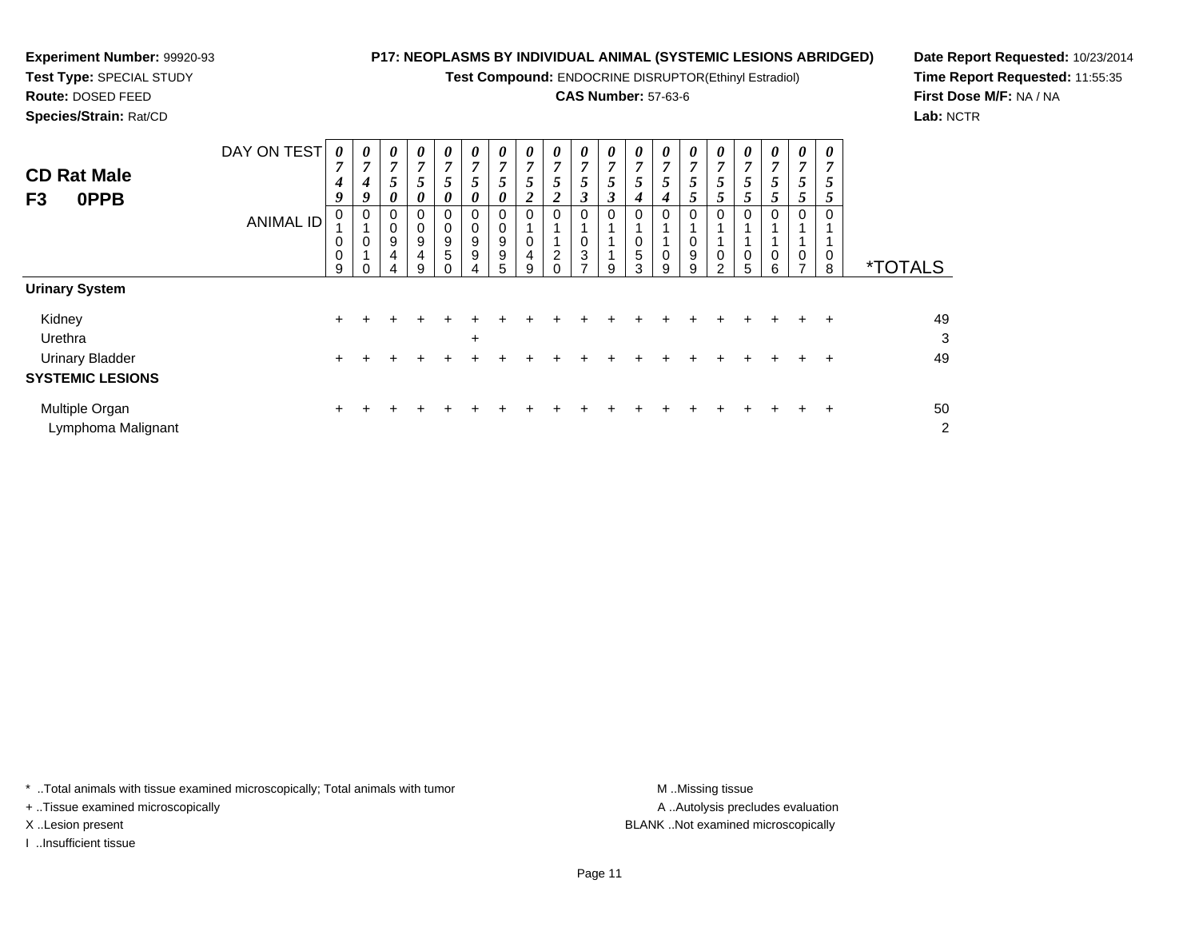**Experiment Number:** 99920-93
**Test Type:** SPECIAL STUDY
**Route:** DOSED FEED
**Species/Strain:** Rat/CD

**P17: NEOPLASMS BY INDIVIDUAL ANIMAL (SYSTEMIC LESIONS ABRIDGED)**
**Test Compound:** ENDOCRINE DISRUPTOR(Ethinyl Estradiol)
**CAS Number:** 57-63-6

**Date Report Requested:** 10/23/2014
**Time Report Requested:** 11:55:35
**First Dose M/F:** NA / NA
**Lab:** NCTR

## CD Rat Male F3 0PPB

| DAY ON TEST | 0749 | 0749 | 0750 | 0750 | 0750 | 0750 | 0750 | 0752 | 0752 | 0753 | 0753 | 0754 | 0754 | 0755 | 0755 | 0755 | 0755 | 0755 | 0755 | |
|---|---|---|---|---|---|---|---|---|---|---|---|---|---|---|---|---|---|---|---|---|
| **ANIMAL ID** | 01009 | 01010 | 00944 | 00949 | 00950 | 00994 | 00995 | 01049 | 01120 | 01037 | 01119 | 01053 | 01109 | 01099 | 01102 | 01105 | 01106 | 01107 | 01108 | ***TOTALS** |
| **Urinary System** | | | | | | | | | | | | | | | | | | | | |
| Kidney | + | + | + | + | + | + | + | + | + | + | + | + | + | + | + | + | + | + | + | 49 |
| Urethra | | | | | | + | | | | | | | | | | | | | | 3 |
| Urinary Bladder | + | + | + | + | + | + | + | + | + | + | + | + | + | + | + | + | + | + | + | 49 |
| **SYSTEMIC LESIONS** | | | | | | | | | | | | | | | | | | | | |
| Multiple Organ | + | + | + | + | + | + | + | + | + | + | + | + | + | + | + | + | + | + | + | 50 |
| Lymphoma Malignant | | | | | | | | | | | | | | | | | | | | 2 |

\* ..Total animals with tissue examined microscopically; Total animals with tumor
\+ ..Tissue examined microscopically
X ..Lesion present
I ..Insufficient tissue

M ..Missing tissue
A ..Autolysis precludes evaluation
BLANK ..Not examined microscopically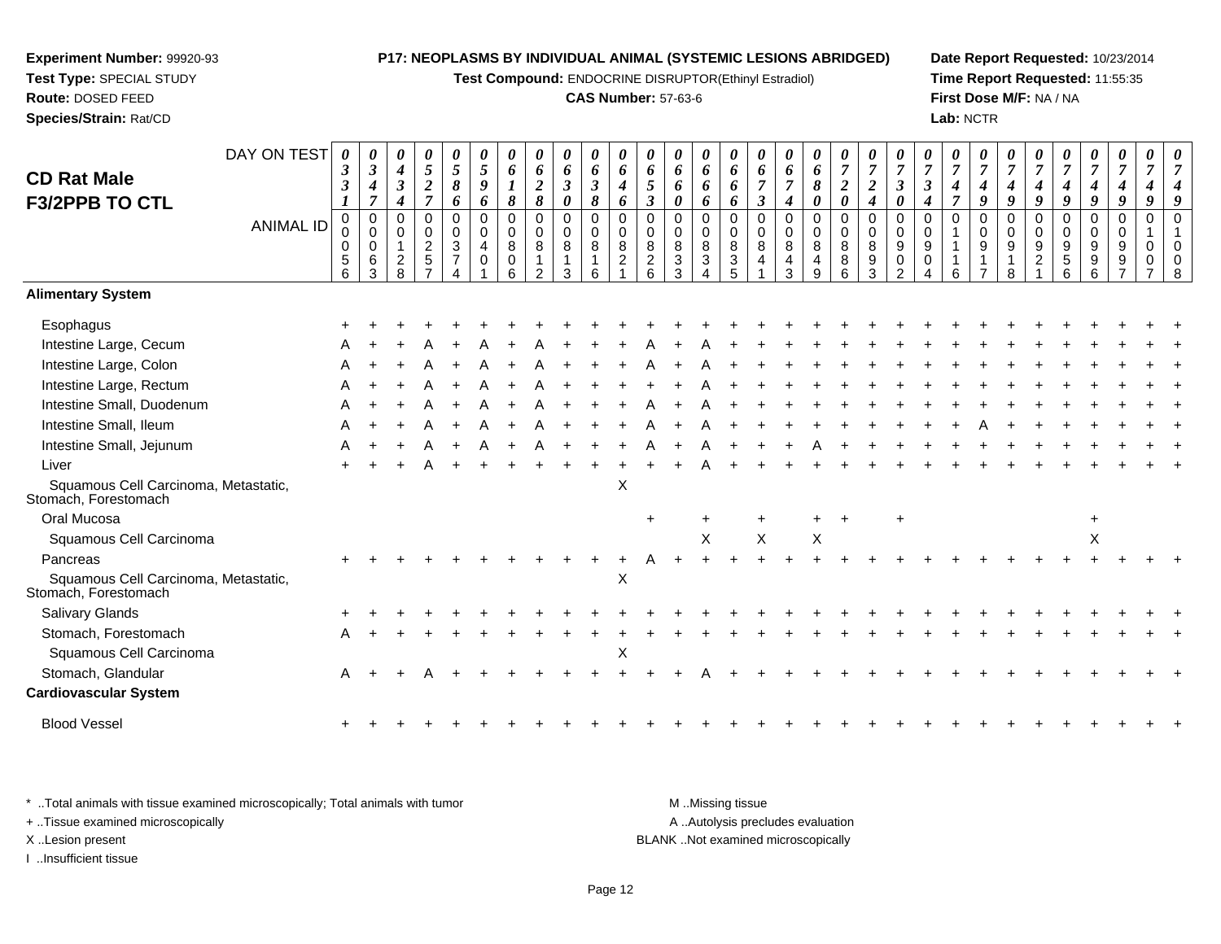**Experiment Number:** 99920-93
**Test Type:** SPECIAL STUDY
**Route:** DOSED FEED
**Species/Strain:** Rat/CD

**P17: NEOPLASMS BY INDIVIDUAL ANIMAL (SYSTEMIC LESIONS ABRIDGED)**
**Test Compound:** ENDOCRINE DISRUPTOR(Ethinyl Estradiol)
**CAS Number:** 57-63-6

**Date Report Requested:** 10/23/2014
**Time Report Requested:** 11:55:35
**First Dose M/F:** NA / NA
**Lab:** NCTR

## CD Rat Male F3/2PPB TO CTL

| DAY ON TEST | 0331 | 0347 | 0434 | 0527 | 0586 | 0596 | 0618 | 0628 | 0630 | 0638 | 0646 | 0653 | 0660 | 0666 | 0666 | 0673 | 0674 | 0680 | 0720 | 0724 | 0730 | 0734 | 0747 | 0749 | 0749 | 0749 | 0749 | 0749 | 0749 | 0749 |
|---|---|---|---|---|---|---|---|---|---|---|---|---|---|---|---|---|---|---|---|---|---|---|---|---|---|---|---|---|---|---|
| **ANIMAL ID** | 00056 | 00063 | 00128 | 00257 | 00374 | 00401 | 00806 | 00812 | 00813 | 00816 | 00821 | 00826 | 00833 | 00834 | 00835 | 00841 | 00843 | 00849 | 00886 | 00893 | 00902 | 00904 | 01116 | 00917 | 00918 | 00921 | 00956 | 00996 | 00997 | 01007 | 01008 |
| **Alimentary System** | | | | | | | | | | | | | | | | | | | | | | | | | | | | | | |
| Esophagus | + | + | + | + | + | + | + | + | + | + | + | + | + | + | + | + | + | + | + | + | + | + | + | + | + | + | + | + | + | + |
| Intestine Large, Cecum | A | + | + | A | + | A | + | A | + | + | + | A | + | A | + | + | + | + | + | + | + | + | + | + | + | + | + | + | + | + |
| Intestine Large, Colon | A | + | + | A | + | A | + | A | + | + | + | A | + | A | + | + | + | + | + | + | + | + | + | + | + | + | + | + | + | + |
| Intestine Large, Rectum | A | + | + | A | + | A | + | A | + | + | + | + | + | A | + | + | + | + | + | + | + | + | + | + | + | + | + | + | + | + |
| Intestine Small, Duodenum | A | + | + | A | + | A | + | A | + | + | + | A | + | A | + | + | + | + | + | + | + | + | + | + | + | + | + | + | + | + |
| Intestine Small, Ileum | A | + | + | A | + | A | + | A | + | + | + | A | + | A | + | + | + | + | + | + | + | + | + | A | + | + | + | + | + | + |
| Intestine Small, Jejunum | A | + | + | A | + | A | + | A | + | + | + | A | + | A | + | + | + | A | + | + | + | + | + | + | + | + | + | + | + | + |
| Liver | + | + | + | A | + | + | + | + | + | + | + | + | + | A | + | + | + | + | + | + | + | + | + | + | + | + | + | + | + | + |
| Squamous Cell Carcinoma, Metastatic, Stomach, Forestomach | | | | | | | | | | | X | | | | | | | | | | | | | | | | | | | |
| Oral Mucosa | | | | | | | | | | | | + | | + | | + | | + | + | | + | | | | | | + | | | |
| Squamous Cell Carcinoma | | | | | | | | | | | | | | X | | X | | X | | | | | | | | | X | | | |
| Pancreas | + | + | + | + | + | + | + | + | + | + | + | A | + | + | + | + | + | + | + | + | + | + | + | + | + | + | + | + | + | + |
| Squamous Cell Carcinoma, Metastatic, Stomach, Forestomach | | | | | | | | | | | X | | | | | | | | | | | | | | | | | | | |
| Salivary Glands | + | + | + | + | + | + | + | + | + | + | + | + | + | + | + | + | + | + | + | + | + | + | + | + | + | + | + | + | + | + |
| Stomach, Forestomach | A | + | + | + | + | + | + | + | + | + | + | + | + | + | + | + | + | + | + | + | + | + | + | + | + | + | + | + | + | + |
| Squamous Cell Carcinoma | | | | | | | | | | | X | | | | | | | | | | | | | | | | | | | |
| Stomach, Glandular | A | + | + | A | + | + | + | + | + | + | + | + | + | A | + | + | + | + | + | + | + | + | + | + | + | + | + | + | + | + |
| **Cardiovascular System** | | | | | | | | | | | | | | | | | | | | | | | | | | | | | | |
| Blood Vessel | + | + | + | + | + | + | + | + | + | + | + | + | + | + | + | + | + | + | + | + | + | + | + | + | + | + | + | + | + | + |

\* ..Total animals with tissue examined microscopically; Total animals with tumor
\+ ..Tissue examined microscopically
X ..Lesion present
I ..Insufficient tissue

M ..Missing tissue
A ..Autolysis precludes evaluation
BLANK ..Not examined microscopically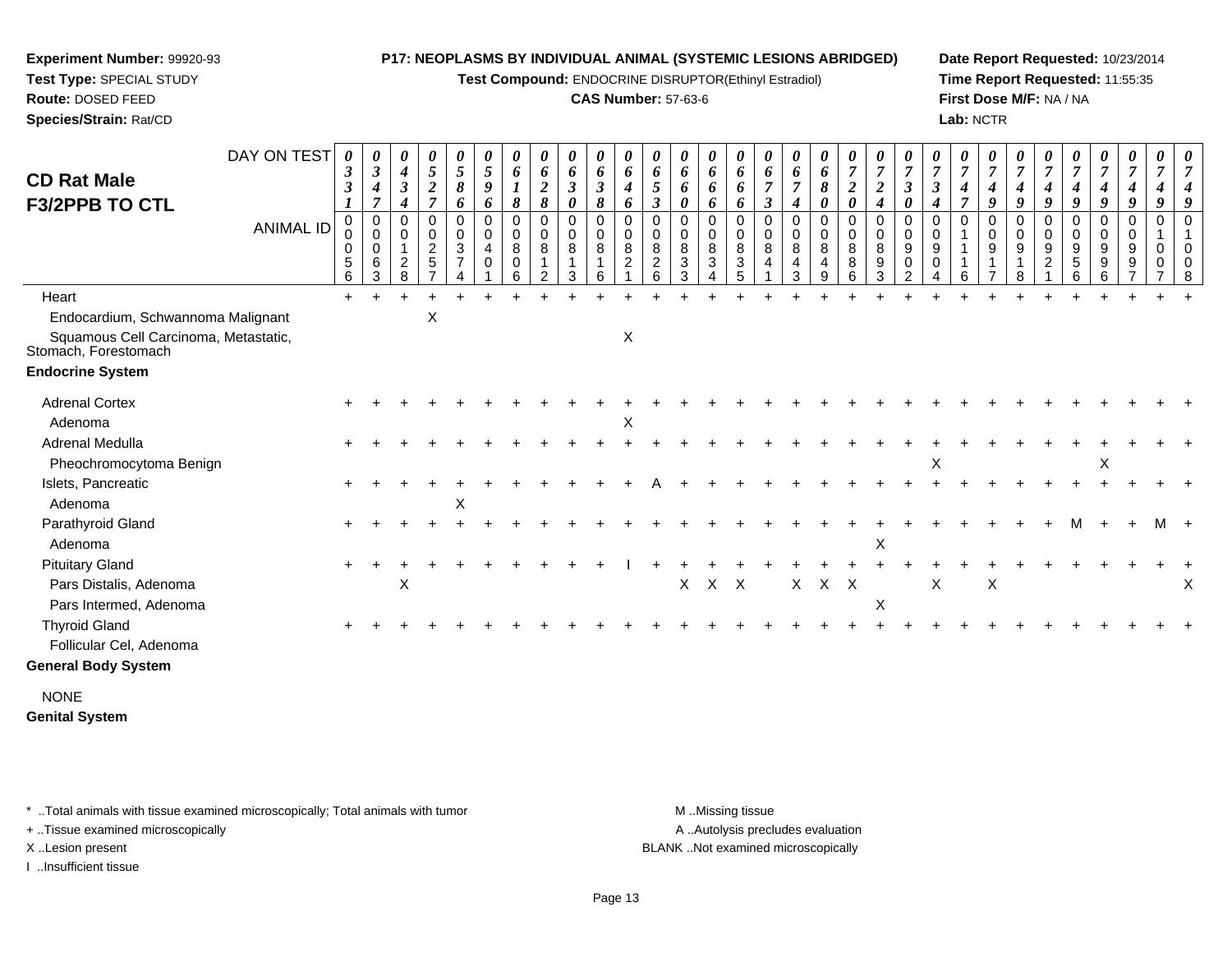**Experiment Number:** 99920-93
**Test Type:** SPECIAL STUDY
**Route:** DOSED FEED
**Species/Strain:** Rat/CD

**P17: NEOPLASMS BY INDIVIDUAL ANIMAL (SYSTEMIC LESIONS ABRIDGED)**
**Test Compound:** ENDOCRINE DISRUPTOR(Ethinyl Estradiol)
**CAS Number:** 57-63-6

**Date Report Requested:** 10/23/2014
**Time Report Requested:** 11:55:35
**First Dose M/F:** NA / NA
**Lab:** NCTR

# CD Rat Male F3/2PPB TO CTL

| DAY ON TEST | 0331 | 0347 | 0434 | 0527 | 0586 | 0596 | 0618 | 0628 | 0630 | 0638 | 0646 | 0653 | 0660 | 0666 | 0666 | 0673 | 0674 | 0680 | 0720 | 0724 | 0730 | 0734 | 0747 | 0749 | 0749 | 0749 | 0749 | 0749 | 0749 | 0749 | 0749 |
|---|---|---|---|---|---|---|---|---|---|---|---|---|---|---|---|---|---|---|---|---|---|---|---|---|---|---|---|---|---|---|---|
| **ANIMAL ID** | 00056 | 00063 | 00128 | 00257 | 00374 | 00401 | 00806 | 00812 | 00813 | 00816 | 00821 | 00826 | 00833 | 00834 | 00835 | 00841 | 00843 | 00849 | 00886 | 00893 | 00902 | 00904 | 01116 | 00917 | 00918 | 00921 | 00956 | 00996 | 00997 | 01007 | 01008 |
| Heart | + | + | + | + | + | + | + | + | + | + | + | + | + | + | + | + | + | + | + | + | + | + | + | + | + | + | + | + | + | + | + |
| Endocardium, Schwannoma Malignant | | | | X | | | | | | | | | | | | | | | | | | | | | | | | | | | |
| Squamous Cell Carcinoma, Metastatic, Stomach, Forestomach | | | | | | | | | | | X | | | | | | | | | | | | | | | | | | | | |
| **Endocrine System** | | | | | | | | | | | | | | | | | | | | | | | | | | | | | | | |
| Adrenal Cortex | + | + | + | + | + | + | + | + | + | + | + | + | + | + | + | + | + | + | + | + | + | + | + | + | + | + | + | + | + | + | + |
| Adenoma | | | | | | | | | | | X | | | | | | | | | | | | | | | | | | | | |
| Adrenal Medulla | + | + | + | + | + | + | + | + | + | + | + | + | + | + | + | + | + | + | + | + | + | + | + | + | + | + | + | + | + | + | + |
| Pheochromocytoma Benign | | | | | | | | | | | | | | | | | | | | | | X | | | | | | X | | | |
| Islets, Pancreatic | + | + | + | + | + | + | + | + | + | + | + | A | + | + | + | + | + | + | + | + | + | + | + | + | + | + | + | + | + | + | + |
| Adenoma | | | | | X | | | | | | | | | | | | | | | | | | | | | | | | | | |
| Parathyroid Gland | + | + | + | + | + | + | + | + | + | + | + | + | + | + | + | + | + | + | + | + | + | + | + | + | + | + | M | + | + | M | + |
| Adenoma | | | | | | | | | | | | | | | | | | | | X | | | | | | | | | | | |
| Pituitary Gland | + | + | + | + | + | + | + | + | + | + | I | + | + | + | + | + | + | + | + | + | + | + | + | + | + | + | + | + | + | + | + |
| Pars Distalis, Adenoma | | | X | | | | | | | | | | X | X | X | | X | X | X | | | X | | X | | | | | | | X |
| Pars Intermed, Adenoma | | | | | | | | | | | | | | | | | | | | X | | | | | | | | | | | |
| Thyroid Gland | + | + | + | + | + | + | + | + | + | + | + | + | + | + | + | + | + | + | + | + | + | + | + | + | + | + | + | + | + | + | + |
| Follicular Cel, Adenoma | | | | | | | | | | | | | | | | | | | | | | | | | | | | | | | |
| **General Body System** | | | | | | | | | | | | | | | | | | | | | | | | | | | | | | | |
| NONE | | | | | | | | | | | | | | | | | | | | | | | | | | | | | | | |
| **Genital System** | | | | | | | | | | | | | | | | | | | | | | | | | | | | | | | |

\* ..Total animals with tissue examined microscopically; Total animals with tumor
+ ..Tissue examined microscopically
X ..Lesion present
I ..Insufficient tissue
M ..Missing tissue
A ..Autolysis precludes evaluation
BLANK ..Not examined microscopically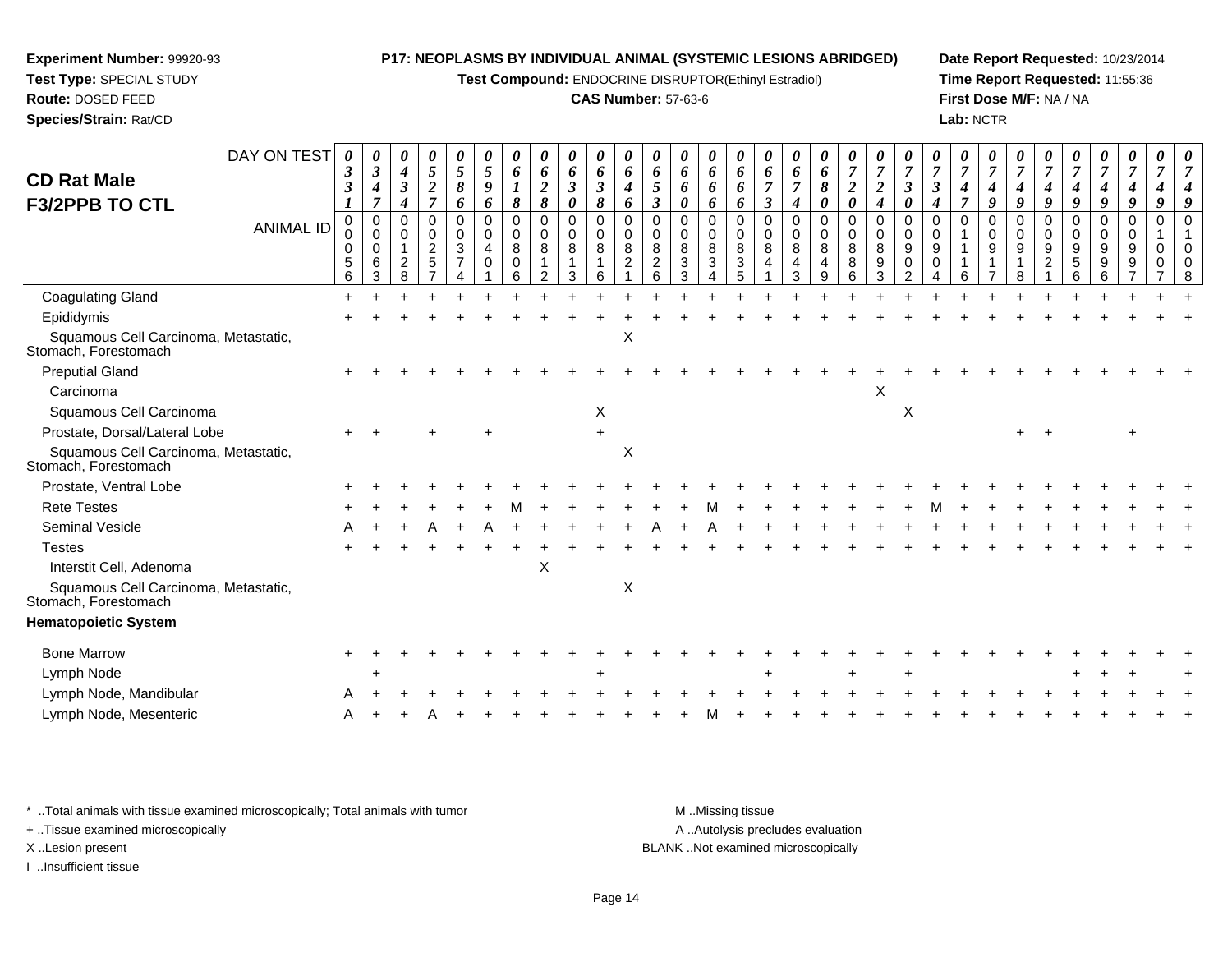**Experiment Number:** 99920-93
**Test Type:** SPECIAL STUDY
**Route:** DOSED FEED
**Species/Strain:** Rat/CD

**P17: NEOPLASMS BY INDIVIDUAL ANIMAL (SYSTEMIC LESIONS ABRIDGED)**
**Test Compound:** ENDOCRINE DISRUPTOR(Ethinyl Estradiol)
**CAS Number:** 57-63-6

**Date Report Requested:** 10/23/2014
**Time Report Requested:** 11:55:36
**First Dose M/F:** NA / NA
**Lab:** NCTR

# CD Rat Male
## F3/2PPB TO CTL

| DAY ON TEST | 0331 | 0347 | 0434 | 0527 | 0586 | 0596 | 0618 | 0628 | 0630 | 0638 | 0646 | 0653 | 0660 | 0666 | 0666 | 0673 | 0674 | 0680 | 0720 | 0724 | 0730 | 0734 | 0747 | 0749 | 0749 | 0749 | 0749 | 0749 | 0749 | 0749 | 0749 |
|---|---|---|---|---|---|---|---|---|---|---|---|---|---|---|---|---|---|---|---|---|---|---|---|---|---|---|---|---|---|---|---|
| **ANIMAL ID** | 00056 | 00063 | 00128 | 00257 | 00374 | 00401 | 00806 | 00812 | 00813 | 00816 | 00821 | 00826 | 00833 | 00834 | 00835 | 00841 | 00843 | 00849 | 00886 | 00893 | 00902 | 00904 | 01116 | 00917 | 00918 | 00921 | 00956 | 00996 | 00997 | 01007 | 01008 |
| Coagulating Gland | + | + | + | + | + | + | + | + | + | + | + | + | + | + | + | + | + | + | + | + | + | + | + | + | + | + | + | + | + | + | + |
| Epididymis | + | + | + | + | + | + | + | + | + | + | + | + | + | + | + | + | + | + | + | + | + | + | + | + | + | + | + | + | + | + | + |
| Squamous Cell Carcinoma, Metastatic, Stomach, Forestomach | | | | | | | | | | | X | | | | | | | | | | | | | | | | | | | | |
| Preputial Gland | + | + | + | + | + | + | + | + | + | + | + | + | + | + | + | + | + | + | + | + | + | + | + | + | + | + | + | + | + | + | + |
| Carcinoma | | | | | | | | | | | | | | | | | | | | X | | | | | | | | | | | |
| Squamous Cell Carcinoma | | | | | | | | | | X | | | | | | | | | | | X | | | | | | | | | | |
| Prostate, Dorsal/Lateral Lobe | + | + | | + | | + | | | | + | | | | | | | | | | | | | | | + | + | | | + | | |
| Squamous Cell Carcinoma, Metastatic, Stomach, Forestomach | | | | | | | | | | | X | | | | | | | | | | | | | | | | | | | | |
| Prostate, Ventral Lobe | + | + | + | + | + | + | + | + | + | + | + | + | + | + | + | + | + | + | + | + | + | + | + | + | + | + | + | + | + | + | + |
| Rete Testes | + | + | + | + | + | + | M | + | + | + | + | + | + | M | + | + | + | + | + | + | + | M | + | + | + | + | + | + | + | + | + |
| Seminal Vesicle | A | + | + | A | + | A | + | + | + | + | + | A | + | A | + | + | + | + | + | + | + | + | + | + | + | + | + | + | + | + | + |
| Testes | + | + | + | + | + | + | + | + | + | + | + | + | + | + | + | + | + | + | + | + | + | + | + | + | + | + | + | + | + | + | + |
| Interstit Cell, Adenoma | | | | | | | | X | | | | | | | | | | | | | | | | | | | | | | | |
| Squamous Cell Carcinoma, Metastatic, Stomach, Forestomach | | | | | | | | | | | X | | | | | | | | | | | | | | | | | | | | |
| **Hematopoietic System** | | | | | | | | | | | | | | | | | | | | | | | | | | | | | | | |
| Bone Marrow | + | + | + | + | + | + | + | + | + | + | + | + | + | + | + | + | + | + | + | + | + | + | + | + | + | + | + | + | + | + | + |
| Lymph Node | | + | | | | | | | | + | | | | | | + | | | + | | + | | | | | | + | + | + | | + |
| Lymph Node, Mandibular | A | + | + | + | + | + | + | + | + | + | + | + | + | + | + | + | + | + | + | + | + | + | + | + | + | + | + | + | + | + | + |
| Lymph Node, Mesenteric | A | + | + | A | + | + | + | + | + | + | + | + | + | M | + | + | + | + | + | + | + | + | + | + | + | + | + | + | + | + | + |

\* ..Total animals with tissue examined microscopically; Total animals with tumor
+ ..Tissue examined microscopically
X ..Lesion present
I ..Insufficient tissue

M ..Missing tissue
A ..Autolysis precludes evaluation
BLANK ..Not examined microscopically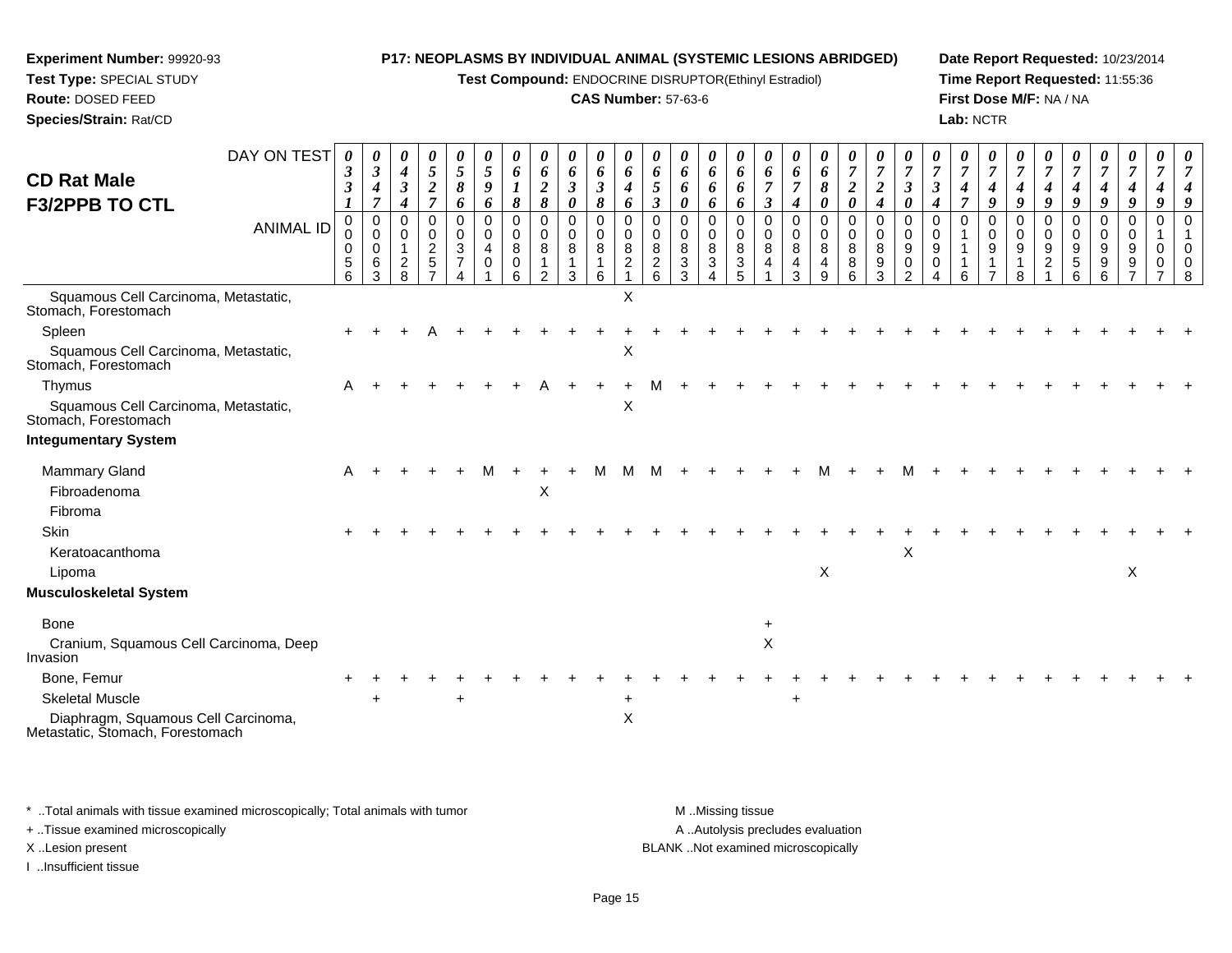**Experiment Number:** 99920-93
**Test Type:** SPECIAL STUDY
**Route:** DOSED FEED
**Species/Strain:** Rat/CD

**P17: NEOPLASMS BY INDIVIDUAL ANIMAL (SYSTEMIC LESIONS ABRIDGED)**
**Test Compound:** ENDOCRINE DISRUPTOR(Ethinyl Estradiol)
**CAS Number:** 57-63-6

**Date Report Requested:** 10/23/2014
**Time Report Requested:** 11:55:36
**First Dose M/F:** NA / NA
**Lab:** NCTR

## CD Rat Male F3/2PPB TO CTL

| DAY ON TEST | 0331 | 0347 | 0434 | 0527 | 0586 | 0596 | 0618 | 0628 | 0630 | 0638 | 0646 | 0653 | 0660 | 0666 | 0666 | 0673 | 0674 | 0680 | 0720 | 0724 | 0730 | 0734 | 0747 | 0749 | 0749 | 0749 | 0749 | 0749 | 0749 | 0749 | 0749 |
|---|---|---|---|---|---|---|---|---|---|---|---|---|---|---|---|---|---|---|---|---|---|---|---|---|---|---|---|---|---|---|---|
| **ANIMAL ID** | 00056 | 00063 | 00128 | 00257 | 00374 | 00401 | 00806 | 00812 | 00813 | 00816 | 00821 | 00826 | 00833 | 00834 | 00835 | 00841 | 00843 | 00849 | 00886 | 00893 | 00902 | 00904 | 01116 | 00917 | 00918 | 00921 | 00956 | 00996 | 00997 | 01007 | 01008 |
| Squamous Cell Carcinoma, Metastatic, Stomach, Forestomach | | | | | | | | | | | X | | | | | | | | | | | | | | | | | | | | |
| Spleen | + | + | + | A | + | + | + | + | + | + | + | + | + | + | + | + | + | + | + | + | + | + | + | + | + | + | + | + | + | + | + |
| Squamous Cell Carcinoma, Metastatic, Stomach, Forestomach | | | | | | | | | | | X | | | | | | | | | | | | | | | | | | | | |
| Thymus | A | + | + | + | + | + | + | A | + | + | + | M | + | + | + | + | + | + | + | + | + | + | + | + | + | + | + | + | + | + | + |
| Squamous Cell Carcinoma, Metastatic, Stomach, Forestomach | | | | | | | | | | | X | | | | | | | | | | | | | | | | | | | | |
| **Integumentary System** | | | | | | | | | | | | | | | | | | | | | | | | | | | | | | | |
| Mammary Gland | A | + | + | + | + | M | + | + | + | M | M | M | + | + | + | + | + | M | + | + | M | + | + | + | + | + | + | + | + | + | + |
| Fibroadenoma | | | | | | | | X | | | | | | | | | | | | | | | | | | | | | | | |
| Fibroma | | | | | | | | | | | | | | | | | | | | | | | | | | | | | | | |
| Skin | + | + | + | + | + | + | + | + | + | + | + | + | + | + | + | + | + | + | + | + | + | + | + | + | + | + | + | + | + | + | + |
| Keratoacanthoma | | | | | | | | | | | | | | | | | | | | | X | | | | | | | | | | |
| Lipoma | | | | | | | | | | | | | | | | | | X | | | | | | | | | | | X | | |
| **Musculoskeletal System** | | | | | | | | | | | | | | | | | | | | | | | | | | | | | | | |
| Bone | | | | | | | | | | | | | | | | + | | | | | | | | | | | | | | | |
| Cranium, Squamous Cell Carcinoma, Deep Invasion | | | | | | | | | | | | | | | | X | | | | | | | | | | | | | | | |
| Bone, Femur | + | + | + | + | + | + | + | + | + | + | + | + | + | + | + | + | + | + | + | + | + | + | + | + | + | + | + | + | + | + | + |
| Skeletal Muscle | | + | | | + | | | | | | + | | | | | | + | | | | | | | | | | | | | | |
| Diaphragm, Squamous Cell Carcinoma, Metastatic, Stomach, Forestomach | | | | | | | | | | | X | | | | | | | | | | | | | | | | | | | | |

\* ..Total animals with tissue examined microscopically; Total animals with tumor
\+ ..Tissue examined microscopically
X ..Lesion present
I ..Insufficient tissue
M ..Missing tissue
A ..Autolysis precludes evaluation
BLANK ..Not examined microscopically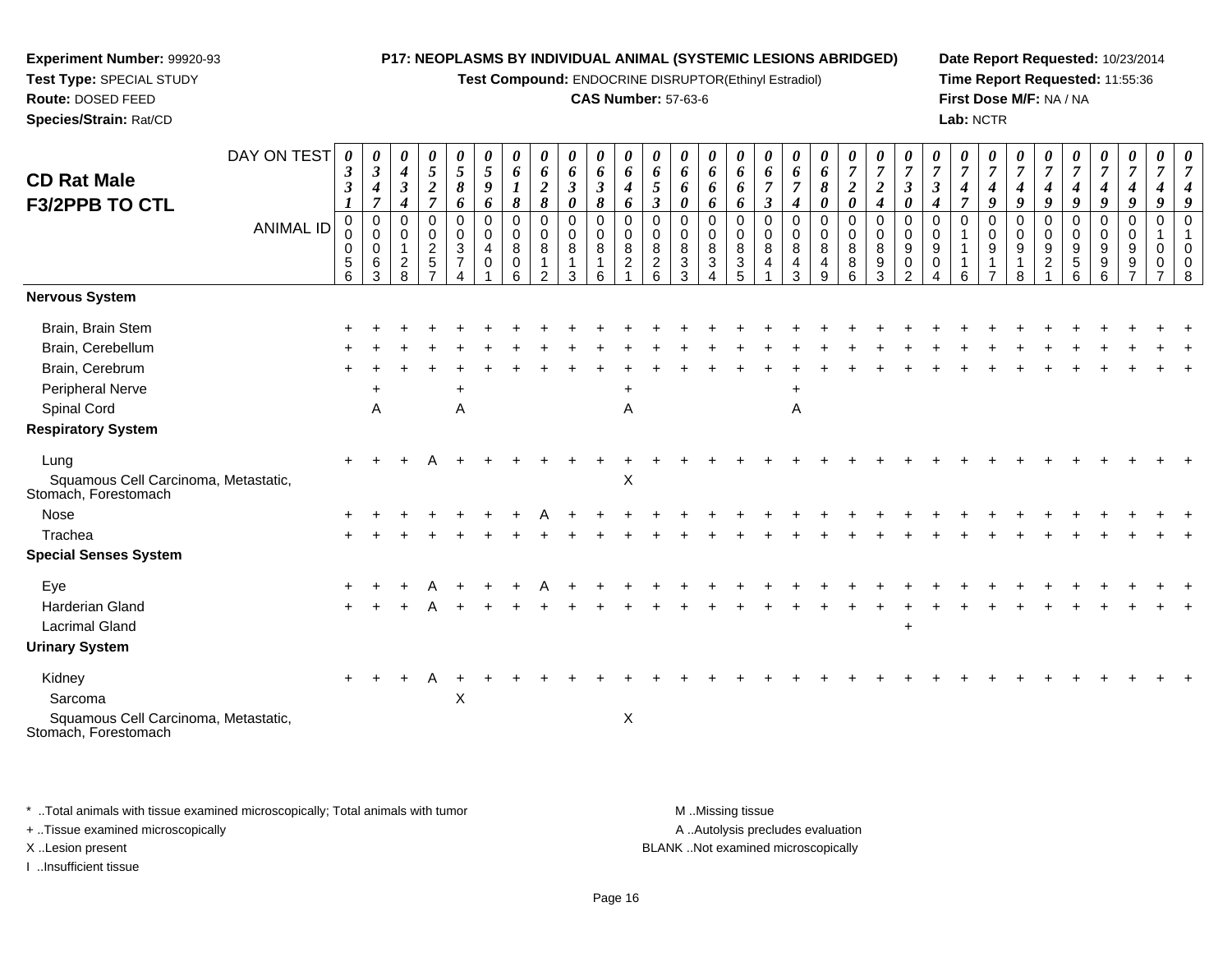**Experiment Number:** 99920-93
**Test Type:** SPECIAL STUDY
**Route:** DOSED FEED
**Species/Strain:** Rat/CD

**P17: NEOPLASMS BY INDIVIDUAL ANIMAL (SYSTEMIC LESIONS ABRIDGED)**
**Test Compound:** ENDOCRINE DISRUPTOR(Ethinyl Estradiol)
**CAS Number:** 57-63-6

**Date Report Requested:** 10/23/2014
**Time Report Requested:** 11:55:36
**First Dose M/F:** NA / NA
**Lab:** NCTR

## CD Rat Male F3/2PPB TO CTL

| DAY ON TEST | 0331 | 0347 | 0434 | 0527 | 0586 | 0596 | 0618 | 0628 | 0630 | 0638 | 0646 | 0653 | 0660 | 0666 | 0666 | 0673 | 0674 | 0680 | 0720 | 0724 | 0730 | 0734 | 0747 | 0749 | 0749 | 0749 | 0749 | 0749 | 0749 | 0749 | 0749 |
|---|---|---|---|---|---|---|---|---|---|---|---|---|---|---|---|---|---|---|---|---|---|---|---|---|---|---|---|---|---|---|---|
| **ANIMAL ID** | 00056 | 00063 | 00128 | 00257 | 00374 | 00401 | 00806 | 00812 | 00813 | 00816 | 00821 | 00826 | 00833 | 00834 | 00835 | 00841 | 00843 | 00849 | 00886 | 00893 | 00902 | 00904 | 01116 | 00917 | 00918 | 00921 | 00956 | 00996 | 00997 | 01007 | 01008 |
| **Nervous System** | | | | | | | | | | | | | | | | | | | | | | | | | | | | | | | |
| Brain, Brain Stem | + | + | + | + | + | + | + | + | + | + | + | + | + | + | + | + | + | + | + | + | + | + | + | + | + | + | + | + | + | + | + |
| Brain, Cerebellum | + | + | + | + | + | + | + | + | + | + | + | + | + | + | + | + | + | + | + | + | + | + | + | + | + | + | + | + | + | + | + |
| Brain, Cerebrum | + | + | + | + | + | + | + | + | + | + | + | + | + | + | + | + | + | + | + | + | + | + | + | + | + | + | + | + | + | + | + |
| Peripheral Nerve | | + | | | + | | | | | | + | | | | | | + | | | | | | | | | | | | | | |
| Spinal Cord | | A | | | A | | | | | | A | | | | | | A | | | | | | | | | | | | | | |
| **Respiratory System** | | | | | | | | | | | | | | | | | | | | | | | | | | | | | | | |
| Lung | + | + | + | A | + | + | + | + | + | + | + | + | + | + | + | + | + | + | + | + | + | + | + | + | + | + | + | + | + | + | + |
| Squamous Cell Carcinoma, Metastatic, Stomach, Forestomach | | | | | | | | | | | X | | | | | | | | | | | | | | | | | | | | |
| Nose | + | + | + | + | + | + | + | A | + | + | + | + | + | + | + | + | + | + | + | + | + | + | + | + | + | + | + | + | + | + | + |
| Trachea | + | + | + | + | + | + | + | + | + | + | + | + | + | + | + | + | + | + | + | + | + | + | + | + | + | + | + | + | + | + | + |
| **Special Senses System** | | | | | | | | | | | | | | | | | | | | | | | | | | | | | | | |
| Eye | + | + | + | A | + | + | + | A | + | + | + | + | + | + | + | + | + | + | + | + | + | + | + | + | + | + | + | + | + | + | + |
| Harderian Gland | + | + | + | A | + | + | + | + | + | + | + | + | + | + | + | + | + | + | + | + | + | + | + | + | + | + | + | + | + | + | + |
| Lacrimal Gland | | | | | | | | | | | | | | | | | | | | | + | | | | | | | | | | |
| **Urinary System** | | | | | | | | | | | | | | | | | | | | | | | | | | | | | | | |
| Kidney | + | + | + | A | + | + | + | + | + | + | + | + | + | + | + | + | + | + | + | + | + | + | + | + | + | + | + | + | + | + | + |
| Sarcoma | | | | | X | | | | | | | | | | | | | | | | | | | | | | | | | | |
| Squamous Cell Carcinoma, Metastatic, Stomach, Forestomach | | | | | | | | | | | X | | | | | | | | | | | | | | | | | | | | |

\* ..Total animals with tissue examined microscopically; Total animals with tumor
+ ..Tissue examined microscopically
X ..Lesion present
I ..Insufficient tissue

M ..Missing tissue
A ..Autolysis precludes evaluation
BLANK ..Not examined microscopically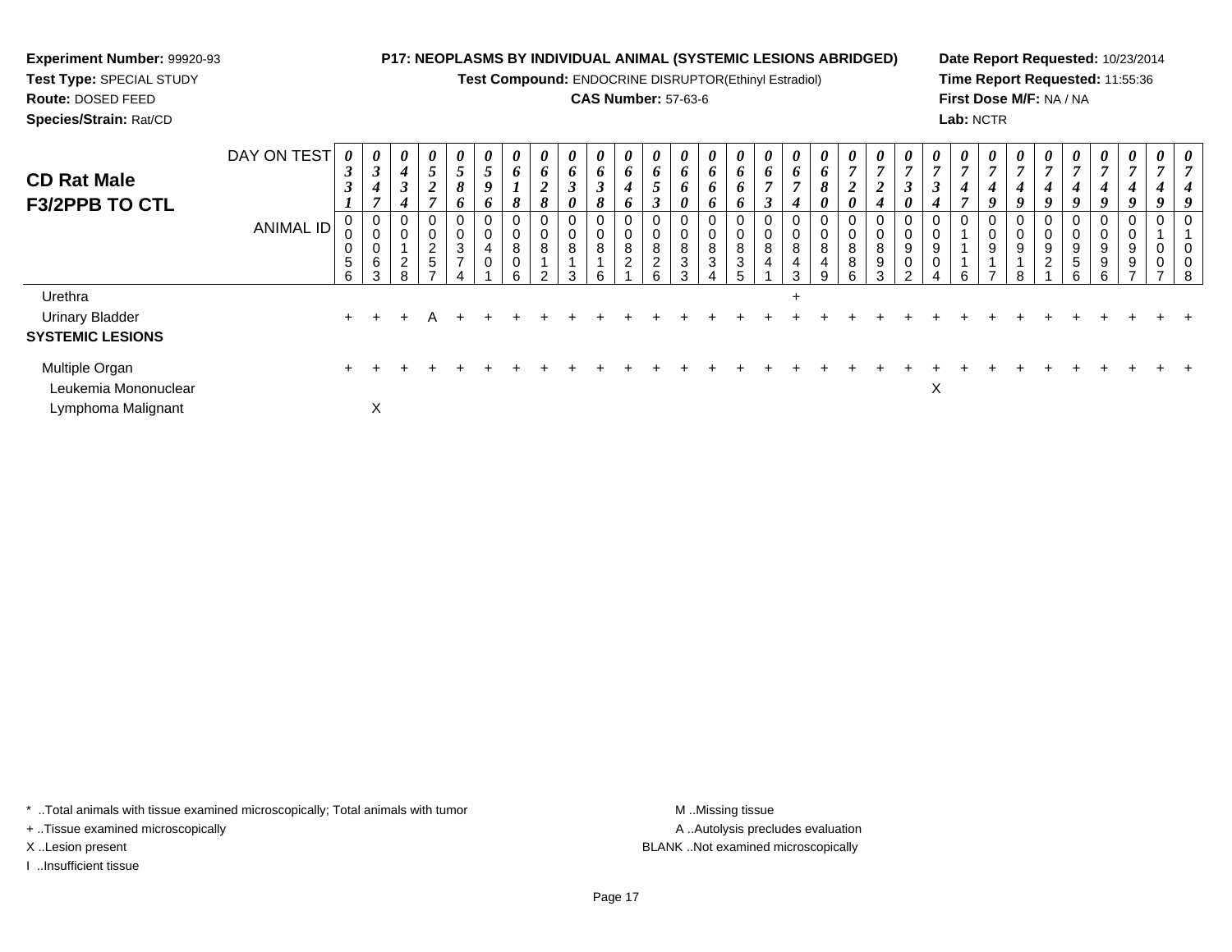**Experiment Number:** 99920-93
**Test Type:** SPECIAL STUDY
**Route:** DOSED FEED
**Species/Strain:** Rat/CD

**P17: NEOPLASMS BY INDIVIDUAL ANIMAL (SYSTEMIC LESIONS ABRIDGED)**
**Test Compound:** ENDOCRINE DISRUPTOR(Ethinyl Estradiol)
**CAS Number:** 57-63-6

**Date Report Requested:** 10/23/2014
**Time Report Requested:** 11:55:36
**First Dose M/F:** NA / NA
**Lab:** NCTR

## CD Rat Male F3/2PPB TO CTL

| DAY ON TEST | 0331 | 0347 | 0434 | 0527 | 0586 | 0596 | 0618 | 0628 | 0630 | 0638 | 0646 | 0653 | 0660 | 0666 | 0666 | 0673 | 0674 | 0680 | 0720 | 0724 | 0730 | 0734 | 0747 | 0749 | 0749 | 0749 | 0749 | 0749 | 0749 | 0749 |
|---|---|---|---|---|---|---|---|---|---|---|---|---|---|---|---|---|---|---|---|---|---|---|---|---|---|---|---|---|---|---|
| ANIMAL ID | 00056 | 00063 | 00128 | 00257 | 00374 | 00401 | 00806 | 00812 | 00813 | 00816 | 00821 | 00826 | 00833 | 00834 | 00835 | 00841 | 00843 | 00849 | 00886 | 00893 | 00902 | 00904 | 01116 | 00917 | 00918 | 00921 | 00956 | 00996 | 00997 | 01007 | 01008 |
| Urethra | | | | | | | | | | | | | | | | | + | | | | | | | | | | | | | | |
| Urinary Bladder | + | + | + | A | + | + | + | + | + | + | + | + | + | + | + | + | + | + | + | + | + | + | + | + | + | + | + | + | + | + | + |
| **SYSTEMIC LESIONS** | | | | | | | | | | | | | | | | | | | | | | | | | | | | | | | |
| Multiple Organ | + | + | + | + | + | + | + | + | + | + | + | + | + | + | + | + | + | + | + | + | + | + | + | + | + | + | + | + | + | + | + |
| Leukemia Mononuclear | | | | | | | | | | | | | | | | | | | | | | X | | | | | | | | | |
| Lymphoma Malignant | | X | | | | | | | | | | | | | | | | | | | | | | | | | | | | | |

\* ..Total animals with tissue examined microscopically; Total animals with tumor
\+ ..Tissue examined microscopically
X ..Lesion present
I ..Insufficient tissue

M ..Missing tissue
A ..Autolysis precludes evaluation
BLANK ..Not examined microscopically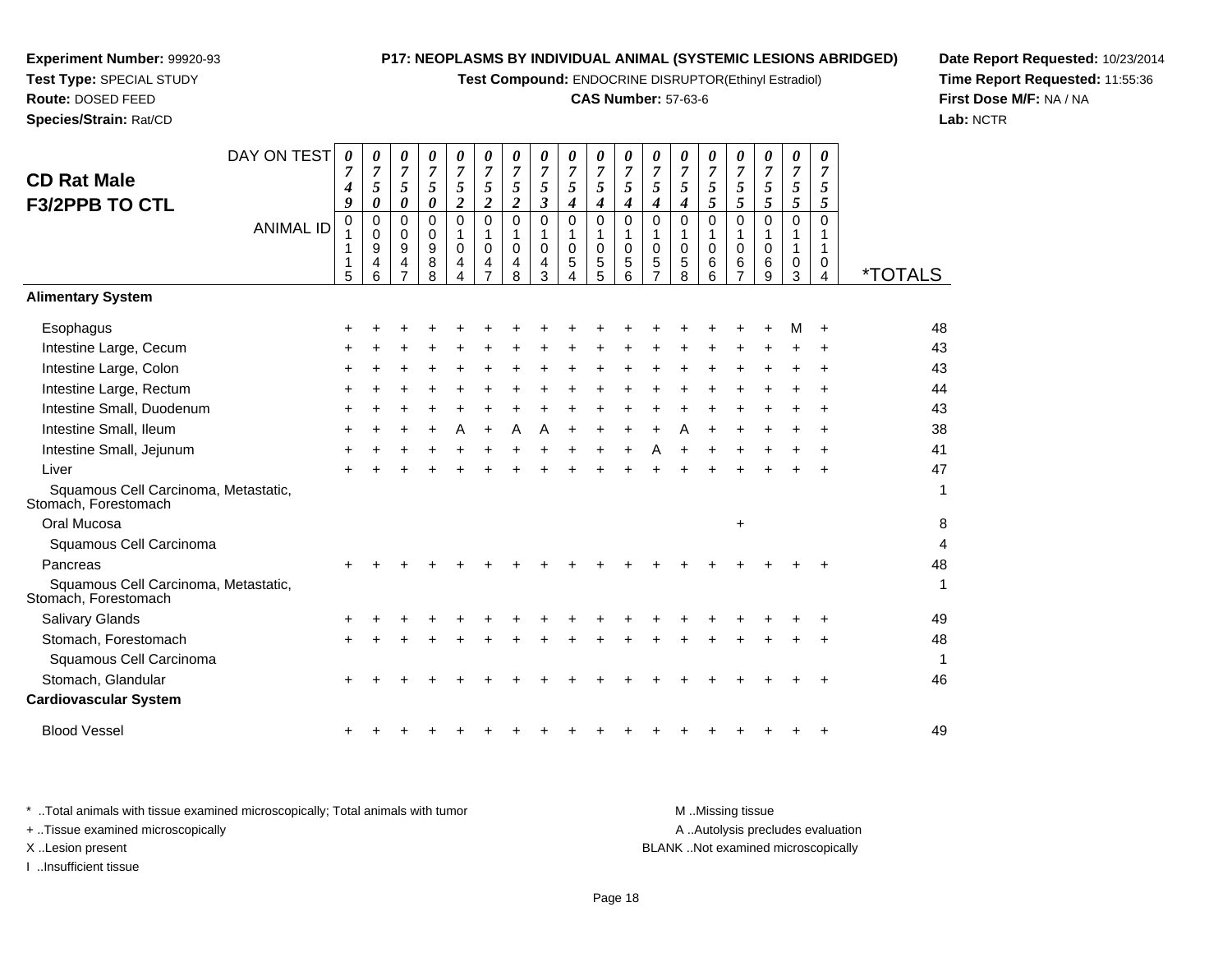**Experiment Number:** 99920-93
**Test Type:** SPECIAL STUDY
**Route:** DOSED FEED
**Species/Strain:** Rat/CD

**P17: NEOPLASMS BY INDIVIDUAL ANIMAL (SYSTEMIC LESIONS ABRIDGED)**
**Test Compound:** ENDOCRINE DISRUPTOR(Ethinyl Estradiol)
**CAS Number:** 57-63-6

**Date Report Requested:** 10/23/2014
**Time Report Requested:** 11:55:36
**First Dose M/F:** NA / NA
**Lab:** NCTR

## CD Rat Male F3/2PPB TO CTL

| DAY ON TEST | 0749 | 0750 | 0750 | 0750 | 0752 | 0752 | 0752 | 0753 | 0754 | 0754 | 0754 | 0754 | 0754 | 0755 | 0755 | 0755 | 0755 | 0755 | |
|---|---|---|---|---|---|---|---|---|---|---|---|---|---|---|---|---|---|---|---|
| **ANIMAL ID** | 01115 | 00946 | 00947 | 00988 | 01044 | 01047 | 01048 | 01043 | 01054 | 01055 | 01056 | 01057 | 01058 | 01066 | 01067 | 01069 | 01103 | 01104 | ***TOTALS** |
| **Alimentary System** | | | | | | | | | | | | | | | | | | | |
| Esophagus | + | + | + | + | + | + | + | + | + | + | + | + | + | + | + | + | M | + | 48 |
| Intestine Large, Cecum | + | + | + | + | + | + | + | + | + | + | + | + | + | + | + | + | + | + | 43 |
| Intestine Large, Colon | + | + | + | + | + | + | + | + | + | + | + | + | + | + | + | + | + | + | 43 |
| Intestine Large, Rectum | + | + | + | + | + | + | + | + | + | + | + | + | + | + | + | + | + | + | 44 |
| Intestine Small, Duodenum | + | + | + | + | + | + | + | + | + | + | + | + | + | + | + | + | + | + | 43 |
| Intestine Small, Ileum | + | + | + | + | A | + | A | A | + | + | + | + | A | + | + | + | + | + | 38 |
| Intestine Small, Jejunum | + | + | + | + | + | + | + | + | + | + | + | A | + | + | + | + | + | + | 41 |
| Liver | + | + | + | + | + | + | + | + | + | + | + | + | + | + | + | + | + | + | 47 |
| Squamous Cell Carcinoma, Metastatic, Stomach, Forestomach | | | | | | | | | | | | | | | | | | | 1 |
| Oral Mucosa | | | | | | | | | | | | | | | + | | | | 8 |
| Squamous Cell Carcinoma | | | | | | | | | | | | | | | | | | | 4 |
| Pancreas | + | + | + | + | + | + | + | + | + | + | + | + | + | + | + | + | + | + | 48 |
| Squamous Cell Carcinoma, Metastatic, Stomach, Forestomach | | | | | | | | | | | | | | | | | | | 1 |
| Salivary Glands | + | + | + | + | + | + | + | + | + | + | + | + | + | + | + | + | + | + | 49 |
| Stomach, Forestomach | + | + | + | + | + | + | + | + | + | + | + | + | + | + | + | + | + | + | 48 |
| Squamous Cell Carcinoma | | | | | | | | | | | | | | | | | | | 1 |
| Stomach, Glandular | + | + | + | + | + | + | + | + | + | + | + | + | + | + | + | + | + | + | 46 |
| **Cardiovascular System** | | | | | | | | | | | | | | | | | | | |
| Blood Vessel | + | + | + | + | + | + | + | + | + | + | + | + | + | + | + | + | + | + | 49 |

\* ..Total animals with tissue examined microscopically; Total animals with tumor
+ ..Tissue examined microscopically
X ..Lesion present
I ..Insufficient tissue
M ..Missing tissue
A ..Autolysis precludes evaluation
BLANK ..Not examined microscopically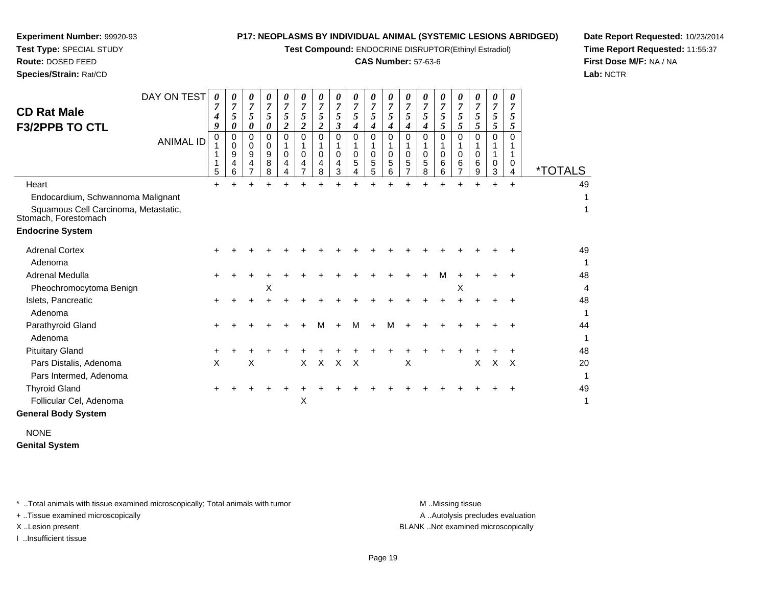**Experiment Number:** 99920-93
**Test Type:** SPECIAL STUDY
**Route:** DOSED FEED
**Species/Strain:** Rat/CD

**P17: NEOPLASMS BY INDIVIDUAL ANIMAL (SYSTEMIC LESIONS ABRIDGED)**
**Test Compound:** ENDOCRINE DISRUPTOR(Ethinyl Estradiol)
**CAS Number:** 57-63-6

**Date Report Requested:** 10/23/2014
**Time Report Requested:** 11:55:37
**First Dose M/F:** NA / NA
**Lab:** NCTR

## CD Rat Male F3/2PPB TO CTL

| DAY ON TEST | 0749 | 0750 | 0750 | 0750 | 0752 | 0752 | 0752 | 0753 | 0754 | 0754 | 0754 | 0754 | 0754 | 0755 | 0755 | 0755 | 0755 | 0755 | |
|---|---|---|---|---|---|---|---|---|---|---|---|---|---|---|---|---|---|---|---|
| **ANIMAL ID** | 01115 | 00946 | 00947 | 00988 | 01044 | 01047 | 01048 | 01043 | 01054 | 01055 | 01056 | 01057 | 01058 | 01066 | 01067 | 01069 | 01103 | 01104 | ***TOTALS** |
| Heart | + | + | + | + | + | + | + | + | + | + | + | + | + | + | + | + | + | + | 49 |
| Endocardium, Schwannoma Malignant | | | | | | | | | | | | | | | | | | | 1 |
| Squamous Cell Carcinoma, Metastatic, Stomach, Forestomach | | | | | | | | | | | | | | | | | | | 1 |
| **Endocrine System** | | | | | | | | | | | | | | | | | | | |
| Adrenal Cortex | + | + | + | + | + | + | + | + | + | + | + | + | + | + | + | + | + | + | 49 |
| Adenoma | | | | | | | | | | | | | | | | | | | 1 |
| Adrenal Medulla | + | + | + | + | + | + | + | + | + | + | + | + | + | M | + | + | + | + | 48 |
| Pheochromocytoma Benign | | | | X | | | | | | | | | | | X | | | | 4 |
| Islets, Pancreatic | + | + | + | + | + | + | + | + | + | + | + | + | + | + | + | + | + | + | 48 |
| Adenoma | | | | | | | | | | | | | | | | | | | 1 |
| Parathyroid Gland | + | + | + | + | + | + | M | + | M | + | M | + | + | + | + | + | + | + | 44 |
| Adenoma | | | | | | | | | | | | | | | | | | | 1 |
| Pituitary Gland | + | + | + | + | + | + | + | + | + | + | + | + | + | + | + | + | + | + | 48 |
| Pars Distalis, Adenoma | X | | X | | | X | X | X | X | | | X | | | | X | X | X | 20 |
| Pars Intermed, Adenoma | | | | | | | | | | | | | | | | | | | 1 |
| Thyroid Gland | + | + | + | + | + | + | + | + | + | + | + | + | + | + | + | + | + | + | 49 |
| Follicular Cel, Adenoma | | | | | | X | | | | | | | | | | | | | 1 |
| **General Body System** | | | | | | | | | | | | | | | | | | | |
| NONE | | | | | | | | | | | | | | | | | | | |
| **Genital System** | | | | | | | | | | | | | | | | | | | |

\* ..Total animals with tissue examined microscopically; Total animals with tumor
+ ..Tissue examined microscopically
X ..Lesion present
I ..Insufficient tissue

M ..Missing tissue
A ..Autolysis precludes evaluation
BLANK ..Not examined microscopically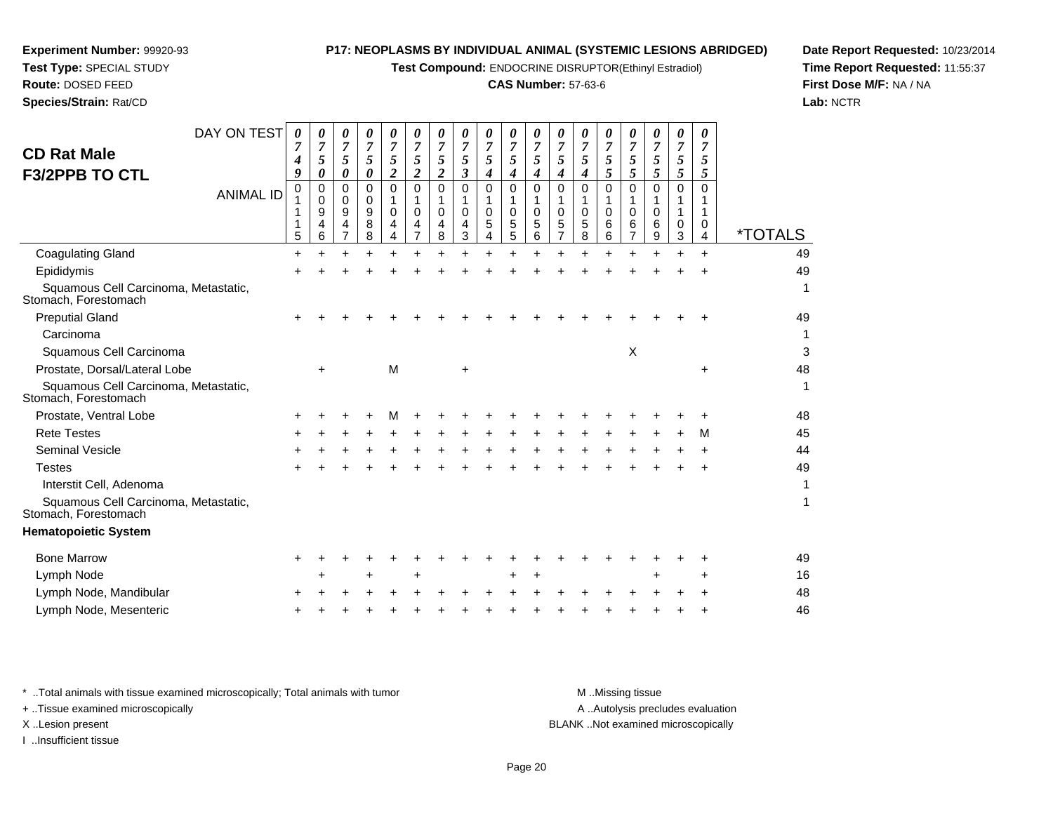**Experiment Number:** 99920-93
**Test Type:** SPECIAL STUDY
**Route:** DOSED FEED
**Species/Strain:** Rat/CD

**P17: NEOPLASMS BY INDIVIDUAL ANIMAL (SYSTEMIC LESIONS ABRIDGED)**
**Test Compound:** ENDOCRINE DISRUPTOR(Ethinyl Estradiol)
**CAS Number:** 57-63-6

**Date Report Requested:** 10/23/2014
**Time Report Requested:** 11:55:37
**First Dose M/F:** NA / NA
**Lab:** NCTR

## CD Rat Male
## F3/2PPB TO CTL

| DAY ON TEST | 0749 | 0750 | 0750 | 0750 | 0752 | 0752 | 0752 | 0753 | 0754 | 0754 | 0754 | 0754 | 0754 | 0755 | 0755 | 0755 | 0755 | 0755 | |
|---|---|---|---|---|---|---|---|---|---|---|---|---|---|---|---|---|---|---|---|
| **ANIMAL ID** | 01115 | 00946 | 00947 | 00988 | 01044 | 01047 | 01048 | 01043 | 01054 | 01055 | 01056 | 01057 | 01058 | 01066 | 01067 | 01069 | 01103 | 01104 | ***TOTALS** |
| Coagulating Gland | + | + | + | + | + | + | + | + | + | + | + | + | + | + | + | + | + | + | 49 |
| Epididymis | + | + | + | + | + | + | + | + | + | + | + | + | + | + | + | + | + | + | 49 |
| Squamous Cell Carcinoma, Metastatic, Stomach, Forestomach | | | | | | | | | | | | | | | | | | | 1 |
| Preputial Gland | + | + | + | + | + | + | + | + | + | + | + | + | + | + | + | + | + | + | 49 |
| Carcinoma | | | | | | | | | | | | | | | | | | | 1 |
| Squamous Cell Carcinoma | | | | | | | | | | | | | | | X | | | | 3 |
| Prostate, Dorsal/Lateral Lobe | | + | | | M | | | + | | | | | | | | | | + | 48 |
| Squamous Cell Carcinoma, Metastatic, Stomach, Forestomach | | | | | | | | | | | | | | | | | | | 1 |
| Prostate, Ventral Lobe | + | + | + | + | M | + | + | + | + | + | + | + | + | + | + | + | + | + | 48 |
| Rete Testes | + | + | + | + | + | + | + | + | + | + | + | + | + | + | + | + | + | M | 45 |
| Seminal Vesicle | + | + | + | + | + | + | + | + | + | + | + | + | + | + | + | + | + | + | 44 |
| Testes | + | + | + | + | + | + | + | + | + | + | + | + | + | + | + | + | + | + | 49 |
| Interstit Cell, Adenoma | | | | | | | | | | | | | | | | | | | 1 |
| Squamous Cell Carcinoma, Metastatic, Stomach, Forestomach | | | | | | | | | | | | | | | | | | | 1 |
| **Hematopoietic System** | | | | | | | | | | | | | | | | | | | |
| Bone Marrow | + | + | + | + | + | + | + | + | + | + | + | + | + | + | + | + | + | + | 49 |
| Lymph Node | | + | | + | | + | | | | + | + | | | | | + | | + | 16 |
| Lymph Node, Mandibular | + | + | + | + | + | + | + | + | + | + | + | + | + | + | + | + | + | + | 48 |
| Lymph Node, Mesenteric | + | + | + | + | + | + | + | + | + | + | + | + | + | + | + | + | + | + | 46 |

\* ..Total animals with tissue examined microscopically; Total animals with tumor
\+ ..Tissue examined microscopically
X ..Lesion present
I ..Insufficient tissue

M ..Missing tissue
A ..Autolysis precludes evaluation
BLANK ..Not examined microscopically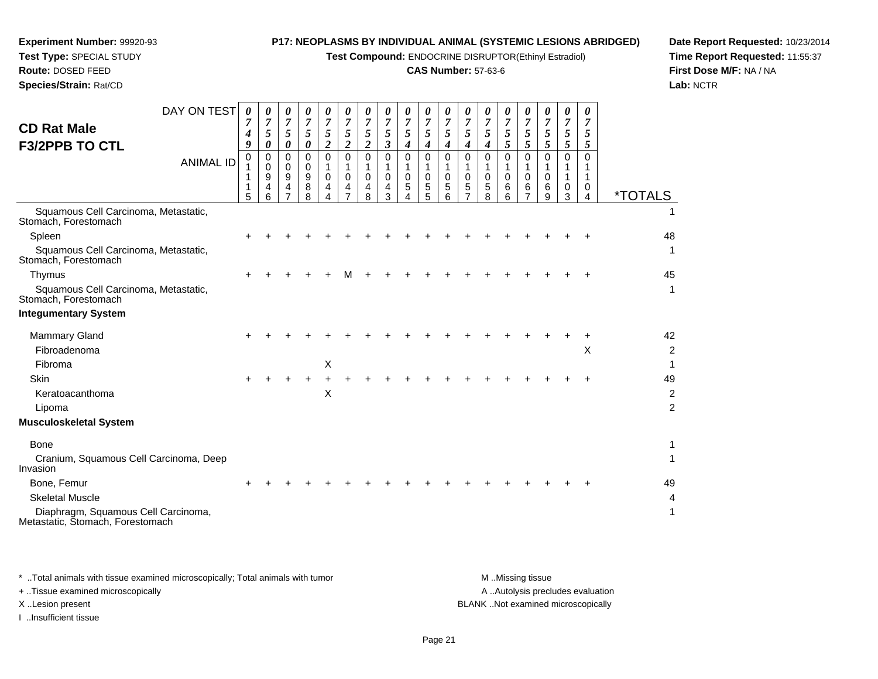**Experiment Number:** 99920-93
**Test Type:** SPECIAL STUDY
**Route:** DOSED FEED
**Species/Strain:** Rat/CD

**P17: NEOPLASMS BY INDIVIDUAL ANIMAL (SYSTEMIC LESIONS ABRIDGED)**
**Test Compound:** ENDOCRINE DISRUPTOR(Ethinyl Estradiol)
**CAS Number:** 57-63-6

**Date Report Requested:** 10/23/2014
**Time Report Requested:** 11:55:37
**First Dose M/F:** NA / NA
**Lab:** NCTR

## CD Rat Male
## F3/2PPB TO CTL

| DAY ON TEST | 0749 | 0750 | 0750 | 0750 | 0752 | 0752 | 0752 | 0753 | 0754 | 0754 | 0754 | 0754 | 0754 | 0755 | 0755 | 0755 | 0755 | 0755 | |
|---|---|---|---|---|---|---|---|---|---|---|---|---|---|---|---|---|---|---|---|
| **ANIMAL ID** | 01115 | 00946 | 00947 | 00988 | 01044 | 01047 | 01048 | 01043 | 01054 | 01055 | 01056 | 01057 | 01058 | 01066 | 01067 | 01069 | 01103 | 01104 | ***TOTALS** |
| Squamous Cell Carcinoma, Metastatic, Stomach, Forestomach | | | | | | | | | | | | | | | | | | | 1 |
| Spleen | + | + | + | + | + | + | + | + | + | + | + | + | + | + | + | + | + | + | 48 |
| Squamous Cell Carcinoma, Metastatic, Stomach, Forestomach | | | | | | | | | | | | | | | | | | | 1 |
| Thymus | + | + | + | + | + | M | + | + | + | + | + | + | + | + | + | + | + | + | 45 |
| Squamous Cell Carcinoma, Metastatic, Stomach, Forestomach | | | | | | | | | | | | | | | | | | | 1 |
| **Integumentary System** | | | | | | | | | | | | | | | | | | | |
| Mammary Gland | + | + | + | + | + | + | + | + | + | + | + | + | + | + | + | + | + | + | 42 |
| Fibroadenoma | | | | | | | | | | | | | | | | | | X | 2 |
| Fibroma | | | | | X | | | | | | | | | | | | | | 1 |
| Skin | + | + | + | + | + | + | + | + | + | + | + | + | + | + | + | + | + | + | 49 |
| Keratoacanthoma | | | | | X | | | | | | | | | | | | | | 2 |
| Lipoma | | | | | | | | | | | | | | | | | | | 2 |
| **Musculoskeletal System** | | | | | | | | | | | | | | | | | | | |
| Bone | | | | | | | | | | | | | | | | | | | 1 |
| Cranium, Squamous Cell Carcinoma, Deep Invasion | | | | | | | | | | | | | | | | | | | 1 |
| Bone, Femur | + | + | + | + | + | + | + | + | + | + | + | + | + | + | + | + | + | + | 49 |
| Skeletal Muscle | | | | | | | | | | | | | | | | | | | 4 |
| Diaphragm, Squamous Cell Carcinoma, Metastatic, Stomach, Forestomach | | | | | | | | | | | | | | | | | | | 1 |

* ..Total animals with tissue examined microscopically; Total animals with tumor
+ ..Tissue examined microscopically
X ..Lesion present
I ..Insufficient tissue

M ..Missing tissue
A ..Autolysis precludes evaluation
BLANK ..Not examined microscopically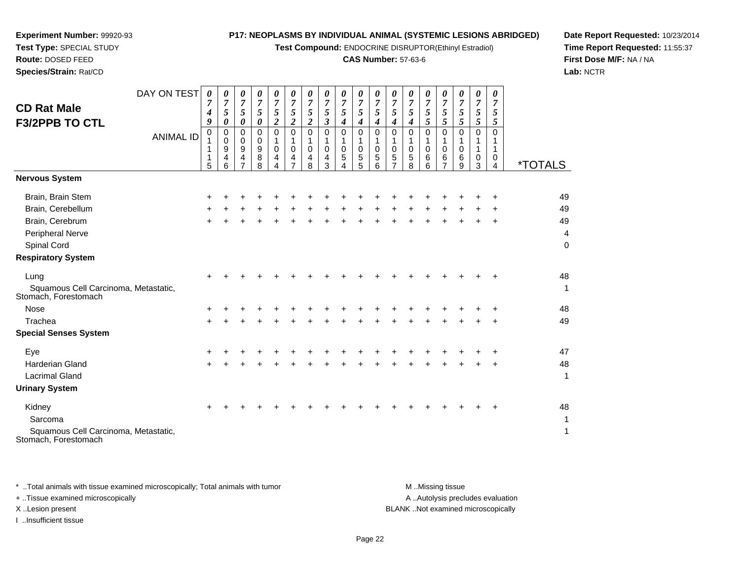**Experiment Number:** 99920-93
**Test Type:** SPECIAL STUDY
**Route:** DOSED FEED
**Species/Strain:** Rat/CD

**P17: NEOPLASMS BY INDIVIDUAL ANIMAL (SYSTEMIC LESIONS ABRIDGED)**
**Test Compound:** ENDOCRINE DISRUPTOR(Ethinyl Estradiol)
**CAS Number:** 57-63-6

**Date Report Requested:** 10/23/2014
**Time Report Requested:** 11:55:37
**First Dose M/F:** NA / NA
**Lab:** NCTR

**CD Rat Male**
**F3/2PPB TO CTL**

| DAY ON TEST | 0749 | 0750 | 0750 | 0750 | 0752 | 0752 | 0752 | 0753 | 0754 | 0754 | 0754 | 0754 | 0754 | 0755 | 0755 | 0755 | 0755 | 0755 | |
|---|---|---|---|---|---|---|---|---|---|---|---|---|---|---|---|---|---|---|---|
| **ANIMAL ID** | 01115 | 00946 | 00947 | 00988 | 01044 | 01047 | 01048 | 01043 | 01054 | 01055 | 01056 | 01057 | 01058 | 01066 | 01067 | 01069 | 01103 | 01104 | ***TOTALS** |
| **Nervous System** | | | | | | | | | | | | | | | | | | | |
| Brain, Brain Stem | + | + | + | + | + | + | + | + | + | + | + | + | + | + | + | + | + | + | 49 |
| Brain, Cerebellum | + | + | + | + | + | + | + | + | + | + | + | + | + | + | + | + | + | + | 49 |
| Brain, Cerebrum | + | + | + | + | + | + | + | + | + | + | + | + | + | + | + | + | + | + | 49 |
| Peripheral Nerve | | | | | | | | | | | | | | | | | | | 4 |
| Spinal Cord | | | | | | | | | | | | | | | | | | | 0 |
| **Respiratory System** | | | | | | | | | | | | | | | | | | | |
| Lung | + | + | + | + | + | + | + | + | + | + | + | + | + | + | + | + | + | + | 48 |
| Squamous Cell Carcinoma, Metastatic, Stomach, Forestomach | | | | | | | | | | | | | | | | | | | 1 |
| Nose | + | + | + | + | + | + | + | + | + | + | + | + | + | + | + | + | + | + | 48 |
| Trachea | + | + | + | + | + | + | + | + | + | + | + | + | + | + | + | + | + | + | 49 |
| **Special Senses System** | | | | | | | | | | | | | | | | | | | |
| Eye | + | + | + | + | + | + | + | + | + | + | + | + | + | + | + | + | + | + | 47 |
| Harderian Gland | + | + | + | + | + | + | + | + | + | + | + | + | + | + | + | + | + | + | 48 |
| Lacrimal Gland | | | | | | | | | | | | | | | | | | | 1 |
| **Urinary System** | | | | | | | | | | | | | | | | | | | |
| Kidney | + | + | + | + | + | + | + | + | + | + | + | + | + | + | + | + | + | + | 48 |
| Sarcoma | | | | | | | | | | | | | | | | | | | 1 |
| Squamous Cell Carcinoma, Metastatic, Stomach, Forestomach | | | | | | | | | | | | | | | | | | | 1 |

* ..Total animals with tissue examined microscopically; Total animals with tumor
+ ..Tissue examined microscopically
X ..Lesion present
I ..Insufficient tissue

M ..Missing tissue
A ..Autolysis precludes evaluation
BLANK ..Not examined microscopically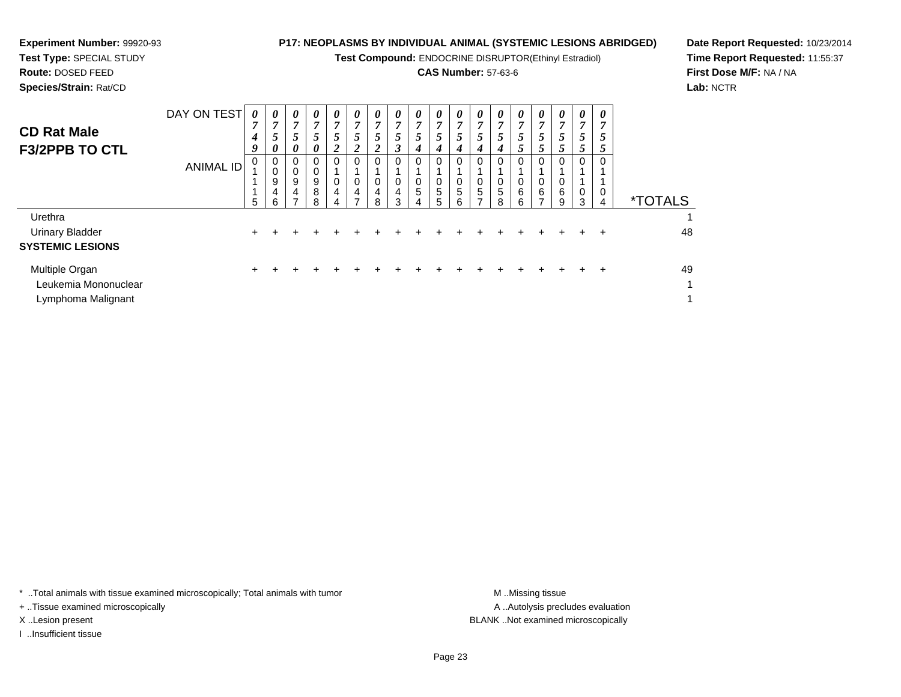**Experiment Number:** 99920-93
**Test Type:** SPECIAL STUDY
**Route:** DOSED FEED
**Species/Strain:** Rat/CD

**P17: NEOPLASMS BY INDIVIDUAL ANIMAL (SYSTEMIC LESIONS ABRIDGED)**
**Test Compound:** ENDOCRINE DISRUPTOR(Ethinyl Estradiol)
**CAS Number:** 57-63-6

**Date Report Requested:** 10/23/2014
**Time Report Requested:** 11:55:37
**First Dose M/F:** NA / NA
**Lab:** NCTR

## CD Rat Male F3/2PPB TO CTL

| DAY ON TEST | 0749 | 0750 | 0750 | 0750 | 0752 | 0752 | 0752 | 0753 | 0754 | 0754 | 0754 | 0754 | 0754 | 0755 | 0755 | 0755 | 0755 | 0755 | |
|---|---|---|---|---|---|---|---|---|---|---|---|---|---|---|---|---|---|---|---|
| **ANIMAL ID** | 01115 | 00946 | 00947 | 00988 | 01044 | 01047 | 01048 | 01043 | 01054 | 01055 | 01056 | 01057 | 01058 | 01066 | 01067 | 01069 | 01103 | 01104 | ***TOTALS** |
| Urethra | | | | | | | | | | | | | | | | | | | 1 |
| Urinary Bladder | + | + | + | + | + | + | + | + | + | + | + | + | + | + | + | + | + | + | 48 |
| **SYSTEMIC LESIONS** | | | | | | | | | | | | | | | | | | | |
| Multiple Organ | + | + | + | + | + | + | + | + | + | + | + | + | + | + | + | + | + | + | 49 |
| Leukemia Mononuclear | | | | | | | | | | | | | | | | | | | 1 |
| Lymphoma Malignant | | | | | | | | | | | | | | | | | | | 1 |

\* ..Total animals with tissue examined microscopically; Total animals with tumor
\+ ..Tissue examined microscopically
X ..Lesion present
I ..Insufficient tissue

M ..Missing tissue
A ..Autolysis precludes evaluation
BLANK ..Not examined microscopically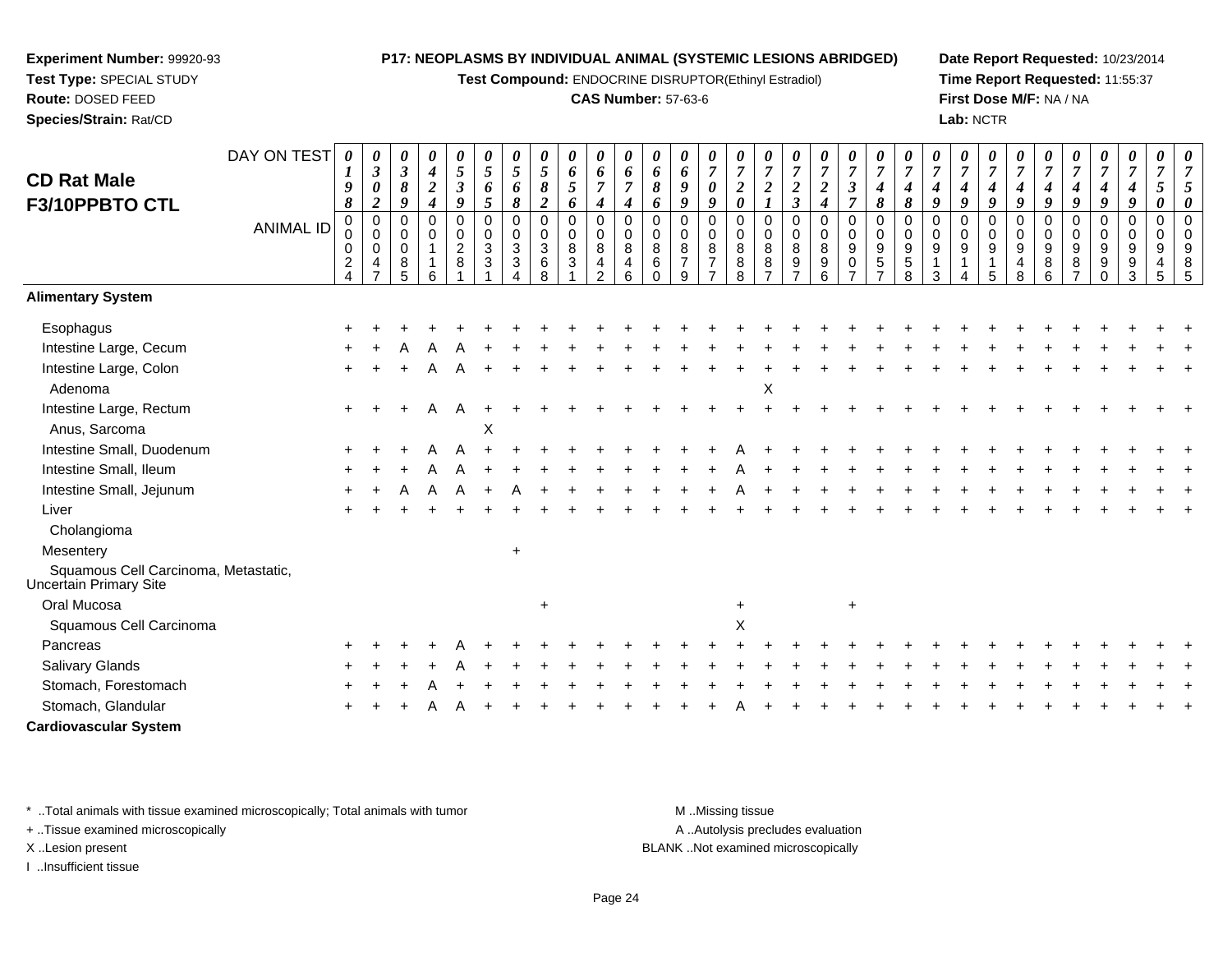**Experiment Number:** 99920-93
**Test Type:** SPECIAL STUDY
**Route:** DOSED FEED
**Species/Strain:** Rat/CD

**P17: NEOPLASMS BY INDIVIDUAL ANIMAL (SYSTEMIC LESIONS ABRIDGED)**
**Test Compound:** ENDOCRINE DISRUPTOR(Ethinyl Estradiol)
**CAS Number:** 57-63-6

**Date Report Requested:** 10/23/2014
**Time Report Requested:** 11:55:37
**First Dose M/F:** NA / NA
**Lab:** NCTR

## CD Rat Male F3/10PPBTO CTL

| DAY ON TEST | 0198 | 0302 | 0389 | 0424 | 0539 | 0565 | 0568 | 0582 | 0656 | 0674 | 0674 | 0686 | 0699 | 0709 | 0720 | 0721 | 0723 | 0724 | 0737 | 0748 | 0748 | 0749 | 0749 | 0749 | 0749 | 0749 | 0749 | 0749 | 0749 | 0749 | 0750 |
|---|---|---|---|---|---|---|---|---|---|---|---|---|---|---|---|---|---|---|---|---|---|---|---|---|---|---|---|---|---|---|---|
| ANIMAL ID | 00024 | 00047 | 00085 | 00116 | 00281 | 00331 | 00334 | 00368 | 00831 | 00842 | 00846 | 00860 | 00879 | 00877 | 00888 | 00887 | 00897 | 00896 | 00907 | 00957 | 00958 | 00913 | 00914 | 00915 | 00948 | 00986 | 00987 | 00990 | 00993 | 00945 | 00985 |
| **Alimentary System** | | | | | | | | | | | | | | | | | | | | | | | | | | | | | | | |
| Esophagus | + | + | + | + | + | + | + | + | + | + | + | + | + | + | + | + | + | + | + | + | + | + | + | + | + | + | + | + | + | + | + |
| Intestine Large, Cecum | + | + | A | A | A | + | + | + | + | + | + | + | + | + | + | + | + | + | + | + | + | + | + | + | + | + | + | + | + | + | + |
| Intestine Large, Colon | + | + | + | A | A | + | + | + | + | + | + | + | + | + | + | + | + | + | + | + | + | + | + | + | + | + | + | + | + | + | + |
| Adenoma | | | | | | | | | | | | | | | | X | | | | | | | | | | | | | | | |
| Intestine Large, Rectum | + | + | + | A | A | + | + | + | + | + | + | + | + | + | + | + | + | + | + | + | + | + | + | + | + | + | + | + | + | + | + |
| Anus, Sarcoma | | | | | | X | | | | | | | | | | | | | | | | | | | | | | | | | |
| Intestine Small, Duodenum | + | + | + | A | A | + | + | + | + | + | + | + | + | + | A | + | + | + | + | + | + | + | + | + | + | + | + | + | + | + | + |
| Intestine Small, Ileum | + | + | + | A | A | + | + | + | + | + | + | + | + | + | A | + | + | + | + | + | + | + | + | + | + | + | + | + | + | + | + |
| Intestine Small, Jejunum | + | + | A | A | A | + | A | + | + | + | + | + | + | + | A | + | + | + | + | + | + | + | + | + | + | + | + | + | + | + | + |
| Liver | + | + | + | + | + | + | + | + | + | + | + | + | + | + | + | + | + | + | + | + | + | + | + | + | + | + | + | + | + | + | + |
| Cholangioma | | | | | | | | | | | | | | | | | | | | | | | | | | | | | | | |
| Mesentery | | | | | | | + | | | | | | | | | | | | | | | | | | | | | | | | |
| Squamous Cell Carcinoma, Metastatic, Uncertain Primary Site | | | | | | | | | | | | | | | | | | | | | | | | | | | | | | | |
| Oral Mucosa | | | | | | | | + | | | | | | | + | | | | + | | | | | | | | | | | | |
| Squamous Cell Carcinoma | | | | | | | | | | | | | | | X | | | | | | | | | | | | | | | | |
| Pancreas | + | + | + | + | A | + | + | + | + | + | + | + | + | + | + | + | + | + | + | + | + | + | + | + | + | + | + | + | + | + | + |
| Salivary Glands | + | + | + | + | A | + | + | + | + | + | + | + | + | + | + | + | + | + | + | + | + | + | + | + | + | + | + | + | + | + | + |
| Stomach, Forestomach | + | + | + | A | + | + | + | + | + | + | + | + | + | + | + | + | + | + | + | + | + | + | + | + | + | + | + | + | + | + | + |
| Stomach, Glandular | + | + | + | A | A | + | + | + | + | + | + | + | + | + | A | + | + | + | + | + | + | + | + | + | + | + | + | + | + | + | + |
| **Cardiovascular System** | | | | | | | | | | | | | | | | | | | | | | | | | | | | | | | |

\* ..Total animals with tissue examined microscopically; Total animals with tumor
\+ ..Tissue examined microscopically
X ..Lesion present
I ..Insufficient tissue

M ..Missing tissue
A ..Autolysis precludes evaluation
BLANK ..Not examined microscopically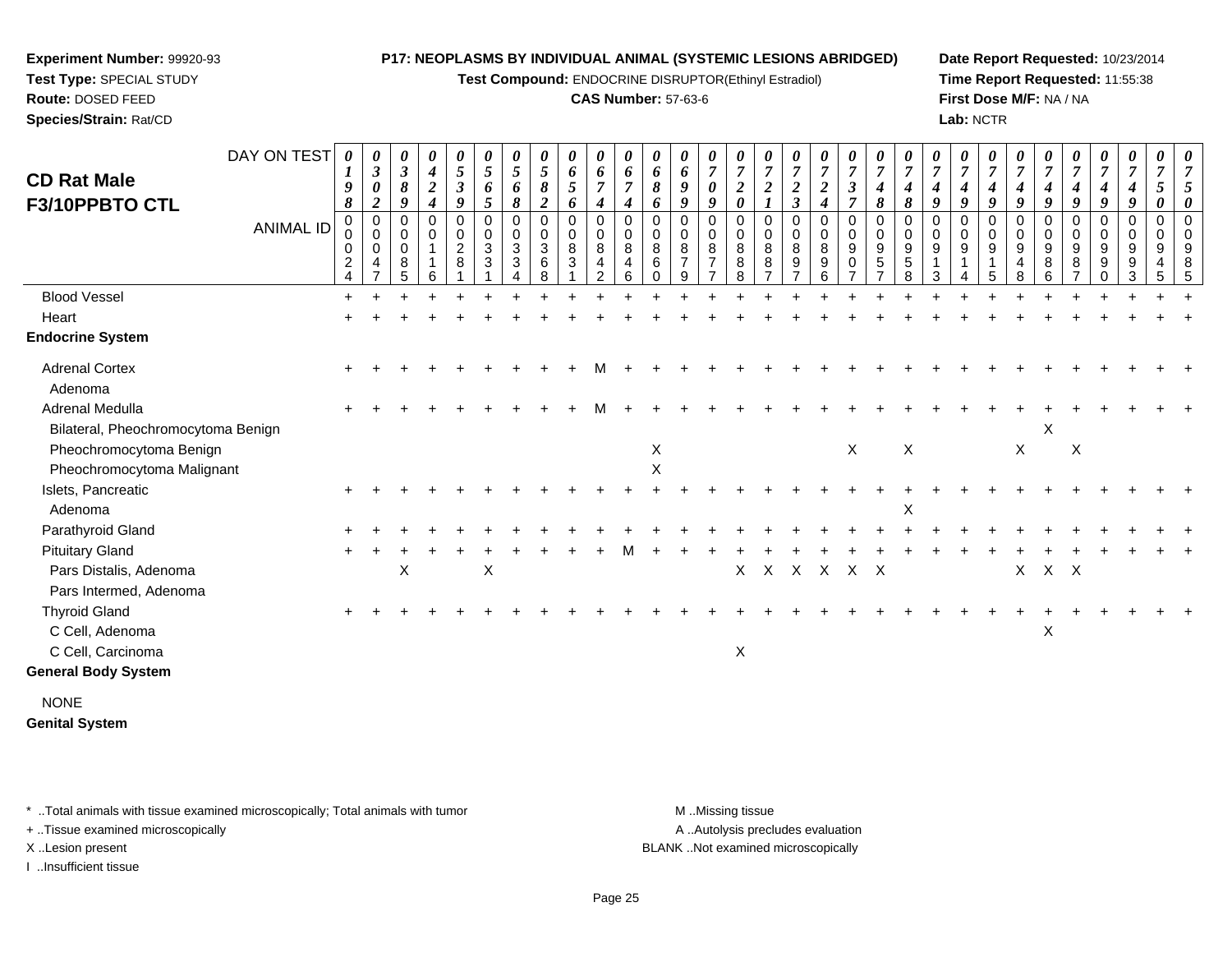**Experiment Number:** 99920-93
**Test Type:** SPECIAL STUDY
**Route:** DOSED FEED
**Species/Strain:** Rat/CD

**P17: NEOPLASMS BY INDIVIDUAL ANIMAL (SYSTEMIC LESIONS ABRIDGED)**
**Test Compound:** ENDOCRINE DISRUPTOR(Ethinyl Estradiol)
**CAS Number:** 57-63-6

**Date Report Requested:** 10/23/2014
**Time Report Requested:** 11:55:38
**First Dose M/F:** NA / NA
**Lab:** NCTR

# CD Rat Male F3/10PPBTO CTL

| DAY ON TEST | 0198 | 0302 | 0389 | 0424 | 0539 | 0565 | 0568 | 0582 | 0656 | 0674 | 0674 | 0686 | 0699 | 0709 | 0720 | 0721 | 0723 | 0724 | 0737 | 0748 | 0748 | 0749 | 0749 | 0749 | 0749 | 0749 | 0749 | 0749 | 0749 | 0750 | 0750 |
|---|---|---|---|---|---|---|---|---|---|---|---|---|---|---|---|---|---|---|---|---|---|---|---|---|---|---|---|---|---|---|---|
| **ANIMAL ID** | 00024 | 00047 | 00085 | 00116 | 00281 | 00331 | 00334 | 00368 | 00831 | 00842 | 00846 | 00860 | 00879 | 00877 | 00888 | 00887 | 00897 | 00896 | 00907 | 00957 | 00958 | 00913 | 00914 | 00915 | 00948 | 00986 | 00987 | 00990 | 00993 | 00945 | 00985 |
| Blood Vessel | + | + | + | + | + | + | + | + | + | + | + | + | + | + | + | + | + | + | + | + | + | + | + | + | + | + | + | + | + | + | + |
| Heart | + | + | + | + | + | + | + | + | + | + | + | + | + | + | + | + | + | + | + | + | + | + | + | + | + | + | + | + | + | + | + |
| **Endocrine System** | | | | | | | | | | | | | | | | | | | | | | | | | | | | | | | |
| Adrenal Cortex | + | + | + | + | + | + | + | + | + | M | + | + | + | + | + | + | + | + | + | + | + | + | + | + | + | + | + | + | + | + | + |
| Adenoma | | | | | | | | | | | | | | | | | | | | | | | | | | | | | | | |
| Adrenal Medulla | + | + | + | + | + | + | + | + | + | M | + | + | + | + | + | + | + | + | + | + | + | + | + | + | + | + | + | + | + | + | + |
| Bilateral, Pheochromocytoma Benign | | | | | | | | | | | | | | | | | | | | | | | | | | X | | | | | |
| Pheochromocytoma Benign | | | | | | | | | | | | X | | | | | | | X | | X | | | | X | | X | | | | |
| Pheochromocytoma Malignant | | | | | | | | | | | | X | | | | | | | | | | | | | | | | | | | |
| Islets, Pancreatic | + | + | + | + | + | + | + | + | + | + | + | + | + | + | + | + | + | + | + | + | + | + | + | + | + | + | + | + | + | + | + |
| Adenoma | | | | | | | | | | | | | | | | | | | | | X | | | | | | | | | | |
| Parathyroid Gland | + | + | + | + | + | + | + | + | + | + | + | + | + | + | + | + | + | + | + | + | + | + | + | + | + | + | + | + | + | + | + |
| Pituitary Gland | + | + | + | + | + | + | + | + | + | + | M | + | + | + | + | + | + | + | + | + | + | + | + | + | + | + | + | + | + | + | + |
| Pars Distalis, Adenoma | | | X | | | X | | | | | | | | | X | X | X | X | X | X | | | | | X | X | X | | | | |
| Pars Intermed, Adenoma | | | | | | | | | | | | | | | | | | | | | | | | | | | | | | | |
| Thyroid Gland | + | + | + | + | + | + | + | + | + | + | + | + | + | + | + | + | + | + | + | + | + | + | + | + | + | + | + | + | + | + | + |
| C Cell, Adenoma | | | | | | | | | | | | | | | | | | | | | | | | | | X | | | | | |
| C Cell, Carcinoma | | | | | | | | | | | | | | | X | | | | | | | | | | | | | | | | |
| **General Body System** | | | | | | | | | | | | | | | | | | | | | | | | | | | | | | | |
| NONE | | | | | | | | | | | | | | | | | | | | | | | | | | | | | | | |
| **Genital System** | | | | | | | | | | | | | | | | | | | | | | | | | | | | | | | |

\* ..Total animals with tissue examined microscopically; Total animals with tumor
+ ..Tissue examined microscopically
X ..Lesion present
I ..Insufficient tissue

M ..Missing tissue
A ..Autolysis precludes evaluation
BLANK ..Not examined microscopically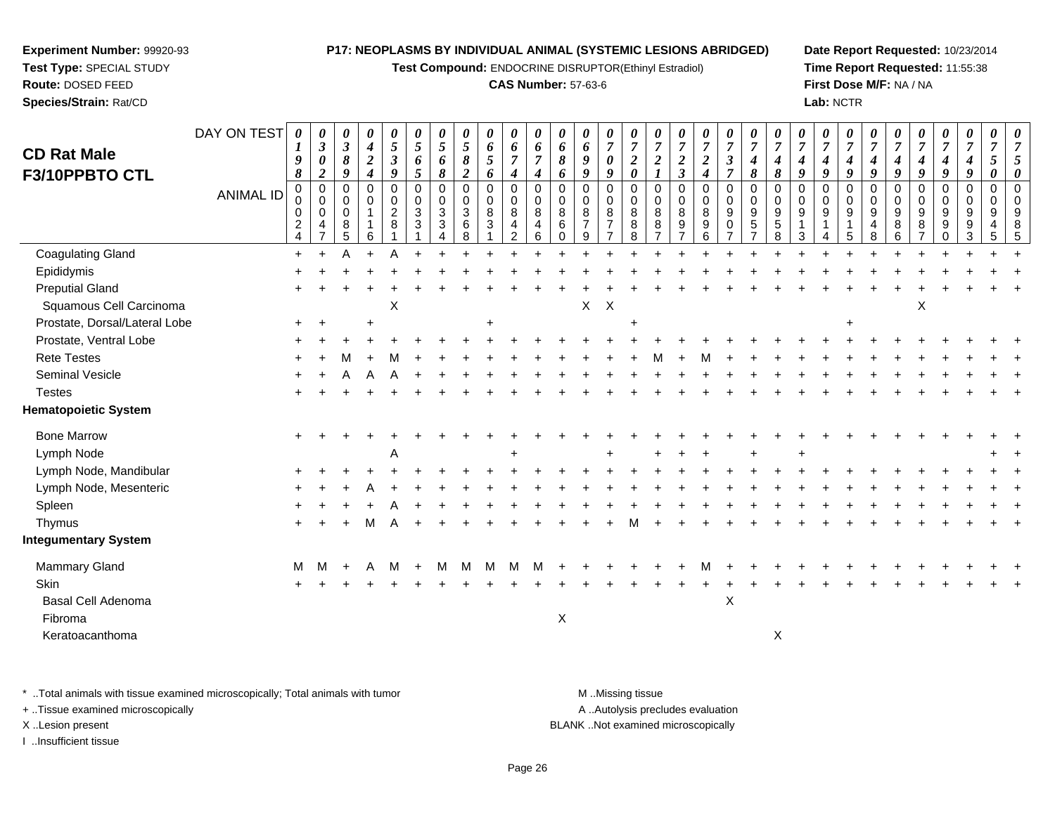**Experiment Number:** 99920-93
**Test Type:** SPECIAL STUDY
**Route:** DOSED FEED
**Species/Strain:** Rat/CD

**P17: NEOPLASMS BY INDIVIDUAL ANIMAL (SYSTEMIC LESIONS ABRIDGED)**
**Test Compound:** ENDOCRINE DISRUPTOR(Ethinyl Estradiol)
**CAS Number:** 57-63-6

**Date Report Requested:** 10/23/2014
**Time Report Requested:** 11:55:38
**First Dose M/F:** NA / NA
**Lab:** NCTR

## CD Rat Male F3/10PPBTO CTL

| DAY ON TEST | 0198 | 0302 | 0389 | 0424 | 0539 | 0565 | 0568 | 0582 | 0656 | 0674 | 0674 | 0686 | 0699 | 0709 | 0720 | 0721 | 0723 | 0724 | 0737 | 0748 | 0748 | 0749 | 0749 | 0749 | 0749 | 0749 | 0749 | 0749 | 0749 | 0750 | 0750 |
|---|---|---|---|---|---|---|---|---|---|---|---|---|---|---|---|---|---|---|---|---|---|---|---|---|---|---|---|---|---|---|---|
| **ANIMAL ID** | 00024 | 00047 | 00085 | 00116 | 00281 | 00331 | 00334 | 00368 | 00831 | 00842 | 00846 | 00860 | 00879 | 00877 | 00888 | 00887 | 00897 | 00896 | 00907 | 00957 | 00958 | 00913 | 00914 | 00915 | 00948 | 00986 | 00987 | 00990 | 00993 | 00945 | 00985 |
| Coagulating Gland | + | + | A | + | A | + | + | + | + | + | + | + | + | + | + | + | + | + | + | + | + | + | + | + | + | + | + | + | + | + | + |
| Epididymis | + | + | + | + | + | + | + | + | + | + | + | + | + | + | + | + | + | + | + | + | + | + | + | + | + | + | + | + | + | + | + |
| Preputial Gland | + | + | + | + | + | + | + | + | + | + | + | + | + | + | + | + | + | + | + | + | + | + | + | + | + | + | + | + | + | + | + |
| Squamous Cell Carcinoma | | | | | X | | | | | | | | X | X | | | | | | | | | | | | | X | | | | |
| Prostate, Dorsal/Lateral Lobe | + | + | | + | | | | | + | | | | | | + | | | | | | | | | + | | | | | | | |
| Prostate, Ventral Lobe | + | + | + | + | + | + | + | + | + | + | + | + | + | + | + | + | + | + | + | + | + | + | + | + | + | + | + | + | + | + | + |
| Rete Testes | + | + | M | + | M | + | + | + | + | + | + | + | + | + | + | M | + | M | + | + | + | + | + | + | + | + | + | + | + | + | + |
| Seminal Vesicle | + | + | A | A | A | + | + | + | + | + | + | + | + | + | + | + | + | + | + | + | + | + | + | + | + | + | + | + | + | + | + |
| Testes | + | + | + | + | + | + | + | + | + | + | + | + | + | + | + | + | + | + | + | + | + | + | + | + | + | + | + | + | + | + | + |
| **Hematopoietic System** | | | | | | | | | | | | | | | | | | | | | | | | | | | | | | | |
| Bone Marrow | + | + | + | + | + | + | + | + | + | + | + | + | + | + | + | + | + | + | + | + | + | + | + | + | + | + | + | + | + | + | + |
| Lymph Node | | | | | A | | | | | + | | | | + | | + | + | + | | + | | + | | | | | | | | + | + |
| Lymph Node, Mandibular | + | + | + | + | + | + | + | + | + | + | + | + | + | + | + | + | + | + | + | + | + | + | + | + | + | + | + | + | + | + | + |
| Lymph Node, Mesenteric | + | + | + | A | + | + | + | + | + | + | + | + | + | + | + | + | + | + | + | + | + | + | + | + | + | + | + | + | + | + | + |
| Spleen | + | + | + | + | A | + | + | + | + | + | + | + | + | + | + | + | + | + | + | + | + | + | + | + | + | + | + | + | + | + | + |
| Thymus | + | + | + | M | A | + | + | + | + | + | + | + | + | + | M | + | + | + | + | + | + | + | + | + | + | + | + | + | + | + | + |
| **Integumentary System** | | | | | | | | | | | | | | | | | | | | | | | | | | | | | | | |
| Mammary Gland | M | M | + | A | M | + | M | M | M | M | M | + | + | + | + | + | + | M | + | + | + | + | + | + | + | + | + | + | + | + | + |
| Skin | + | + | + | + | + | + | + | + | + | + | + | + | + | + | + | + | + | + | + | + | + | + | + | + | + | + | + | + | + | + | + |
| Basal Cell Adenoma | | | | | | | | | | | | | | | | | | | X | | | | | | | | | | | | |
| Fibroma | | | | | | | | | | | | X | | | | | | | | | | | | | | | | | | | |
| Keratoacanthoma | | | | | | | | | | | | | | | | | | | | | X | | | | | | | | | | |

\* ..Total animals with tissue examined microscopically; Total animals with tumor
\+ ..Tissue examined microscopically
X ..Lesion present
I ..Insufficient tissue

M ..Missing tissue
A ..Autolysis precludes evaluation
BLANK ..Not examined microscopically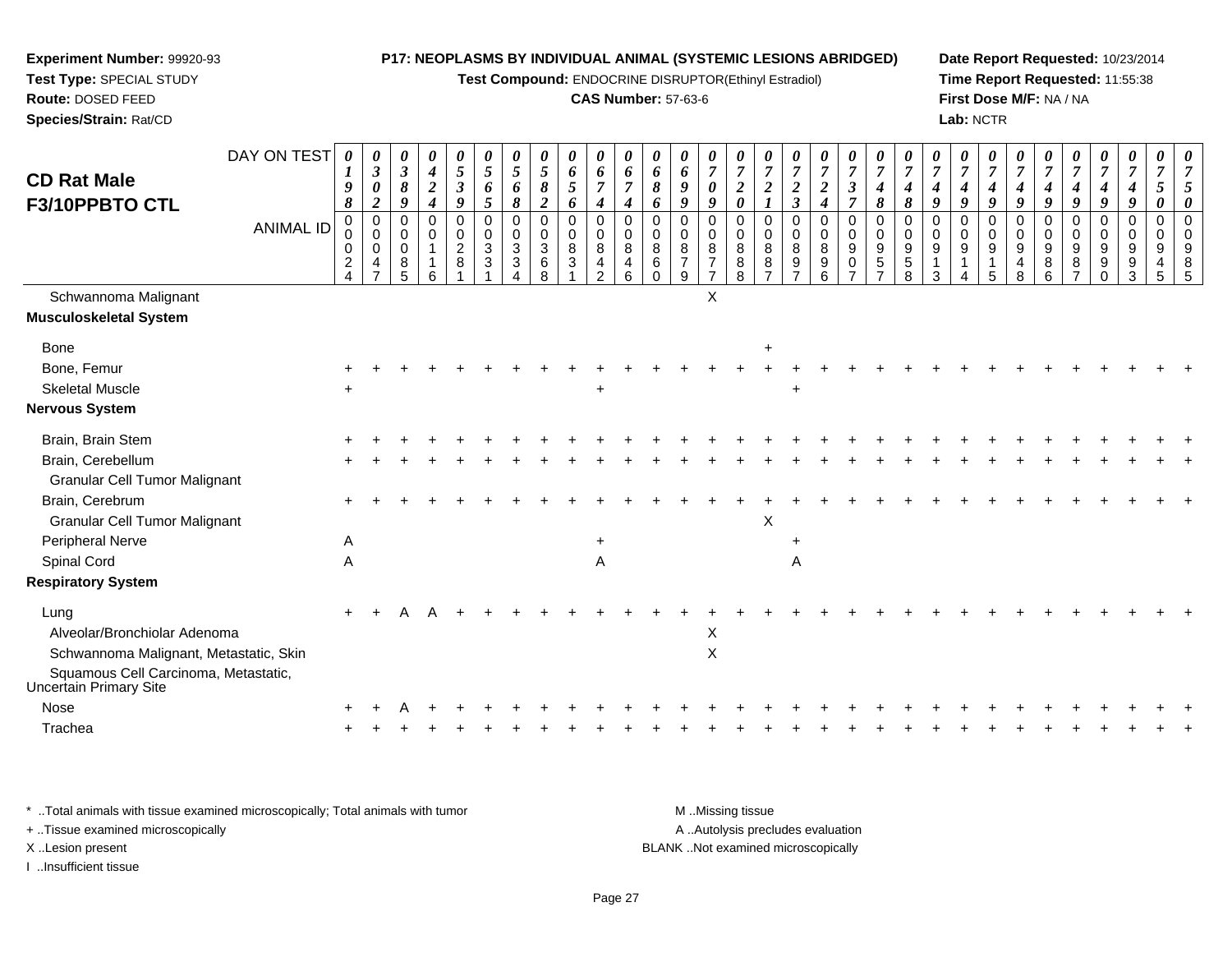**Experiment Number:** 99920-93
**Test Type:** SPECIAL STUDY
**Route:** DOSED FEED
**Species/Strain:** Rat/CD

**P17: NEOPLASMS BY INDIVIDUAL ANIMAL (SYSTEMIC LESIONS ABRIDGED)**
**Test Compound:** ENDOCRINE DISRUPTOR(Ethinyl Estradiol)
**CAS Number:** 57-63-6

**Date Report Requested:** 10/23/2014
**Time Report Requested:** 11:55:38
**First Dose M/F:** NA / NA
**Lab:** NCTR

## CD Rat Male F3/10PPBTO CTL

| DAY ON TEST | 0198 | 0302 | 0389 | 0424 | 0539 | 0565 | 0568 | 0582 | 0656 | 0674 | 0674 | 0686 | 0699 | 0709 | 0720 | 0721 | 0723 | 0724 | 0737 | 0748 | 0748 | 0749 | 0749 | 0749 | 0749 | 0749 | 0749 | 0749 | 0749 | 0750 | 0750 |
|---|---|---|---|---|---|---|---|---|---|---|---|---|---|---|---|---|---|---|---|---|---|---|---|---|---|---|---|---|---|---|---|
| **ANIMAL ID** | 00024 | 00047 | 00085 | 00116 | 00281 | 00331 | 00334 | 00368 | 00831 | 00842 | 00846 | 00860 | 00879 | 00877 | 00888 | 00887 | 00897 | 00896 | 00907 | 00957 | 00958 | 00913 | 00914 | 00915 | 00948 | 00986 | 00987 | 00990 | 00993 | 00945 | 00985 |
| Schwannoma Malignant | | | | | | | | | | | | | | X | | | | | | | | | | | | | | | | | |
| **Musculoskeletal System** | | | | | | | | | | | | | | | | | | | | | | | | | | | | | | | |
| Bone | | | | | | | | | | | | | | | | + | | | | | | | | | | | | | | | |
| Bone, Femur | + | + | + | + | + | + | + | + | + | + | + | + | + | + | + | + | + | + | + | + | + | + | + | + | + | + | + | + | + | + | + |
| Skeletal Muscle | + | | | | | | | | | + | | | | | | | + | | | | | | | | | | | | | | |
| **Nervous System** | | | | | | | | | | | | | | | | | | | | | | | | | | | | | | | |
| Brain, Brain Stem | + | + | + | + | + | + | + | + | + | + | + | + | + | + | + | + | + | + | + | + | + | + | + | + | + | + | + | + | + | + | + |
| Brain, Cerebellum | + | + | + | + | + | + | + | + | + | + | + | + | + | + | + | + | + | + | + | + | + | + | + | + | + | + | + | + | + | + | + |
| Granular Cell Tumor Malignant | | | | | | | | | | | | | | | | | | | | | | | | | | | | | | | |
| Brain, Cerebrum | + | + | + | + | + | + | + | + | + | + | + | + | + | + | + | + | + | + | + | + | + | + | + | + | + | + | + | + | + | + | + |
| Granular Cell Tumor Malignant | | | | | | | | | | | | | | | | X | | | | | | | | | | | | | | | |
| Peripheral Nerve | A | | | | | | | | | + | | | | | | | + | | | | | | | | | | | | | | |
| Spinal Cord | A | | | | | | | | | A | | | | | | | A | | | | | | | | | | | | | | |
| **Respiratory System** | | | | | | | | | | | | | | | | | | | | | | | | | | | | | | | |
| Lung | + | + | A | A | + | + | + | + | + | + | + | + | + | + | + | + | + | + | + | + | + | + | + | + | + | + | + | + | + | + | + |
| Alveolar/Bronchiolar Adenoma | | | | | | | | | | | | | | X | | | | | | | | | | | | | | | | | |
| Schwannoma Malignant, Metastatic, Skin | | | | | | | | | | | | | | X | | | | | | | | | | | | | | | | | |
| Squamous Cell Carcinoma, Metastatic, Uncertain Primary Site | | | | | | | | | | | | | | | | | | | | | | | | | | | | | | | |
| Nose | + | + | A | + | + | + | + | + | + | + | + | + | + | + | + | + | + | + | + | + | + | + | + | + | + | + | + | + | + | + | + |
| Trachea | + | + | + | + | + | + | + | + | + | + | + | + | + | + | + | + | + | + | + | + | + | + | + | + | + | + | + | + | + | + | + |

\* ..Total animals with tissue examined microscopically; Total animals with tumor
\+ ..Tissue examined microscopically
X ..Lesion present
I ..Insufficient tissue

M ..Missing tissue
A ..Autolysis precludes evaluation
BLANK ..Not examined microscopically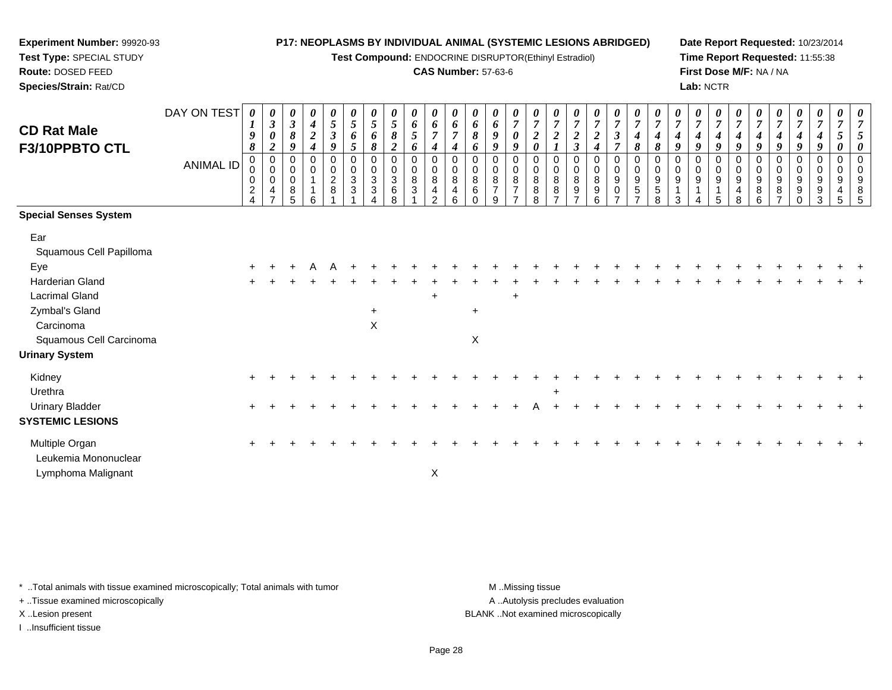**Experiment Number:** 99920-93
**Test Type:** SPECIAL STUDY
**Route:** DOSED FEED
**Species/Strain:** Rat/CD

**P17: NEOPLASMS BY INDIVIDUAL ANIMAL (SYSTEMIC LESIONS ABRIDGED)**
**Test Compound:** ENDOCRINE DISRUPTOR(Ethinyl Estradiol)
**CAS Number:** 57-63-6

**Date Report Requested:** 10/23/2014
**Time Report Requested:** 11:55:38
**First Dose M/F:** NA / NA
**Lab:** NCTR

## CD Rat Male F3/10PPBTO CTL

| DAY ON TEST | 0198 | 0302 | 0389 | 0424 | 0539 | 0565 | 0568 | 0582 | 0656 | 0674 | 0674 | 0686 | 0699 | 0709 | 0720 | 0721 | 0723 | 0724 | 0737 | 0748 | 0748 | 0749 | 0749 | 0749 | 0749 | 0749 | 0749 | 0749 | 0749 | 0750 | 0750 |
|---|---|---|---|---|---|---|---|---|---|---|---|---|---|---|---|---|---|---|---|---|---|---|---|---|---|---|---|---|---|---|---|
| **ANIMAL ID** | 00024 | 00047 | 00085 | 00116 | 00281 | 00331 | 00334 | 00368 | 00831 | 00842 | 00846 | 00860 | 00879 | 00877 | 00888 | 00887 | 00897 | 00896 | 00907 | 00957 | 00958 | 00913 | 00914 | 00915 | 00948 | 00986 | 00987 | 00990 | 00993 | 00945 | 00985 |
| **Special Senses System** | | | | | | | | | | | | | | | | | | | | | | | | | | | | | | | |
| Ear | | | | | | | | | | | | | | | | | | | | | | | | | | | | | | | |
| Squamous Cell Papilloma | | | | | | | | | | | | | | | | | | | | | | | | | | | | | | | |
| Eye | + | + | + | A | A | + | + | + | + | + | + | + | + | + | + | + | + | + | + | + | + | + | + | + | + | + | + | + | + | + | + |
| Harderian Gland | + | + | + | + | + | + | + | + | + | + | + | + | + | + | + | + | + | + | + | + | + | + | + | + | + | + | + | + | + | + | + |
| Lacrimal Gland | | | | | | | | | | + | | | | + | | | | | | | | | | | | | | | | | |
| Zymbal's Gland | | | | | | | + | | | | | + | | | | | | | | | | | | | | | | | | | |
| Carcinoma | | | | | | | X | | | | | | | | | | | | | | | | | | | | | | | | |
| Squamous Cell Carcinoma | | | | | | | | | | | | X | | | | | | | | | | | | | | | | | | | |
| **Urinary System** | | | | | | | | | | | | | | | | | | | | | | | | | | | | | | | |
| Kidney | + | + | + | + | + | + | + | + | + | + | + | + | + | + | + | + | + | + | + | + | + | + | + | + | + | + | + | + | + | + | + |
| Urethra | | | | | | | | | | | | | | | | + | | | | | | | | | | | | | | | |
| Urinary Bladder | + | + | + | + | + | + | + | + | + | + | + | + | + | + | A | + | + | + | + | + | + | + | + | + | + | + | + | + | + | + | + |
| **SYSTEMIC LESIONS** | | | | | | | | | | | | | | | | | | | | | | | | | | | | | | | |
| Multiple Organ | + | + | + | + | + | + | + | + | + | + | + | + | + | + | + | + | + | + | + | + | + | + | + | + | + | + | + | + | + | + | + |
| Leukemia Mononuclear | | | | | | | | | | | | | | | | | | | | | | | | | | | | | | | |
| Lymphoma Malignant | | | | | | | | | | X | | | | | | | | | | | | | | | | | | | | | |

\* ..Total animals with tissue examined microscopically; Total animals with tumor
+ ..Tissue examined microscopically
X ..Lesion present
I ..Insufficient tissue

M ..Missing tissue
A ..Autolysis precludes evaluation
BLANK ..Not examined microscopically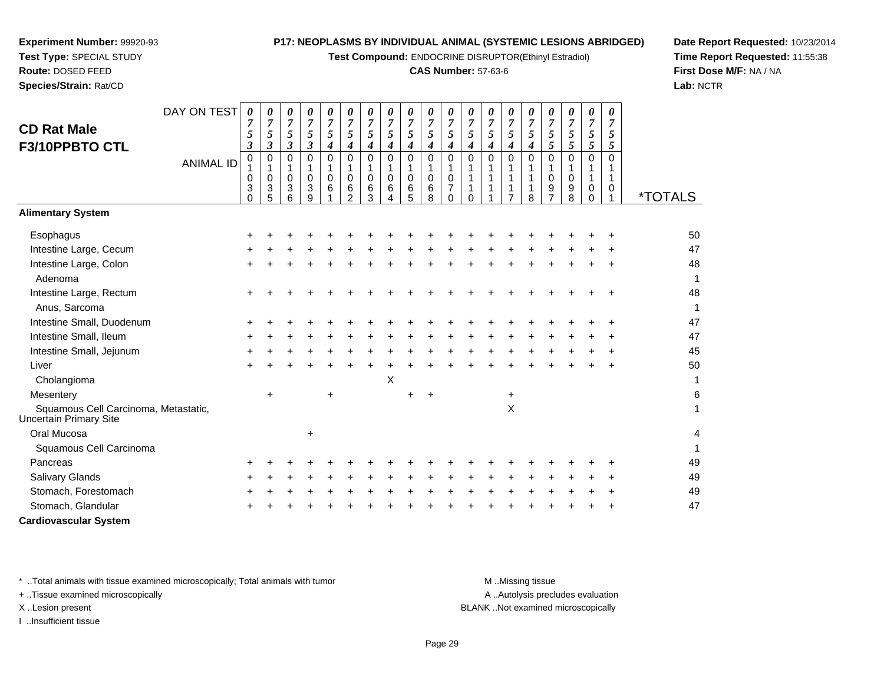**Experiment Number:** 99920-93
**Test Type:** SPECIAL STUDY
**Route:** DOSED FEED
**Species/Strain:** Rat/CD

**P17: NEOPLASMS BY INDIVIDUAL ANIMAL (SYSTEMIC LESIONS ABRIDGED)**
**Test Compound:** ENDOCRINE DISRUPTOR(Ethinyl Estradiol)
**CAS Number:** 57-63-6

**Date Report Requested:** 10/23/2014
**Time Report Requested:** 11:55:38
**First Dose M/F:** NA / NA
**Lab:** NCTR

## CD Rat Male F3/10PPBTO CTL

| DAY ON TEST | 0753 | 0753 | 0753 | 0753 | 0754 | 0754 | 0754 | 0754 | 0754 | 0754 | 0754 | 0754 | 0754 | 0754 | 0754 | 0755 | 0755 | 0755 | 0755 | |
|---|---|---|---|---|---|---|---|---|---|---|---|---|---|---|---|---|---|---|---|---|
| **ANIMAL ID** | 01030 | 01035 | 01036 | 01039 | 01061 | 01062 | 01063 | 01064 | 01065 | 01068 | 01070 | 01110 | 01111 | 01117 | 01118 | 01097 | 01098 | 01100 | 01101 | ***TOTALS** |
| **Alimentary System** | | | | | | | | | | | | | | | | | | | | |
| Esophagus | + | + | + | + | + | + | + | + | + | + | + | + | + | + | + | + | + | + | + | 50 |
| Intestine Large, Cecum | + | + | + | + | + | + | + | + | + | + | + | + | + | + | + | + | + | + | + | 47 |
| Intestine Large, Colon | + | + | + | + | + | + | + | + | + | + | + | + | + | + | + | + | + | + | + | 48 |
| Adenoma | | | | | | | | | | | | | | | | | | | | 1 |
| Intestine Large, Rectum | + | + | + | + | + | + | + | + | + | + | + | + | + | + | + | + | + | + | + | 48 |
| Anus, Sarcoma | | | | | | | | | | | | | | | | | | | | 1 |
| Intestine Small, Duodenum | + | + | + | + | + | + | + | + | + | + | + | + | + | + | + | + | + | + | + | 47 |
| Intestine Small, Ileum | + | + | + | + | + | + | + | + | + | + | + | + | + | + | + | + | + | + | + | 47 |
| Intestine Small, Jejunum | + | + | + | + | + | + | + | + | + | + | + | + | + | + | + | + | + | + | + | 45 |
| Liver | + | + | + | + | + | + | + | + | + | + | + | + | + | + | + | + | + | + | + | 50 |
| Cholangioma | | | | | | | | X | | | | | | | | | | | | 1 |
| Mesentery | | + | | | + | | | | + | + | | | | + | | | | | | 6 |
| Squamous Cell Carcinoma, Metastatic, Uncertain Primary Site | | | | | | | | | | | | | | X | | | | | | 1 |
| Oral Mucosa | | | | + | | | | | | | | | | | | | | | | 4 |
| Squamous Cell Carcinoma | | | | | | | | | | | | | | | | | | | | 1 |
| Pancreas | + | + | + | + | + | + | + | + | + | + | + | + | + | + | + | + | + | + | + | 49 |
| Salivary Glands | + | + | + | + | + | + | + | + | + | + | + | + | + | + | + | + | + | + | + | 49 |
| Stomach, Forestomach | + | + | + | + | + | + | + | + | + | + | + | + | + | + | + | + | + | + | + | 49 |
| Stomach, Glandular | + | + | + | + | + | + | + | + | + | + | + | + | + | + | + | + | + | + | + | 47 |
| **Cardiovascular System** | | | | | | | | | | | | | | | | | | | | |

* ..Total animals with tissue examined microscopically; Total animals with tumor
+ ..Tissue examined microscopically
X ..Lesion present
I ..Insufficient tissue

M ..Missing tissue
A ..Autolysis precludes evaluation
BLANK ..Not examined microscopically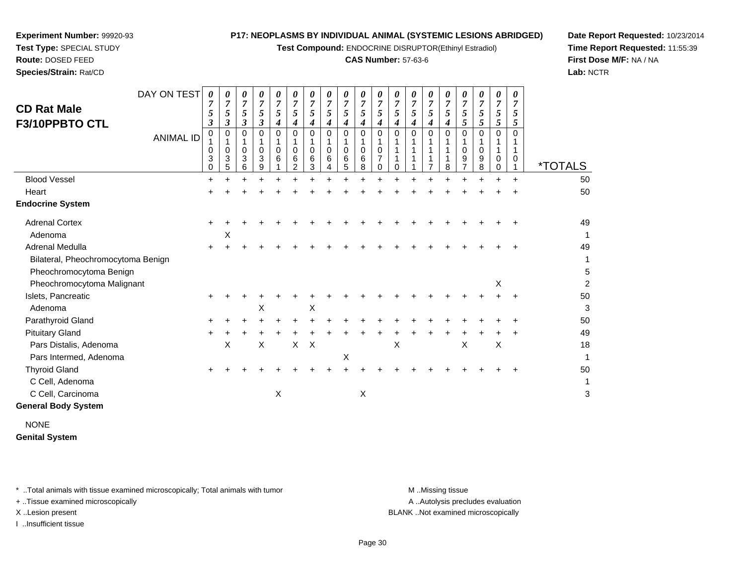**Experiment Number:** 99920-93
**Test Type:** SPECIAL STUDY
**Route:** DOSED FEED
**Species/Strain:** Rat/CD

**P17: NEOPLASMS BY INDIVIDUAL ANIMAL (SYSTEMIC LESIONS ABRIDGED)**
**Test Compound:** ENDOCRINE DISRUPTOR(Ethinyl Estradiol)
**CAS Number:** 57-63-6

**Date Report Requested:** 10/23/2014
**Time Report Requested:** 11:55:39
**First Dose M/F:** NA / NA
**Lab:** NCTR

## CD Rat Male F3/10PPBTO CTL

| DAY ON TEST | 0753 | 0753 | 0753 | 0753 | 0754 | 0754 | 0754 | 0754 | 0754 | 0754 | 0754 | 0754 | 0754 | 0754 | 0754 | 0755 | 0755 | 0755 | 0755 | |
|---|---|---|---|---|---|---|---|---|---|---|---|---|---|---|---|---|---|---|---|---|
| **ANIMAL ID** | 01030 | 01035 | 01036 | 01039 | 01061 | 01062 | 01063 | 01064 | 01065 | 01068 | 01070 | 01110 | 01111 | 01117 | 01118 | 01097 | 01098 | 01100 | 01101 | ***TOTALS** |
| Blood Vessel | + | + | + | + | + | + | + | + | + | + | + | + | + | + | + | + | + | + | + | 50 |
| Heart | + | + | + | + | + | + | + | + | + | + | + | + | + | + | + | + | + | + | + | 50 |
| **Endocrine System** | | | | | | | | | | | | | | | | | | | | |
| Adrenal Cortex | + | + | + | + | + | + | + | + | + | + | + | + | + | + | + | + | + | + | + | 49 |
| Adenoma | | X | | | | | | | | | | | | | | | | | | 1 |
| Adrenal Medulla | + | + | + | + | + | + | + | + | + | + | + | + | + | + | + | + | + | + | + | 49 |
| Bilateral, Pheochromocytoma Benign | | | | | | | | | | | | | | | | | | | | 1 |
| Pheochromocytoma Benign | | | | | | | | | | | | | | | | | | | | 5 |
| Pheochromocytoma Malignant | | | | | | | | | | | | | | | | | | X | | 2 |
| Islets, Pancreatic | + | + | + | + | + | + | + | + | + | + | + | + | + | + | + | + | + | + | + | 50 |
| Adenoma | | | | X | | | X | | | | | | | | | | | | | 3 |
| Parathyroid Gland | + | + | + | + | + | + | + | + | + | + | + | + | + | + | + | + | + | + | + | 50 |
| Pituitary Gland | + | + | + | + | + | + | + | + | + | + | + | + | + | + | + | + | + | + | + | 49 |
| Pars Distalis, Adenoma | | X | | X | | X | X | | | | | X | | | | X | | X | | 18 |
| Pars Intermed, Adenoma | | | | | | | | | X | | | | | | | | | | | 1 |
| Thyroid Gland | + | + | + | + | + | + | + | + | + | + | + | + | + | + | + | + | + | + | + | 50 |
| C Cell, Adenoma | | | | | | | | | | | | | | | | | | | | 1 |
| C Cell, Carcinoma | | | | | X | | | | | X | | | | | | | | | | 3 |
| **General Body System** | | | | | | | | | | | | | | | | | | | | |
| NONE | | | | | | | | | | | | | | | | | | | | |
| **Genital System** | | | | | | | | | | | | | | | | | | | | |

\* ..Total animals with tissue examined microscopically; Total animals with tumor
+ ..Tissue examined microscopically
X ..Lesion present
I ..Insufficient tissue

M ..Missing tissue
A ..Autolysis precludes evaluation
BLANK ..Not examined microscopically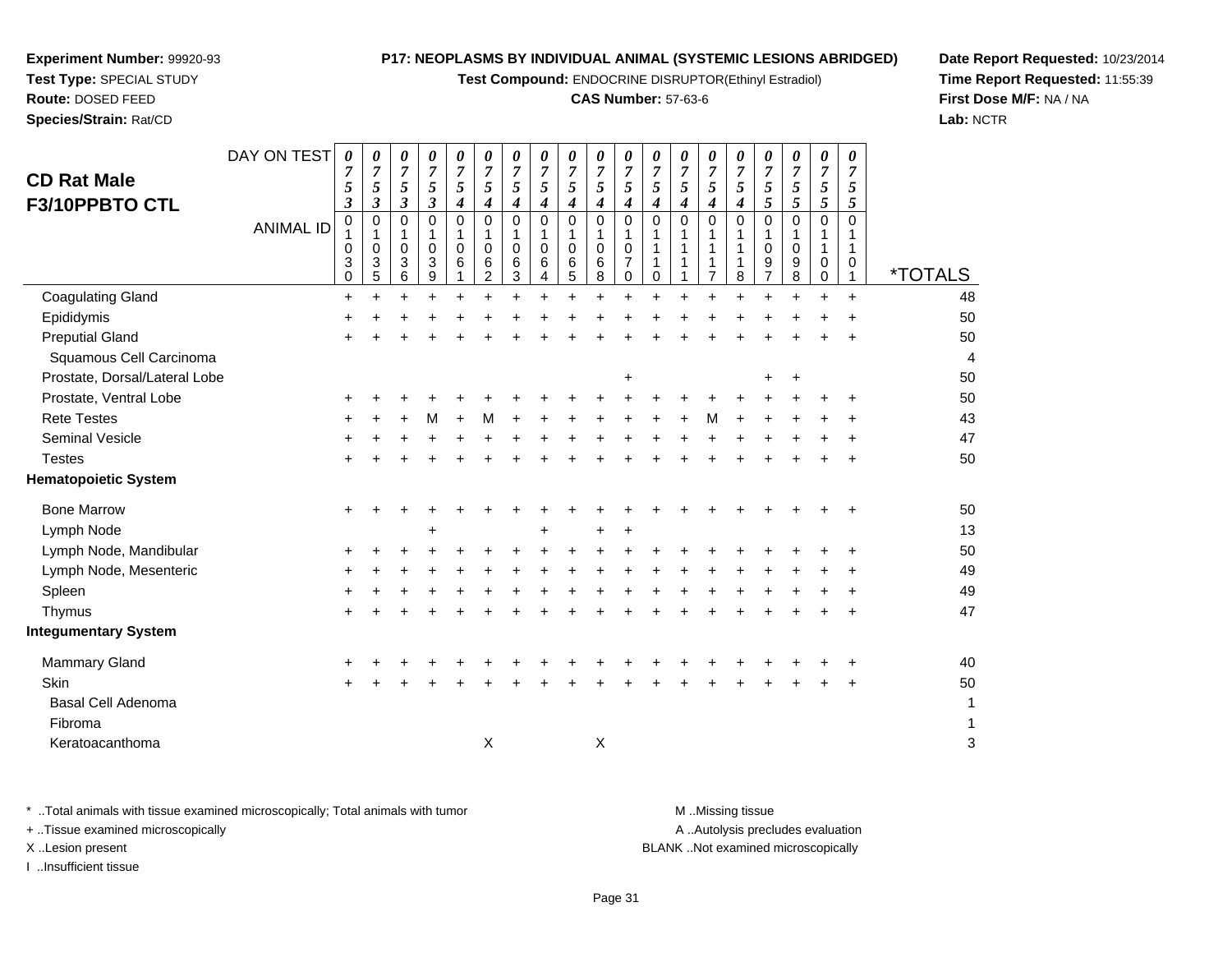**Experiment Number:** 99920-93
**Test Type:** SPECIAL STUDY
**Route:** DOSED FEED
**Species/Strain:** Rat/CD

**P17: NEOPLASMS BY INDIVIDUAL ANIMAL (SYSTEMIC LESIONS ABRIDGED)**
**Test Compound:** ENDOCRINE DISRUPTOR(Ethinyl Estradiol)
**CAS Number:** 57-63-6

**Date Report Requested:** 10/23/2014
**Time Report Requested:** 11:55:39
**First Dose M/F:** NA / NA
**Lab:** NCTR

## CD Rat Male F3/10PPBTO CTL

| DAY ON TEST | 0753 | 0753 | 0753 | 0753 | 0754 | 0754 | 0754 | 0754 | 0754 | 0754 | 0754 | 0754 | 0754 | 0754 | 0754 | 0755 | 0755 | 0755 | 0755 | |
|---|---|---|---|---|---|---|---|---|---|---|---|---|---|---|---|---|---|---|---|---|
| **ANIMAL ID** | 01030 | 01035 | 01036 | 01039 | 01061 | 01062 | 01063 | 01064 | 01065 | 01068 | 01070 | 01110 | 01111 | 01117 | 01118 | 01097 | 01098 | 01100 | 01101 | ***TOTALS** |
| Coagulating Gland | + | + | + | + | + | + | + | + | + | + | + | + | + | + | + | + | + | + | + | 48 |
| Epididymis | + | + | + | + | + | + | + | + | + | + | + | + | + | + | + | + | + | + | + | 50 |
| Preputial Gland | + | + | + | + | + | + | + | + | + | + | + | + | + | + | + | + | + | + | + | 50 |
| Squamous Cell Carcinoma | | | | | | | | | | | | | | | | | | | | 4 |
| Prostate, Dorsal/Lateral Lobe | | | | | | | | | | | + | | | | | + | + | | | 50 |
| Prostate, Ventral Lobe | + | + | + | + | + | + | + | + | + | + | + | + | + | + | + | + | + | + | + | 50 |
| Rete Testes | + | + | + | M | + | M | + | + | + | + | + | + | + | M | + | + | + | + | + | 43 |
| Seminal Vesicle | + | + | + | + | + | + | + | + | + | + | + | + | + | + | + | + | + | + | + | 47 |
| Testes | + | + | + | + | + | + | + | + | + | + | + | + | + | + | + | + | + | + | + | 50 |
| **Hematopoietic System** | | | | | | | | | | | | | | | | | | | | |
| Bone Marrow | + | + | + | + | + | + | + | + | + | + | + | + | + | + | + | + | + | + | + | 50 |
| Lymph Node | | | | + | | | | + | | + | + | | | | | | | | | 13 |
| Lymph Node, Mandibular | + | + | + | + | + | + | + | + | + | + | + | + | + | + | + | + | + | + | + | 50 |
| Lymph Node, Mesenteric | + | + | + | + | + | + | + | + | + | + | + | + | + | + | + | + | + | + | + | 49 |
| Spleen | + | + | + | + | + | + | + | + | + | + | + | + | + | + | + | + | + | + | + | 49 |
| Thymus | + | + | + | + | + | + | + | + | + | + | + | + | + | + | + | + | + | + | + | 47 |
| **Integumentary System** | | | | | | | | | | | | | | | | | | | | |
| Mammary Gland | + | + | + | + | + | + | + | + | + | + | + | + | + | + | + | + | + | + | + | 40 |
| Skin | + | + | + | + | + | + | + | + | + | + | + | + | + | + | + | + | + | + | + | 50 |
| Basal Cell Adenoma | | | | | | | | | | | | | | | | | | | | 1 |
| Fibroma | | | | | | | | | | | | | | | | | | | | 1 |
| Keratoacanthoma | | | | | | X | | | | X | | | | | | | | | | 3 |

\* ..Total animals with tissue examined microscopically; Total animals with tumor
\+ ..Tissue examined microscopically
X ..Lesion present
I ..Insufficient tissue

M ..Missing tissue
A ..Autolysis precludes evaluation
BLANK ..Not examined microscopically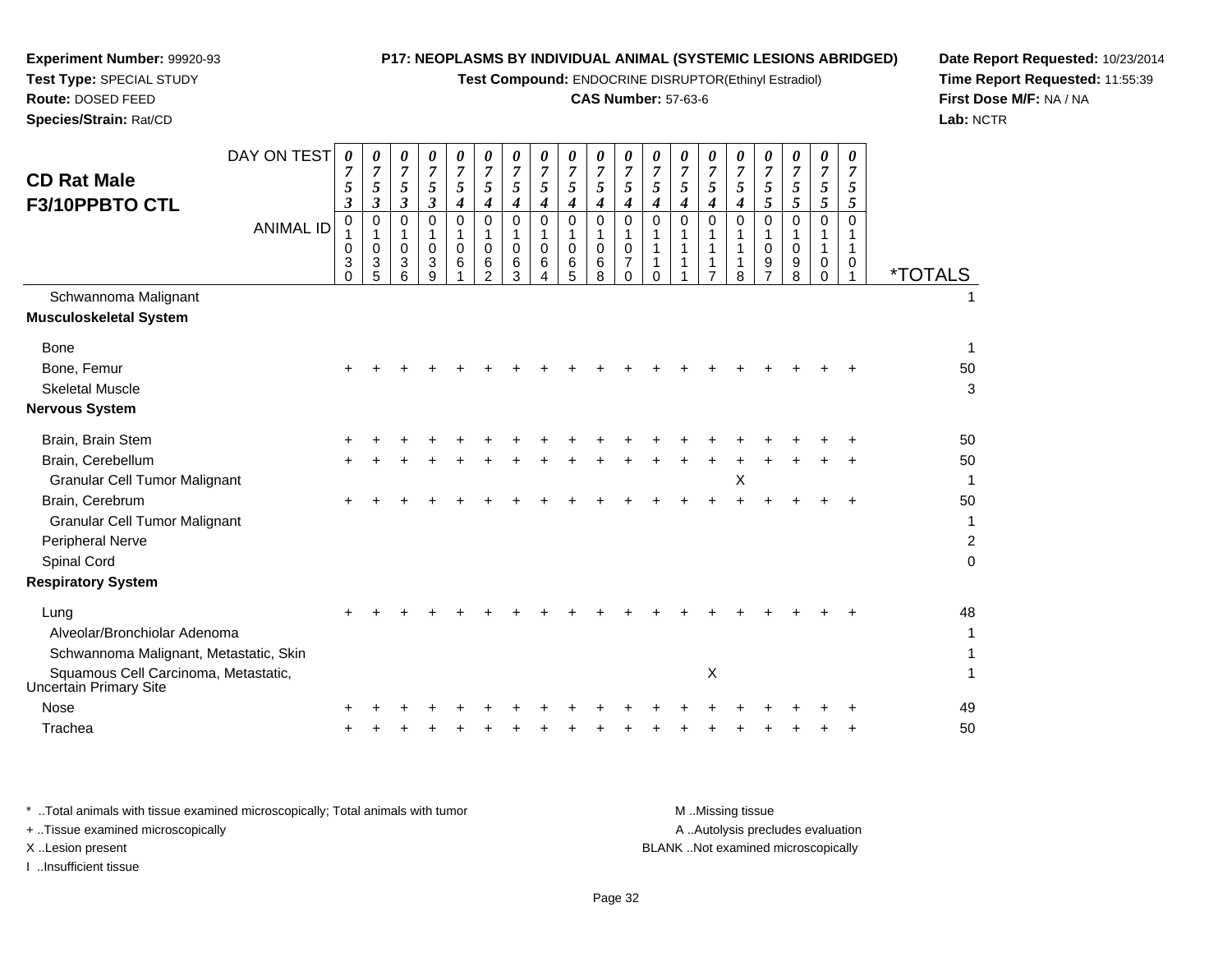**Experiment Number:** 99920-93
**Test Type:** SPECIAL STUDY
**Route:** DOSED FEED
**Species/Strain:** Rat/CD

**P17: NEOPLASMS BY INDIVIDUAL ANIMAL (SYSTEMIC LESIONS ABRIDGED)**
**Test Compound:** ENDOCRINE DISRUPTOR(Ethinyl Estradiol)
**CAS Number:** 57-63-6

**Date Report Requested:** 10/23/2014
**Time Report Requested:** 11:55:39
**First Dose M/F:** NA / NA
**Lab:** NCTR

## CD Rat Male F3/10PPBTO CTL

| DAY ON TEST | 0753 | 0753 | 0753 | 0753 | 0754 | 0754 | 0754 | 0754 | 0754 | 0754 | 0754 | 0754 | 0754 | 0754 | 0754 | 0755 | 0755 | 0755 | 0755 | |
|---|---|---|---|---|---|---|---|---|---|---|---|---|---|---|---|---|---|---|---|---|
| **ANIMAL ID** | 01030 | 01035 | 01036 | 01039 | 01061 | 01062 | 01063 | 01064 | 01065 | 01068 | 01070 | 01110 | 01111 | 01117 | 01118 | 01097 | 01098 | 01100 | 01101 | ***TOTALS** |
| Schwannoma Malignant | | | | | | | | | | | | | | | | | | | | 1 |
| **Musculoskeletal System** | | | | | | | | | | | | | | | | | | | | |
| Bone | | | | | | | | | | | | | | | | | | | | 1 |
| Bone, Femur | + | + | + | + | + | + | + | + | + | + | + | + | + | + | + | + | + | + | + | 50 |
| Skeletal Muscle | | | | | | | | | | | | | | | | | | | | 3 |
| **Nervous System** | | | | | | | | | | | | | | | | | | | | |
| Brain, Brain Stem | + | + | + | + | + | + | + | + | + | + | + | + | + | + | + | + | + | + | + | 50 |
| Brain, Cerebellum | + | + | + | + | + | + | + | + | + | + | + | + | + | + | + | + | + | + | + | 50 |
| Granular Cell Tumor Malignant | | | | | | | | | | | | | | | X | | | | | 1 |
| Brain, Cerebrum | + | + | + | + | + | + | + | + | + | + | + | + | + | + | + | + | + | + | + | 50 |
| Granular Cell Tumor Malignant | | | | | | | | | | | | | | | | | | | | 1 |
| Peripheral Nerve | | | | | | | | | | | | | | | | | | | | 2 |
| Spinal Cord | | | | | | | | | | | | | | | | | | | | 0 |
| **Respiratory System** | | | | | | | | | | | | | | | | | | | | |
| Lung | + | + | + | + | + | + | + | + | + | + | + | + | + | + | + | + | + | + | + | 48 |
| Alveolar/Bronchiolar Adenoma | | | | | | | | | | | | | | | | | | | | 1 |
| Schwannoma Malignant, Metastatic, Skin | | | | | | | | | | | | | | | | | | | | 1 |
| Squamous Cell Carcinoma, Metastatic, Uncertain Primary Site | | | | | | | | | | | | | | X | | | | | | 1 |
| Nose | + | + | + | + | + | + | + | + | + | + | + | + | + | + | + | + | + | + | + | 49 |
| Trachea | + | + | + | + | + | + | + | + | + | + | + | + | + | + | + | + | + | + | + | 50 |

\* ..Total animals with tissue examined microscopically; Total animals with tumor
\+ ..Tissue examined microscopically
X ..Lesion present
I ..Insufficient tissue

M ..Missing tissue
A ..Autolysis precludes evaluation
BLANK ..Not examined microscopically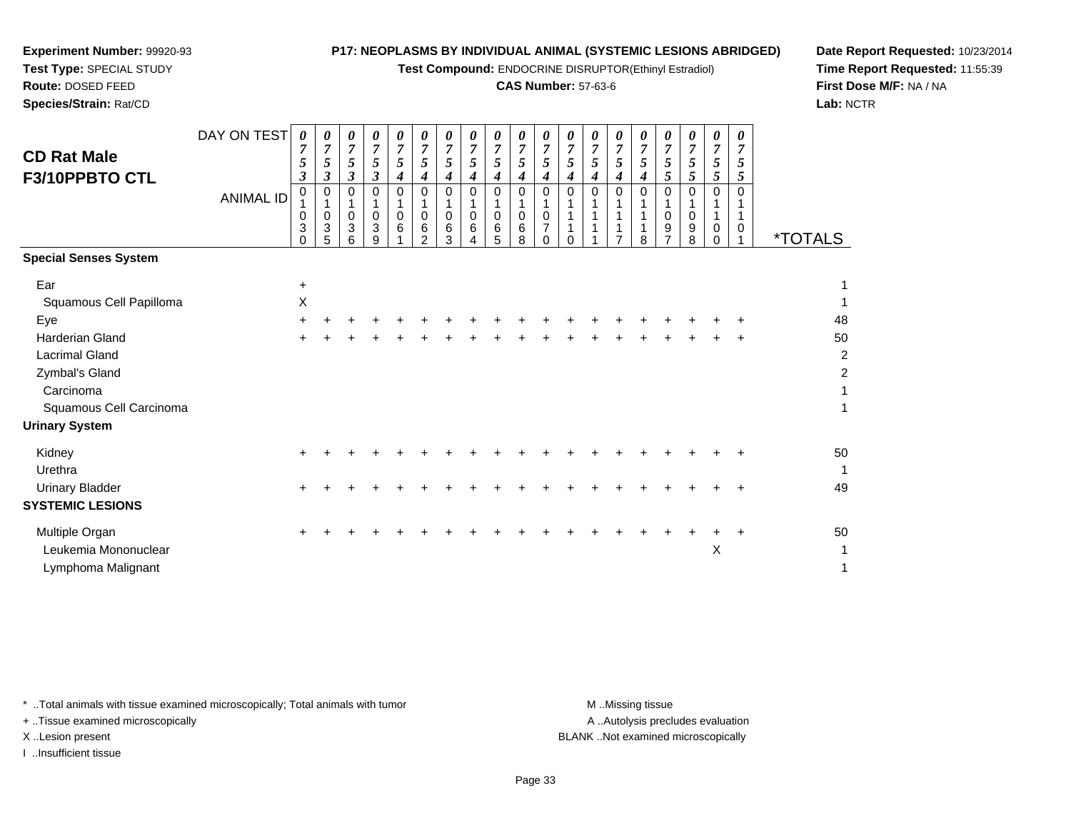**Experiment Number:** 99920-93
**Test Type:** SPECIAL STUDY
**Route:** DOSED FEED
**Species/Strain:** Rat/CD

**P17: NEOPLASMS BY INDIVIDUAL ANIMAL (SYSTEMIC LESIONS ABRIDGED)**
**Test Compound:** ENDOCRINE DISRUPTOR(Ethinyl Estradiol)
**CAS Number:** 57-63-6

**Date Report Requested:** 10/23/2014
**Time Report Requested:** 11:55:39
**First Dose M/F:** NA / NA
**Lab:** NCTR

## CD Rat Male F3/10PPBTO CTL

| DAY ON TEST | 0753 | 0753 | 0753 | 0753 | 0754 | 0754 | 0754 | 0754 | 0754 | 0754 | 0754 | 0754 | 0754 | 0754 | 0754 | 0755 | 0755 | 0755 | 0755 | |
|---|---|---|---|---|---|---|---|---|---|---|---|---|---|---|---|---|---|---|---|---|
| **ANIMAL ID** | 01030 | 01035 | 01036 | 01039 | 01061 | 01062 | 01063 | 01064 | 01065 | 01068 | 01070 | 01110 | 01111 | 01117 | 01118 | 01097 | 01098 | 01100 | 01101 | ***TOTALS** |
| **Special Senses System** | | | | | | | | | | | | | | | | | | | | |
| Ear | + | | | | | | | | | | | | | | | | | | | 1 |
| Squamous Cell Papilloma | X | | | | | | | | | | | | | | | | | | | 1 |
| Eye | + | + | + | + | + | + | + | + | + | + | + | + | + | + | + | + | + | + | + | 48 |
| Harderian Gland | + | + | + | + | + | + | + | + | + | + | + | + | + | + | + | + | + | + | + | 50 |
| Lacrimal Gland | | | | | | | | | | | | | | | | | | | | 2 |
| Zymbal's Gland | | | | | | | | | | | | | | | | | | | | 2 |
| Carcinoma | | | | | | | | | | | | | | | | | | | | 1 |
| Squamous Cell Carcinoma | | | | | | | | | | | | | | | | | | | | 1 |
| **Urinary System** | | | | | | | | | | | | | | | | | | | | |
| Kidney | + | + | + | + | + | + | + | + | + | + | + | + | + | + | + | + | + | + | + | 50 |
| Urethra | | | | | | | | | | | | | | | | | | | | 1 |
| Urinary Bladder | + | + | + | + | + | + | + | + | + | + | + | + | + | + | + | + | + | + | + | 49 |
| **SYSTEMIC LESIONS** | | | | | | | | | | | | | | | | | | | | |
| Multiple Organ | + | + | + | + | + | + | + | + | + | + | + | + | + | + | + | + | + | + | + | 50 |
| Leukemia Mononuclear | | | | | | | | | | | | | | | | | | X | | 1 |
| Lymphoma Malignant | | | | | | | | | | | | | | | | | | | | 1 |

\* ..Total animals with tissue examined microscopically; Total animals with tumor
+ ..Tissue examined microscopically
X ..Lesion present
I ..Insufficient tissue

M ..Missing tissue
A ..Autolysis precludes evaluation
BLANK ..Not examined microscopically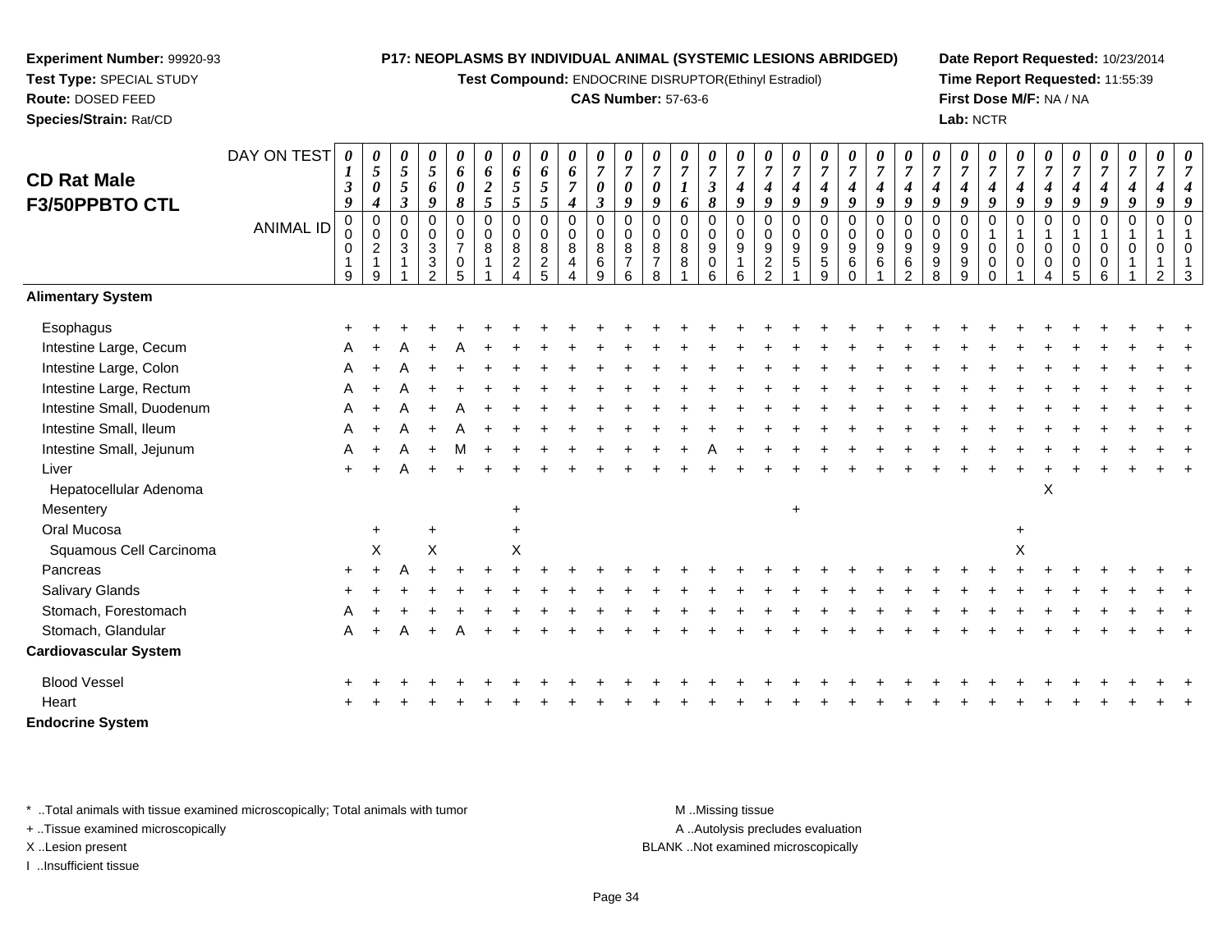**Experiment Number:** 99920-93
**Test Type:** SPECIAL STUDY
**Route:** DOSED FEED
**Species/Strain:** Rat/CD

**P17: NEOPLASMS BY INDIVIDUAL ANIMAL (SYSTEMIC LESIONS ABRIDGED)**
**Test Compound:** ENDOCRINE DISRUPTOR(Ethinyl Estradiol)
**CAS Number:** 57-63-6

**Date Report Requested:** 10/23/2014
**Time Report Requested:** 11:55:39
**First Dose M/F:** NA / NA
**Lab:** NCTR

## CD Rat Male F3/50PPBTO CTL

| DAY ON TEST | 0139 | 0504 | 0553 | 0569 | 0608 | 0625 | 0655 | 0655 | 0674 | 0703 | 0709 | 0709 | 0716 | 0738 | 0749 | 0749 | 0749 | 0749 | 0749 | 0749 | 0749 | 0749 | 0749 | 0749 | 0749 | 0749 | 0749 | 0749 | 0749 | 0749 |
|---|---|---|---|---|---|---|---|---|---|---|---|---|---|---|---|---|---|---|---|---|---|---|---|---|---|---|---|---|---|---|
| **ANIMAL ID** | 00019 | 00219 | 00311 | 00332 | 00705 | 00811 | 00824 | 00825 | 00844 | 00869 | 00876 | 00878 | 00881 | 00906 | 00916 | 00922 | 00951 | 00959 | 00960 | 00961 | 00962 | 00998 | 00999 | 01000 | 01001 | 01004 | 01005 | 01006 | 01011 | 01012 | 01013 |
| **Alimentary System** | | | | | | | | | | | | | | | | | | | | | | | | | | | | | | | |
| Esophagus | + | + | + | + | + | + | + | + | + | + | + | + | + | + | + | + | + | + | + | + | + | + | + | + | + | + | + | + | + | + | + |
| Intestine Large, Cecum | A | + | A | + | A | + | + | + | + | + | + | + | + | + | + | + | + | + | + | + | + | + | + | + | + | + | + | + | + | + | + |
| Intestine Large, Colon | A | + | A | + | + | + | + | + | + | + | + | + | + | + | + | + | + | + | + | + | + | + | + | + | + | + | + | + | + | + | + |
| Intestine Large, Rectum | A | + | A | + | + | + | + | + | + | + | + | + | + | + | + | + | + | + | + | + | + | + | + | + | + | + | + | + | + | + | + |
| Intestine Small, Duodenum | A | + | A | + | A | + | + | + | + | + | + | + | + | + | + | + | + | + | + | + | + | + | + | + | + | + | + | + | + | + | + |
| Intestine Small, Ileum | A | + | A | + | A | + | + | + | + | + | + | + | + | + | + | + | + | + | + | + | + | + | + | + | + | + | + | + | + | + | + |
| Intestine Small, Jejunum | A | + | A | + | M | + | + | + | + | + | + | + | + | A | + | + | + | + | + | + | + | + | + | + | + | + | + | + | + | + | + |
| Liver | + | + | A | + | + | + | + | + | + | + | + | + | + | + | + | + | + | + | + | + | + | + | + | + | + | + | + | + | + | + | + |
| Hepatocellular Adenoma | | | | | | | | | | | | | | | | | | | | | | | | | | X | | | | | |
| Mesentery | | | | | | | + | | | | | | | | | | + | | | | | | | | | | | | | | |
| Oral Mucosa | | + | | + | | | + | | | | | | | | | | | | | | | | | | + | | | | | | |
| Squamous Cell Carcinoma | | X | | X | | | X | | | | | | | | | | | | | | | | | | X | | | | | | |
| Pancreas | + | + | A | + | + | + | + | + | + | + | + | + | + | + | + | + | + | + | + | + | + | + | + | + | + | + | + | + | + | + | + |
| Salivary Glands | + | + | + | + | + | + | + | + | + | + | + | + | + | + | + | + | + | + | + | + | + | + | + | + | + | + | + | + | + | + | + |
| Stomach, Forestomach | A | + | + | + | + | + | + | + | + | + | + | + | + | + | + | + | + | + | + | + | + | + | + | + | + | + | + | + | + | + | + |
| Stomach, Glandular | A | + | A | + | A | + | + | + | + | + | + | + | + | + | + | + | + | + | + | + | + | + | + | + | + | + | + | + | + | + | + |
| **Cardiovascular System** | | | | | | | | | | | | | | | | | | | | | | | | | | | | | | | |
| Blood Vessel | + | + | + | + | + | + | + | + | + | + | + | + | + | + | + | + | + | + | + | + | + | + | + | + | + | + | + | + | + | + | + |
| Heart | + | + | + | + | + | + | + | + | + | + | + | + | + | + | + | + | + | + | + | + | + | + | + | + | + | + | + | + | + | + | + |
| **Endocrine System** | | | | | | | | | | | | | | | | | | | | | | | | | | | | | | | |

\* ..Total animals with tissue examined microscopically; Total animals with tumor
+ ..Tissue examined microscopically
X ..Lesion present
I ..Insufficient tissue

M ..Missing tissue
A ..Autolysis precludes evaluation
BLANK ..Not examined microscopically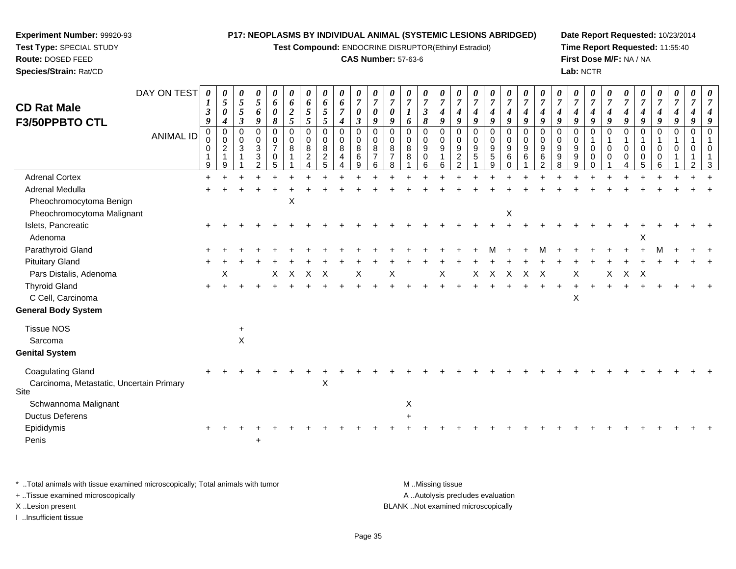**Experiment Number:** 99920-93
**Test Type:** SPECIAL STUDY
**Route:** DOSED FEED
**Species/Strain:** Rat/CD

**P17: NEOPLASMS BY INDIVIDUAL ANIMAL (SYSTEMIC LESIONS ABRIDGED)**
**Test Compound:** ENDOCRINE DISRUPTOR(Ethinyl Estradiol)
**CAS Number:** 57-63-6

**Date Report Requested:** 10/23/2014
**Time Report Requested:** 11:55:40
**First Dose M/F:** NA / NA
**Lab:** NCTR

## CD Rat Male F3/50PPBTO CTL

| DAY ON TEST | 0139 | 0504 | 0553 | 0569 | 0608 | 0625 | 0655 | 0655 | 0674 | 0703 | 0709 | 0709 | 0716 | 0738 | 0749 | 0749 | 0749 | 0749 | 0749 | 0749 | 0749 | 0749 | 0749 | 0749 | 0749 | 0749 | 0749 | 0749 | 0749 | 0749 | 0749 |
|---|---|---|---|---|---|---|---|---|---|---|---|---|---|---|---|---|---|---|---|---|---|---|---|---|---|---|---|---|---|---|---|
| **ANIMAL ID** | 00019 | 00219 | 00311 | 00332 | 00705 | 00811 | 00824 | 00825 | 00844 | 00869 | 00876 | 00878 | 00881 | 00906 | 00916 | 00922 | 00951 | 00959 | 00960 | 00961 | 00962 | 00998 | 00999 | 01000 | 01001 | 01004 | 01005 | 01006 | 01011 | 01012 | 01013 |
| Adrenal Cortex | + | + | + | + | + | + | + | + | + | + | + | + | + | + | + | + | + | + | + | + | + | + | + | + | + | + | + | + | + | + | + |
| Adrenal Medulla | + | + | + | + | + | + | + | + | + | + | + | + | + | + | + | + | + | + | + | + | + | + | + | + | + | + | + | + | + | + | + |
| Pheochromocytoma Benign | | | | | | X | | | | | | | | | | | | | | | | | | | | | | | | | |
| Pheochromocytoma Malignant | | | | | | | | | | | | | | | | | | | X | | | | | | | | | | | | |
| Islets, Pancreatic | + | + | + | + | + | + | + | + | + | + | + | + | + | + | + | + | + | + | + | + | + | + | + | + | + | + | + | + | + | + | + |
| Adenoma | | | | | | | | | | | | | | | | | | | | | | | | | | | X | | | | |
| Parathyroid Gland | + | + | + | + | + | + | + | + | + | + | + | + | + | + | + | + | + | M | + | + | M | + | + | + | + | + | + | M | + | + | + |
| Pituitary Gland | + | + | + | + | + | + | + | + | + | + | + | + | + | + | + | + | + | + | + | + | + | + | + | + | + | + | + | + | + | + | + |
| Pars Distalis, Adenoma | | X | | | X | X | X | X | | X | | X | | | X | | X | X | X | X | X | | X | | X | X | X | | | | |
| Thyroid Gland | + | + | + | + | + | + | + | + | + | + | + | + | + | + | + | + | + | + | + | + | + | + | + | + | + | + | + | + | + | + | + |
| C Cell, Carcinoma | | | | | | | | | | | | | | | | | | | | | | | X | | | | | | | | |
| **General Body System** | | | | | | | | | | | | | | | | | | | | | | | | | | | | | | | |
| Tissue NOS | | | + | | | | | | | | | | | | | | | | | | | | | | | | | | | | |
| Sarcoma | | | X | | | | | | | | | | | | | | | | | | | | | | | | | | | | |
| **Genital System** | | | | | | | | | | | | | | | | | | | | | | | | | | | | | | | |
| Coagulating Gland | + | + | + | + | + | + | + | + | + | + | + | + | + | + | + | + | + | + | + | + | + | + | + | + | + | + | + | + | + | + | + |
| Carcinoma, Metastatic, Uncertain Primary Site | | | | | | | | X | | | | | | | | | | | | | | | | | | | | | | | |
| Schwannoma Malignant | | | | | | | | | | | | | X | | | | | | | | | | | | | | | | | | |
| Ductus Deferens | | | | | | | | | | | | | + | | | | | | | | | | | | | | | | | | |
| Epididymis | + | + | + | + | + | + | + | + | + | + | + | + | + | + | + | + | + | + | + | + | + | + | + | + | + | + | + | + | + | + | + |
| Penis | | | | + | | | | | | | | | | | | | | | | | | | | | | | | | | | |

* ..Total animals with tissue examined microscopically; Total animals with tumor
+ ..Tissue examined microscopically
X ..Lesion present
I ..Insufficient tissue

M ..Missing tissue
A ..Autolysis precludes evaluation
BLANK ..Not examined microscopically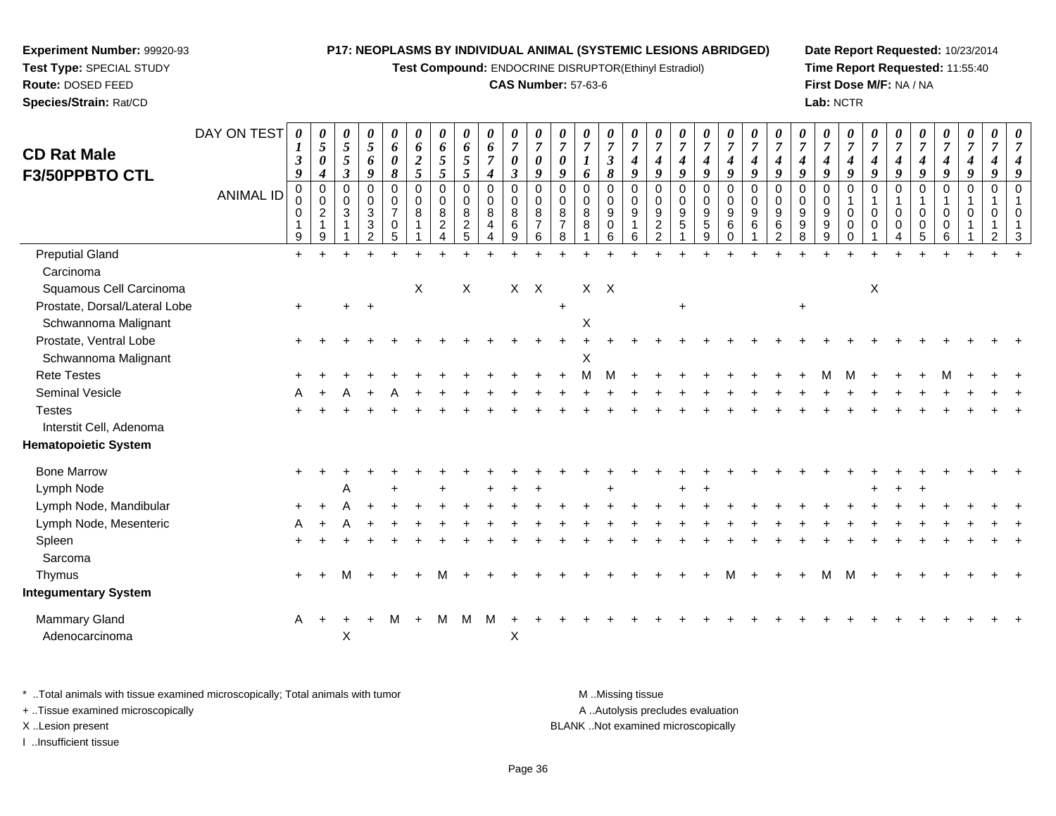**Experiment Number:** 99920-93
**Test Type:** SPECIAL STUDY
**Route:** DOSED FEED
**Species/Strain:** Rat/CD

**P17: NEOPLASMS BY INDIVIDUAL ANIMAL (SYSTEMIC LESIONS ABRIDGED)**
**Test Compound:** ENDOCRINE DISRUPTOR(Ethinyl Estradiol)
**CAS Number:** 57-63-6

**Date Report Requested:** 10/23/2014
**Time Report Requested:** 11:55:40
**First Dose M/F:** NA / NA
**Lab:** NCTR

# CD Rat Male F3/50PPBTO CTL

| DAY ON TEST | 0139 | 0504 | 0553 | 0569 | 0608 | 0625 | 0655 | 0655 | 0674 | 0703 | 0709 | 0709 | 0716 | 0738 | 0749 | 0749 | 0749 | 0749 | 0749 | 0749 | 0749 | 0749 | 0749 | 0749 | 0749 | 0749 | 0749 | 0749 | 0749 | 0749 | 0749 |
|---|---|---|---|---|---|---|---|---|---|---|---|---|---|---|---|---|---|---|---|---|---|---|---|---|---|---|---|---|---|---|---|
| **ANIMAL ID** | 00019 | 00219 | 00311 | 00332 | 00705 | 00811 | 00824 | 00825 | 00844 | 00869 | 00876 | 00878 | 00881 | 00906 | 00916 | 00922 | 00951 | 00959 | 00960 | 00961 | 00962 | 00998 | 00999 | 01000 | 01001 | 01004 | 01005 | 01006 | 01011 | 01012 | 01013 |
| Preputial Gland | + | + | + | + | + | + | + | + | + | + | + | + | + | + | + | + | + | + | + | + | + | + | + | + | + | + | + | + | + | + | + |
| Carcinoma | | | | | | | | | | | | | | | | | | | | | | | | | | | | | | | |
| Squamous Cell Carcinoma | | | | | | X | | X | | X | X | | X | X | | | | | | | | | | | X | | | | | | |
| Prostate, Dorsal/Lateral Lobe | + | | + | + | | | | | | | | + | | | | | + | | | | | + | | | | | | | | | |
| Schwannoma Malignant | | | | | | | | | | | | | X | | | | | | | | | | | | | | | | | | |
| Prostate, Ventral Lobe | + | + | + | + | + | + | + | + | + | + | + | + | + | + | + | + | + | + | + | + | + | + | + | + | + | + | + | + | + | + | + |
| Schwannoma Malignant | | | | | | | | | | | | | X | | | | | | | | | | | | | | | | | | |
| Rete Testes | + | + | + | + | + | + | + | + | + | + | + | + | M | M | + | + | + | + | + | + | + | + | M | M | + | + | + | M | + | + | + |
| Seminal Vesicle | A | + | A | + | A | + | + | + | + | + | + | + | + | + | + | + | + | + | + | + | + | + | + | + | + | + | + | + | + | + | + |
| Testes | + | + | + | + | + | + | + | + | + | + | + | + | + | + | + | + | + | + | + | + | + | + | + | + | + | + | + | + | + | + | + |
| Interstit Cell, Adenoma | | | | | | | | | | | | | | | | | | | | | | | | | | | | | | | |
| **Hematopoietic System** | | | | | | | | | | | | | | | | | | | | | | | | | | | | | | | |
| Bone Marrow | + | + | + | + | + | + | + | + | + | + | + | + | + | + | + | + | + | + | + | + | + | + | + | + | + | + | + | + | + | + | + |
| Lymph Node | | | A | | + | | + | | + | + | + | | | + | | | + | + | | | | | | | + | + | + | | | | |
| Lymph Node, Mandibular | + | + | A | + | + | + | + | + | + | + | + | + | + | + | + | + | + | + | + | + | + | + | + | + | + | + | + | + | + | + | + |
| Lymph Node, Mesenteric | A | + | A | + | + | + | + | + | + | + | + | + | + | + | + | + | + | + | + | + | + | + | + | + | + | + | + | + | + | + | + |
| Spleen | + | + | + | + | + | + | + | + | + | + | + | + | + | + | + | + | + | + | + | + | + | + | + | + | + | + | + | + | + | + | + |
| Sarcoma | | | | | | | | | | | | | | | | | | | | | | | | | | | | | | | |
| Thymus | + | + | M | + | + | + | M | + | + | + | + | + | + | + | + | + | + | + | M | + | + | + | M | M | + | + | + | + | + | + | + |
| **Integumentary System** | | | | | | | | | | | | | | | | | | | | | | | | | | | | | | | |
| Mammary Gland | A | + | + | + | M | + | M | M | M | + | + | + | + | + | + | + | + | + | + | + | + | + | + | + | + | + | + | + | + | + | + |
| Adenocarcinoma | | | X | | | | | | | X | | | | | | | | | | | | | | | | | | | | | |

\* ..Total animals with tissue examined microscopically; Total animals with tumor
+ ..Tissue examined microscopically
X ..Lesion present
I ..Insufficient tissue

M ..Missing tissue
A ..Autolysis precludes evaluation
BLANK ..Not examined microscopically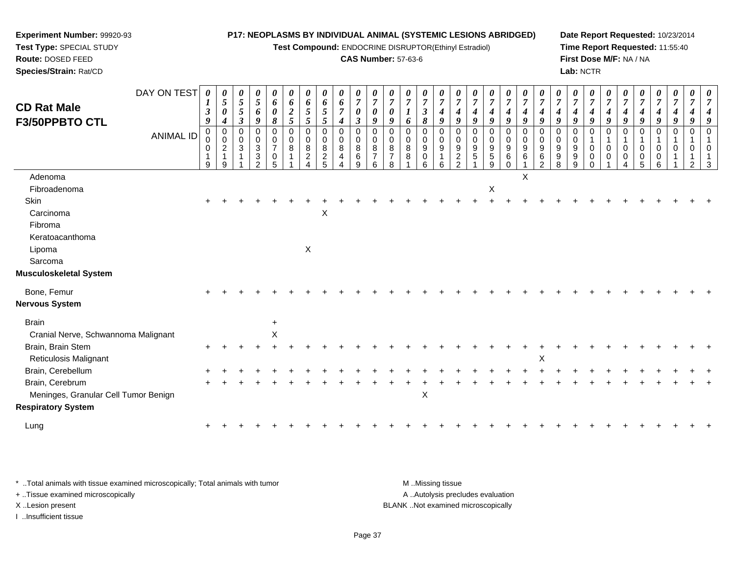**Experiment Number:** 99920-93
**Test Type:** SPECIAL STUDY
**Route:** DOSED FEED
**Species/Strain:** Rat/CD

**P17: NEOPLASMS BY INDIVIDUAL ANIMAL (SYSTEMIC LESIONS ABRIDGED)**
**Test Compound:** ENDOCRINE DISRUPTOR(Ethinyl Estradiol)
**CAS Number:** 57-63-6

**Date Report Requested:** 10/23/2014
**Time Report Requested:** 11:55:40
**First Dose M/F:** NA / NA
**Lab:** NCTR

## CD Rat Male F3/50PPBTO CTL

| DAY ON TEST | 0139 | 0504 | 0553 | 0569 | 0608 | 0625 | 0655 | 0655 | 0674 | 0703 | 0709 | 0709 | 0716 | 0738 | 0749 | 0749 | 0749 | 0749 | 0749 | 0749 | 0749 | 0749 | 0749 | 0749 | 0749 | 0749 | 0749 | 0749 | 0749 | 0749 | 0749 |
|---|---|---|---|---|---|---|---|---|---|---|---|---|---|---|---|---|---|---|---|---|---|---|---|---|---|---|---|---|---|---|---|
| **ANIMAL ID** | 00019 | 00219 | 00311 | 00332 | 00705 | 00811 | 00824 | 00825 | 00844 | 00869 | 00876 | 00878 | 00881 | 00906 | 00916 | 00922 | 00951 | 00959 | 00960 | 00961 | 00962 | 00998 | 00999 | 01000 | 01001 | 01004 | 01005 | 01006 | 01011 | 01012 | 01013 |
| Adenoma | | | | | | | | | | | | | | | | | | | | X | | | | | | | | | | | |
| Fibroadenoma | | | | | | | | | | | | | | | | | | X | | | | | | | | | | | | | |
| Skin | + | + | + | + | + | + | + | + | + | + | + | + | + | + | + | + | + | + | + | + | + | + | + | + | + | + | + | + | + | + | + |
| Carcinoma | | | | | | | | X | | | | | | | | | | | | | | | | | | | | | | | |
| Fibroma | | | | | | | | | | | | | | | | | | | | | | | | | | | | | | | |
| Keratoacanthoma | | | | | | | | | | | | | | | | | | | | | | | | | | | | | | | |
| Lipoma | | | | | | | X | | | | | | | | | | | | | | | | | | | | | | | | |
| Sarcoma | | | | | | | | | | | | | | | | | | | | | | | | | | | | | | | |
| **Musculoskeletal System** | | | | | | | | | | | | | | | | | | | | | | | | | | | | | | | |
| Bone, Femur | + | + | + | + | + | + | + | + | + | + | + | + | + | + | + | + | + | + | + | + | + | + | + | + | + | + | + | + | + | + | + |
| **Nervous System** | | | | | | | | | | | | | | | | | | | | | | | | | | | | | | | |
| Brain | | | | | + | | | | | | | | | | | | | | | | | | | | | | | | | | |
| Cranial Nerve, Schwannoma Malignant | | | | | X | | | | | | | | | | | | | | | | | | | | | | | | | | |
| Brain, Brain Stem | + | + | + | + | + | + | + | + | + | + | + | + | + | + | + | + | + | + | + | + | + | + | + | + | + | + | + | + | + | + | + |
| Reticulosis Malignant | | | | | | | | | | | | | | | | | | | | | X | | | | | | | | | | |
| Brain, Cerebellum | + | + | + | + | + | + | + | + | + | + | + | + | + | + | + | + | + | + | + | + | + | + | + | + | + | + | + | + | + | + | + |
| Brain, Cerebrum | + | + | + | + | + | + | + | + | + | + | + | + | + | + | + | + | + | + | + | + | + | + | + | + | + | + | + | + | + | + | + |
| Meninges, Granular Cell Tumor Benign | | | | | | | | | | | | | | X | | | | | | | | | | | | | | | | | |
| **Respiratory System** | | | | | | | | | | | | | | | | | | | | | | | | | | | | | | | |
| Lung | + | + | + | + | + | + | + | + | + | + | + | + | + | + | + | + | + | + | + | + | + | + | + | + | + | + | + | + | + | + | + |

* ..Total animals with tissue examined microscopically; Total animals with tumor
+ ..Tissue examined microscopically
X ..Lesion present
I ..Insufficient tissue

M ..Missing tissue
A ..Autolysis precludes evaluation
BLANK ..Not examined microscopically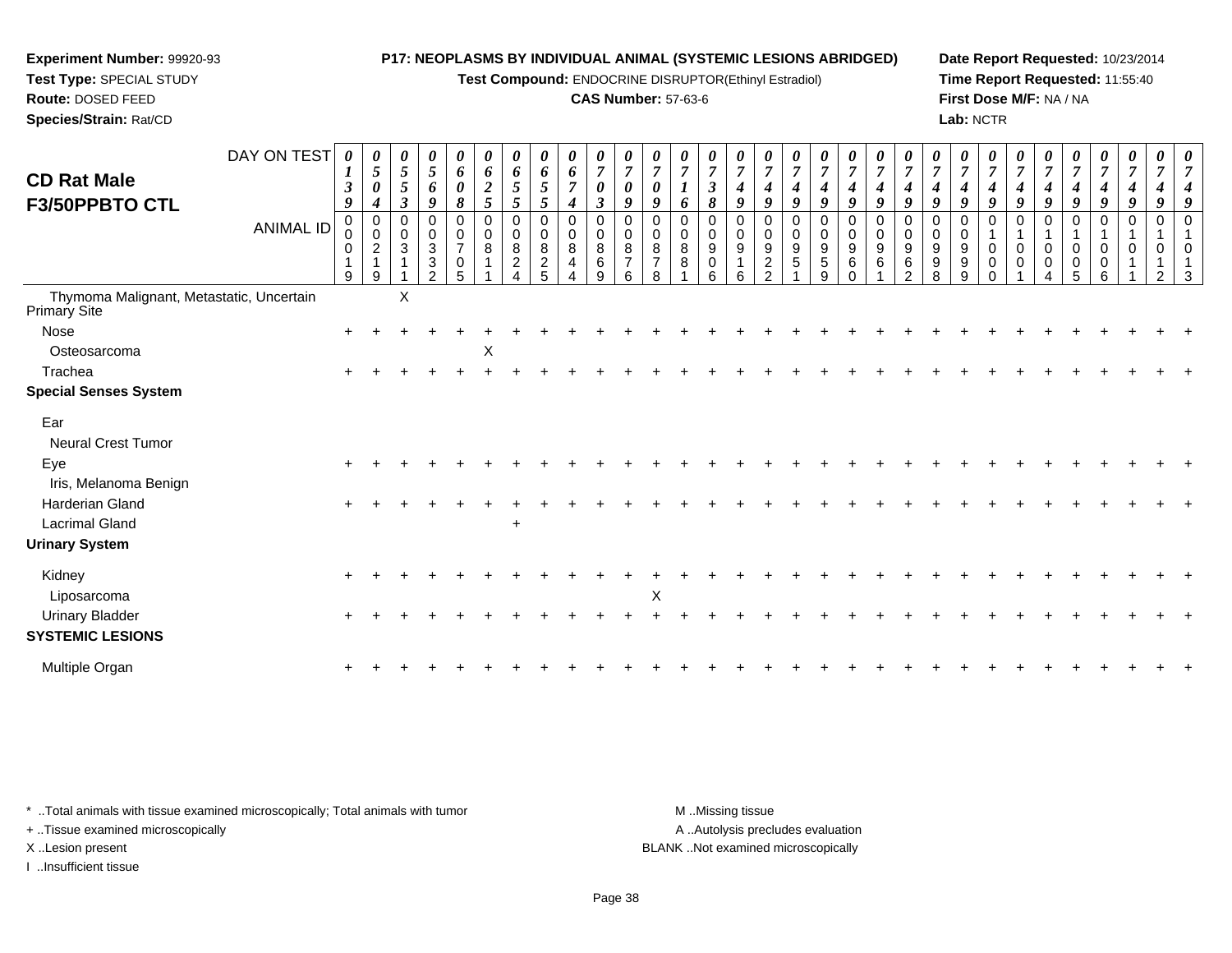**Experiment Number:** 99920-93
**Test Type:** SPECIAL STUDY
**Route:** DOSED FEED
**Species/Strain:** Rat/CD

**P17: NEOPLASMS BY INDIVIDUAL ANIMAL (SYSTEMIC LESIONS ABRIDGED)**
**Test Compound:** ENDOCRINE DISRUPTOR(Ethinyl Estradiol)
**CAS Number:** 57-63-6

**Date Report Requested:** 10/23/2014
**Time Report Requested:** 11:55:40
**First Dose M/F:** NA / NA
**Lab:** NCTR

## CD Rat Male F3/50PPBTO CTL

| DAY ON TEST | 0139 | 0504 | 0553 | 0569 | 0608 | 0625 | 0655 | 0655 | 0674 | 0703 | 0709 | 0709 | 0716 | 0738 | 0749 | 0749 | 0749 | 0749 | 0749 | 0749 | 0749 | 0749 | 0749 | 0749 | 0749 | 0749 | 0749 | 0749 | 0749 | 0749 |
|---|---|---|---|---|---|---|---|---|---|---|---|---|---|---|---|---|---|---|---|---|---|---|---|---|---|---|---|---|---|---|
| ANIMAL ID | 00019 | 00219 | 00311 | 00332 | 00705 | 00811 | 00824 | 00825 | 00844 | 00869 | 00876 | 00878 | 00881 | 00906 | 00916 | 00922 | 00951 | 00959 | 00960 | 00961 | 00962 | 00998 | 00999 | 01000 | 01001 | 01004 | 01005 | 01006 | 01011 | 01012 | 01013 |
| Thymoma Malignant, Metastatic, Uncertain Primary Site | | | X | | | | | | | | | | | | | | | | | | | | | | | | | | | | |
| Nose | + | + | + | + | + | + | + | + | + | + | + | + | + | + | + | + | + | + | + | + | + | + | + | + | + | + | + | + | + | + | + |
| Osteosarcoma | | | | | | X | | | | | | | | | | | | | | | | | | | | | | | | | |
| Trachea | + | + | + | + | + | + | + | + | + | + | + | + | + | + | + | + | + | + | + | + | + | + | + | + | + | + | + | + | + | + | + |
| **Special Senses System** | | | | | | | | | | | | | | | | | | | | | | | | | | | | | | | |
| Ear | | | | | | | | | | | | | | | | | | | | | | | | | | | | | | | |
| Neural Crest Tumor | | | | | | | | | | | | | | | | | | | | | | | | | | | | | | | |
| Eye | + | + | + | + | + | + | + | + | + | + | + | + | + | + | + | + | + | + | + | + | + | + | + | + | + | + | + | + | + | + | + |
| Iris, Melanoma Benign | | | | | | | | | | | | | | | | | | | | | | | | | | | | | | | |
| Harderian Gland | + | + | + | + | + | + | + | + | + | + | + | + | + | + | + | + | + | + | + | + | + | + | + | + | + | + | + | + | + | + | + |
| Lacrimal Gland | | | | | | | + | | | | | | | | | | | | | | | | | | | | | | | | |
| **Urinary System** | | | | | | | | | | | | | | | | | | | | | | | | | | | | | | | |
| Kidney | + | + | + | + | + | + | + | + | + | + | + | + | + | + | + | + | + | + | + | + | + | + | + | + | + | + | + | + | + | + | + |
| Liposarcoma | | | | | | | | | | | | X | | | | | | | | | | | | | | | | | | | |
| Urinary Bladder | + | + | + | + | + | + | + | + | + | + | + | + | + | + | + | + | + | + | + | + | + | + | + | + | + | + | + | + | + | + | + |
| **SYSTEMIC LESIONS** | | | | | | | | | | | | | | | | | | | | | | | | | | | | | | | |
| Multiple Organ | + | + | + | + | + | + | + | + | + | + | + | + | + | + | + | + | + | + | + | + | + | + | + | + | + | + | + | + | + | + | + |

* ..Total animals with tissue examined microscopically; Total animals with tumor
+ ..Tissue examined microscopically
X ..Lesion present
I ..Insufficient tissue

M ..Missing tissue
A ..Autolysis precludes evaluation
BLANK ..Not examined microscopically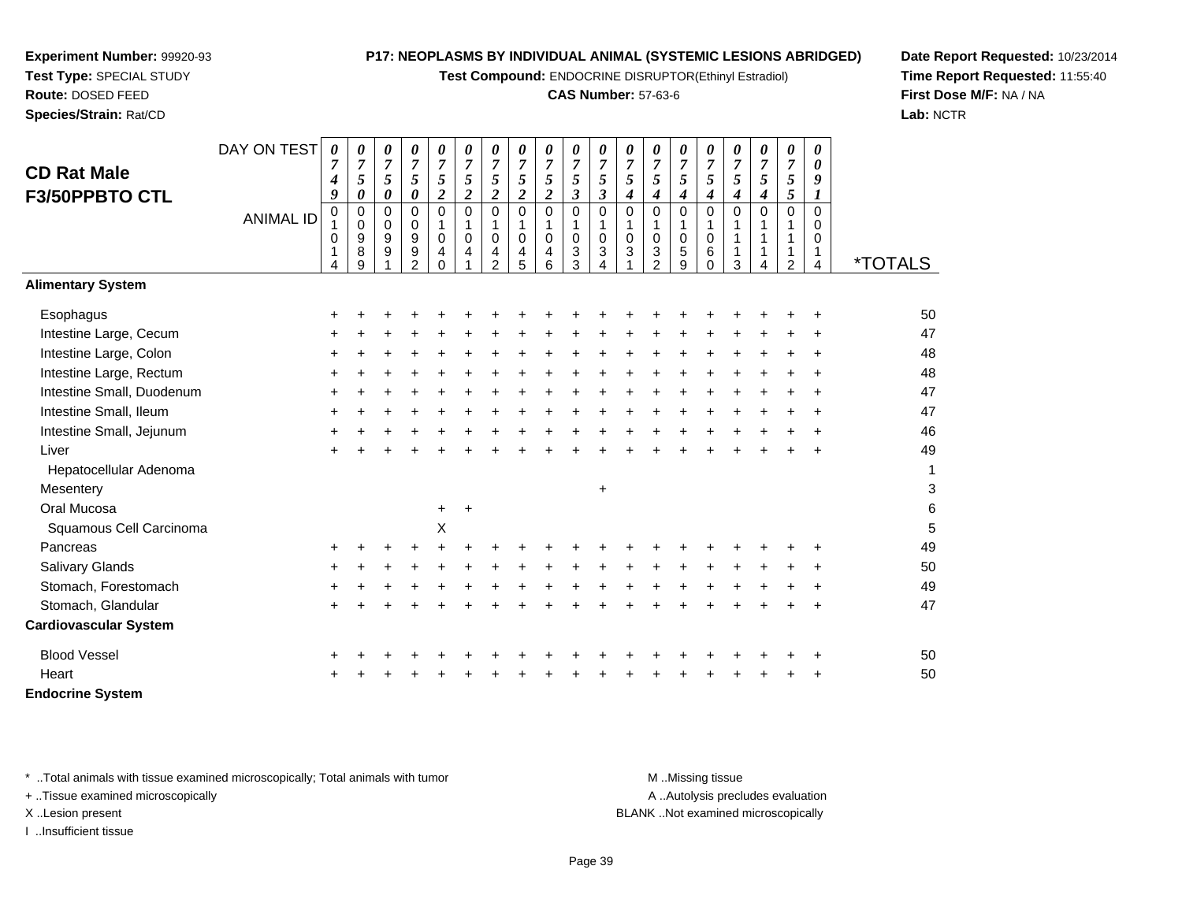**Experiment Number:** 99920-93
**Test Type:** SPECIAL STUDY
**Route:** DOSED FEED
**Species/Strain:** Rat/CD

**P17: NEOPLASMS BY INDIVIDUAL ANIMAL (SYSTEMIC LESIONS ABRIDGED)**
**Test Compound:** ENDOCRINE DISRUPTOR(Ethinyl Estradiol)
**CAS Number:** 57-63-6

**Date Report Requested:** 10/23/2014
**Time Report Requested:** 11:55:40
**First Dose M/F:** NA / NA
**Lab:** NCTR

## CD Rat Male F3/50PPBTO CTL

| DAY ON TEST | 0749 | 0750 | 0750 | 0750 | 0752 | 0752 | 0752 | 0752 | 0752 | 0753 | 0753 | 0754 | 0754 | 0754 | 0754 | 0754 | 0754 | 0755 | 0091 | |
|---|---|---|---|---|---|---|---|---|---|---|---|---|---|---|---|---|---|---|---|---|
| **ANIMAL ID** | 01014 | 00989 | 00991 | 00992 | 01040 | 01041 | 01042 | 01045 | 01046 | 01033 | 01034 | 01031 | 01032 | 01059 | 01060 | 01113 | 01114 | 01112 | 00014 | ***TOTALS** |
| **Alimentary System** | | | | | | | | | | | | | | | | | | | | |
| Esophagus | + | + | + | + | + | + | + | + | + | + | + | + | + | + | + | + | + | + | + | 50 |
| Intestine Large, Cecum | + | + | + | + | + | + | + | + | + | + | + | + | + | + | + | + | + | + | + | 47 |
| Intestine Large, Colon | + | + | + | + | + | + | + | + | + | + | + | + | + | + | + | + | + | + | + | 48 |
| Intestine Large, Rectum | + | + | + | + | + | + | + | + | + | + | + | + | + | + | + | + | + | + | + | 48 |
| Intestine Small, Duodenum | + | + | + | + | + | + | + | + | + | + | + | + | + | + | + | + | + | + | + | 47 |
| Intestine Small, Ileum | + | + | + | + | + | + | + | + | + | + | + | + | + | + | + | + | + | + | + | 47 |
| Intestine Small, Jejunum | + | + | + | + | + | + | + | + | + | + | + | + | + | + | + | + | + | + | + | 46 |
| Liver | + | + | + | + | + | + | + | + | + | + | + | + | + | + | + | + | + | + | + | 49 |
| Hepatocellular Adenoma | | | | | | | | | | | | | | | | | | | | 1 |
| Mesentery | | | | | | | | | | | + | | | | | | | | | 3 |
| Oral Mucosa | | | | | + | + | | | | | | | | | | | | | | 6 |
| Squamous Cell Carcinoma | | | | | X | | | | | | | | | | | | | | | 5 |
| Pancreas | + | + | + | + | + | + | + | + | + | + | + | + | + | + | + | + | + | + | + | 49 |
| Salivary Glands | + | + | + | + | + | + | + | + | + | + | + | + | + | + | + | + | + | + | + | 50 |
| Stomach, Forestomach | + | + | + | + | + | + | + | + | + | + | + | + | + | + | + | + | + | + | + | 49 |
| Stomach, Glandular | + | + | + | + | + | + | + | + | + | + | + | + | + | + | + | + | + | + | + | 47 |
| **Cardiovascular System** | | | | | | | | | | | | | | | | | | | | |
| Blood Vessel | + | + | + | + | + | + | + | + | + | + | + | + | + | + | + | + | + | + | + | 50 |
| Heart | + | + | + | + | + | + | + | + | + | + | + | + | + | + | + | + | + | + | + | 50 |
| **Endocrine System** | | | | | | | | | | | | | | | | | | | | |

\* ..Total animals with tissue examined microscopically; Total animals with tumor
\+ ..Tissue examined microscopically
X ..Lesion present
I ..Insufficient tissue

M ..Missing tissue
A ..Autolysis precludes evaluation
BLANK ..Not examined microscopically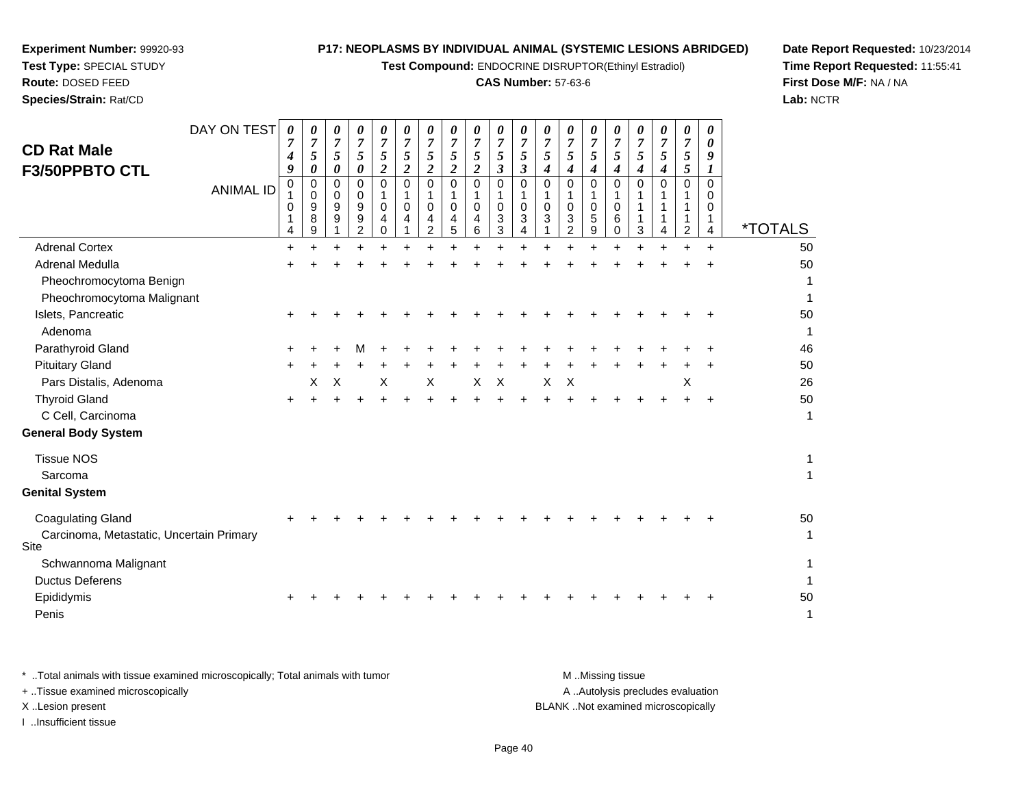**Experiment Number:** 99920-93
**Test Type:** SPECIAL STUDY
**Route:** DOSED FEED
**Species/Strain:** Rat/CD

**P17: NEOPLASMS BY INDIVIDUAL ANIMAL (SYSTEMIC LESIONS ABRIDGED)**
**Test Compound:** ENDOCRINE DISRUPTOR(Ethinyl Estradiol)
**CAS Number:** 57-63-6

**Date Report Requested:** 10/23/2014
**Time Report Requested:** 11:55:41
**First Dose M/F:** NA / NA
**Lab:** NCTR

## CD Rat Male F3/50PPBTO CTL

| DAY ON TEST | 0749 | 0750 | 0750 | 0750 | 0752 | 0752 | 0752 | 0752 | 0752 | 0753 | 0753 | 0754 | 0754 | 0754 | 0754 | 0754 | 0754 | 0755 | 0091 | |
|---|---|---|---|---|---|---|---|---|---|---|---|---|---|---|---|---|---|---|---|---|
| **ANIMAL ID** | 01014 | 00989 | 00991 | 00992 | 01040 | 01041 | 01042 | 01045 | 01046 | 01033 | 01034 | 01031 | 01032 | 01059 | 01060 | 01113 | 01114 | 01112 | 00014 | ***TOTALS** |
| Adrenal Cortex | + | + | + | + | + | + | + | + | + | + | + | + | + | + | + | + | + | + | + | 50 |
| Adrenal Medulla | + | + | + | + | + | + | + | + | + | + | + | + | + | + | + | + | + | + | + | 50 |
| Pheochromocytoma Benign | | | | | | | | | | | | | | | | | | | | 1 |
| Pheochromocytoma Malignant | | | | | | | | | | | | | | | | | | | | 1 |
| Islets, Pancreatic | + | + | + | + | + | + | + | + | + | + | + | + | + | + | + | + | + | + | + | 50 |
| Adenoma | | | | | | | | | | | | | | | | | | | | 1 |
| Parathyroid Gland | + | + | + | M | + | + | + | + | + | + | + | + | + | + | + | + | + | + | + | 46 |
| Pituitary Gland | + | + | + | + | + | + | + | + | + | + | + | + | + | + | + | + | + | + | + | 50 |
| Pars Distalis, Adenoma | | X | X | | X | | X | | X | X | | X | X | | | | | X | | 26 |
| Thyroid Gland | + | + | + | + | + | + | + | + | + | + | + | + | + | + | + | + | + | + | + | 50 |
| C Cell, Carcinoma | | | | | | | | | | | | | | | | | | | | 1 |
| **General Body System** | | | | | | | | | | | | | | | | | | | | |
| Tissue NOS | | | | | | | | | | | | | | | | | | | | 1 |
| Sarcoma | | | | | | | | | | | | | | | | | | | | 1 |
| **Genital System** | | | | | | | | | | | | | | | | | | | | |
| Coagulating Gland | + | + | + | + | + | + | + | + | + | + | + | + | + | + | + | + | + | + | + | 50 |
| Carcinoma, Metastatic, Uncertain Primary Site | | | | | | | | | | | | | | | | | | | | 1 |
| Schwannoma Malignant | | | | | | | | | | | | | | | | | | | | 1 |
| Ductus Deferens | | | | | | | | | | | | | | | | | | | | 1 |
| Epididymis | + | + | + | + | + | + | + | + | + | + | + | + | + | + | + | + | + | + | + | 50 |
| Penis | | | | | | | | | | | | | | | | | | | | 1 |

* ..Total animals with tissue examined microscopically; Total animals with tumor
+ ..Tissue examined microscopically
X ..Lesion present
I ..Insufficient tissue

M ..Missing tissue
A ..Autolysis precludes evaluation
BLANK ..Not examined microscopically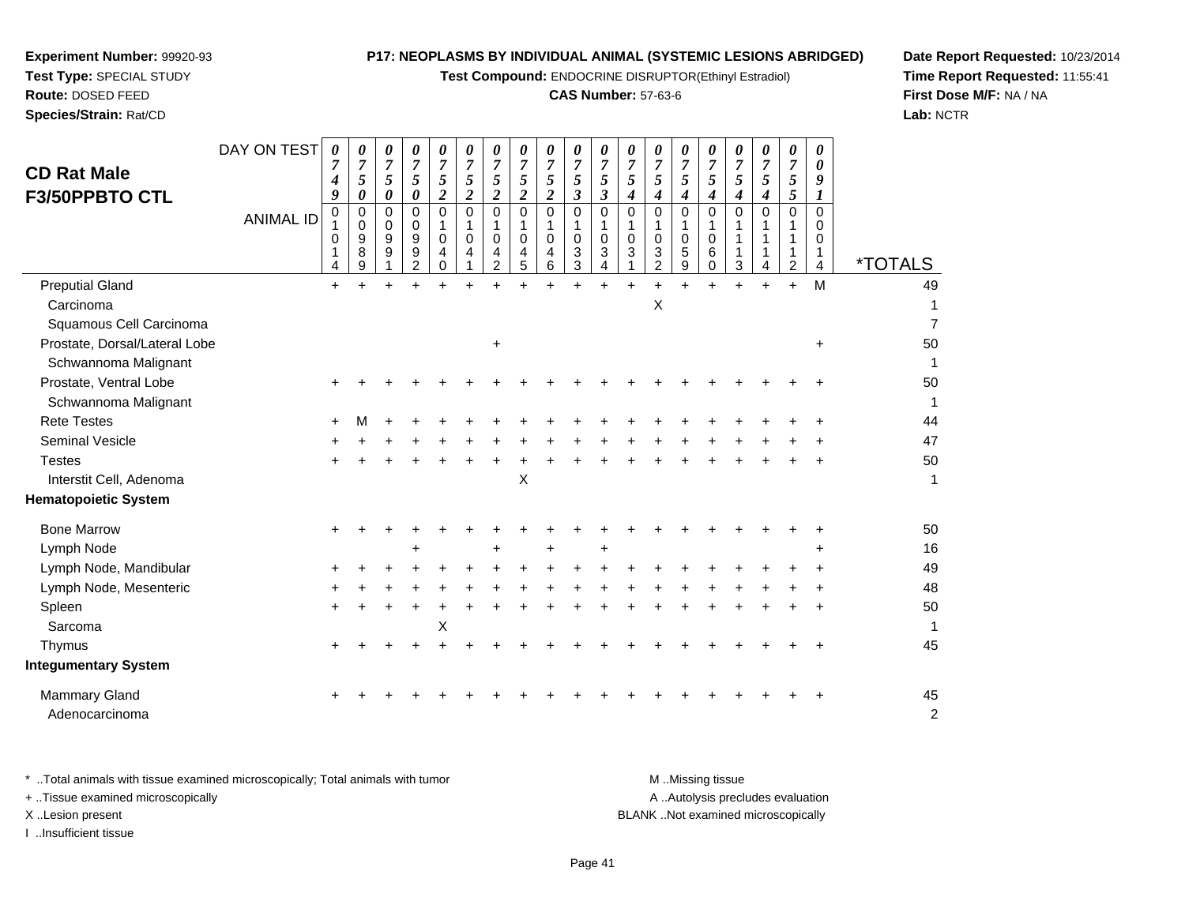**Experiment Number:** 99920-93
**Test Type:** SPECIAL STUDY
**Route:** DOSED FEED
**Species/Strain:** Rat/CD

**P17: NEOPLASMS BY INDIVIDUAL ANIMAL (SYSTEMIC LESIONS ABRIDGED)**
**Test Compound:** ENDOCRINE DISRUPTOR(Ethinyl Estradiol)
**CAS Number:** 57-63-6

**Date Report Requested:** 10/23/2014
**Time Report Requested:** 11:55:41
**First Dose M/F:** NA / NA
**Lab:** NCTR

## CD Rat Male F3/50PPBTO CTL

| DAY ON TEST | 0749 | 0750 | 0750 | 0750 | 0752 | 0752 | 0752 | 0752 | 0752 | 0753 | 0753 | 0754 | 0754 | 0754 | 0754 | 0754 | 0754 | 0755 | 0091 | |
|---|---|---|---|---|---|---|---|---|---|---|---|---|---|---|---|---|---|---|---|---|
| **ANIMAL ID** | 01014 | 00989 | 00991 | 00992 | 01040 | 01041 | 01042 | 01045 | 01046 | 01033 | 01034 | 01031 | 01032 | 01059 | 01060 | 01113 | 01114 | 01112 | 00014 | ***TOTALS** |
| Preputial Gland | + | + | + | + | + | + | + | + | + | + | + | + | + | + | + | + | + | + | M | 49 |
| Carcinoma | | | | | | | | | | | | | X | | | | | | | 1 |
| Squamous Cell Carcinoma | | | | | | | | | | | | | | | | | | | | 7 |
| Prostate, Dorsal/Lateral Lobe | | | | | | | + | | | | | | | | | | | | + | 50 |
| Schwannoma Malignant | | | | | | | | | | | | | | | | | | | | 1 |
| Prostate, Ventral Lobe | + | + | + | + | + | + | + | + | + | + | + | + | + | + | + | + | + | + | + | 50 |
| Schwannoma Malignant | | | | | | | | | | | | | | | | | | | | 1 |
| Rete Testes | + | M | + | + | + | + | + | + | + | + | + | + | + | + | + | + | + | + | + | 44 |
| Seminal Vesicle | + | + | + | + | + | + | + | + | + | + | + | + | + | + | + | + | + | + | + | 47 |
| Testes | + | + | + | + | + | + | + | + | + | + | + | + | + | + | + | + | + | + | + | 50 |
| Interstit Cell, Adenoma | | | | | | | | X | | | | | | | | | | | | 1 |
| **Hematopoietic System** | | | | | | | | | | | | | | | | | | | | |
| Bone Marrow | + | + | + | + | + | + | + | + | + | + | + | + | + | + | + | + | + | + | + | 50 |
| Lymph Node | | | | + | | | + | | + | | + | | | | | | | | + | 16 |
| Lymph Node, Mandibular | + | + | + | + | + | + | + | + | + | + | + | + | + | + | + | + | + | + | + | 49 |
| Lymph Node, Mesenteric | + | + | + | + | + | + | + | + | + | + | + | + | + | + | + | + | + | + | + | 48 |
| Spleen | + | + | + | + | + | + | + | + | + | + | + | + | + | + | + | + | + | + | + | 50 |
| Sarcoma | | | | | X | | | | | | | | | | | | | | | 1 |
| Thymus | + | + | + | + | + | + | + | + | + | + | + | + | + | + | + | + | + | + | + | 45 |
| **Integumentary System** | | | | | | | | | | | | | | | | | | | | |
| Mammary Gland | + | + | + | + | + | + | + | + | + | + | + | + | + | + | + | + | + | + | + | 45 |
| Adenocarcinoma | | | | | | | | | | | | | | | | | | | | 2 |

\* ..Total animals with tissue examined microscopically; Total animals with tumor
\+ ..Tissue examined microscopically
X ..Lesion present
I ..Insufficient tissue

M ..Missing tissue
A ..Autolysis precludes evaluation
BLANK ..Not examined microscopically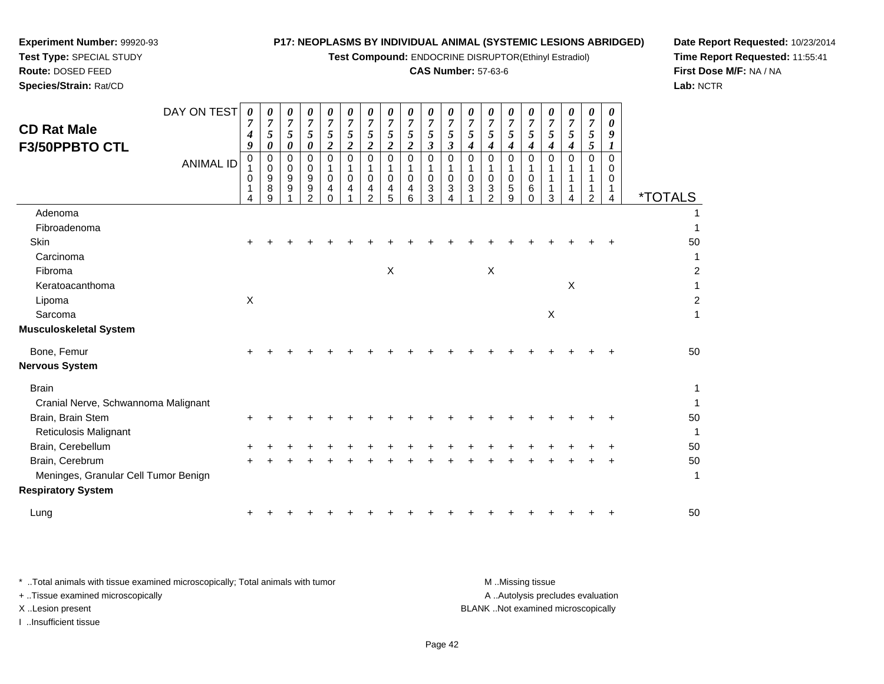**Experiment Number:** 99920-93
**Test Type:** SPECIAL STUDY
**Route:** DOSED FEED
**Species/Strain:** Rat/CD

**P17: NEOPLASMS BY INDIVIDUAL ANIMAL (SYSTEMIC LESIONS ABRIDGED)**
**Test Compound:** ENDOCRINE DISRUPTOR(Ethinyl Estradiol)
**CAS Number:** 57-63-6

**Date Report Requested:** 10/23/2014
**Time Report Requested:** 11:55:41
**First Dose M/F:** NA / NA
**Lab:** NCTR

## CD Rat Male F3/50PPBTO CTL

| DAY ON TEST | 0749 | 0750 | 0750 | 0750 | 0752 | 0752 | 0752 | 0752 | 0752 | 0753 | 0753 | 0754 | 0754 | 0754 | 0754 | 0754 | 0754 | 0755 | 0091 | |
|---|---|---|---|---|---|---|---|---|---|---|---|---|---|---|---|---|---|---|---|---|
| **ANIMAL ID** | 01014 | 00989 | 00991 | 00992 | 01040 | 01041 | 01042 | 01045 | 01046 | 01033 | 01034 | 01031 | 01032 | 01059 | 01060 | 01113 | 01114 | 01112 | 00014 | ***TOTALS** |
| Adenoma | | | | | | | | | | | | | | | | | | | | 1 |
| Fibroadenoma | | | | | | | | | | | | | | | | | | | | 1 |
| Skin | + | + | + | + | + | + | + | + | + | + | + | + | + | + | + | + | + | + | + | 50 |
| Carcinoma | | | | | | | | | | | | | | | | | | | | 1 |
| Fibroma | | | | | | | | X | | | | | X | | | | | | | 2 |
| Keratoacanthoma | | | | | | | | | | | | | | | | | X | | | 1 |
| Lipoma | X | | | | | | | | | | | | | | | | | | | 2 |
| Sarcoma | | | | | | | | | | | | | | | | X | | | | 1 |
| **Musculoskeletal System** | | | | | | | | | | | | | | | | | | | | |
| Bone, Femur | + | + | + | + | + | + | + | + | + | + | + | + | + | + | + | + | + | + | + | 50 |
| **Nervous System** | | | | | | | | | | | | | | | | | | | | |
| Brain | | | | | | | | | | | | | | | | | | | | 1 |
| Cranial Nerve, Schwannoma Malignant | | | | | | | | | | | | | | | | | | | | 1 |
| Brain, Brain Stem | + | + | + | + | + | + | + | + | + | + | + | + | + | + | + | + | + | + | + | 50 |
| Reticulosis Malignant | | | | | | | | | | | | | | | | | | | | 1 |
| Brain, Cerebellum | + | + | + | + | + | + | + | + | + | + | + | + | + | + | + | + | + | + | + | 50 |
| Brain, Cerebrum | + | + | + | + | + | + | + | + | + | + | + | + | + | + | + | + | + | + | + | 50 |
| Meninges, Granular Cell Tumor Benign | | | | | | | | | | | | | | | | | | | | 1 |
| **Respiratory System** | | | | | | | | | | | | | | | | | | | | |
| Lung | + | + | + | + | + | + | + | + | + | + | + | + | + | + | + | + | + | + | + | 50 |

\* ..Total animals with tissue examined microscopically; Total animals with tumor
\+ ..Tissue examined microscopically
X ..Lesion present
I ..Insufficient tissue

M ..Missing tissue
A ..Autolysis precludes evaluation
BLANK ..Not examined microscopically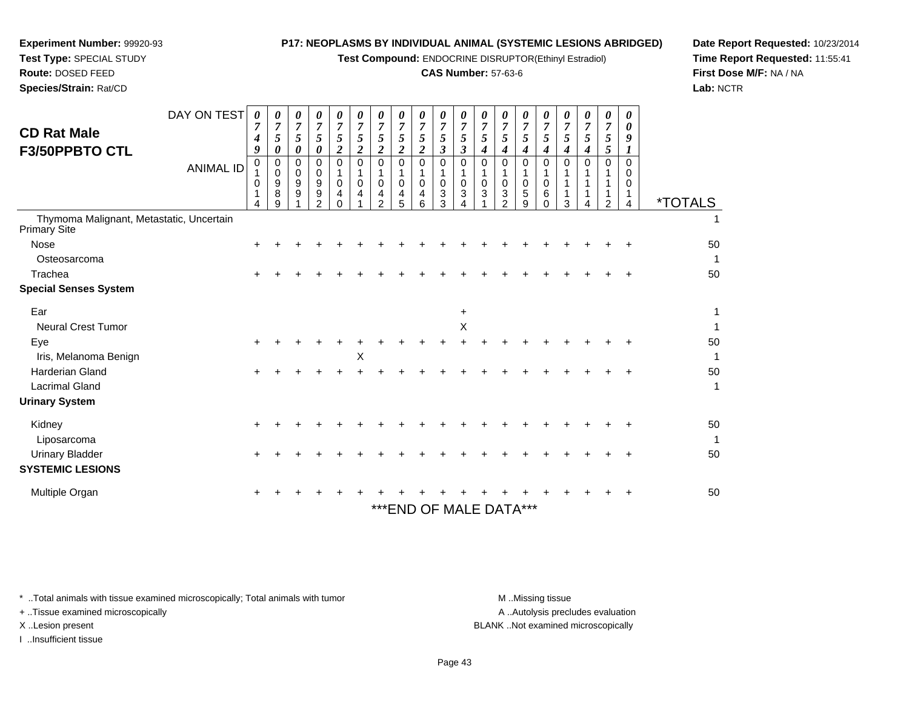**Experiment Number:** 99920-93
**Test Type:** SPECIAL STUDY
**Route:** DOSED FEED
**Species/Strain:** Rat/CD

**P17: NEOPLASMS BY INDIVIDUAL ANIMAL (SYSTEMIC LESIONS ABRIDGED)**
**Test Compound:** ENDOCRINE DISRUPTOR(Ethinyl Estradiol)
**CAS Number:** 57-63-6

**Date Report Requested:** 10/23/2014
**Time Report Requested:** 11:55:41
**First Dose M/F:** NA / NA
**Lab:** NCTR

## CD Rat Male F3/50PPBTO CTL

| DAY ON TEST | 0749 | 0750 | 0750 | 0750 | 0752 | 0752 | 0752 | 0752 | 0752 | 0753 | 0753 | 0754 | 0754 | 0754 | 0754 | 0754 | 0754 | 0755 | 0091 | |
|---|---|---|---|---|---|---|---|---|---|---|---|---|---|---|---|---|---|---|---|---|
| **ANIMAL ID** | 01014 | 00989 | 00991 | 00992 | 01040 | 01041 | 01042 | 01045 | 01046 | 01033 | 01034 | 01031 | 01032 | 01059 | 01060 | 01113 | 01114 | 01112 | 00014 | ***TOTALS** |
| Thymoma Malignant, Metastatic, Uncertain Primary Site | | | | | | | | | | | | | | | | | | | | 1 |
| Nose | + | + | + | + | + | + | + | + | + | + | + | + | + | + | + | + | + | + | + | 50 |
| Osteosarcoma | | | | | | | | | | | | | | | | | | | | 1 |
| Trachea | + | + | + | + | + | + | + | + | + | + | + | + | + | + | + | + | + | + | + | 50 |
| **Special Senses System** | | | | | | | | | | | | | | | | | | | | |
| Ear | | | | | | | | | | | + | | | | | | | | | 1 |
| Neural Crest Tumor | | | | | | | | | | | X | | | | | | | | | 1 |
| Eye | + | + | + | + | + | + | + | + | + | + | + | + | + | + | + | + | + | + | + | 50 |
| Iris, Melanoma Benign | | | | | | X | | | | | | | | | | | | | | 1 |
| Harderian Gland | + | + | + | + | + | + | + | + | + | + | + | + | + | + | + | + | + | + | + | 50 |
| Lacrimal Gland | | | | | | | | | | | | | | | | | | | | 1 |
| **Urinary System** | | | | | | | | | | | | | | | | | | | | |
| Kidney | + | + | + | + | + | + | + | + | + | + | + | + | + | + | + | + | + | + | + | 50 |
| Liposarcoma | | | | | | | | | | | | | | | | | | | | 1 |
| Urinary Bladder | + | + | + | + | + | + | + | + | + | + | + | + | + | + | + | + | + | + | + | 50 |
| **SYSTEMIC LESIONS** | | | | | | | | | | | | | | | | | | | | |
| Multiple Organ | + | + | + | + | + | + | + | + | + | + | + | + | + | + | + | + | + | + | + | 50 |

***END OF MALE DATA***

\* ..Total animals with tissue examined microscopically; Total animals with tumor
\+ ..Tissue examined microscopically
X ..Lesion present
I ..Insufficient tissue

M ..Missing tissue
A ..Autolysis precludes evaluation
BLANK ..Not examined microscopically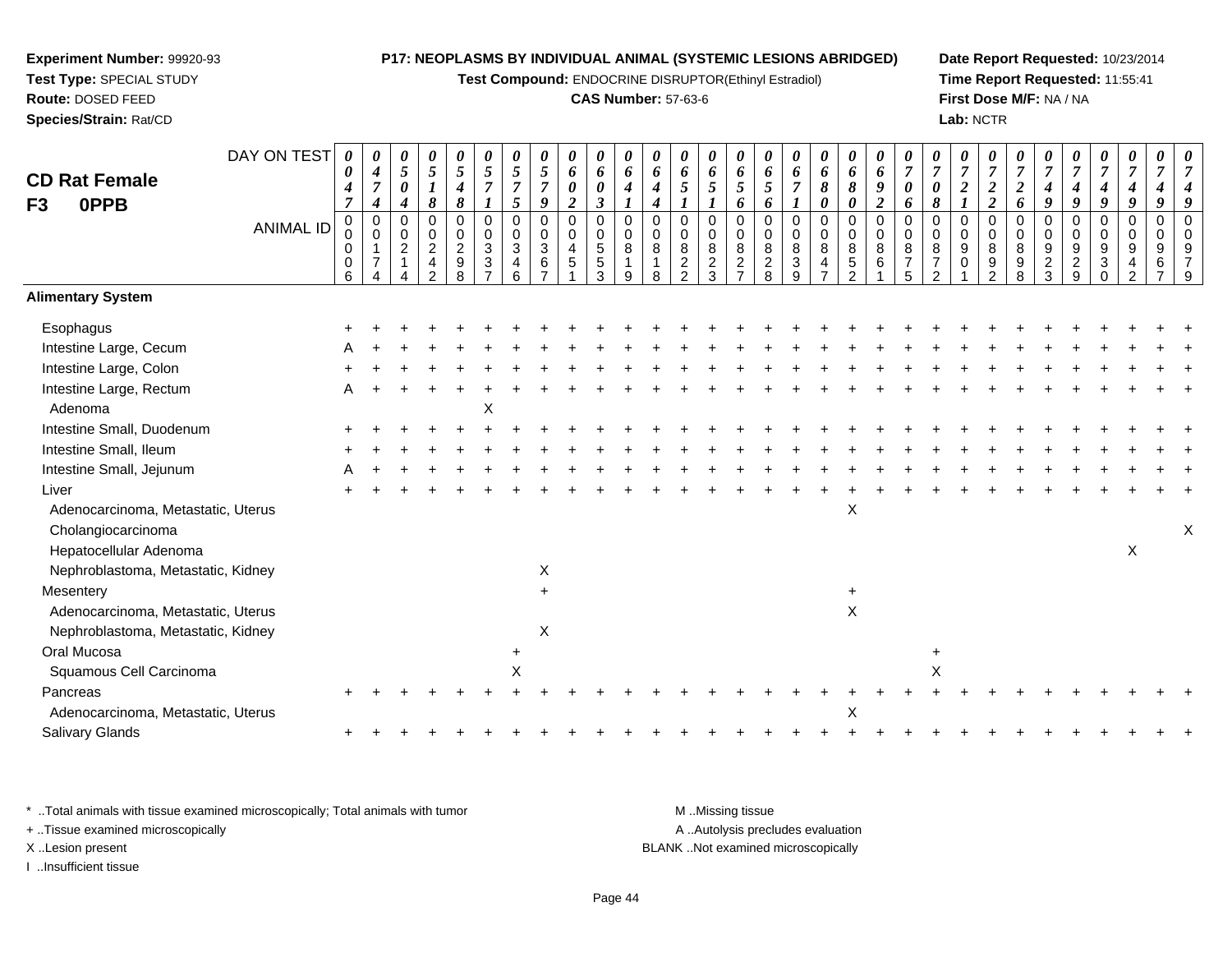**Experiment Number:** 99920-93
**Test Type:** SPECIAL STUDY
**Route:** DOSED FEED
**Species/Strain:** Rat/CD

**P17: NEOPLASMS BY INDIVIDUAL ANIMAL (SYSTEMIC LESIONS ABRIDGED)**
**Test Compound:** ENDOCRINE DISRUPTOR(Ethinyl Estradiol)
**CAS Number:** 57-63-6

**Date Report Requested:** 10/23/2014
**Time Report Requested:** 11:55:41
**First Dose M/F:** NA / NA
**Lab:** NCTR

## CD Rat Female F3 0PPB

| DAY ON TEST | 0047 | 0474 | 0504 | 0518 | 0548 | 0571 | 0575 | 0579 | 0602 | 0603 | 0641 | 0644 | 0651 | 0651 | 0656 | 0656 | 0671 | 0680 | 0680 | 0692 | 0706 | 0708 | 0721 | 0722 | 0726 | 0749 | 0749 | 0749 | 0749 | 0749 | 0749 |
|---|---|---|---|---|---|---|---|---|---|---|---|---|---|---|---|---|---|---|---|---|---|---|---|---|---|---|---|---|---|---|---|
| ANIMAL ID | 00006 | 00174 | 00214 | 00242 | 00298 | 00337 | 00346 | 00367 | 00451 | 00553 | 00819 | 00818 | 00822 | 00823 | 00827 | 00828 | 00839 | 00847 | 00852 | 00861 | 00875 | 00872 | 00901 | 00892 | 00898 | 00923 | 00929 | 00930 | 00942 | 00967 | 00979 |
| **Alimentary System** | | | | | | | | | | | | | | | | | | | | | | | | | | | | | | | |
| Esophagus | + | + | + | + | + | + | + | + | + | + | + | + | + | + | + | + | + | + | + | + | + | + | + | + | + | + | + | + | + | + | + |
| Intestine Large, Cecum | A | + | + | + | + | + | + | + | + | + | + | + | + | + | + | + | + | + | + | + | + | + | + | + | + | + | + | + | + | + | + |
| Intestine Large, Colon | + | + | + | + | + | + | + | + | + | + | + | + | + | + | + | + | + | + | + | + | + | + | + | + | + | + | + | + | + | + | + |
| Intestine Large, Rectum | A | + | + | + | + | + | + | + | + | + | + | + | + | + | + | + | + | + | + | + | + | + | + | + | + | + | + | + | + | + | + |
| Adenoma | | | | | | X | | | | | | | | | | | | | | | | | | | | | | | | | |
| Intestine Small, Duodenum | + | + | + | + | + | + | + | + | + | + | + | + | + | + | + | + | + | + | + | + | + | + | + | + | + | + | + | + | + | + | + |
| Intestine Small, Ileum | + | + | + | + | + | + | + | + | + | + | + | + | + | + | + | + | + | + | + | + | + | + | + | + | + | + | + | + | + | + | + |
| Intestine Small, Jejunum | A | + | + | + | + | + | + | + | + | + | + | + | + | + | + | + | + | + | + | + | + | + | + | + | + | + | + | + | + | + | + |
| Liver | + | + | + | + | + | + | + | + | + | + | + | + | + | + | + | + | + | + | + | + | + | + | + | + | + | + | + | + | + | + | + |
| Adenocarcinoma, Metastatic, Uterus | | | | | | | | | | | | | | | | | | | X | | | | | | | | | | | | |
| Cholangiocarcinoma | | | | | | | | | | | | | | | | | | | | | | | | | | | | | | | X |
| Hepatocellular Adenoma | | | | | | | | | | | | | | | | | | | | | | | | | | | | | X | | |
| Nephroblastoma, Metastatic, Kidney | | | | | | | | X | | | | | | | | | | | | | | | | | | | | | | | |
| Mesentery | | | | | | | | + | | | | | | | | | | | + | | | | | | | | | | | | |
| Adenocarcinoma, Metastatic, Uterus | | | | | | | | | | | | | | | | | | | X | | | | | | | | | | | | |
| Nephroblastoma, Metastatic, Kidney | | | | | | | | X | | | | | | | | | | | | | | | | | | | | | | | |
| Oral Mucosa | | | | | | | + | | | | | | | | | | | | | | | + | | | | | | | | | |
| Squamous Cell Carcinoma | | | | | | | X | | | | | | | | | | | | | | | X | | | | | | | | | |
| Pancreas | + | + | + | + | + | + | + | + | + | + | + | + | + | + | + | + | + | + | + | + | + | + | + | + | + | + | + | + | + | + | + |
| Adenocarcinoma, Metastatic, Uterus | | | | | | | | | | | | | | | | | | | X | | | | | | | | | | | | |
| Salivary Glands | + | + | + | + | + | + | + | + | + | + | + | + | + | + | + | + | + | + | + | + | + | + | + | + | + | + | + | + | + | + | + |

\* ..Total animals with tissue examined microscopically; Total animals with tumor
+ ..Tissue examined microscopically
X ..Lesion present
I ..Insufficient tissue

M ..Missing tissue
A ..Autolysis precludes evaluation
BLANK ..Not examined microscopically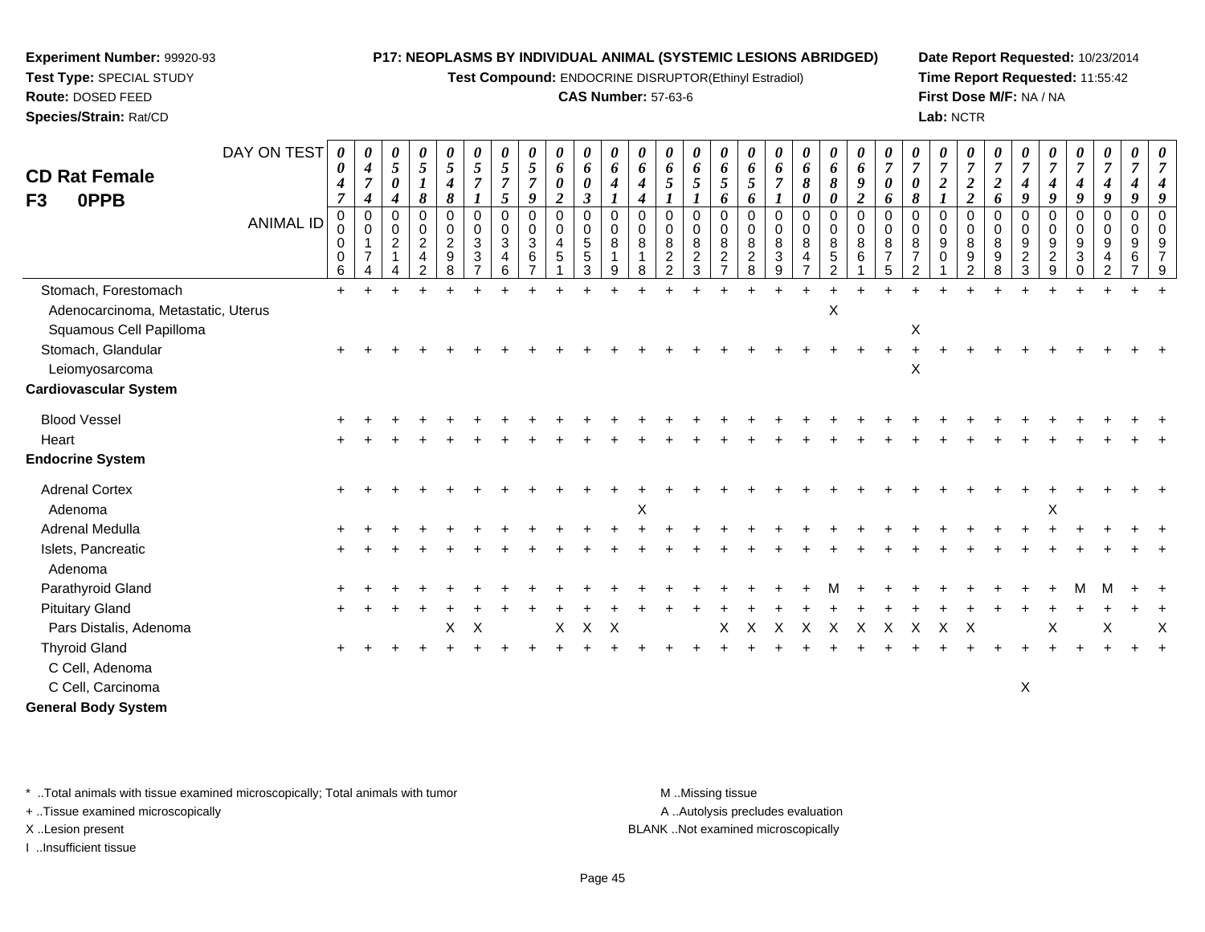**Experiment Number:** 99920-93
**Test Type:** SPECIAL STUDY
**Route:** DOSED FEED
**Species/Strain:** Rat/CD

**P17: NEOPLASMS BY INDIVIDUAL ANIMAL (SYSTEMIC LESIONS ABRIDGED)**
**Test Compound:** ENDOCRINE DISRUPTOR(Ethinyl Estradiol)
**CAS Number:** 57-63-6

**Date Report Requested:** 10/23/2014
**Time Report Requested:** 11:55:42
**First Dose M/F:** NA / NA
**Lab:** NCTR

## CD Rat Female
## F3 0PPB

| DAY ON TEST | 0047 | 0474 | 0504 | 0518 | 0548 | 0571 | 0575 | 0579 | 0602 | 0603 | 0641 | 0644 | 0651 | 0651 | 0656 | 0656 | 0671 | 0680 | 0680 | 0692 | 0706 | 0708 | 0721 | 0722 | 0726 | 0749 | 0749 | 0749 | 0749 | 0749 | 0749 |
|---|---|---|---|---|---|---|---|---|---|---|---|---|---|---|---|---|---|---|---|---|---|---|---|---|---|---|---|---|---|---|---|
| ANIMAL ID | 00006 | 00174 | 00214 | 00242 | 00298 | 00337 | 00346 | 00367 | 00451 | 00553 | 00819 | 00818 | 00822 | 00823 | 00827 | 00828 | 00839 | 00847 | 00852 | 00861 | 00875 | 00872 | 00901 | 00892 | 00898 | 00923 | 00929 | 00930 | 00942 | 00967 | 00979 |
| Stomach, Forestomach | + | + | + | + | + | + | + | + | + | + | + | + | + | + | + | + | + | + | + | + | + | + | + | + | + | + | + | + | + | + | + |
| Adenocarcinoma, Metastatic, Uterus | | | | | | | | | | | | | | | | | | | X | | | | | | | | | | | | |
| Squamous Cell Papilloma | | | | | | | | | | | | | | | | | | | | | | X | | | | | | | | | |
| Stomach, Glandular | + | + | + | + | + | + | + | + | + | + | + | + | + | + | + | + | + | + | + | + | + | + | + | + | + | + | + | + | + | + | + |
| Leiomyosarcoma | | | | | | | | | | | | | | | | | | | | | | X | | | | | | | | | |
| **Cardiovascular System** | | | | | | | | | | | | | | | | | | | | | | | | | | | | | | | |
| Blood Vessel | + | + | + | + | + | + | + | + | + | + | + | + | + | + | + | + | + | + | + | + | + | + | + | + | + | + | + | + | + | + | + |
| Heart | + | + | + | + | + | + | + | + | + | + | + | + | + | + | + | + | + | + | + | + | + | + | + | + | + | + | + | + | + | + | + |
| **Endocrine System** | | | | | | | | | | | | | | | | | | | | | | | | | | | | | | | |
| Adrenal Cortex | + | + | + | + | + | + | + | + | + | + | + | + | + | + | + | + | + | + | + | + | + | + | + | + | + | + | + | + | + | + | + |
| Adenoma | | | | | | | | | | | | X | | | | | | | | | | | | | | | X | | | | |
| Adrenal Medulla | + | + | + | + | + | + | + | + | + | + | + | + | + | + | + | + | + | + | + | + | + | + | + | + | + | + | + | + | + | + | + |
| Islets, Pancreatic | + | + | + | + | + | + | + | + | + | + | + | + | + | + | + | + | + | + | + | + | + | + | + | + | + | + | + | + | + | + | + |
| Adenoma | | | | | | | | | | | | | | | | | | | | | | | | | | | | | | | |
| Parathyroid Gland | + | + | + | + | + | + | + | + | + | + | + | + | + | + | + | + | + | + | M | + | + | + | + | + | + | + | + | M | M | + | + |
| Pituitary Gland | + | + | + | + | + | + | + | + | + | + | + | + | + | + | + | + | + | + | + | + | + | + | + | + | + | + | + | + | + | + | + |
| Pars Distalis, Adenoma | | | | | X | X | | | X | X | X | | | | X | X | X | X | X | X | X | X | X | X | | | X | | X | | X |
| Thyroid Gland | + | + | + | + | + | + | + | + | + | + | + | + | + | + | + | + | + | + | + | + | + | + | + | + | + | + | + | + | + | + | + |
| C Cell, Adenoma | | | | | | | | | | | | | | | | | | | | | | | | | | | | | | | |
| C Cell, Carcinoma | | | | | | | | | | | | | | | | | | | | | | | | | | X | | | | | |
| **General Body System** | | | | | | | | | | | | | | | | | | | | | | | | | | | | | | | |

\* ..Total animals with tissue examined microscopically; Total animals with tumor
\+ ..Tissue examined microscopically
X ..Lesion present
I ..Insufficient tissue

M ..Missing tissue
A ..Autolysis precludes evaluation
BLANK ..Not examined microscopically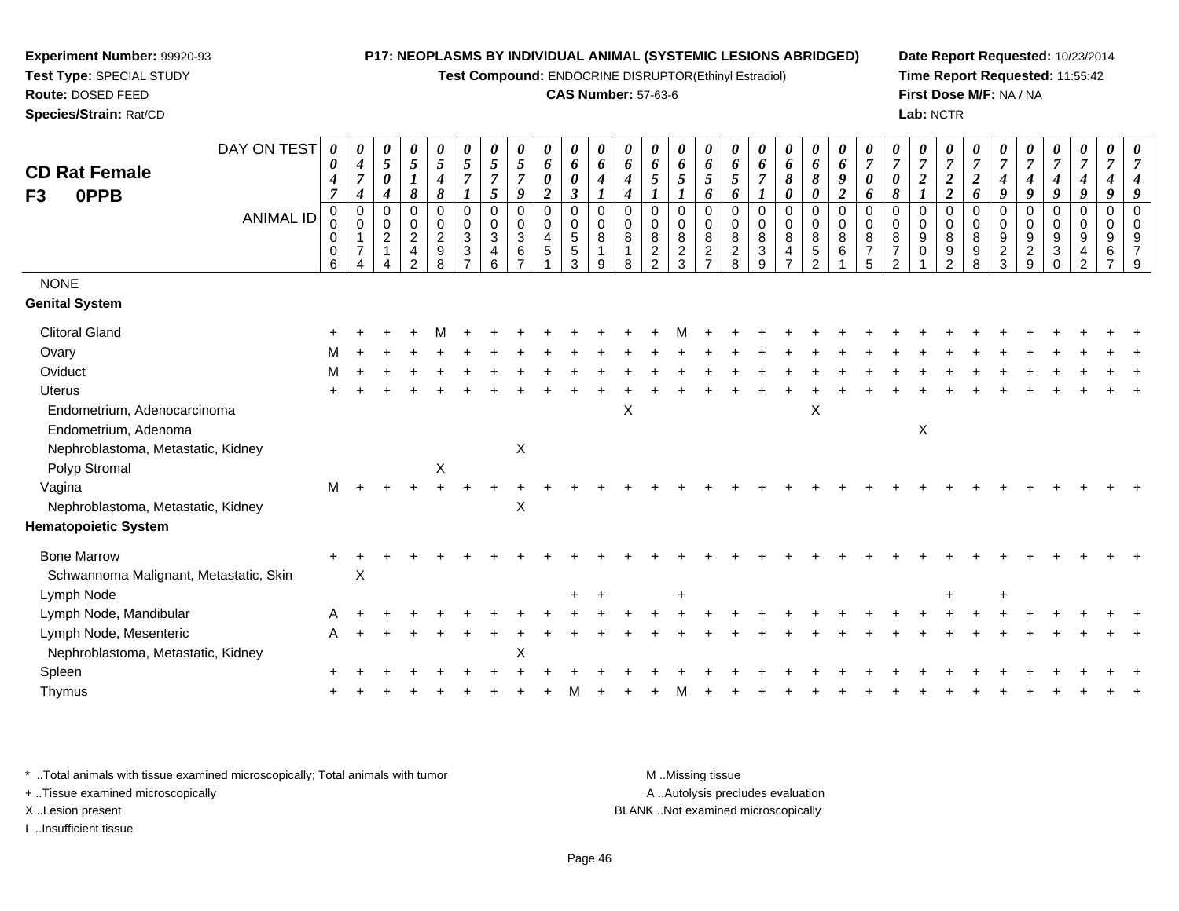**Experiment Number:** 99920-93
**Test Type:** SPECIAL STUDY
**Route:** DOSED FEED
**Species/Strain:** Rat/CD

**P17: NEOPLASMS BY INDIVIDUAL ANIMAL (SYSTEMIC LESIONS ABRIDGED)**
**Test Compound:** ENDOCRINE DISRUPTOR(Ethinyl Estradiol)
**CAS Number:** 57-63-6

**Date Report Requested:** 10/23/2014
**Time Report Requested:** 11:55:42
**First Dose M/F:** NA / NA
**Lab:** NCTR

## CD Rat Female F3 0PPB

| DAY ON TEST | 0047 | 0474 | 0504 | 0518 | 0548 | 0571 | 0575 | 0579 | 0602 | 0603 | 0641 | 0644 | 0651 | 0651 | 0656 | 0656 | 0671 | 0680 | 0680 | 0692 | 0706 | 0708 | 0721 | 0722 | 0726 | 0749 | 0749 | 0749 | 0749 | 0749 | 0749 |
|---|---|---|---|---|---|---|---|---|---|---|---|---|---|---|---|---|---|---|---|---|---|---|---|---|---|---|---|---|---|---|---|
| ANIMAL ID | 00006 | 00174 | 00214 | 00242 | 00298 | 00337 | 00346 | 00367 | 00451 | 00553 | 00819 | 00818 | 00822 | 00823 | 00827 | 00828 | 00839 | 00847 | 00852 | 00861 | 00875 | 00872 | 00901 | 00892 | 00898 | 00923 | 00929 | 00930 | 00942 | 00967 | 00979 |
| NONE | | | | | | | | | | | | | | | | | | | | | | | | | | | | | | | |
| **Genital System** | | | | | | | | | | | | | | | | | | | | | | | | | | | | | | | |
| Clitoral Gland | + | + | + | + | M | + | + | + | + | + | + | + | + | M | + | + | + | + | + | + | + | + | + | + | + | + | + | + | + | + | + |
| Ovary | M | + | + | + | + | + | + | + | + | + | + | + | + | + | + | + | + | + | + | + | + | + | + | + | + | + | + | + | + | + | + |
| Oviduct | M | + | + | + | + | + | + | + | + | + | + | + | + | + | + | + | + | + | + | + | + | + | + | + | + | + | + | + | + | + | + |
| Uterus | + | + | + | + | + | + | + | + | + | + | + | + | + | + | + | + | + | + | + | + | + | + | + | + | + | + | + | + | + | + | + |
| Endometrium, Adenocarcinoma | | | | | | | | | | | | X | | | | | | | X | | | | | | | | | | | | |
| Endometrium, Adenoma | | | | | | | | | | | | | | | | | | | | | | | X | | | | | | | | |
| Nephroblastoma, Metastatic, Kidney | | | | | | | | X | | | | | | | | | | | | | | | | | | | | | | | |
| Polyp Stromal | | | | | X | | | | | | | | | | | | | | | | | | | | | | | | | | |
| Vagina | M | + | + | + | + | + | + | + | + | + | + | + | + | + | + | + | + | + | + | + | + | + | + | + | + | + | + | + | + | + | + |
| Nephroblastoma, Metastatic, Kidney | | | | | | | | X | | | | | | | | | | | | | | | | | | | | | | | |
| **Hematopoietic System** | | | | | | | | | | | | | | | | | | | | | | | | | | | | | | | |
| Bone Marrow | + | + | + | + | + | + | + | + | + | + | + | + | + | + | + | + | + | + | + | + | + | + | + | + | + | + | + | + | + | + | + |
| Schwannoma Malignant, Metastatic, Skin | | X | | | | | | | | | | | | | | | | | | | | | | | | | | | | | |
| Lymph Node | | | | | | | | | | + | + | | | + | | | | | | | | | | + | | + | | | | | |
| Lymph Node, Mandibular | A | + | + | + | + | + | + | + | + | + | + | + | + | + | + | + | + | + | + | + | + | + | + | + | + | + | + | + | + | + | + |
| Lymph Node, Mesenteric | A | + | + | + | + | + | + | + | + | + | + | + | + | + | + | + | + | + | + | + | + | + | + | + | + | + | + | + | + | + | + |
| Nephroblastoma, Metastatic, Kidney | | | | | | | | X | | | | | | | | | | | | | | | | | | | | | | | |
| Spleen | + | + | + | + | + | + | + | + | + | + | + | + | + | + | + | + | + | + | + | + | + | + | + | + | + | + | + | + | + | + | + |
| Thymus | + | + | + | + | + | + | + | + | + | M | + | + | + | M | + | + | + | + | + | + | + | + | + | + | + | + | + | + | + | + | + |

\* ..Total animals with tissue examined microscopically; Total animals with tumor
\+ ..Tissue examined microscopically
X ..Lesion present
I ..Insufficient tissue

M ..Missing tissue
A ..Autolysis precludes evaluation
BLANK ..Not examined microscopically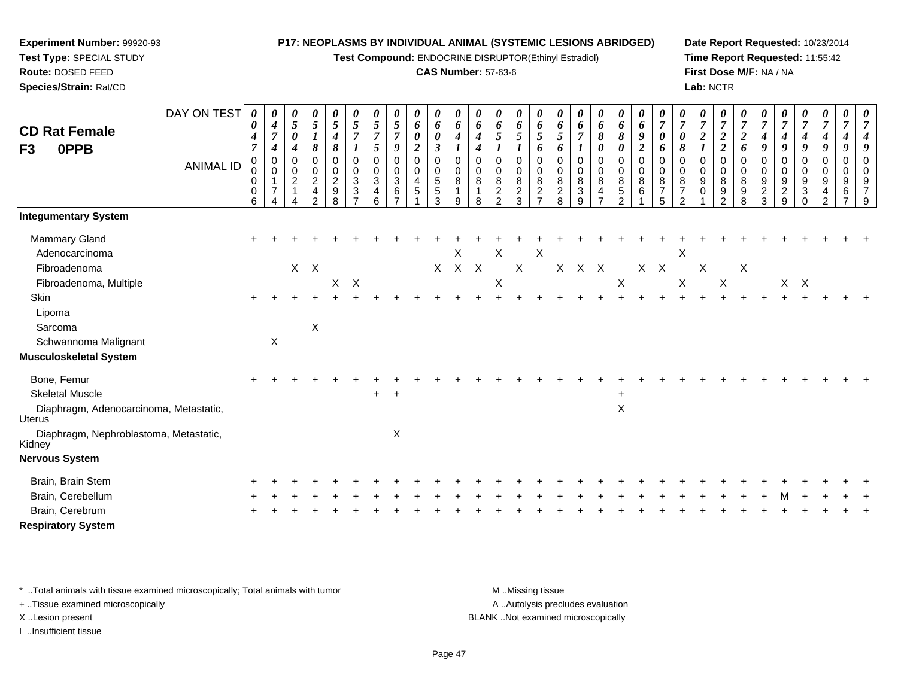**Experiment Number:** 99920-93
**Test Type:** SPECIAL STUDY
**Route:** DOSED FEED
**Species/Strain:** Rat/CD

**P17: NEOPLASMS BY INDIVIDUAL ANIMAL (SYSTEMIC LESIONS ABRIDGED)**
**Test Compound:** ENDOCRINE DISRUPTOR(Ethinyl Estradiol)
**CAS Number:** 57-63-6

**Date Report Requested:** 10/23/2014
**Time Report Requested:** 11:55:42
**First Dose M/F:** NA / NA
**Lab:** NCTR

## CD Rat Female F3 0PPB

| DAY ON TEST | 0047 | 0474 | 0504 | 0518 | 0548 | 0571 | 0575 | 0579 | 0602 | 0603 | 0641 | 0644 | 0651 | 0651 | 0656 | 0656 | 0671 | 0680 | 0680 | 0692 | 0706 | 0708 | 0721 | 0722 | 0726 | 0749 | 0749 | 0749 | 0749 | 0749 |
|---|---|---|---|---|---|---|---|---|---|---|---|---|---|---|---|---|---|---|---|---|---|---|---|---|---|---|---|---|---|---|
| ANIMAL ID | 00006 | 00174 | 00214 | 00242 | 00298 | 00337 | 00346 | 00367 | 00451 | 00553 | 00819 | 00818 | 00822 | 00823 | 00827 | 00828 | 00839 | 00847 | 00852 | 00861 | 00875 | 00872 | 00901 | 00892 | 00898 | 00923 | 00929 | 00930 | 00942 | 00967 | 00979 |
| **Integumentary System** | | | | | | | | | | | | | | | | | | | | | | | | | | | | | | |
| Mammary Gland | + | + | + | + | + | + | + | + | + | + | + | + | + | + | + | + | + | + | + | + | + | + | + | + | + | + | + | + | + | + |
| Adenocarcinoma | | | | | | | | | | | X | | X | | X | | | | | | | X | | | | | | | | |
| Fibroadenoma | | | X | X | | | | | | X | X | X | | X | | X | X | X | | X | X | | X | | X | | | | | |
| Fibroadenoma, Multiple | | | | | X | X | | | | | | | X | | | | | | X | | | X | | X | | | X | X | | |
| Skin | + | + | + | + | + | + | + | + | + | + | + | + | + | + | + | + | + | + | + | + | + | + | + | + | + | + | + | + | + | + |
| Lipoma | | | | | | | | | | | | | | | | | | | | | | | | | | | | | | |
| Sarcoma | | | | X | | | | | | | | | | | | | | | | | | | | | | | | | | |
| Schwannoma Malignant | | X | | | | | | | | | | | | | | | | | | | | | | | | | | | | |
| **Musculoskeletal System** | | | | | | | | | | | | | | | | | | | | | | | | | | | | | | |
| Bone, Femur | + | + | + | + | + | + | + | + | + | + | + | + | + | + | + | + | + | + | + | + | + | + | + | + | + | + | + | + | + | + |
| Skeletal Muscle | | | | | | | + | + | | | | | | | | | | | + | | | | | | | | | | | |
| Diaphragm, Adenocarcinoma, Metastatic, Uterus | | | | | | | | | | | | | | | | | | | X | | | | | | | | | | | |
| Diaphragm, Nephroblastoma, Metastatic, Kidney | | | | | | | | X | | | | | | | | | | | | | | | | | | | | | | |
| **Nervous System** | | | | | | | | | | | | | | | | | | | | | | | | | | | | | | |
| Brain, Brain Stem | + | + | + | + | + | + | + | + | + | + | + | + | + | + | + | + | + | + | + | + | + | + | + | + | + | + | + | + | + | + |
| Brain, Cerebellum | + | + | + | + | + | + | + | + | + | + | + | + | + | + | + | + | + | + | + | + | + | + | + | + | + | + | M | + | + | + |
| Brain, Cerebrum | + | + | + | + | + | + | + | + | + | + | + | + | + | + | + | + | + | + | + | + | + | + | + | + | + | + | + | + | + | + |
| **Respiratory System** | | | | | | | | | | | | | | | | | | | | | | | | | | | | | | |

\* ..Total animals with tissue examined microscopically; Total animals with tumor
+ ..Tissue examined microscopically
X ..Lesion present
I ..Insufficient tissue

M ..Missing tissue
A ..Autolysis precludes evaluation
BLANK ..Not examined microscopically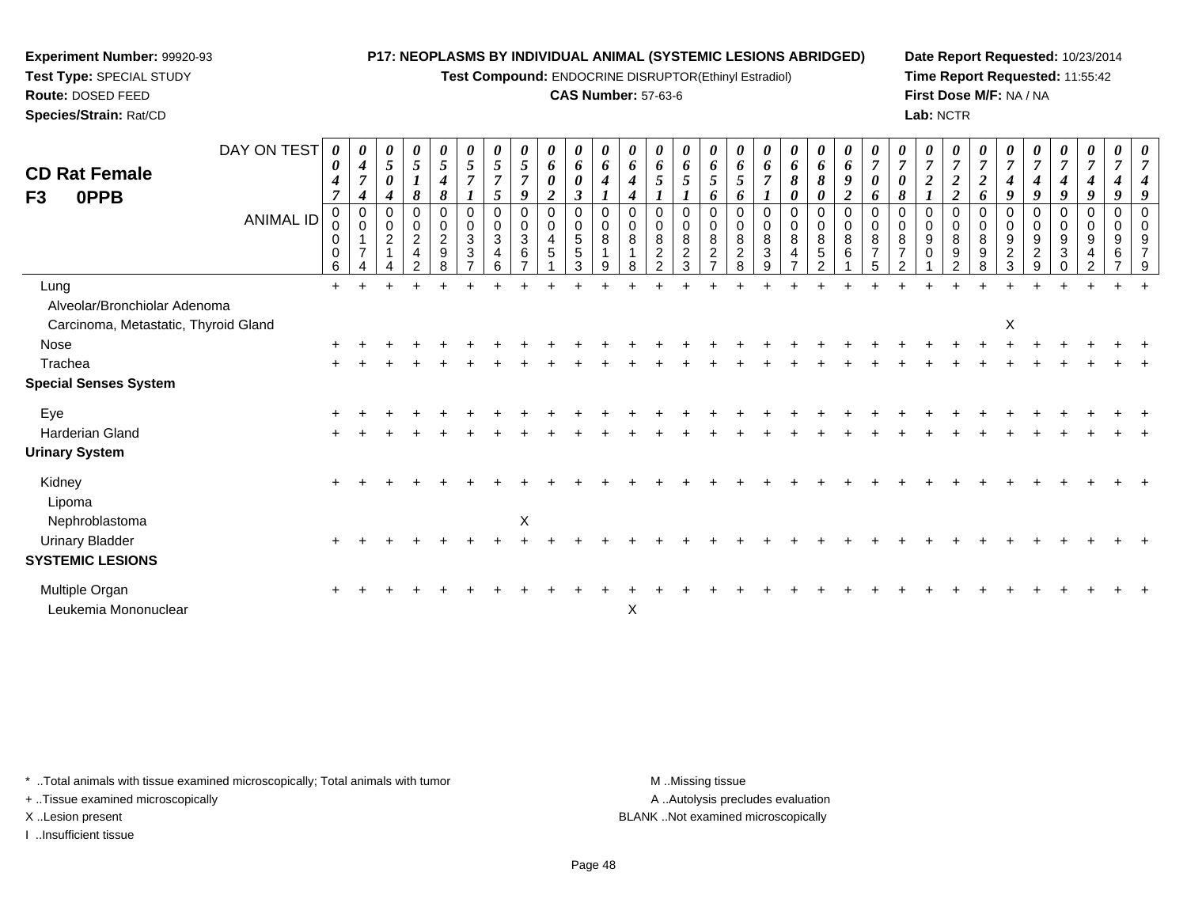**Experiment Number:** 99920-93
**Test Type:** SPECIAL STUDY
**Route:** DOSED FEED
**Species/Strain:** Rat/CD

**P17: NEOPLASMS BY INDIVIDUAL ANIMAL (SYSTEMIC LESIONS ABRIDGED)**
**Test Compound:** ENDOCRINE DISRUPTOR(Ethinyl Estradiol)
**CAS Number:** 57-63-6

**Date Report Requested:** 10/23/2014
**Time Report Requested:** 11:55:42
**First Dose M/F:** NA / NA
**Lab:** NCTR

**CD Rat Female F3 0PPB**

| DAY ON TEST | 0047 | 0474 | 0504 | 0518 | 0548 | 0571 | 0575 | 0579 | 0602 | 0603 | 0641 | 0644 | 0651 | 0651 | 0656 | 0656 | 0671 | 0680 | 0680 | 0692 | 0706 | 0708 | 0721 | 0722 | 0726 | 0749 | 0749 | 0749 | 0749 | 0749 | 0749 |
|---|---|---|---|---|---|---|---|---|---|---|---|---|---|---|---|---|---|---|---|---|---|---|---|---|---|---|---|---|---|---|---|
| ANIMAL ID | 00006 | 00174 | 00214 | 00242 | 00298 | 00337 | 00346 | 00367 | 00451 | 00553 | 00819 | 00818 | 00822 | 00823 | 00827 | 00828 | 00839 | 00847 | 00852 | 00861 | 00875 | 00872 | 00901 | 00892 | 00898 | 00923 | 00929 | 00930 | 00942 | 00967 | 00979 |
| Lung | + | + | + | + | + | + | + | + | + | + | + | + | + | + | + | + | + | + | + | + | + | + | + | + | + | + | + | + | + | + | + |
| Alveolar/Bronchiolar Adenoma | | | | | | | | | | | | | | | | | | | | | | | | | | | | | | | |
| Carcinoma, Metastatic, Thyroid Gland | | | | | | | | | | | | | | | | | | | | | | | | | | X | | | | | |
| Nose | + | + | + | + | + | + | + | + | + | + | + | + | + | + | + | + | + | + | + | + | + | + | + | + | + | + | + | + | + | + | + |
| Trachea | + | + | + | + | + | + | + | + | + | + | + | + | + | + | + | + | + | + | + | + | + | + | + | + | + | + | + | + | + | + | + |
| **Special Senses System** | | | | | | | | | | | | | | | | | | | | | | | | | | | | | | | |
| Eye | + | + | + | + | + | + | + | + | + | + | + | + | + | + | + | + | + | + | + | + | + | + | + | + | + | + | + | + | + | + | + |
| Harderian Gland | + | + | + | + | + | + | + | + | + | + | + | + | + | + | + | + | + | + | + | + | + | + | + | + | + | + | + | + | + | + | + |
| **Urinary System** | | | | | | | | | | | | | | | | | | | | | | | | | | | | | | | |
| Kidney | + | + | + | + | + | + | + | + | + | + | + | + | + | + | + | + | + | + | + | + | + | + | + | + | + | + | + | + | + | + | + |
| Lipoma | | | | | | | | | | | | | | | | | | | | | | | | | | | | | | | |
| Nephroblastoma | | | | | | | | X | | | | | | | | | | | | | | | | | | | | | | | |
| Urinary Bladder | + | + | + | + | + | + | + | + | + | + | + | + | + | + | + | + | + | + | + | + | + | + | + | + | + | + | + | + | + | + | + |
| **SYSTEMIC LESIONS** | | | | | | | | | | | | | | | | | | | | | | | | | | | | | | | |
| Multiple Organ | + | + | + | + | + | + | + | + | + | + | + | + | + | + | + | + | + | + | + | + | + | + | + | + | + | + | + | + | + | + | + |
| Leukemia Mononuclear | | | | | | | | | | | | X | | | | | | | | | | | | | | | | | | | |

* ..Total animals with tissue examined microscopically; Total animals with tumor
+ ..Tissue examined microscopically
X ..Lesion present
I ..Insufficient tissue

M ..Missing tissue
A ..Autolysis precludes evaluation
BLANK ..Not examined microscopically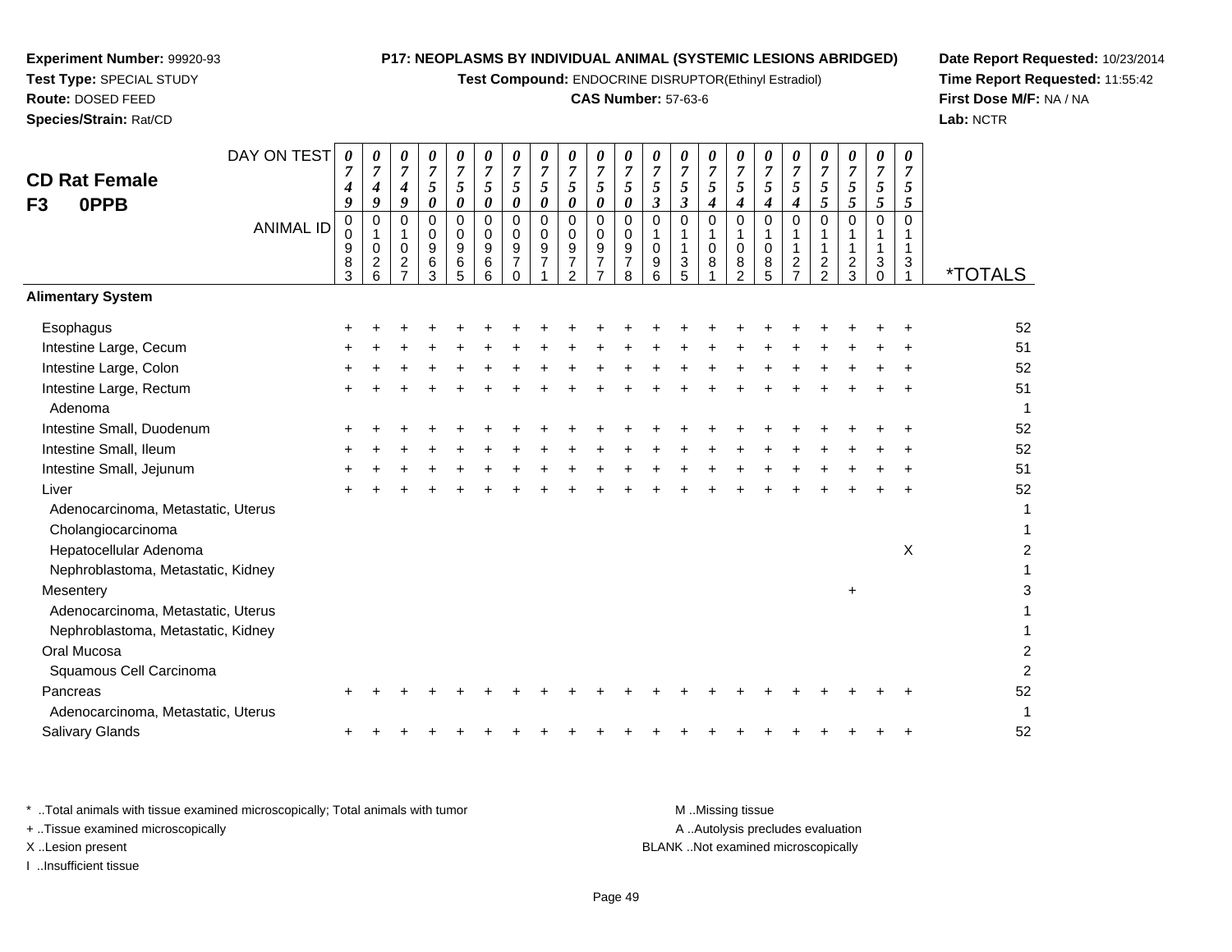**Experiment Number:** 99920-93
**Test Type:** SPECIAL STUDY
**Route:** DOSED FEED
**Species/Strain:** Rat/CD

**P17: NEOPLASMS BY INDIVIDUAL ANIMAL (SYSTEMIC LESIONS ABRIDGED)**
**Test Compound:** ENDOCRINE DISRUPTOR(Ethinyl Estradiol)
**CAS Number:** 57-63-6

**Date Report Requested:** 10/23/2014
**Time Report Requested:** 11:55:42
**First Dose M/F:** NA / NA
**Lab:** NCTR

## CD Rat Female
## F3 0PPB

| DAY ON TEST | 0749 | 0749 | 0749 | 0750 | 0750 | 0750 | 0750 | 0750 | 0750 | 0750 | 0750 | 0753 | 0753 | 0754 | 0754 | 0754 | 0754 | 0755 | 0755 | 0755 | 0755 | |
|---|---|---|---|---|---|---|---|---|---|---|---|---|---|---|---|---|---|---|---|---|---|---|
| **ANIMAL ID** | 00983 | 01026 | 01027 | 00963 | 00965 | 00966 | 00970 | 00971 | 00972 | 00977 | 00978 | 01096 | 01135 | 01081 | 01082 | 01085 | 01127 | 01122 | 01123 | 01130 | 01131 | ***TOTALS** |
| **Alimentary System** | | | | | | | | | | | | | | | | | | | | | | |
| Esophagus | + | + | + | + | + | + | + | + | + | + | + | + | + | + | + | + | + | + | + | + | + | 52 |
| Intestine Large, Cecum | + | + | + | + | + | + | + | + | + | + | + | + | + | + | + | + | + | + | + | + | + | 51 |
| Intestine Large, Colon | + | + | + | + | + | + | + | + | + | + | + | + | + | + | + | + | + | + | + | + | + | 52 |
| Intestine Large, Rectum | + | + | + | + | + | + | + | + | + | + | + | + | + | + | + | + | + | + | + | + | + | 51 |
| Adenoma | | | | | | | | | | | | | | | | | | | | | | 1 |
| Intestine Small, Duodenum | + | + | + | + | + | + | + | + | + | + | + | + | + | + | + | + | + | + | + | + | + | 52 |
| Intestine Small, Ileum | + | + | + | + | + | + | + | + | + | + | + | + | + | + | + | + | + | + | + | + | + | 52 |
| Intestine Small, Jejunum | + | + | + | + | + | + | + | + | + | + | + | + | + | + | + | + | + | + | + | + | + | 51 |
| Liver | + | + | + | + | + | + | + | + | + | + | + | + | + | + | + | + | + | + | + | + | + | 52 |
| Adenocarcinoma, Metastatic, Uterus | | | | | | | | | | | | | | | | | | | | | | 1 |
| Cholangiocarcinoma | | | | | | | | | | | | | | | | | | | | | | 1 |
| Hepatocellular Adenoma | | | | | | | | | | | | | | | | | | | | | X | 2 |
| Nephroblastoma, Metastatic, Kidney | | | | | | | | | | | | | | | | | | | | | | 1 |
| Mesentery | | | | | | | | | | | | | | | | | | | + | | | 3 |
| Adenocarcinoma, Metastatic, Uterus | | | | | | | | | | | | | | | | | | | | | | 1 |
| Nephroblastoma, Metastatic, Kidney | | | | | | | | | | | | | | | | | | | | | | 1 |
| Oral Mucosa | | | | | | | | | | | | | | | | | | | | | | 2 |
| Squamous Cell Carcinoma | | | | | | | | | | | | | | | | | | | | | | 2 |
| Pancreas | + | + | + | + | + | + | + | + | + | + | + | + | + | + | + | + | + | + | + | + | + | 52 |
| Adenocarcinoma, Metastatic, Uterus | | | | | | | | | | | | | | | | | | | | | | 1 |
| Salivary Glands | + | + | + | + | + | + | + | + | + | + | + | + | + | + | + | + | + | + | + | + | + | 52 |

\* ..Total animals with tissue examined microscopically; Total animals with tumor
\+ ..Tissue examined microscopically
X ..Lesion present
I ..Insufficient tissue

M ..Missing tissue
A ..Autolysis precludes evaluation
BLANK ..Not examined microscopically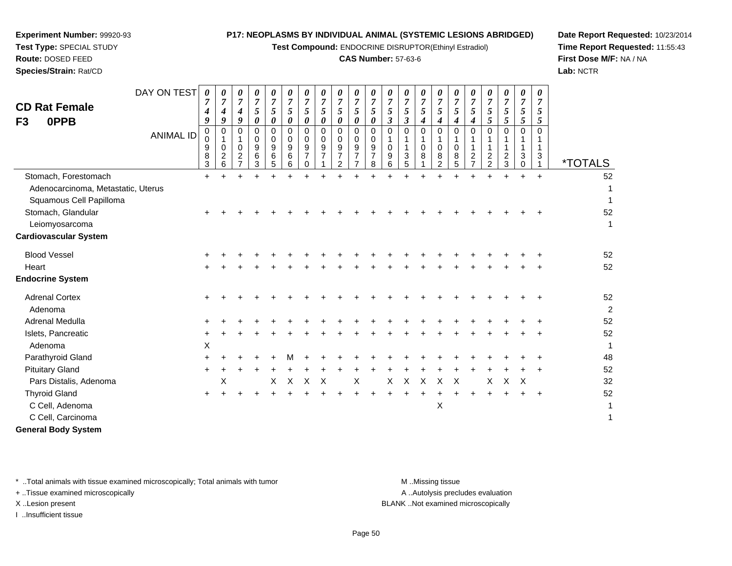**Experiment Number:** 99920-93
**Test Type:** SPECIAL STUDY
**Route:** DOSED FEED
**Species/Strain:** Rat/CD

**P17: NEOPLASMS BY INDIVIDUAL ANIMAL (SYSTEMIC LESIONS ABRIDGED)**
**Test Compound:** ENDOCRINE DISRUPTOR(Ethinyl Estradiol)
**CAS Number:** 57-63-6

**Date Report Requested:** 10/23/2014
**Time Report Requested:** 11:55:43
**First Dose M/F:** NA / NA
**Lab:** NCTR

## CD Rat Female F3 0PPB

| DAY ON TEST | 0749 | 0749 | 0749 | 0750 | 0750 | 0750 | 0750 | 0750 | 0750 | 0750 | 0750 | 0753 | 0753 | 0754 | 0754 | 0754 | 0754 | 0755 | 0755 | 0755 | 0755 | |
|---|---|---|---|---|---|---|---|---|---|---|---|---|---|---|---|---|---|---|---|---|---|---|
| **ANIMAL ID** | 00983 | 01026 | 01027 | 00963 | 00965 | 00966 | 00970 | 00971 | 00972 | 00977 | 00978 | 01096 | 01135 | 01081 | 01082 | 01085 | 01127 | 01122 | 01123 | 01130 | 01131 | ***TOTALS** |
| Stomach, Forestomach | + | + | + | + | + | + | + | + | + | + | + | + | + | + | + | + | + | + | + | + | + | 52 |
| Adenocarcinoma, Metastatic, Uterus | | | | | | | | | | | | | | | | | | | | | | 1 |
| Squamous Cell Papilloma | | | | | | | | | | | | | | | | | | | | | | 1 |
| Stomach, Glandular | + | + | + | + | + | + | + | + | + | + | + | + | + | + | + | + | + | + | + | + | + | 52 |
| Leiomyosarcoma | | | | | | | | | | | | | | | | | | | | | | 1 |
| **Cardiovascular System** | | | | | | | | | | | | | | | | | | | | | | |
| Blood Vessel | + | + | + | + | + | + | + | + | + | + | + | + | + | + | + | + | + | + | + | + | + | 52 |
| Heart | + | + | + | + | + | + | + | + | + | + | + | + | + | + | + | + | + | + | + | + | + | 52 |
| **Endocrine System** | | | | | | | | | | | | | | | | | | | | | | |
| Adrenal Cortex | + | + | + | + | + | + | + | + | + | + | + | + | + | + | + | + | + | + | + | + | + | 52 |
| Adenoma | | | | | | | | | | | | | | | | | | | | | | 2 |
| Adrenal Medulla | + | + | + | + | + | + | + | + | + | + | + | + | + | + | + | + | + | + | + | + | + | 52 |
| Islets, Pancreatic | + | + | + | + | + | + | + | + | + | + | + | + | + | + | + | + | + | + | + | + | + | 52 |
| Adenoma | X | | | | | | | | | | | | | | | | | | | | | 1 |
| Parathyroid Gland | + | + | + | + | + | M | + | + | + | + | + | + | + | + | + | + | + | + | + | + | + | 48 |
| Pituitary Gland | + | + | + | + | + | + | + | + | + | + | + | + | + | + | + | + | + | + | + | + | + | 52 |
| Pars Distalis, Adenoma | | X | | | X | X | X | X | | X | | X | X | X | X | X | | X | X | X | | 32 |
| Thyroid Gland | + | + | + | + | + | + | + | + | + | + | + | + | + | + | + | + | + | + | + | + | + | 52 |
| C Cell, Adenoma | | | | | | | | | | | | | | | X | | | | | | | 1 |
| C Cell, Carcinoma | | | | | | | | | | | | | | | | | | | | | | 1 |
| **General Body System** | | | | | | | | | | | | | | | | | | | | | | |

\* ..Total animals with tissue examined microscopically; Total animals with tumor
\+ ..Tissue examined microscopically
X ..Lesion present
I ..Insufficient tissue

M ..Missing tissue
A ..Autolysis precludes evaluation
BLANK ..Not examined microscopically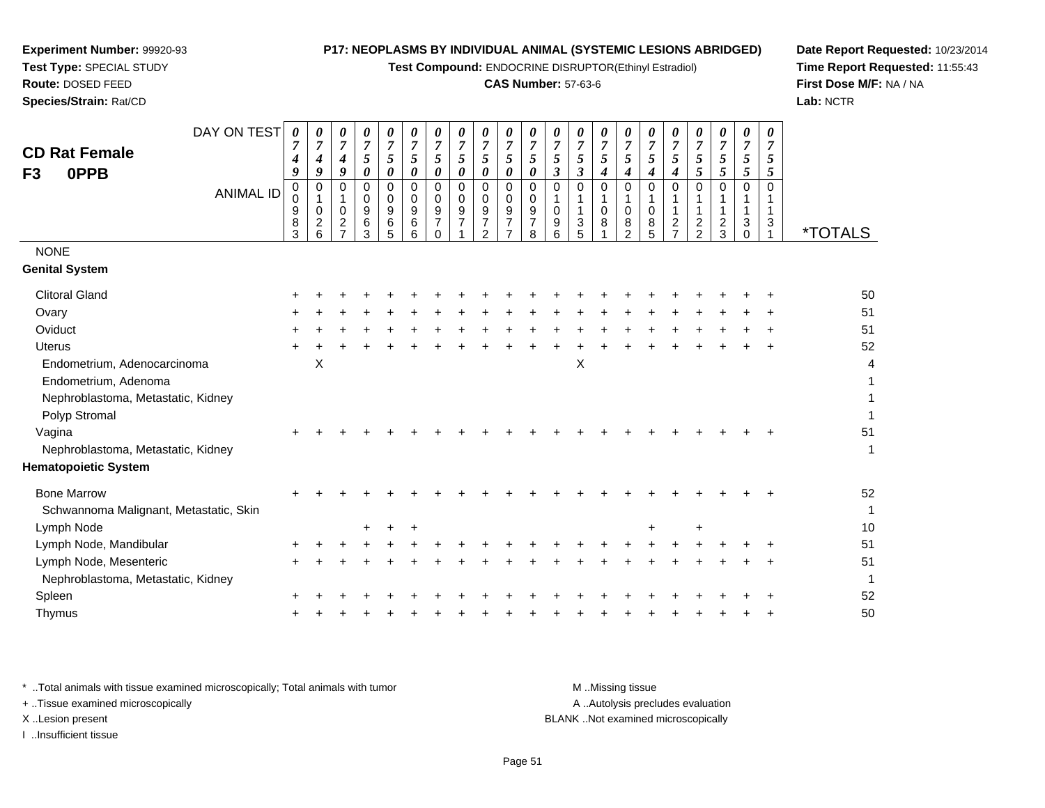**Experiment Number:** 99920-93
**Test Type:** SPECIAL STUDY
**Route:** DOSED FEED
**Species/Strain:** Rat/CD

**P17: NEOPLASMS BY INDIVIDUAL ANIMAL (SYSTEMIC LESIONS ABRIDGED)**
**Test Compound:** ENDOCRINE DISRUPTOR(Ethinyl Estradiol)
**CAS Number:** 57-63-6

**Date Report Requested:** 10/23/2014
**Time Report Requested:** 11:55:43
**First Dose M/F:** NA / NA
**Lab:** NCTR

## CD Rat Female
## F3 0PPB

| DAY ON TEST | 0749 | 0749 | 0749 | 0750 | 0750 | 0750 | 0750 | 0750 | 0750 | 0750 | 0750 | 0753 | 0753 | 0754 | 0754 | 0754 | 0754 | 0755 | 0755 | 0755 | 0755 | |
|---|---|---|---|---|---|---|---|---|---|---|---|---|---|---|---|---|---|---|---|---|---|---|
| **ANIMAL ID** | 00983 | 01026 | 01027 | 00963 | 00965 | 00966 | 00970 | 00971 | 00972 | 00977 | 00978 | 01096 | 01135 | 01081 | 01082 | 01085 | 01127 | 01122 | 01123 | 01130 | 01131 | ***TOTALS** |
| NONE | | | | | | | | | | | | | | | | | | | | | | |
| **Genital System** | | | | | | | | | | | | | | | | | | | | | | |
| Clitoral Gland | + | + | + | + | + | + | + | + | + | + | + | + | + | + | + | + | + | + | + | + | + | 50 |
| Ovary | + | + | + | + | + | + | + | + | + | + | + | + | + | + | + | + | + | + | + | + | + | 51 |
| Oviduct | + | + | + | + | + | + | + | + | + | + | + | + | + | + | + | + | + | + | + | + | + | 51 |
| Uterus | + | + | + | + | + | + | + | + | + | + | + | + | + | + | + | + | + | + | + | + | + | 52 |
| Endometrium, Adenocarcinoma | | X | | | | | | | | | | | X | | | | | | | | | 4 |
| Endometrium, Adenoma | | | | | | | | | | | | | | | | | | | | | | 1 |
| Nephroblastoma, Metastatic, Kidney | | | | | | | | | | | | | | | | | | | | | | 1 |
| Polyp Stromal | | | | | | | | | | | | | | | | | | | | | | 1 |
| Vagina | + | + | + | + | + | + | + | + | + | + | + | + | + | + | + | + | + | + | + | + | + | 51 |
| Nephroblastoma, Metastatic, Kidney | | | | | | | | | | | | | | | | | | | | | | 1 |
| **Hematopoietic System** | | | | | | | | | | | | | | | | | | | | | | |
| Bone Marrow | + | + | + | + | + | + | + | + | + | + | + | + | + | + | + | + | + | + | + | + | + | 52 |
| Schwannoma Malignant, Metastatic, Skin | | | | | | | | | | | | | | | | | | | | | | 1 |
| Lymph Node | | | | + | + | + | | | | | | | | | | + | | + | | | | 10 |
| Lymph Node, Mandibular | + | + | + | + | + | + | + | + | + | + | + | + | + | + | + | + | + | + | + | + | + | 51 |
| Lymph Node, Mesenteric | + | + | + | + | + | + | + | + | + | + | + | + | + | + | + | + | + | + | + | + | + | 51 |
| Nephroblastoma, Metastatic, Kidney | | | | | | | | | | | | | | | | | | | | | | 1 |
| Spleen | + | + | + | + | + | + | + | + | + | + | + | + | + | + | + | + | + | + | + | + | + | 52 |
| Thymus | + | + | + | + | + | + | + | + | + | + | + | + | + | + | + | + | + | + | + | + | + | 50 |

\* ..Total animals with tissue examined microscopically; Total animals with tumor
\+ ..Tissue examined microscopically
X ..Lesion present
I ..Insufficient tissue
M ..Missing tissue
A ..Autolysis precludes evaluation
BLANK ..Not examined microscopically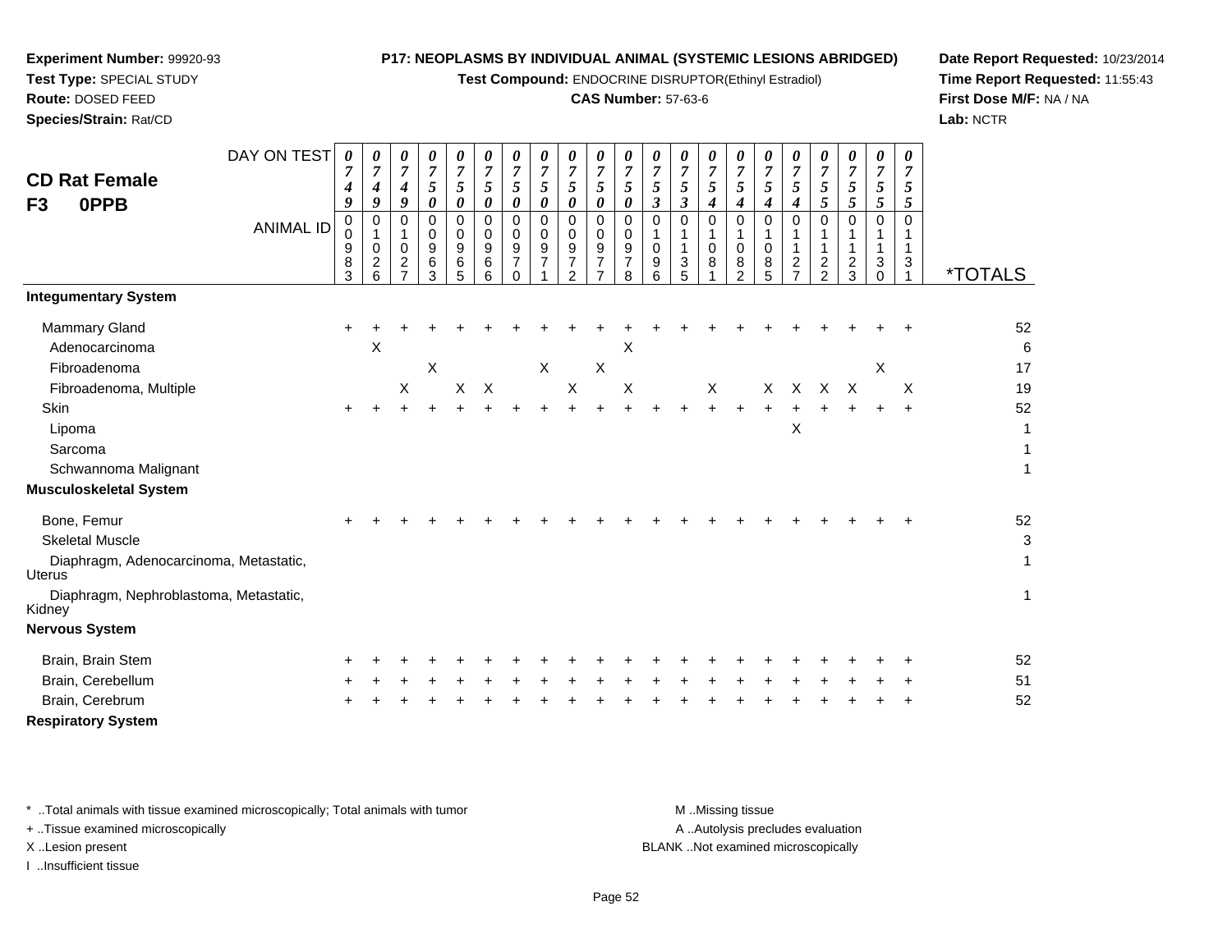**Experiment Number:** 99920-93
**Test Type:** SPECIAL STUDY
**Route:** DOSED FEED
**Species/Strain:** Rat/CD

**P17: NEOPLASMS BY INDIVIDUAL ANIMAL (SYSTEMIC LESIONS ABRIDGED)**
**Test Compound:** ENDOCRINE DISRUPTOR(Ethinyl Estradiol)
**CAS Number:** 57-63-6

**Date Report Requested:** 10/23/2014
**Time Report Requested:** 11:55:43
**First Dose M/F:** NA / NA
**Lab:** NCTR

## CD Rat Female F3 0PPB

| DAY ON TEST | 0749 | 0749 | 0749 | 0750 | 0750 | 0750 | 0750 | 0750 | 0750 | 0750 | 0750 | 0753 | 0753 | 0754 | 0754 | 0754 | 0754 | 0755 | 0755 | 0755 | 0755 | |
|---|---|---|---|---|---|---|---|---|---|---|---|---|---|---|---|---|---|---|---|---|---|---|
| **ANIMAL ID** | 00983 | 01026 | 01027 | 00963 | 00965 | 00966 | 00970 | 00971 | 00972 | 00977 | 00978 | 01096 | 01135 | 01081 | 01082 | 01085 | 01127 | 01122 | 01123 | 01130 | 01131 | ***TOTALS** |
| **Integumentary System** | | | | | | | | | | | | | | | | | | | | | | |
| Mammary Gland | + | + | + | + | + | + | + | + | + | + | + | + | + | + | + | + | + | + | + | + | + | 52 |
| Adenocarcinoma | | X | | | | | | | | | X | | | | | | | | | | | 6 |
| Fibroadenoma | | | | X | | | | X | | X | | | | | | | | | | X | | 17 |
| Fibroadenoma, Multiple | | | X | | X | X | | | X | | X | | | X | | X | X | X | X | | X | 19 |
| Skin | + | + | + | + | + | + | + | + | + | + | + | + | + | + | + | + | + | + | + | + | + | 52 |
| Lipoma | | | | | | | | | | | | | | | | | X | | | | | 1 |
| Sarcoma | | | | | | | | | | | | | | | | | | | | | | 1 |
| Schwannoma Malignant | | | | | | | | | | | | | | | | | | | | | | 1 |
| **Musculoskeletal System** | | | | | | | | | | | | | | | | | | | | | | |
| Bone, Femur | + | + | + | + | + | + | + | + | + | + | + | + | + | + | + | + | + | + | + | + | + | 52 |
| Skeletal Muscle | | | | | | | | | | | | | | | | | | | | | | 3 |
| Diaphragm, Adenocarcinoma, Metastatic, Uterus | | | | | | | | | | | | | | | | | | | | | | 1 |
| Diaphragm, Nephroblastoma, Metastatic, Kidney | | | | | | | | | | | | | | | | | | | | | | 1 |
| **Nervous System** | | | | | | | | | | | | | | | | | | | | | | |
| Brain, Brain Stem | + | + | + | + | + | + | + | + | + | + | + | + | + | + | + | + | + | + | + | + | + | 52 |
| Brain, Cerebellum | + | + | + | + | + | + | + | + | + | + | + | + | + | + | + | + | + | + | + | + | + | 51 |
| Brain, Cerebrum | + | + | + | + | + | + | + | + | + | + | + | + | + | + | + | + | + | + | + | + | + | 52 |
| **Respiratory System** | | | | | | | | | | | | | | | | | | | | | | |

\* ..Total animals with tissue examined microscopically; Total animals with tumor
\+ ..Tissue examined microscopically
X ..Lesion present
I ..Insufficient tissue

M ..Missing tissue
A ..Autolysis precludes evaluation
BLANK ..Not examined microscopically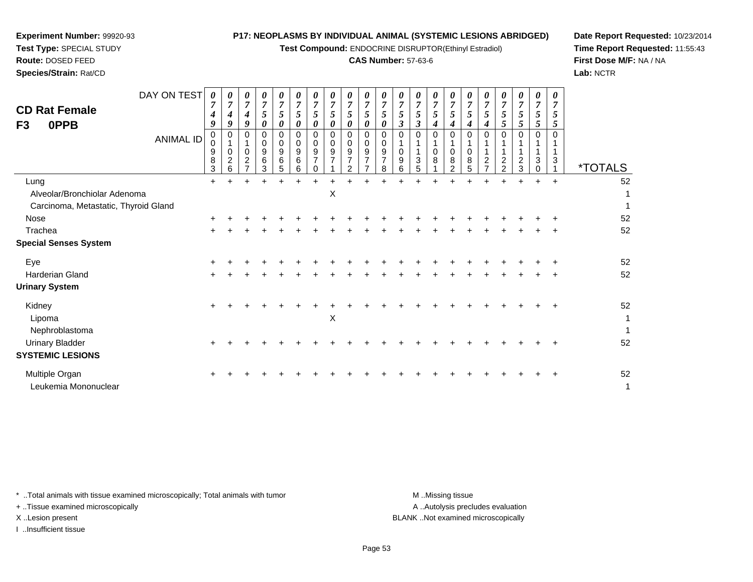**Experiment Number:** 99920-93
**Test Type:** SPECIAL STUDY
**Route:** DOSED FEED
**Species/Strain:** Rat/CD

**P17: NEOPLASMS BY INDIVIDUAL ANIMAL (SYSTEMIC LESIONS ABRIDGED)**
**Test Compound:** ENDOCRINE DISRUPTOR(Ethinyl Estradiol)
**CAS Number:** 57-63-6

**Date Report Requested:** 10/23/2014
**Time Report Requested:** 11:55:43
**First Dose M/F:** NA / NA
**Lab:** NCTR

## CD Rat Female F3 0PPB

| DAY ON TEST | 0749 | 0749 | 0749 | 0750 | 0750 | 0750 | 0750 | 0750 | 0750 | 0750 | 0750 | 0753 | 0753 | 0754 | 0754 | 0754 | 0754 | 0755 | 0755 | 0755 | 0755 | |
|---|---|---|---|---|---|---|---|---|---|---|---|---|---|---|---|---|---|---|---|---|---|---|
| ANIMAL ID | 00983 | 01026 | 01027 | 00963 | 00965 | 00966 | 00970 | 00971 | 00972 | 00977 | 00978 | 01096 | 01135 | 01081 | 01082 | 01085 | 01127 | 01122 | 01123 | 01130 | 01131 | *TOTALS |
| Lung | + | + | + | + | + | + | + | + | + | + | + | + | + | + | + | + | + | + | + | + | + | 52 |
| Alveolar/Bronchiolar Adenoma | | | | | | | | X | | | | | | | | | | | | | | 1 |
| Carcinoma, Metastatic, Thyroid Gland | | | | | | | | | | | | | | | | | | | | | | 1 |
| Nose | + | + | + | + | + | + | + | + | + | + | + | + | + | + | + | + | + | + | + | + | + | 52 |
| Trachea | + | + | + | + | + | + | + | + | + | + | + | + | + | + | + | + | + | + | + | + | + | 52 |
| **Special Senses System** | | | | | | | | | | | | | | | | | | | | | | |
| Eye | + | + | + | + | + | + | + | + | + | + | + | + | + | + | + | + | + | + | + | + | + | 52 |
| Harderian Gland | + | + | + | + | + | + | + | + | + | + | + | + | + | + | + | + | + | + | + | + | + | 52 |
| **Urinary System** | | | | | | | | | | | | | | | | | | | | | | |
| Kidney | + | + | + | + | + | + | + | + | + | + | + | + | + | + | + | + | + | + | + | + | + | 52 |
| Lipoma | | | | | | | | X | | | | | | | | | | | | | | 1 |
| Nephroblastoma | | | | | | | | | | | | | | | | | | | | | | 1 |
| Urinary Bladder | + | + | + | + | + | + | + | + | + | + | + | + | + | + | + | + | + | + | + | + | + | 52 |
| **SYSTEMIC LESIONS** | | | | | | | | | | | | | | | | | | | | | | |
| Multiple Organ | + | + | + | + | + | + | + | + | + | + | + | + | + | + | + | + | + | + | + | + | + | 52 |
| Leukemia Mononuclear | | | | | | | | | | | | | | | | | | | | | | 1 |

* ..Total animals with tissue examined microscopically; Total animals with tumor
+ ..Tissue examined microscopically
X ..Lesion present
I ..Insufficient tissue

M ..Missing tissue
A ..Autolysis precludes evaluation
BLANK ..Not examined microscopically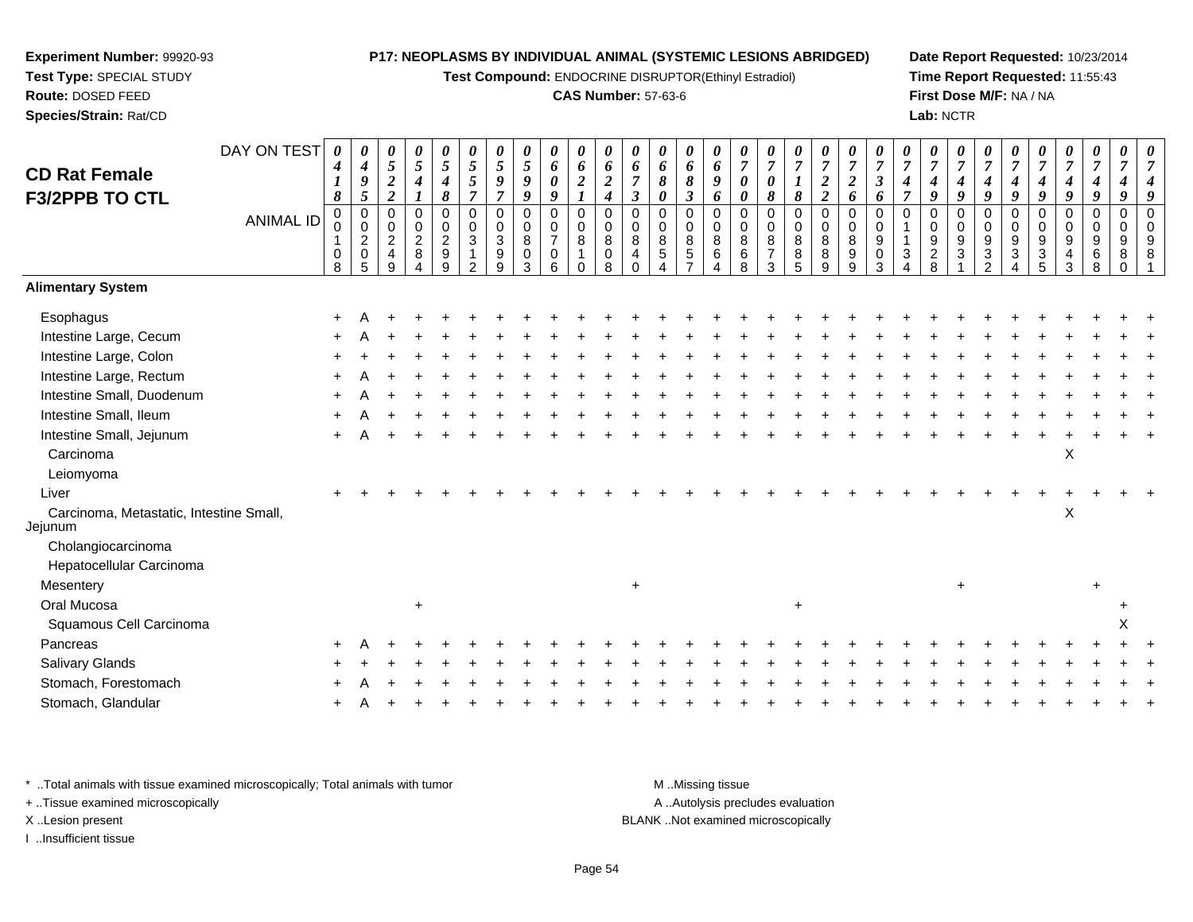**Experiment Number:** 99920-93
**Test Type:** SPECIAL STUDY
**Route:** DOSED FEED
**Species/Strain:** Rat/CD

**P17: NEOPLASMS BY INDIVIDUAL ANIMAL (SYSTEMIC LESIONS ABRIDGED)**
**Test Compound:** ENDOCRINE DISRUPTOR(Ethinyl Estradiol)
**CAS Number:** 57-63-6

**Date Report Requested:** 10/23/2014
**Time Report Requested:** 11:55:43
**First Dose M/F:** NA / NA
**Lab:** NCTR

## CD Rat Female F3/2PPB TO CTL

| DAY ON TEST | 0418 | 0495 | 0522 | 0541 | 0548 | 0557 | 0597 | 0599 | 0609 | 0621 | 0624 | 0673 | 0680 | 0683 | 0696 | 0700 | 0708 | 0718 | 0722 | 0726 | 0736 | 0747 | 0749 | 0749 | 0749 | 0749 | 0749 | 0749 | 0749 | 0749 | 0749 |
|---|---|---|---|---|---|---|---|---|---|---|---|---|---|---|---|---|---|---|---|---|---|---|---|---|---|---|---|---|---|---|---|
| **ANIMAL ID** | 00108 | 00205 | 00249 | 00284 | 00299 | 00312 | 00399 | 00803 | 00706 | 00810 | 00808 | 00840 | 00854 | 00857 | 00864 | 00868 | 00873 | 00885 | 00889 | 00899 | 00903 | 01134 | 00928 | 00931 | 00932 | 00934 | 00935 | 00943 | 00968 | 00980 | 00981 |
| **Alimentary System** | | | | | | | | | | | | | | | | | | | | | | | | | | | | | | | |
| Esophagus | + | A | + | + | + | + | + | + | + | + | + | + | + | + | + | + | + | + | + | + | + | + | + | + | + | + | + | + | + | + | + |
| Intestine Large, Cecum | + | A | + | + | + | + | + | + | + | + | + | + | + | + | + | + | + | + | + | + | + | + | + | + | + | + | + | + | + | + | + |
| Intestine Large, Colon | + | + | + | + | + | + | + | + | + | + | + | + | + | + | + | + | + | + | + | + | + | + | + | + | + | + | + | + | + | + | + |
| Intestine Large, Rectum | + | A | + | + | + | + | + | + | + | + | + | + | + | + | + | + | + | + | + | + | + | + | + | + | + | + | + | + | + | + | + |
| Intestine Small, Duodenum | + | A | + | + | + | + | + | + | + | + | + | + | + | + | + | + | + | + | + | + | + | + | + | + | + | + | + | + | + | + | + |
| Intestine Small, Ileum | + | A | + | + | + | + | + | + | + | + | + | + | + | + | + | + | + | + | + | + | + | + | + | + | + | + | + | + | + | + | + |
| Intestine Small, Jejunum | + | A | + | + | + | + | + | + | + | + | + | + | + | + | + | + | + | + | + | + | + | + | + | + | + | + | + | + | + | + | + |
| Carcinoma | | | | | | | | | | | | | | | | | | | | | | | | | | | | X | | | |
| Leiomyoma | | | | | | | | | | | | | | | | | | | | | | | | | | | | | | | |
| Liver | + | + | + | + | + | + | + | + | + | + | + | + | + | + | + | + | + | + | + | + | + | + | + | + | + | + | + | + | + | + | + |
| Carcinoma, Metastatic, Intestine Small, Jejunum | | | | | | | | | | | | | | | | | | | | | | | | | | | | X | | | |
| Cholangiocarcinoma | | | | | | | | | | | | | | | | | | | | | | | | | | | | | | | |
| Hepatocellular Carcinoma | | | | | | | | | | | | | | | | | | | | | | | | | | | | | | | |
| Mesentery | | | | | | | | | | | | + | | | | | | | | | | | | + | | | | | + | | |
| Oral Mucosa | | | | + | | | | | | | | | | | | | | + | | | | | | | | | | | | + | |
| Squamous Cell Carcinoma | | | | | | | | | | | | | | | | | | | | | | | | | | | | | | X | |
| Pancreas | + | A | + | + | + | + | + | + | + | + | + | + | + | + | + | + | + | + | + | + | + | + | + | + | + | + | + | + | + | + | + |
| Salivary Glands | + | + | + | + | + | + | + | + | + | + | + | + | + | + | + | + | + | + | + | + | + | + | + | + | + | + | + | + | + | + | + |
| Stomach, Forestomach | + | A | + | + | + | + | + | + | + | + | + | + | + | + | + | + | + | + | + | + | + | + | + | + | + | + | + | + | + | + | + |
| Stomach, Glandular | + | A | + | + | + | + | + | + | + | + | + | + | + | + | + | + | + | + | + | + | + | + | + | + | + | + | + | + | + | + | + |

* ..Total animals with tissue examined microscopically; Total animals with tumor
+ ..Tissue examined microscopically
X ..Lesion present
I ..Insufficient tissue

M ..Missing tissue
A ..Autolysis precludes evaluation
BLANK ..Not examined microscopically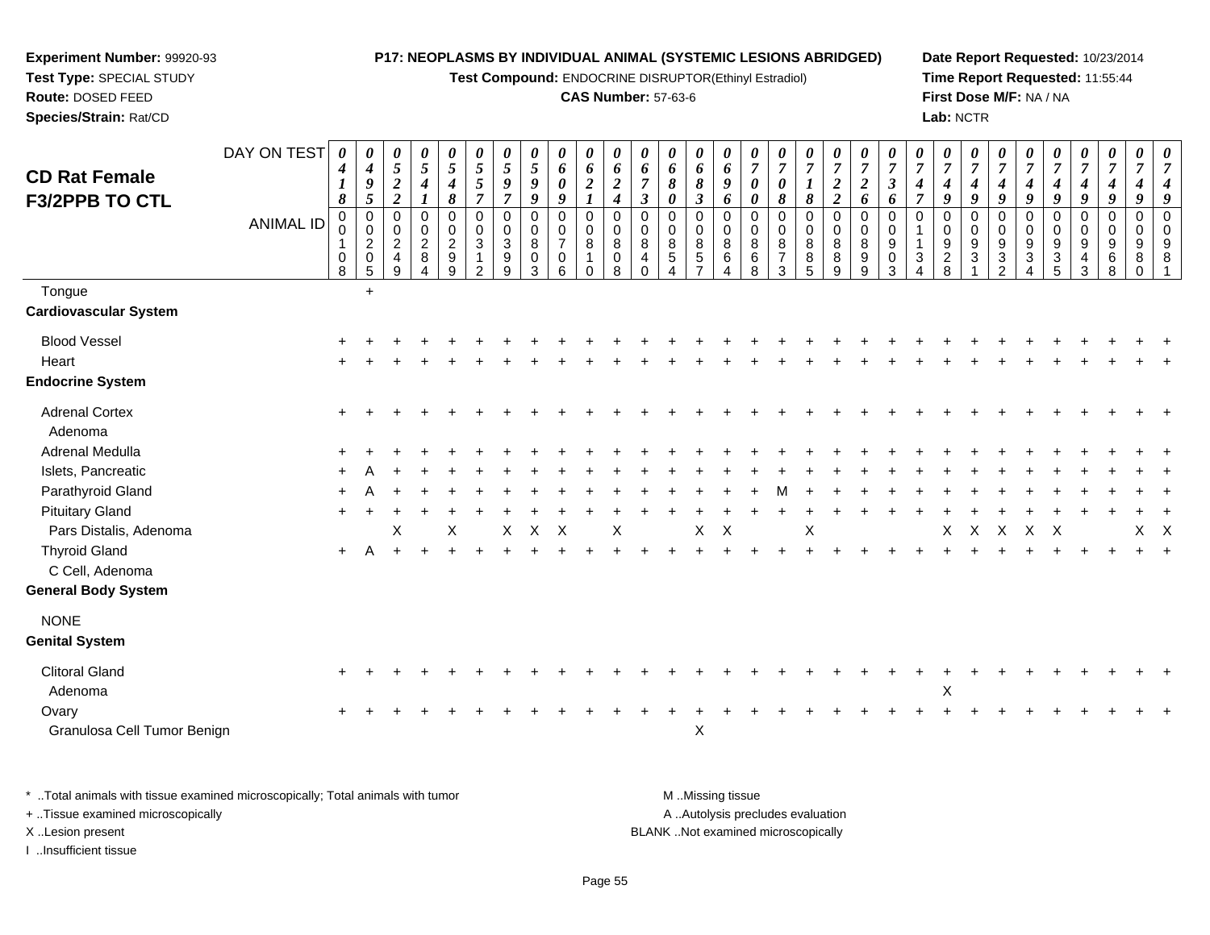**Experiment Number:** 99920-93
**Test Type:** SPECIAL STUDY
**Route:** DOSED FEED
**Species/Strain:** Rat/CD

**P17: NEOPLASMS BY INDIVIDUAL ANIMAL (SYSTEMIC LESIONS ABRIDGED)**
**Test Compound:** ENDOCRINE DISRUPTOR(Ethinyl Estradiol)
**CAS Number:** 57-63-6

**Date Report Requested:** 10/23/2014
**Time Report Requested:** 11:55:44
**First Dose M/F:** NA / NA
**Lab:** NCTR

## CD Rat Female F3/2PPB TO CTL

| DAY ON TEST | 0418 | 0495 | 0522 | 0541 | 0548 | 0557 | 0597 | 0599 | 0609 | 0621 | 0624 | 0673 | 0680 | 0683 | 0696 | 0700 | 0708 | 0718 | 0722 | 0726 | 0736 | 0747 | 0749 | 0749 | 0749 | 0749 | 0749 | 0749 | 0749 | 0749 | 0749 |
|---|---|---|---|---|---|---|---|---|---|---|---|---|---|---|---|---|---|---|---|---|---|---|---|---|---|---|---|---|---|---|---|
| **ANIMAL ID** | 00108 | 00205 | 00249 | 00284 | 00299 | 00312 | 00399 | 00803 | 00706 | 00810 | 00808 | 00840 | 00854 | 00857 | 00864 | 00868 | 00873 | 00885 | 00889 | 00899 | 00903 | 01134 | 00928 | 00931 | 00932 | 00934 | 00935 | 00943 | 00968 | 00980 | 00981 |
| Tongue | | + | | | | | | | | | | | | | | | | | | | | | | | | | | | | | |
| **Cardiovascular System** | | | | | | | | | | | | | | | | | | | | | | | | | | | | | | | |
| Blood Vessel | + | + | + | + | + | + | + | + | + | + | + | + | + | + | + | + | + | + | + | + | + | + | + | + | + | + | + | + | + | + | + |
| Heart | + | + | + | + | + | + | + | + | + | + | + | + | + | + | + | + | + | + | + | + | + | + | + | + | + | + | + | + | + | + | + |
| **Endocrine System** | | | | | | | | | | | | | | | | | | | | | | | | | | | | | | | |
| Adrenal Cortex | + | + | + | + | + | + | + | + | + | + | + | + | + | + | + | + | + | + | + | + | + | + | + | + | + | + | + | + | + | + | + |
| Adenoma | | | | | | | | | | | | | | | | | | | | | | | | | | | | | | | |
| Adrenal Medulla | + | + | + | + | + | + | + | + | + | + | + | + | + | + | + | + | + | + | + | + | + | + | + | + | + | + | + | + | + | + | + |
| Islets, Pancreatic | + | A | + | + | + | + | + | + | + | + | + | + | + | + | + | + | + | + | + | + | + | + | + | + | + | + | + | + | + | + | + |
| Parathyroid Gland | + | A | + | + | + | + | + | + | + | + | + | + | + | + | + | + | M | + | + | + | + | + | + | + | + | + | + | + | + | + | + |
| Pituitary Gland | + | + | + | + | + | + | + | + | + | + | + | + | + | + | + | + | + | + | + | + | + | + | + | + | + | + | + | + | + | + | + |
| Pars Distalis, Adenoma | | | X | | X | | X | X | X | | X | | | X | X | | | X | | | | | X | X | X | X | X | | | X | X |
| Thyroid Gland | + | A | + | + | + | + | + | + | + | + | + | + | + | + | + | + | + | + | + | + | + | + | + | + | + | + | + | + | + | + | + |
| C Cell, Adenoma | | | | | | | | | | | | | | | | | | | | | | | | | | | | | | | |
| **General Body System** | | | | | | | | | | | | | | | | | | | | | | | | | | | | | | | |
| NONE | | | | | | | | | | | | | | | | | | | | | | | | | | | | | | | |
| **Genital System** | | | | | | | | | | | | | | | | | | | | | | | | | | | | | | | |
| Clitoral Gland | + | + | + | + | + | + | + | + | + | + | + | + | + | + | + | + | + | + | + | + | + | + | + | + | + | + | + | + | + | + | + |
| Adenoma | | | | | | | | | | | | | | | | | | | | | | | X | | | | | | | | |
| Ovary | + | + | + | + | + | + | + | + | + | + | + | + | + | + | + | + | + | + | + | + | + | + | + | + | + | + | + | + | + | + | + |
| Granulosa Cell Tumor Benign | | | | | | | | | | | | | | X | | | | | | | | | | | | | | | | | |

* ..Total animals with tissue examined microscopically; Total animals with tumor
+ ..Tissue examined microscopically
X ..Lesion present
I ..Insufficient tissue

M ..Missing tissue
A ..Autolysis precludes evaluation
BLANK ..Not examined microscopically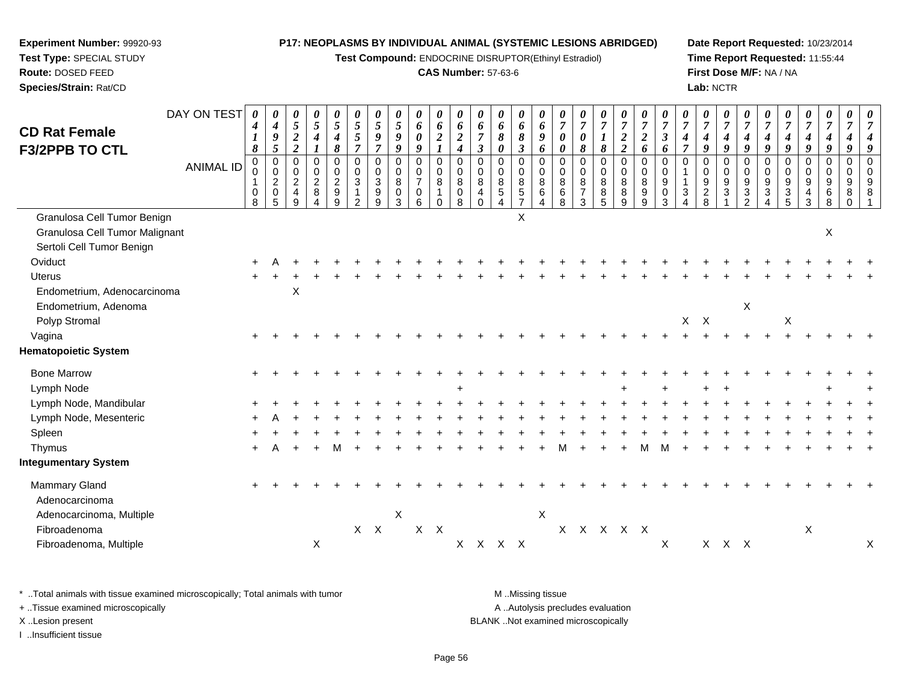**Experiment Number:** 99920-93
**Test Type:** SPECIAL STUDY
**Route:** DOSED FEED
**Species/Strain:** Rat/CD

**P17: NEOPLASMS BY INDIVIDUAL ANIMAL (SYSTEMIC LESIONS ABRIDGED)**
**Test Compound:** ENDOCRINE DISRUPTOR(Ethinyl Estradiol)
**CAS Number:** 57-63-6

**Date Report Requested:** 10/23/2014
**Time Report Requested:** 11:55:44
**First Dose M/F:** NA / NA
**Lab:** NCTR

# CD Rat Female F3/2PPB TO CTL

| DAY ON TEST | 0418 | 0495 | 0522 | 0541 | 0548 | 0557 | 0597 | 0599 | 0609 | 0621 | 0624 | 0673 | 0680 | 0683 | 0696 | 0700 | 0708 | 0718 | 0722 | 0726 | 0736 | 0747 | 0749 | 0749 | 0749 | 0749 | 0749 | 0749 | 0749 | 0749 |
|---|---|---|---|---|---|---|---|---|---|---|---|---|---|---|---|---|---|---|---|---|---|---|---|---|---|---|---|---|---|---|
| **ANIMAL ID** | 00108 | 00205 | 00249 | 00284 | 00299 | 00312 | 00399 | 00803 | 00706 | 00810 | 00808 | 00840 | 00854 | 00857 | 00864 | 00868 | 00873 | 00885 | 00889 | 00899 | 00903 | 01134 | 00928 | 00931 | 00932 | 00934 | 00935 | 00943 | 00968 | 00980 | 00981 |
| Granulosa Cell Tumor Benign | | | | | | | | | | | | | | X | | | | | | | | | | | | | | | | |
| Granulosa Cell Tumor Malignant | | | | | | | | | | | | | | | | | | | | | | | | | | | | | X | | |
| Sertoli Cell Tumor Benign | | | | | | | | | | | | | | | | | | | | | | | | | | | | | | |
| Oviduct | + | A | + | + | + | + | + | + | + | + | + | + | + | + | + | + | + | + | + | + | + | + | + | + | + | + | + | + | + | + | + |
| Uterus | + | + | + | + | + | + | + | + | + | + | + | + | + | + | + | + | + | + | + | + | + | + | + | + | + | + | + | + | + | + | + |
| Endometrium, Adenocarcinoma | | | X | | | | | | | | | | | | | | | | | | | | | | | | | | | |
| Endometrium, Adenoma | | | | | | | | | | | | | | | | | | | | | | | | | X | | | | | |
| Polyp Stromal | | | | | | | | | | | | | | | | | | | | | | X | X | | | | X | | | |
| Vagina | + | + | + | + | + | + | + | + | + | + | + | + | + | + | + | + | + | + | + | + | + | + | + | + | + | + | + | + | + | + | + |
| **Hematopoietic System** | | | | | | | | | | | | | | | | | | | | | | | | | | | | | | | |
| Bone Marrow | + | + | + | + | + | + | + | + | + | + | + | + | + | + | + | + | + | + | + | + | + | + | + | + | + | + | + | + | + | + | + |
| Lymph Node | | | | | | | | | | | + | | | | | | | | + | | + | | + | + | | | | | + | | + |
| Lymph Node, Mandibular | + | + | + | + | + | + | + | + | + | + | + | + | + | + | + | + | + | + | + | + | + | + | + | + | + | + | + | + | + | + | + |
| Lymph Node, Mesenteric | + | A | + | + | + | + | + | + | + | + | + | + | + | + | + | + | + | + | + | + | + | + | + | + | + | + | + | + | + | + | + |
| Spleen | + | + | + | + | + | + | + | + | + | + | + | + | + | + | + | + | + | + | + | + | + | + | + | + | + | + | + | + | + | + | + |
| Thymus | + | A | + | + | M | + | + | + | + | + | + | + | + | + | + | M | + | + | + | M | M | + | + | + | + | + | + | + | + | + | + |
| **Integumentary System** | | | | | | | | | | | | | | | | | | | | | | | | | | | | | | | |
| Mammary Gland | + | + | + | + | + | + | + | + | + | + | + | + | + | + | + | + | + | + | + | + | + | + | + | + | + | + | + | + | + | + | + |
| Adenocarcinoma | | | | | | | | | | | | | | | | | | | | | | | | | | | | | | |
| Adenocarcinoma, Multiple | | | | | | | | X | | | | | | | X | | | | | | | | | | | | | | | |
| Fibroadenoma | | | | | | X | X | | X | X | | | | | | X | X | X | X | X | | | | | | | | X | | | |
| Fibroadenoma, Multiple | | | | X | | | | | | | X | X | X | X | | | | | | | X | | X | X | X | | | | | | X |

\* ..Total animals with tissue examined microscopically; Total animals with tumor
\+ ..Tissue examined microscopically
X ..Lesion present
I ..Insufficient tissue

M ..Missing tissue
A ..Autolysis precludes evaluation
BLANK ..Not examined microscopically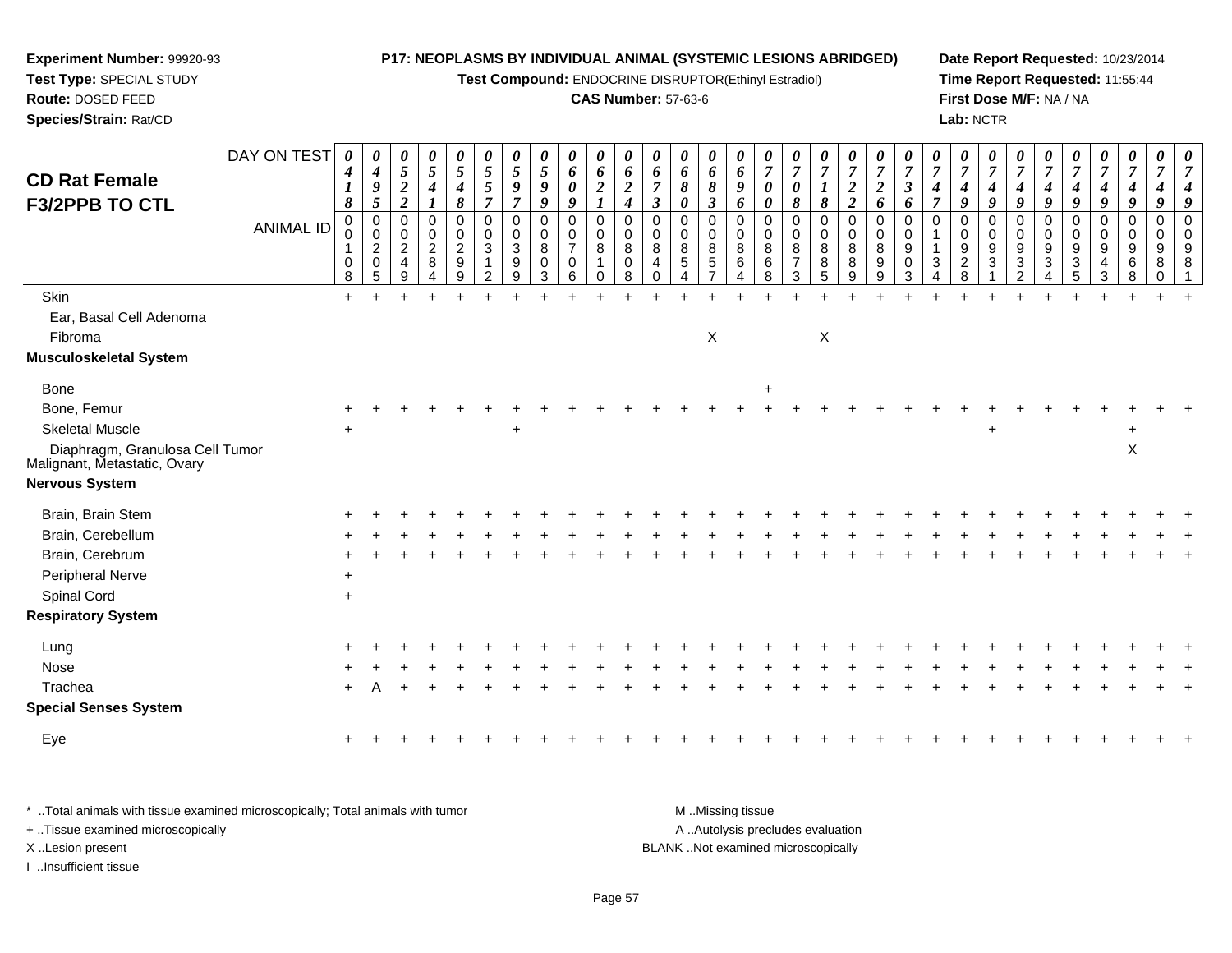**Experiment Number:** 99920-93
**Test Type:** SPECIAL STUDY
**Route:** DOSED FEED
**Species/Strain:** Rat/CD

**P17: NEOPLASMS BY INDIVIDUAL ANIMAL (SYSTEMIC LESIONS ABRIDGED)**
**Test Compound:** ENDOCRINE DISRUPTOR(Ethinyl Estradiol)
**CAS Number:** 57-63-6

**Date Report Requested:** 10/23/2014
**Time Report Requested:** 11:55:44
**First Dose M/F:** NA / NA
**Lab:** NCTR

## CD Rat Female F3/2PPB TO CTL

| DAY ON TEST | 0418 | 0495 | 0522 | 0541 | 0548 | 0557 | 0597 | 0599 | 0609 | 0621 | 0624 | 0673 | 0680 | 0683 | 0696 | 0700 | 0708 | 0718 | 0722 | 0726 | 0736 | 0747 | 0749 | 0749 | 0749 | 0749 | 0749 | 0749 | 0749 | 0749 | 0749 |
|---|---|---|---|---|---|---|---|---|---|---|---|---|---|---|---|---|---|---|---|---|---|---|---|---|---|---|---|---|---|---|---|
| **ANIMAL ID** | 00108 | 00205 | 00249 | 00284 | 00299 | 00312 | 00399 | 00803 | 00706 | 00810 | 00808 | 00840 | 00854 | 00857 | 00864 | 00868 | 00873 | 00885 | 00889 | 00899 | 00903 | 01134 | 00928 | 00931 | 00932 | 00934 | 00935 | 00943 | 00968 | 00980 | 00981 |
| Skin | + | + | + | + | + | + | + | + | + | + | + | + | + | + | + | + | + | + | + | + | + | + | + | + | + | + | + | + | + | + | + |
| Ear, Basal Cell Adenoma | | | | | | | | | | | | | | | | | | | | | | | | | | | | | | | |
| Fibroma | | | | | | | | | | | | | | X | | | | X | | | | | | | | | | | | | |
| **Musculoskeletal System** | | | | | | | | | | | | | | | | | | | | | | | | | | | | | | | |
| Bone | | | | | | | | | | | | | | | | + | | | | | | | | | | | | | | | |
| Bone, Femur | + | + | + | + | + | + | + | + | + | + | + | + | + | + | + | + | + | + | + | + | + | + | + | + | + | + | + | + | + | + | + |
| Skeletal Muscle | + | | | | | | + | | | | | | | | | | | | | | | | | + | | | | | + | | |
| Diaphragm, Granulosa Cell Tumor Malignant, Metastatic, Ovary | | | | | | | | | | | | | | | | | | | | | | | | | | | | | X | | |
| **Nervous System** | | | | | | | | | | | | | | | | | | | | | | | | | | | | | | | |
| Brain, Brain Stem | + | + | + | + | + | + | + | + | + | + | + | + | + | + | + | + | + | + | + | + | + | + | + | + | + | + | + | + | + | + | + |
| Brain, Cerebellum | + | + | + | + | + | + | + | + | + | + | + | + | + | + | + | + | + | + | + | + | + | + | + | + | + | + | + | + | + | + | + |
| Brain, Cerebrum | + | + | + | + | + | + | + | + | + | + | + | + | + | + | + | + | + | + | + | + | + | + | + | + | + | + | + | + | + | + | + |
| Peripheral Nerve | + | | | | | | | | | | | | | | | | | | | | | | | | | | | | | | |
| Spinal Cord | + | | | | | | | | | | | | | | | | | | | | | | | | | | | | | | |
| **Respiratory System** | | | | | | | | | | | | | | | | | | | | | | | | | | | | | | | |
| Lung | + | + | + | + | + | + | + | + | + | + | + | + | + | + | + | + | + | + | + | + | + | + | + | + | + | + | + | + | + | + | + |
| Nose | + | + | + | + | + | + | + | + | + | + | + | + | + | + | + | + | + | + | + | + | + | + | + | + | + | + | + | + | + | + | + |
| Trachea | + | A | + | + | + | + | + | + | + | + | + | + | + | + | + | + | + | + | + | + | + | + | + | + | + | + | + | + | + | + | + |
| **Special Senses System** | | | | | | | | | | | | | | | | | | | | | | | | | | | | | | | |
| Eye | + | + | + | + | + | + | + | + | + | + | + | + | + | + | + | + | + | + | + | + | + | + | + | + | + | + | + | + | + | + | + |

\* ..Total animals with tissue examined microscopically; Total animals with tumor
\+ ..Tissue examined microscopically
X ..Lesion present
I ..Insufficient tissue

M ..Missing tissue
A ..Autolysis precludes evaluation
BLANK ..Not examined microscopically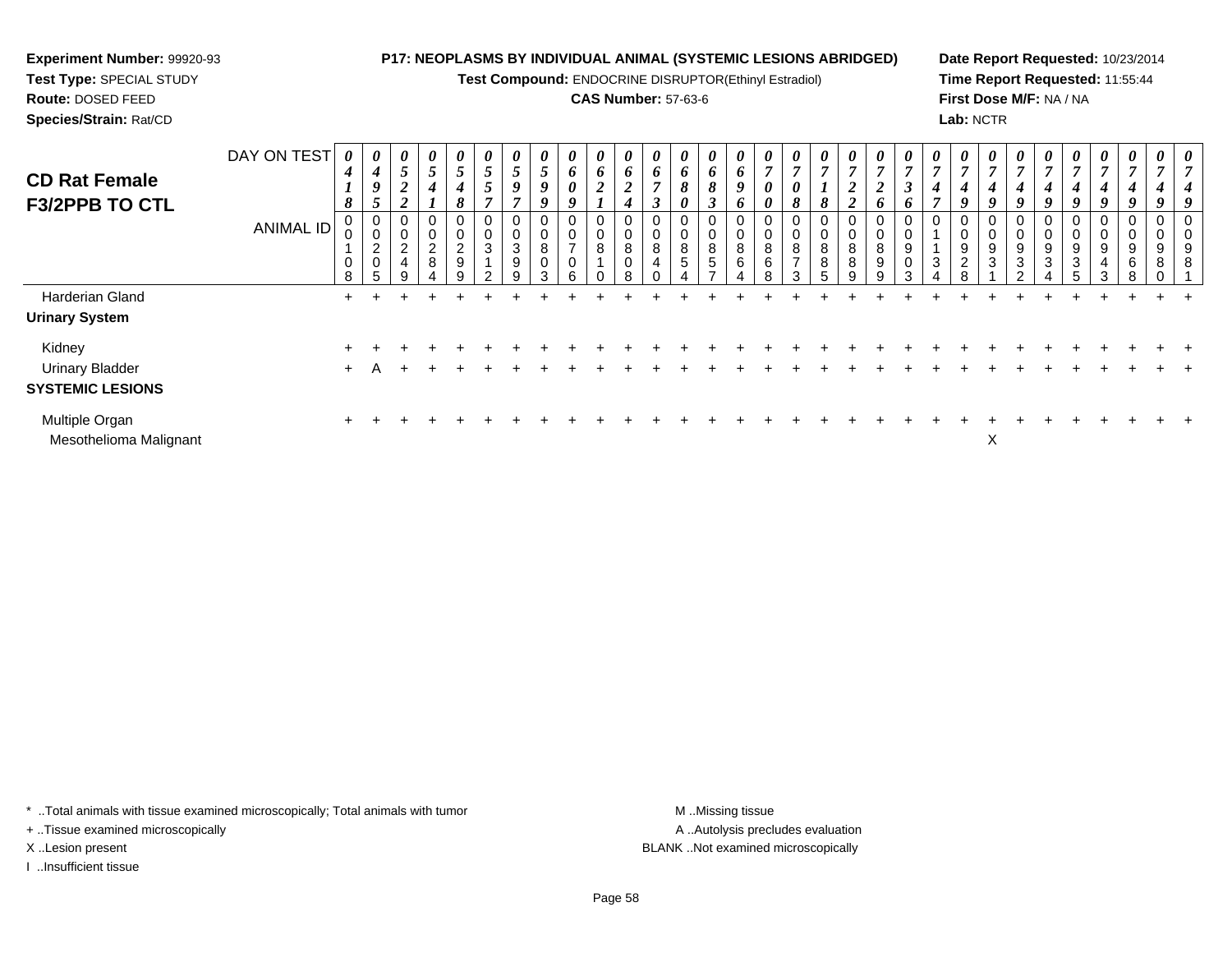**Experiment Number:** 99920-93
**Test Type:** SPECIAL STUDY
**Route:** DOSED FEED
**Species/Strain:** Rat/CD

**P17: NEOPLASMS BY INDIVIDUAL ANIMAL (SYSTEMIC LESIONS ABRIDGED)**
**Test Compound:** ENDOCRINE DISRUPTOR(Ethinyl Estradiol)
**CAS Number:** 57-63-6

**Date Report Requested:** 10/23/2014
**Time Report Requested:** 11:55:44
**First Dose M/F:** NA / NA
**Lab:** NCTR

## CD Rat Female F3/2PPB TO CTL

| DAY ON TEST | 0418 | 0495 | 0522 | 0541 | 0548 | 0557 | 0597 | 0599 | 0609 | 0621 | 0624 | 0673 | 0680 | 0683 | 0696 | 0700 | 0708 | 0718 | 0722 | 0726 | 0736 | 0747 | 0749 | 0749 | 0749 | 0749 | 0749 | 0749 | 0749 | 0749 | 0749 |
|---|---|---|---|---|---|---|---|---|---|---|---|---|---|---|---|---|---|---|---|---|---|---|---|---|---|---|---|---|---|---|---|
| **ANIMAL ID** | 00108 | 00205 | 00249 | 00284 | 00299 | 00312 | 00399 | 00803 | 00706 | 00810 | 00808 | 00840 | 00854 | 00857 | 00864 | 00868 | 00873 | 00885 | 00889 | 00899 | 00903 | 01134 | 00928 | 00931 | 00932 | 00934 | 00935 | 00943 | 00968 | 00980 | 00981 |
| Harderian Gland | + | + | + | + | + | + | + | + | + | + | + | + | + | + | + | + | + | + | + | + | + | + | + | + | + | + | + | + | + | + | + |
| **Urinary System** | | | | | | | | | | | | | | | | | | | | | | | | | | | | | | | |
| Kidney | + | + | + | + | + | + | + | + | + | + | + | + | + | + | + | + | + | + | + | + | + | + | + | + | + | + | + | + | + | + | + |
| Urinary Bladder | + | A | + | + | + | + | + | + | + | + | + | + | + | + | + | + | + | + | + | + | + | + | + | + | + | + | + | + | + | + | + |
| **SYSTEMIC LESIONS** | | | | | | | | | | | | | | | | | | | | | | | | | | | | | | | |
| Multiple Organ | + | + | + | + | + | + | + | + | + | + | + | + | + | + | + | + | + | + | + | + | + | + | + | + | + | + | + | + | + | + | + |
| Mesothelioma Malignant | | | | | | | | | | | | | | | | | | | | | | | | X | | | | | | | |

\* ..Total animals with tissue examined microscopically; Total animals with tumor
\+ ..Tissue examined microscopically
X ..Lesion present
I ..Insufficient tissue

M ..Missing tissue
A ..Autolysis precludes evaluation
BLANK ..Not examined microscopically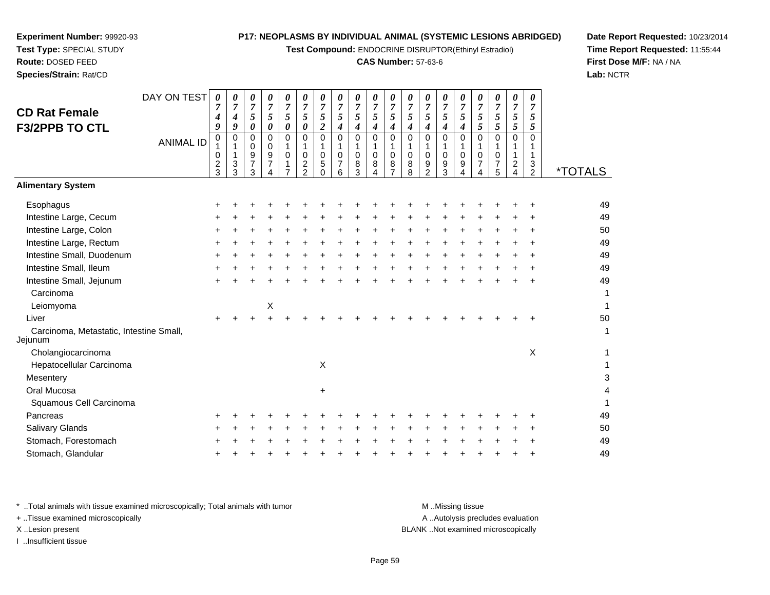**Experiment Number:** 99920-93
**Test Type:** SPECIAL STUDY
**Route:** DOSED FEED
**Species/Strain:** Rat/CD

**P17: NEOPLASMS BY INDIVIDUAL ANIMAL (SYSTEMIC LESIONS ABRIDGED)**
**Test Compound:** ENDOCRINE DISRUPTOR(Ethinyl Estradiol)
**CAS Number:** 57-63-6

**Date Report Requested:** 10/23/2014
**Time Report Requested:** 11:55:44
**First Dose M/F:** NA / NA
**Lab:** NCTR

## CD Rat Female F3/2PPB TO CTL

| DAY ON TEST | 0749 | 0749 | 0750 | 0750 | 0750 | 0750 | 0752 | 0754 | 0754 | 0754 | 0754 | 0754 | 0754 | 0754 | 0754 | 0755 | 0755 | 0755 | 0755 | |
|---|---|---|---|---|---|---|---|---|---|---|---|---|---|---|---|---|---|---|---|---|
| **ANIMAL ID** | 01023 | 01133 | 00973 | 00974 | 01017 | 01022 | 01050 | 01076 | 01083 | 01084 | 01087 | 01088 | 01092 | 01093 | 01094 | 01074 | 01075 | 01124 | 01132 | ***TOTALS** |
| **Alimentary System** | | | | | | | | | | | | | | | | | | | | |
| Esophagus | + | + | + | + | + | + | + | + | + | + | + | + | + | + | + | + | + | + | + | 49 |
| Intestine Large, Cecum | + | + | + | + | + | + | + | + | + | + | + | + | + | + | + | + | + | + | + | 49 |
| Intestine Large, Colon | + | + | + | + | + | + | + | + | + | + | + | + | + | + | + | + | + | + | + | 50 |
| Intestine Large, Rectum | + | + | + | + | + | + | + | + | + | + | + | + | + | + | + | + | + | + | + | 49 |
| Intestine Small, Duodenum | + | + | + | + | + | + | + | + | + | + | + | + | + | + | + | + | + | + | + | 49 |
| Intestine Small, Ileum | + | + | + | + | + | + | + | + | + | + | + | + | + | + | + | + | + | + | + | 49 |
| Intestine Small, Jejunum | + | + | + | + | + | + | + | + | + | + | + | + | + | + | + | + | + | + | + | 49 |
| Carcinoma | | | | | | | | | | | | | | | | | | | | 1 |
| Leiomyoma | | | | X | | | | | | | | | | | | | | | | 1 |
| Liver | + | + | + | + | + | + | + | + | + | + | + | + | + | + | + | + | + | + | + | 50 |
| Carcinoma, Metastatic, Intestine Small, Jejunum | | | | | | | | | | | | | | | | | | | | 1 |
| Cholangiocarcinoma | | | | | | | | | | | | | | | | | | | X | 1 |
| Hepatocellular Carcinoma | | | | | | | X | | | | | | | | | | | | | 1 |
| Mesentery | | | | | | | | | | | | | | | | | | | | 3 |
| Oral Mucosa | | | | | | | + | | | | | | | | | | | | | 4 |
| Squamous Cell Carcinoma | | | | | | | | | | | | | | | | | | | | 1 |
| Pancreas | + | + | + | + | + | + | + | + | + | + | + | + | + | + | + | + | + | + | + | 49 |
| Salivary Glands | + | + | + | + | + | + | + | + | + | + | + | + | + | + | + | + | + | + | + | 50 |
| Stomach, Forestomach | + | + | + | + | + | + | + | + | + | + | + | + | + | + | + | + | + | + | + | 49 |
| Stomach, Glandular | + | + | + | + | + | + | + | + | + | + | + | + | + | + | + | + | + | + | + | 49 |

* ..Total animals with tissue examined microscopically; Total animals with tumor
+ ..Tissue examined microscopically
X ..Lesion present
I ..Insufficient tissue

M ..Missing tissue
A ..Autolysis precludes evaluation
BLANK ..Not examined microscopically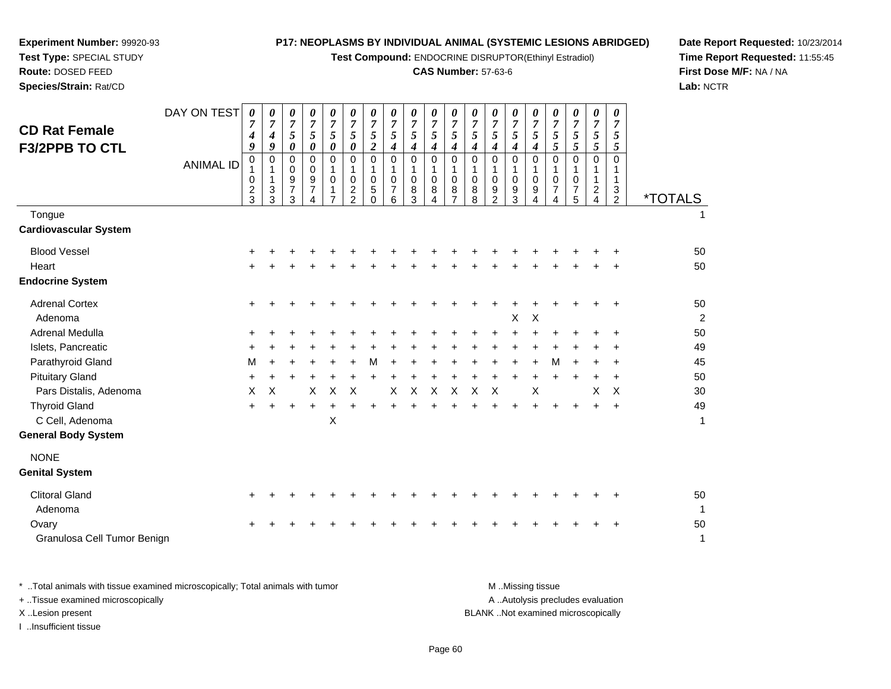**Experiment Number:** 99920-93
**Test Type:** SPECIAL STUDY
**Route:** DOSED FEED
**Species/Strain:** Rat/CD

**P17: NEOPLASMS BY INDIVIDUAL ANIMAL (SYSTEMIC LESIONS ABRIDGED)**
**Test Compound:** ENDOCRINE DISRUPTOR(Ethinyl Estradiol)
**CAS Number:** 57-63-6

**Date Report Requested:** 10/23/2014
**Time Report Requested:** 11:55:45
**First Dose M/F:** NA / NA
**Lab:** NCTR

## CD Rat Female F3/2PPB TO CTL

| DAY ON TEST | 0749 | 0749 | 0750 | 0750 | 0750 | 0750 | 0752 | 0754 | 0754 | 0754 | 0754 | 0754 | 0754 | 0754 | 0754 | 0755 | 0755 | 0755 | 0755 | |
|---|---|---|---|---|---|---|---|---|---|---|---|---|---|---|---|---|---|---|---|---|
| **ANIMAL ID** | 01023 | 01133 | 00973 | 00974 | 01017 | 01022 | 01050 | 01076 | 01083 | 01084 | 01087 | 01088 | 01092 | 01093 | 01094 | 01074 | 01075 | 01124 | 01132 | ***TOTALS** |
| Tongue | | | | | | | | | | | | | | | | | | | | 1 |
| **Cardiovascular System** | | | | | | | | | | | | | | | | | | | | |
| Blood Vessel | + | + | + | + | + | + | + | + | + | + | + | + | + | + | + | + | + | + | + | 50 |
| Heart | + | + | + | + | + | + | + | + | + | + | + | + | + | + | + | + | + | + | + | 50 |
| **Endocrine System** | | | | | | | | | | | | | | | | | | | | |
| Adrenal Cortex | + | + | + | + | + | + | + | + | + | + | + | + | + | + | + | + | + | + | + | 50 |
| Adenoma | | | | | | | | | | | | | | X | X | | | | | 2 |
| Adrenal Medulla | + | + | + | + | + | + | + | + | + | + | + | + | + | + | + | + | + | + | + | 50 |
| Islets, Pancreatic | + | + | + | + | + | + | + | + | + | + | + | + | + | + | + | + | + | + | + | 49 |
| Parathyroid Gland | M | + | + | + | + | + | M | + | + | + | + | + | + | + | + | M | + | + | + | 45 |
| Pituitary Gland | + | + | + | + | + | + | + | + | + | + | + | + | + | + | + | + | + | + | + | 50 |
| Pars Distalis, Adenoma | X | X | | X | X | X | | X | X | X | X | X | X | | X | | | X | X | 30 |
| Thyroid Gland | + | + | + | + | + | + | + | + | + | + | + | + | + | + | + | + | + | + | + | 49 |
| C Cell, Adenoma | | | | | X | | | | | | | | | | | | | | | 1 |
| **General Body System** | | | | | | | | | | | | | | | | | | | | |
| NONE | | | | | | | | | | | | | | | | | | | | |
| **Genital System** | | | | | | | | | | | | | | | | | | | | |
| Clitoral Gland | + | + | + | + | + | + | + | + | + | + | + | + | + | + | + | + | + | + | + | 50 |
| Adenoma | | | | | | | | | | | | | | | | | | | | 1 |
| Ovary | + | + | + | + | + | + | + | + | + | + | + | + | + | + | + | + | + | + | + | 50 |
| Granulosa Cell Tumor Benign | | | | | | | | | | | | | | | | | | | | 1 |

\* ..Total animals with tissue examined microscopically; Total animals with tumor
\+ ..Tissue examined microscopically
X ..Lesion present
I ..Insufficient tissue

M ..Missing tissue
A ..Autolysis precludes evaluation
BLANK ..Not examined microscopically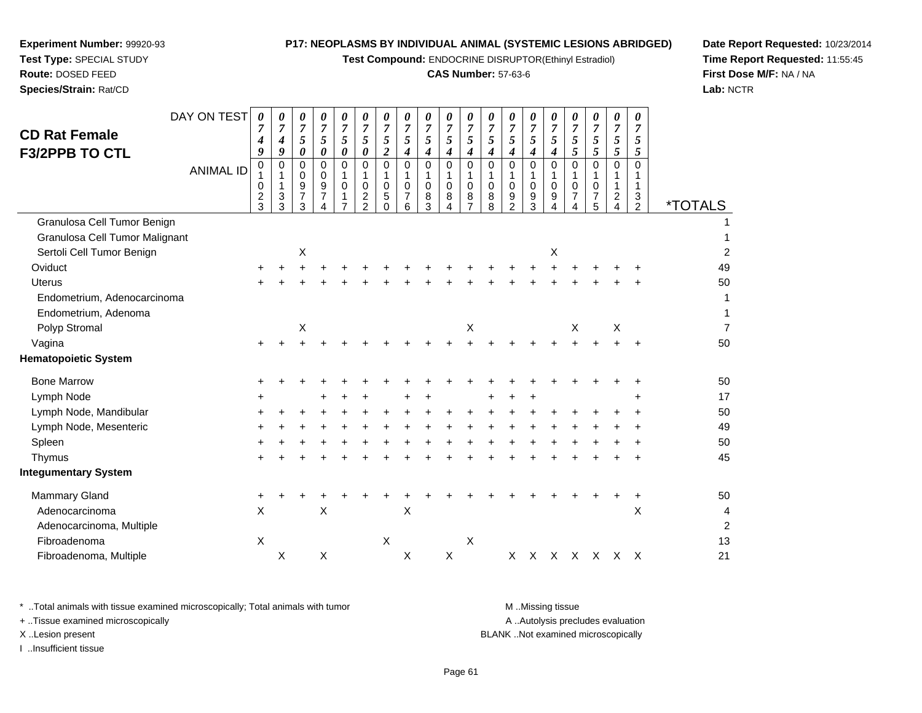**Experiment Number:** 99920-93
**Test Type:** SPECIAL STUDY
**Route:** DOSED FEED
**Species/Strain:** Rat/CD

**P17: NEOPLASMS BY INDIVIDUAL ANIMAL (SYSTEMIC LESIONS ABRIDGED)**
**Test Compound:** ENDOCRINE DISRUPTOR(Ethinyl Estradiol)
**CAS Number:** 57-63-6

**Date Report Requested:** 10/23/2014
**Time Report Requested:** 11:55:45
**First Dose M/F:** NA / NA
**Lab:** NCTR

## CD Rat Female F3/2PPB TO CTL

| DAY ON TEST | 0749 | 0749 | 0750 | 0750 | 0750 | 0750 | 0752 | 0754 | 0754 | 0754 | 0754 | 0754 | 0754 | 0754 | 0754 | 0755 | 0755 | 0755 | 0755 | |
|---|---|---|---|---|---|---|---|---|---|---|---|---|---|---|---|---|---|---|---|---|
| **ANIMAL ID** | 01023 | 01133 | 00973 | 00974 | 01017 | 01022 | 01050 | 01076 | 01083 | 01084 | 01087 | 01088 | 01092 | 01093 | 01094 | 01074 | 01075 | 01124 | 01132 | ***TOTALS** |
| Granulosa Cell Tumor Benign | | | | | | | | | | | | | | | | | | | | 1 |
| Granulosa Cell Tumor Malignant | | | | | | | | | | | | | | | | | | | | 1 |
| Sertoli Cell Tumor Benign | | | X | | | | | | | | | | | | X | | | | | 2 |
| Oviduct | + | + | + | + | + | + | + | + | + | + | + | + | + | + | + | + | + | + | + | 49 |
| Uterus | + | + | + | + | + | + | + | + | + | + | + | + | + | + | + | + | + | + | + | 50 |
| Endometrium, Adenocarcinoma | | | | | | | | | | | | | | | | | | | | 1 |
| Endometrium, Adenoma | | | | | | | | | | | | | | | | | | | | 1 |
| Polyp Stromal | | | X | | | | | | | | X | | | | | X | | X | | 7 |
| Vagina | + | + | + | + | + | + | + | + | + | + | + | + | + | + | + | + | + | + | + | 50 |
| **Hematopoietic System** | | | | | | | | | | | | | | | | | | | | |
| Bone Marrow | + | + | + | + | + | + | + | + | + | + | + | + | + | + | + | + | + | + | + | 50 |
| Lymph Node | + | | | + | + | + | | + | + | | | + | + | + | | | | | + | 17 |
| Lymph Node, Mandibular | + | + | + | + | + | + | + | + | + | + | + | + | + | + | + | + | + | + | + | 50 |
| Lymph Node, Mesenteric | + | + | + | + | + | + | + | + | + | + | + | + | + | + | + | + | + | + | + | 49 |
| Spleen | + | + | + | + | + | + | + | + | + | + | + | + | + | + | + | + | + | + | + | 50 |
| Thymus | + | + | + | + | + | + | + | + | + | + | + | + | + | + | + | + | + | + | + | 45 |
| **Integumentary System** | | | | | | | | | | | | | | | | | | | | |
| Mammary Gland | + | + | + | + | + | + | + | + | + | + | + | + | + | + | + | + | + | + | + | 50 |
| Adenocarcinoma | X | | | X | | | | X | | | | | | | | | | | X | 4 |
| Adenocarcinoma, Multiple | | | | | | | | | | | | | | | | | | | | 2 |
| Fibroadenoma | X | | | | | | X | | | | X | | | | | | | | | 13 |
| Fibroadenoma, Multiple | | X | | X | | | | X | | X | | | X | X | X | X | X | X | X | 21 |

\* ..Total animals with tissue examined microscopically; Total animals with tumor
\+ ..Tissue examined microscopically
X ..Lesion present
I ..Insufficient tissue

M ..Missing tissue
A ..Autolysis precludes evaluation
BLANK ..Not examined microscopically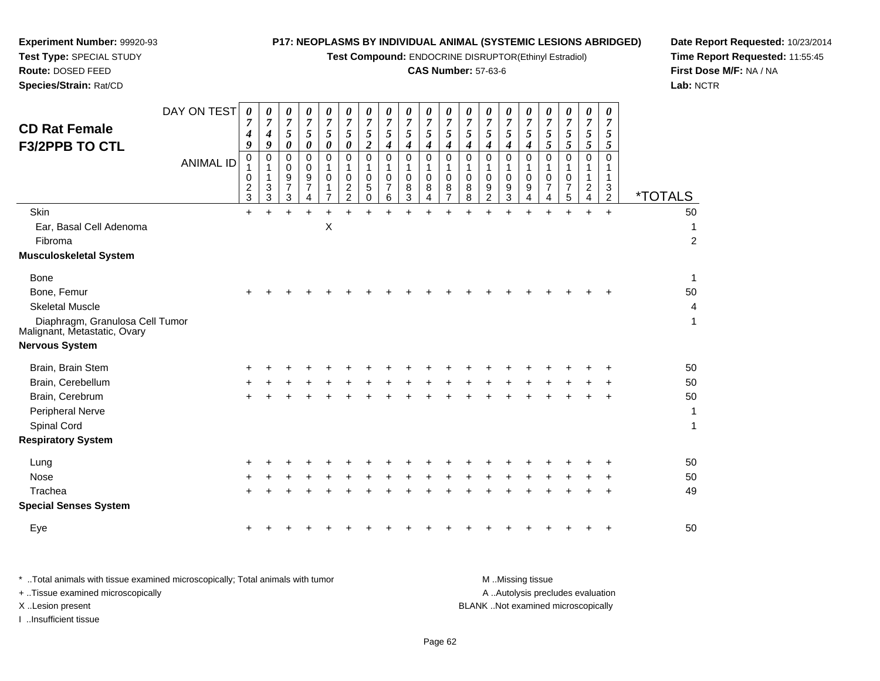**Experiment Number:** 99920-93
**Test Type:** SPECIAL STUDY
**Route:** DOSED FEED
**Species/Strain:** Rat/CD

**P17: NEOPLASMS BY INDIVIDUAL ANIMAL (SYSTEMIC LESIONS ABRIDGED)**
**Test Compound:** ENDOCRINE DISRUPTOR(Ethinyl Estradiol)
**CAS Number:** 57-63-6

**Date Report Requested:** 10/23/2014
**Time Report Requested:** 11:55:45
**First Dose M/F:** NA / NA
**Lab:** NCTR

## CD Rat Female F3/2PPB TO CTL

| DAY ON TEST | 0749 | 0749 | 0750 | 0750 | 0750 | 0750 | 0752 | 0754 | 0754 | 0754 | 0754 | 0754 | 0754 | 0754 | 0754 | 0755 | 0755 | 0755 | 0755 | |
|---|---|---|---|---|---|---|---|---|---|---|---|---|---|---|---|---|---|---|---|---|
| **ANIMAL ID** | 01023 | 01133 | 00973 | 00974 | 01017 | 01022 | 01050 | 01076 | 01083 | 01084 | 01087 | 01088 | 01092 | 01093 | 01094 | 01074 | 01075 | 01124 | 01132 | ***TOTALS** |
| Skin | + | + | + | + | + | + | + | + | + | + | + | + | + | + | + | + | + | + | + | 50 |
| Ear, Basal Cell Adenoma | | | | | X | | | | | | | | | | | | | | | 1 |
| Fibroma | | | | | | | | | | | | | | | | | | | | 2 |
| **Musculoskeletal System** | | | | | | | | | | | | | | | | | | | | |
| Bone | | | | | | | | | | | | | | | | | | | | 1 |
| Bone, Femur | + | + | + | + | + | + | + | + | + | + | + | + | + | + | + | + | + | + | + | 50 |
| Skeletal Muscle | | | | | | | | | | | | | | | | | | | | 4 |
| Diaphragm, Granulosa Cell Tumor Malignant, Metastatic, Ovary | | | | | | | | | | | | | | | | | | | | 1 |
| **Nervous System** | | | | | | | | | | | | | | | | | | | | |
| Brain, Brain Stem | + | + | + | + | + | + | + | + | + | + | + | + | + | + | + | + | + | + | + | 50 |
| Brain, Cerebellum | + | + | + | + | + | + | + | + | + | + | + | + | + | + | + | + | + | + | + | 50 |
| Brain, Cerebrum | + | + | + | + | + | + | + | + | + | + | + | + | + | + | + | + | + | + | + | 50 |
| Peripheral Nerve | | | | | | | | | | | | | | | | | | | | 1 |
| Spinal Cord | | | | | | | | | | | | | | | | | | | | 1 |
| **Respiratory System** | | | | | | | | | | | | | | | | | | | | |
| Lung | + | + | + | + | + | + | + | + | + | + | + | + | + | + | + | + | + | + | + | 50 |
| Nose | + | + | + | + | + | + | + | + | + | + | + | + | + | + | + | + | + | + | + | 50 |
| Trachea | + | + | + | + | + | + | + | + | + | + | + | + | + | + | + | + | + | + | + | 49 |
| **Special Senses System** | | | | | | | | | | | | | | | | | | | | |
| Eye | + | + | + | + | + | + | + | + | + | + | + | + | + | + | + | + | + | + | + | 50 |

\* ..Total animals with tissue examined microscopically; Total animals with tumor
+ ..Tissue examined microscopically
X ..Lesion present
I ..Insufficient tissue

M ..Missing tissue
A ..Autolysis precludes evaluation
BLANK ..Not examined microscopically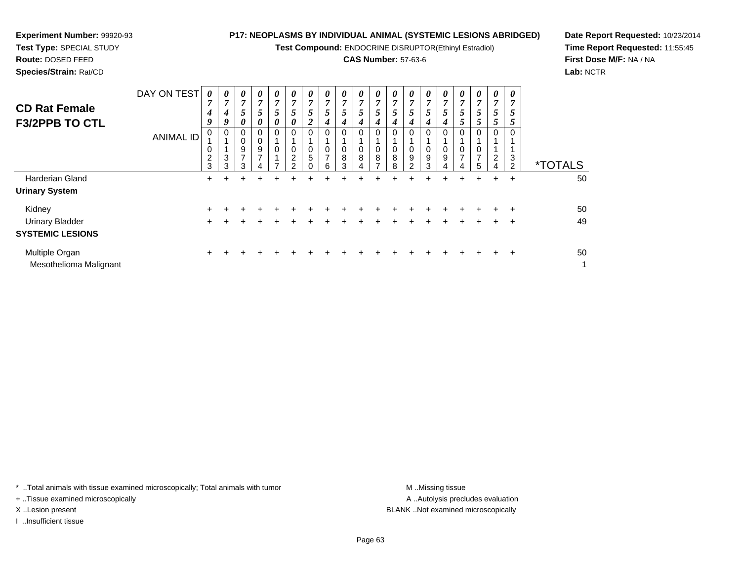**Experiment Number:** 99920-93
**Test Type:** SPECIAL STUDY
**Route:** DOSED FEED
**Species/Strain:** Rat/CD

**P17: NEOPLASMS BY INDIVIDUAL ANIMAL (SYSTEMIC LESIONS ABRIDGED)**
**Test Compound:** ENDOCRINE DISRUPTOR(Ethinyl Estradiol)
**CAS Number:** 57-63-6

**Date Report Requested:** 10/23/2014
**Time Report Requested:** 11:55:45
**First Dose M/F:** NA / NA
**Lab:** NCTR

## CD Rat Female F3/2PPB TO CTL

| DAY ON TEST | 0749 | 0749 | 0750 | 0750 | 0750 | 0750 | 0752 | 0754 | 0754 | 0754 | 0754 | 0754 | 0754 | 0754 | 0754 | 0755 | 0755 | 0755 | 0755 | |
|---|---|---|---|---|---|---|---|---|---|---|---|---|---|---|---|---|---|---|---|---|
| **ANIMAL ID** | 01023 | 01133 | 00973 | 00974 | 01017 | 01022 | 01050 | 01076 | 01083 | 01084 | 01087 | 01088 | 01092 | 01093 | 01094 | 01074 | 01075 | 01124 | 01132 | ***TOTALS** |
| Harderian Gland | + | + | + | + | + | + | + | + | + | + | + | + | + | + | + | + | + | + | + | 50 |
| **Urinary System** | | | | | | | | | | | | | | | | | | | | |
| Kidney | + | + | + | + | + | + | + | + | + | + | + | + | + | + | + | + | + | + | + | 50 |
| Urinary Bladder | + | + | + | + | + | + | + | + | + | + | + | + | + | + | + | + | + | + | + | 49 |
| **SYSTEMIC LESIONS** | | | | | | | | | | | | | | | | | | | | |
| Multiple Organ | + | + | + | + | + | + | + | + | + | + | + | + | + | + | + | + | + | + | + | 50 |
| Mesothelioma Malignant | | | | | | | | | | | | | | | | | | | | 1 |

\* ..Total animals with tissue examined microscopically; Total animals with tumor
\+ ..Tissue examined microscopically
X ..Lesion present
I ..Insufficient tissue

M ..Missing tissue
A ..Autolysis precludes evaluation
BLANK ..Not examined microscopically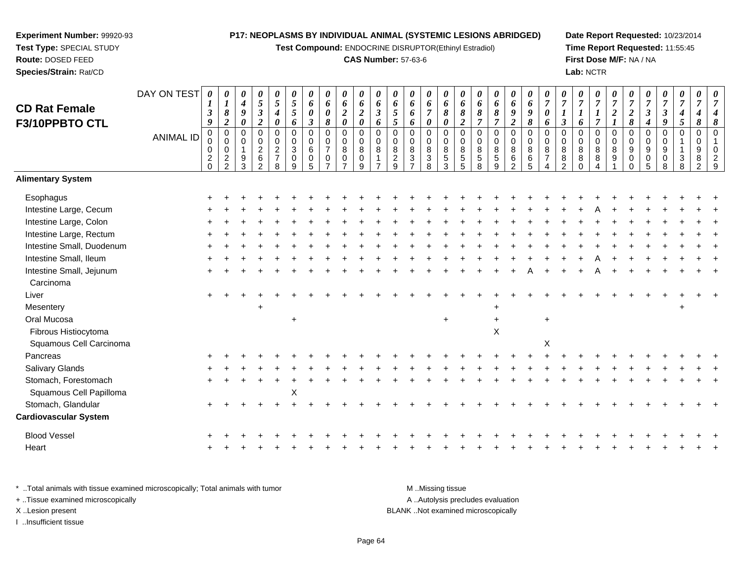**Experiment Number:** 99920-93
**Test Type:** SPECIAL STUDY
**Route:** DOSED FEED
**Species/Strain:** Rat/CD

**P17: NEOPLASMS BY INDIVIDUAL ANIMAL (SYSTEMIC LESIONS ABRIDGED)**
**Test Compound:** ENDOCRINE DISRUPTOR(Ethinyl Estradiol)
**CAS Number:** 57-63-6

**Date Report Requested:** 10/23/2014
**Time Report Requested:** 11:55:45
**First Dose M/F:** NA / NA
**Lab:** NCTR

## CD Rat Female F3/10PPBTO CTL

| DAY ON TEST | 0139 | 0182 | 0490 | 0532 | 0540 | 0556 | 0603 | 0608 | 0620 | 0620 | 0636 | 0655 | 0666 | 0670 | 0680 | 0682 | 0687 | 0687 | 0692 | 0698 | 0706 | 0713 | 0716 | 0717 | 0721 | 0728 | 0734 | 0739 | 0745 | 0748 | 0748 |
|---|---|---|---|---|---|---|---|---|---|---|---|---|---|---|---|---|---|---|---|---|---|---|---|---|---|---|---|---|---|---|---|
| **ANIMAL ID** | 000020 | 000222 | 001093 | 002262 | 002278 | 003009 | 006005 | 007007 | 008007 | 008009 | 008017 | 008029 | 008037 | 008038 | 008053 | 008055 | 008058 | 008059 | 008062 | 008065 | 008074 | 008082 | 008080 | 008084 | 008091 | 009000 | 009005 | 009008 | 011038 | 009082 | 010029 |
| **Alimentary System** | | | | | | | | | | | | | | | | | | | | | | | | | | | | | | | |
| Esophagus | + | + | + | + | + | + | + | + | + | + | + | + | + | + | + | + | + | + | + | + | + | + | + | + | + | + | + | + | + | + | + |
| Intestine Large, Cecum | + | + | + | + | + | + | + | + | + | + | + | + | + | + | + | + | + | + | + | + | + | + | + | A | + | + | + | + | + | + | + |
| Intestine Large, Colon | + | + | + | + | + | + | + | + | + | + | + | + | + | + | + | + | + | + | + | + | + | + | + | + | + | + | + | + | + | + | + |
| Intestine Large, Rectum | + | + | + | + | + | + | + | + | + | + | + | + | + | + | + | + | + | + | + | + | + | + | + | + | + | + | + | + | + | + | + |
| Intestine Small, Duodenum | + | + | + | + | + | + | + | + | + | + | + | + | + | + | + | + | + | + | + | + | + | + | + | + | + | + | + | + | + | + | + |
| Intestine Small, Ileum | + | + | + | + | + | + | + | + | + | + | + | + | + | + | + | + | + | + | + | + | + | + | + | A | + | + | + | + | + | + | + |
| Intestine Small, Jejunum | + | + | + | + | + | + | + | + | + | + | + | + | + | + | + | + | + | + | + | A | + | + | + | A | + | + | + | + | + | + | + |
| Carcinoma | | | | | | | | | | | | | | | | | | | | | | | | | | | | | | | |
| Liver | + | + | + | + | + | + | + | + | + | + | + | + | + | + | + | + | + | + | + | + | + | + | + | + | + | + | + | + | + | + | + |
| Mesentery | | | | + | | | | | | | | | | | | | | + | | | | | | | | | | | + | | |
| Oral Mucosa | | | | | | + | | | | | | | | | + | | | + | | | + | | | | | | | | | | |
| Fibrous Histiocytoma | | | | | | | | | | | | | | | | | | X | | | | | | | | | | | | | |
| Squamous Cell Carcinoma | | | | | | | | | | | | | | | | | | | | | X | | | | | | | | | | |
| Pancreas | + | + | + | + | + | + | + | + | + | + | + | + | + | + | + | + | + | + | + | + | + | + | + | + | + | + | + | + | + | + | + |
| Salivary Glands | + | + | + | + | + | + | + | + | + | + | + | + | + | + | + | + | + | + | + | + | + | + | + | + | + | + | + | + | + | + | + |
| Stomach, Forestomach | + | + | + | + | + | + | + | + | + | + | + | + | + | + | + | + | + | + | + | + | + | + | + | + | + | + | + | + | + | + | + |
| Squamous Cell Papilloma | | | | | | X | | | | | | | | | | | | | | | | | | | | | | | | | |
| Stomach, Glandular | + | + | + | + | + | + | + | + | + | + | + | + | + | + | + | + | + | + | + | + | + | + | + | + | + | + | + | + | + | + | + |
| **Cardiovascular System** | | | | | | | | | | | | | | | | | | | | | | | | | | | | | | | |
| Blood Vessel | + | + | + | + | + | + | + | + | + | + | + | + | + | + | + | + | + | + | + | + | + | + | + | + | + | + | + | + | + | + | + |
| Heart | + | + | + | + | + | + | + | + | + | + | + | + | + | + | + | + | + | + | + | + | + | + | + | + | + | + | + | + | + | + | + |

* ..Total animals with tissue examined microscopically; Total animals with tumor
+ ..Tissue examined microscopically
X ..Lesion present
I ..Insufficient tissue

M ..Missing tissue
A ..Autolysis precludes evaluation
BLANK ..Not examined microscopically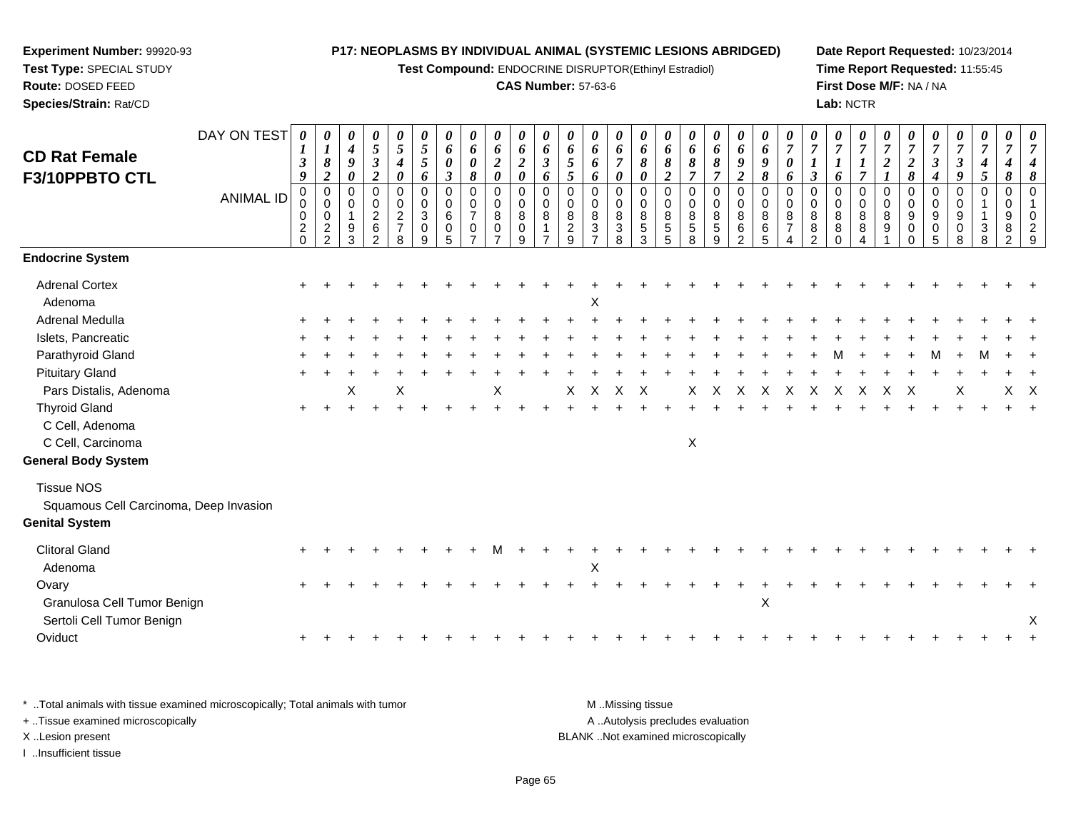**Experiment Number:** 99920-93
**Test Type:** SPECIAL STUDY
**Route:** DOSED FEED
**Species/Strain:** Rat/CD

**P17: NEOPLASMS BY INDIVIDUAL ANIMAL (SYSTEMIC LESIONS ABRIDGED)**
**Test Compound:** ENDOCRINE DISRUPTOR(Ethinyl Estradiol)
**CAS Number:** 57-63-6

**Date Report Requested:** 10/23/2014
**Time Report Requested:** 11:55:45
**First Dose M/F:** NA / NA
**Lab:** NCTR

## CD Rat Female F3/10PPBTO CTL

| DAY ON TEST | 0139 | 0182 | 0490 | 0532 | 0540 | 0556 | 0603 | 0608 | 0620 | 0620 | 0636 | 0655 | 0666 | 0670 | 0680 | 0682 | 0687 | 0687 | 0692 | 0698 | 0706 | 0713 | 0716 | 0717 | 0721 | 0728 | 0734 | 0739 | 0745 | 0748 | 0748 |
|---|---|---|---|---|---|---|---|---|---|---|---|---|---|---|---|---|---|---|---|---|---|---|---|---|---|---|---|---|---|---|---|
| **ANIMAL ID** | 00020 | 00022 | 00193 | 00262 | 00278 | 00309 | 00605 | 00707 | 00807 | 00809 | 00817 | 00829 | 00837 | 00838 | 00853 | 00855 | 00858 | 00859 | 00862 | 00865 | 00874 | 00882 | 00880 | 00884 | 00891 | 00900 | 00905 | 00908 | 01138 | 00982 | 01029 |
| **Endocrine System** | | | | | | | | | | | | | | | | | | | | | | | | | | | | | | | |
| Adrenal Cortex | + | + | + | + | + | + | + | + | + | + | + | + | + | + | + | + | + | + | + | + | + | + | + | + | + | + | + | + | + | + | + |
| Adenoma | | | | | | | | | | | | | X | | | | | | | | | | | | | | | | | | |
| Adrenal Medulla | + | + | + | + | + | + | + | + | + | + | + | + | + | + | + | + | + | + | + | + | + | + | + | + | + | + | + | + | + | + | + |
| Islets, Pancreatic | + | + | + | + | + | + | + | + | + | + | + | + | + | + | + | + | + | + | + | + | + | + | + | + | + | + | + | + | + | + | + |
| Parathyroid Gland | + | + | + | + | + | + | + | + | + | + | + | + | + | + | + | + | + | + | + | + | + | + | M | + | + | + | M | + | M | + | + |
| Pituitary Gland | + | + | + | + | + | + | + | + | + | + | + | + | + | + | + | + | + | + | + | + | + | + | + | + | + | + | + | + | + | + | + |
| Pars Distalis, Adenoma | | | X | | X | | | | X | | | X | X | X | X | | X | X | X | X | X | X | X | X | X | X | | X | | X | X |
| Thyroid Gland | + | + | + | + | + | + | + | + | + | + | + | + | + | + | + | + | + | + | + | + | + | + | + | + | + | + | + | + | + | + | + |
| C Cell, Adenoma | | | | | | | | | | | | | | | | | | | | | | | | | | | | | | | |
| C Cell, Carcinoma | | | | | | | | | | | | | | | | | X | | | | | | | | | | | | | | |
| **General Body System** | | | | | | | | | | | | | | | | | | | | | | | | | | | | | | | |
| Tissue NOS | | | | | | | | | | | | | | | | | | | | | | | | | | | | | | | |
| Squamous Cell Carcinoma, Deep Invasion | | | | | | | | | | | | | | | | | | | | | | | | | | | | | | | |
| **Genital System** | | | | | | | | | | | | | | | | | | | | | | | | | | | | | | | |
| Clitoral Gland | + | + | + | + | + | + | + | + | M | + | + | + | + | + | + | + | + | + | + | + | + | + | + | + | + | + | + | + | + | + | + |
| Adenoma | | | | | | | | | | | | | X | | | | | | | | | | | | | | | | | | |
| Ovary | + | + | + | + | + | + | + | + | + | + | + | + | + | + | + | + | + | + | + | + | + | + | + | + | + | + | + | + | + | + | + |
| Granulosa Cell Tumor Benign | | | | | | | | | | | | | | | | | | | | X | | | | | | | | | | | |
| Sertoli Cell Tumor Benign | | | | | | | | | | | | | | | | | | | | | | | | | | | | | | | X |
| Oviduct | + | + | + | + | + | + | + | + | + | + | + | + | + | + | + | + | + | + | + | + | + | + | + | + | + | + | + | + | + | + | + |

\* ..Total animals with tissue examined microscopically; Total animals with tumor
+ ..Tissue examined microscopically
X ..Lesion present
I ..Insufficient tissue

M ..Missing tissue
A ..Autolysis precludes evaluation
BLANK ..Not examined microscopically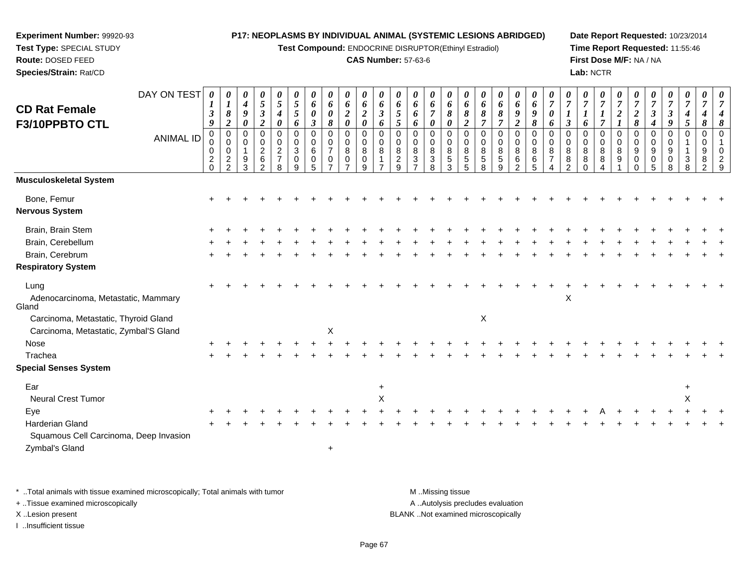**Experiment Number:** 99920-93
**Test Type:** SPECIAL STUDY
**Route:** DOSED FEED
**Species/Strain:** Rat/CD

**P17: NEOPLASMS BY INDIVIDUAL ANIMAL (SYSTEMIC LESIONS ABRIDGED)**
**Test Compound:** ENDOCRINE DISRUPTOR(Ethinyl Estradiol)
**CAS Number:** 57-63-6

**Date Report Requested:** 10/23/2014
**Time Report Requested:** 11:55:46
**First Dose M/F:** NA / NA
**Lab:** NCTR

## CD Rat Female F3/10PPBTO CTL

| DAY ON TEST | 0139 | 0182 | 0490 | 0532 | 0540 | 0556 | 0603 | 0608 | 0620 | 0620 | 0636 | 0655 | 0666 | 0670 | 0680 | 0682 | 0687 | 0687 | 0692 | 0698 | 0706 | 0713 | 0716 | 0717 | 0721 | 0728 | 0734 | 0739 | 0745 | 0748 | 0748 |
|---|---|---|---|---|---|---|---|---|---|---|---|---|---|---|---|---|---|---|---|---|---|---|---|---|---|---|---|---|---|---|---|
| **ANIMAL ID** | 00020 | 00022 | 00193 | 00262 | 00278 | 00309 | 00605 | 00707 | 00807 | 00809 | 00817 | 00829 | 00837 | 00838 | 00853 | 00855 | 00858 | 00859 | 00862 | 00865 | 00874 | 00882 | 00880 | 00884 | 00891 | 00900 | 00905 | 00908 | 01138 | 00982 | 01029 |
| **Musculoskeletal System** | | | | | | | | | | | | | | | | | | | | | | | | | | | | | | | |
| Bone, Femur | + | + | + | + | + | + | + | + | + | + | + | + | + | + | + | + | + | + | + | + | + | + | + | + | + | + | + | + | + | + | + |
| **Nervous System** | | | | | | | | | | | | | | | | | | | | | | | | | | | | | | | |
| Brain, Brain Stem | + | + | + | + | + | + | + | + | + | + | + | + | + | + | + | + | + | + | + | + | + | + | + | + | + | + | + | + | + | + | + |
| Brain, Cerebellum | + | + | + | + | + | + | + | + | + | + | + | + | + | + | + | + | + | + | + | + | + | + | + | + | + | + | + | + | + | + | + |
| Brain, Cerebrum | + | + | + | + | + | + | + | + | + | + | + | + | + | + | + | + | + | + | + | + | + | + | + | + | + | + | + | + | + | + | + |
| **Respiratory System** | | | | | | | | | | | | | | | | | | | | | | | | | | | | | | | |
| Lung | + | + | + | + | + | + | + | + | + | + | + | + | + | + | + | + | + | + | + | + | + | + | + | + | + | + | + | + | + | + | + |
| Adenocarcinoma, Metastatic, Mammary Gland | | | | | | | | | | | | | | | | | | | | | | X | | | | | | | | | |
| Carcinoma, Metastatic, Thyroid Gland | | | | | | | | | | | | | | | | | X | | | | | | | | | | | | | | |
| Carcinoma, Metastatic, Zymbal'S Gland | | | | | | | | X | | | | | | | | | | | | | | | | | | | | | | | |
| Nose | + | + | + | + | + | + | + | + | + | + | + | + | + | + | + | + | + | + | + | + | + | + | + | + | + | + | + | + | + | + | + |
| Trachea | + | + | + | + | + | + | + | + | + | + | + | + | + | + | + | + | + | + | + | + | + | + | + | + | + | + | + | + | + | + | + |
| **Special Senses System** | | | | | | | | | | | | | | | | | | | | | | | | | | | | | | | |
| Ear | | | | | | | | | | | + | | | | | | | | | | | | | | | | | | + | | |
| Neural Crest Tumor | | | | | | | | | | | X | | | | | | | | | | | | | | | | | | X | | |
| Eye | + | + | + | + | + | + | + | + | + | + | + | + | + | + | + | + | + | + | + | + | + | + | + | A | + | + | + | + | + | + | + |
| Harderian Gland | + | + | + | + | + | + | + | + | + | + | + | + | + | + | + | + | + | + | + | + | + | + | + | + | + | + | + | + | + | + | + |
| Squamous Cell Carcinoma, Deep Invasion | | | | | | | | | | | | | | | | | | | | | | | | | | | | | | | |
| Zymbal's Gland | | | | | | | | + | | | | | | | | | | | | | | | | | | | | | | | |

\* ..Total animals with tissue examined microscopically; Total animals with tumor
+ ..Tissue examined microscopically
X ..Lesion present
I ..Insufficient tissue

M ..Missing tissue
A ..Autolysis precludes evaluation
BLANK ..Not examined microscopically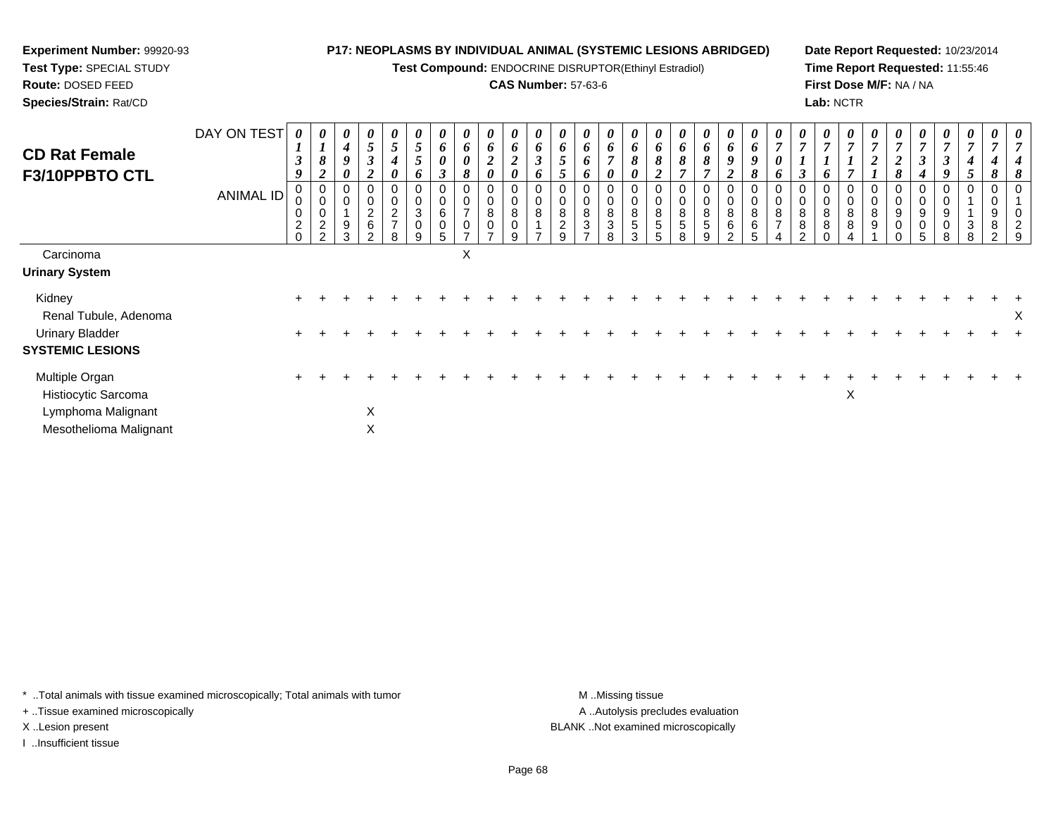**Experiment Number:** 99920-93
**Test Type:** SPECIAL STUDY
**Route:** DOSED FEED
**Species/Strain:** Rat/CD

**P17: NEOPLASMS BY INDIVIDUAL ANIMAL (SYSTEMIC LESIONS ABRIDGED)**
**Test Compound:** ENDOCRINE DISRUPTOR(Ethinyl Estradiol)
**CAS Number:** 57-63-6

**Date Report Requested:** 10/23/2014
**Time Report Requested:** 11:55:46
**First Dose M/F:** NA / NA
**Lab:** NCTR

## CD Rat Female F3/10PPBTO CTL

| DAY ON TEST | 0139 | 0182 | 0490 | 0532 | 0540 | 0556 | 0603 | 0608 | 0620 | 0620 | 0636 | 0655 | 0666 | 0670 | 0680 | 0682 | 0687 | 0687 | 0692 | 0698 | 0706 | 0713 | 0716 | 0717 | 0721 | 0728 | 0734 | 0739 | 0745 | 0748 | 0748 |
|---|---|---|---|---|---|---|---|---|---|---|---|---|---|---|---|---|---|---|---|---|---|---|---|---|---|---|---|---|---|---|---|
| ANIMAL ID | 00020 | 00022 | 00193 | 00262 | 00278 | 00309 | 00605 | 00707 | 00807 | 00809 | 00817 | 00829 | 00837 | 00838 | 00853 | 00855 | 00858 | 00859 | 00862 | 00865 | 00874 | 00882 | 00880 | 00884 | 00891 | 00900 | 00905 | 00908 | 01138 | 00982 | 01029 |
| Carcinoma | | | | | | | | X | | | | | | | | | | | | | | | | | | | | | | | |
| **Urinary System** | | | | | | | | | | | | | | | | | | | | | | | | | | | | | | | |
| Kidney | + | + | + | + | + | + | + | + | + | + | + | + | + | + | + | + | + | + | + | + | + | + | + | + | + | + | + | + | + | + | + |
| Renal Tubule, Adenoma | | | | | | | | | | | | | | | | | | | | | | | | | | | | | | | X |
| Urinary Bladder | + | + | + | + | + | + | + | + | + | + | + | + | + | + | + | + | + | + | + | + | + | + | + | + | + | + | + | + | + | + | + |
| **SYSTEMIC LESIONS** | | | | | | | | | | | | | | | | | | | | | | | | | | | | | | | |
| Multiple Organ | + | + | + | + | + | + | + | + | + | + | + | + | + | + | + | + | + | + | + | + | + | + | + | + | + | + | + | + | + | + | + |
| Histiocytic Sarcoma | | | | | | | | | | | | | | | | | | | | | | | | X | | | | | | | |
| Lymphoma Malignant | | | | X | | | | | | | | | | | | | | | | | | | | | | | | | | | |
| Mesothelioma Malignant | | | | X | | | | | | | | | | | | | | | | | | | | | | | | | | | |

\* ..Total animals with tissue examined microscopically; Total animals with tumor
+ ..Tissue examined microscopically
X ..Lesion present
I ..Insufficient tissue

M ..Missing tissue
A ..Autolysis precludes evaluation
BLANK ..Not examined microscopically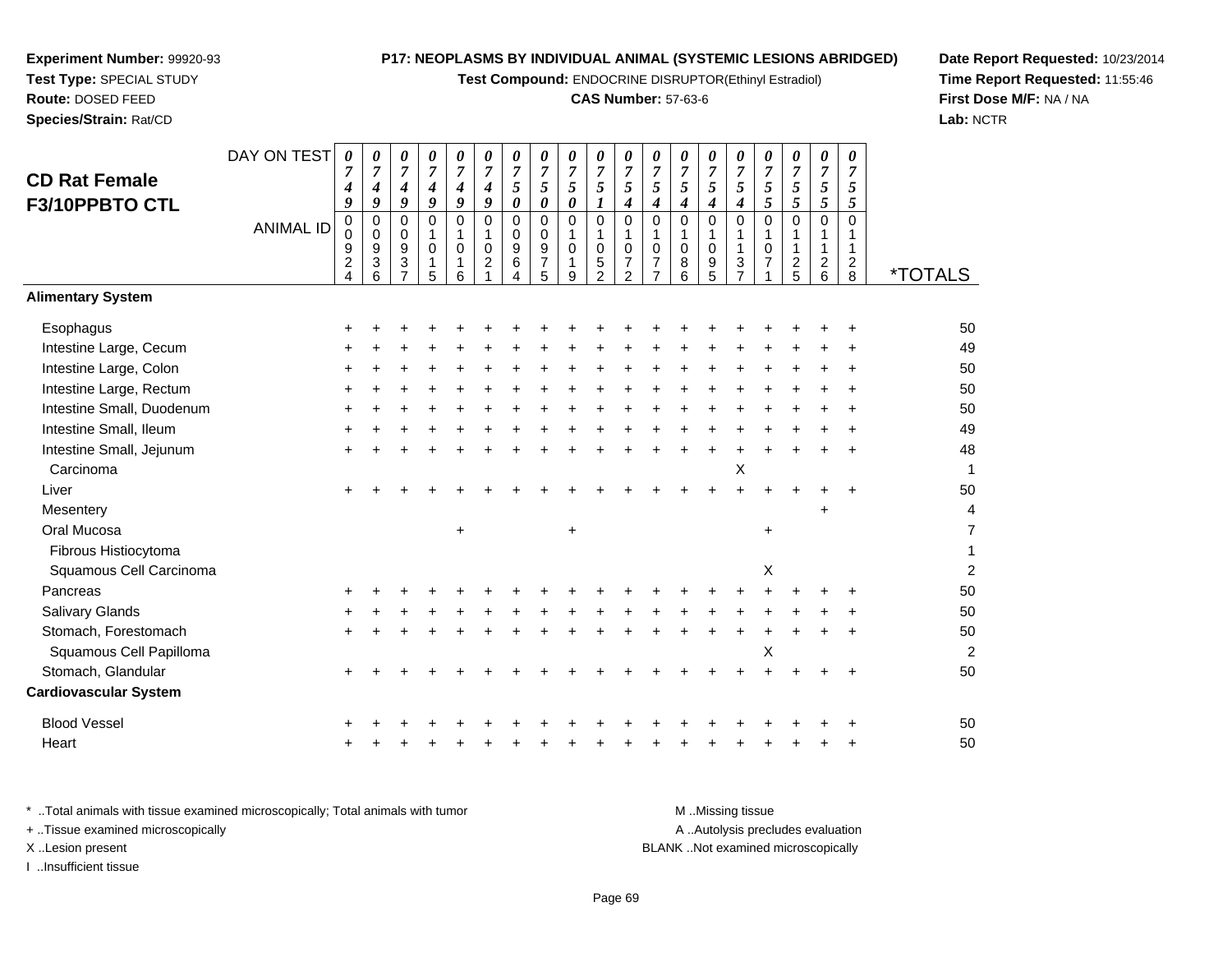**Experiment Number:** 99920-93
**Test Type:** SPECIAL STUDY
**Route:** DOSED FEED
**Species/Strain:** Rat/CD

**P17: NEOPLASMS BY INDIVIDUAL ANIMAL (SYSTEMIC LESIONS ABRIDGED)**
**Test Compound:** ENDOCRINE DISRUPTOR(Ethinyl Estradiol)
**CAS Number:** 57-63-6

**Date Report Requested:** 10/23/2014
**Time Report Requested:** 11:55:46
**First Dose M/F:** NA / NA
**Lab:** NCTR

## CD Rat Female F3/10PPBTO CTL

| DAY ON TEST | 0749 | 0749 | 0749 | 0749 | 0749 | 0749 | 0750 | 0750 | 0750 | 0751 | 0754 | 0754 | 0754 | 0754 | 0754 | 0755 | 0755 | 0755 | 0755 | |
|---|---|---|---|---|---|---|---|---|---|---|---|---|---|---|---|---|---|---|---|---|
| **ANIMAL ID** | 00924 | 00936 | 00937 | 01015 | 01016 | 01021 | 00964 | 00975 | 01019 | 01052 | 01072 | 01077 | 01086 | 01095 | 01137 | 01071 | 01125 | 01126 | 01128 | ***TOTALS** |
| **Alimentary System** | | | | | | | | | | | | | | | | | | | | |
| Esophagus | + | + | + | + | + | + | + | + | + | + | + | + | + | + | + | + | + | + | + | 50 |
| Intestine Large, Cecum | + | + | + | + | + | + | + | + | + | + | + | + | + | + | + | + | + | + | + | 49 |
| Intestine Large, Colon | + | + | + | + | + | + | + | + | + | + | + | + | + | + | + | + | + | + | + | 50 |
| Intestine Large, Rectum | + | + | + | + | + | + | + | + | + | + | + | + | + | + | + | + | + | + | + | 50 |
| Intestine Small, Duodenum | + | + | + | + | + | + | + | + | + | + | + | + | + | + | + | + | + | + | + | 50 |
| Intestine Small, Ileum | + | + | + | + | + | + | + | + | + | + | + | + | + | + | + | + | + | + | + | 49 |
| Intestine Small, Jejunum | + | + | + | + | + | + | + | + | + | + | + | + | + | + | + | + | + | + | + | 48 |
| Carcinoma | | | | | | | | | | | | | | | X | | | | | 1 |
| Liver | + | + | + | + | + | + | + | + | + | + | + | + | + | + | + | + | + | + | + | 50 |
| Mesentery | | | | | | | | | | | | | | | | | | + | | 4 |
| Oral Mucosa | | | | | + | | | | + | | | | | | | + | | | | 7 |
| Fibrous Histiocytoma | | | | | | | | | | | | | | | | | | | | 1 |
| Squamous Cell Carcinoma | | | | | | | | | | | | | | | | X | | | | 2 |
| Pancreas | + | + | + | + | + | + | + | + | + | + | + | + | + | + | + | + | + | + | + | 50 |
| Salivary Glands | + | + | + | + | + | + | + | + | + | + | + | + | + | + | + | + | + | + | + | 50 |
| Stomach, Forestomach | + | + | + | + | + | + | + | + | + | + | + | + | + | + | + | + | + | + | + | 50 |
| Squamous Cell Papilloma | | | | | | | | | | | | | | | | X | | | | 2 |
| Stomach, Glandular | + | + | + | + | + | + | + | + | + | + | + | + | + | + | + | + | + | + | + | 50 |
| **Cardiovascular System** | | | | | | | | | | | | | | | | | | | | |
| Blood Vessel | + | + | + | + | + | + | + | + | + | + | + | + | + | + | + | + | + | + | + | 50 |
| Heart | + | + | + | + | + | + | + | + | + | + | + | + | + | + | + | + | + | + | + | 50 |

\* ..Total animals with tissue examined microscopically; Total animals with tumor
\+ ..Tissue examined microscopically
X ..Lesion present
I ..Insufficient tissue

M ..Missing tissue
A ..Autolysis precludes evaluation
BLANK ..Not examined microscopically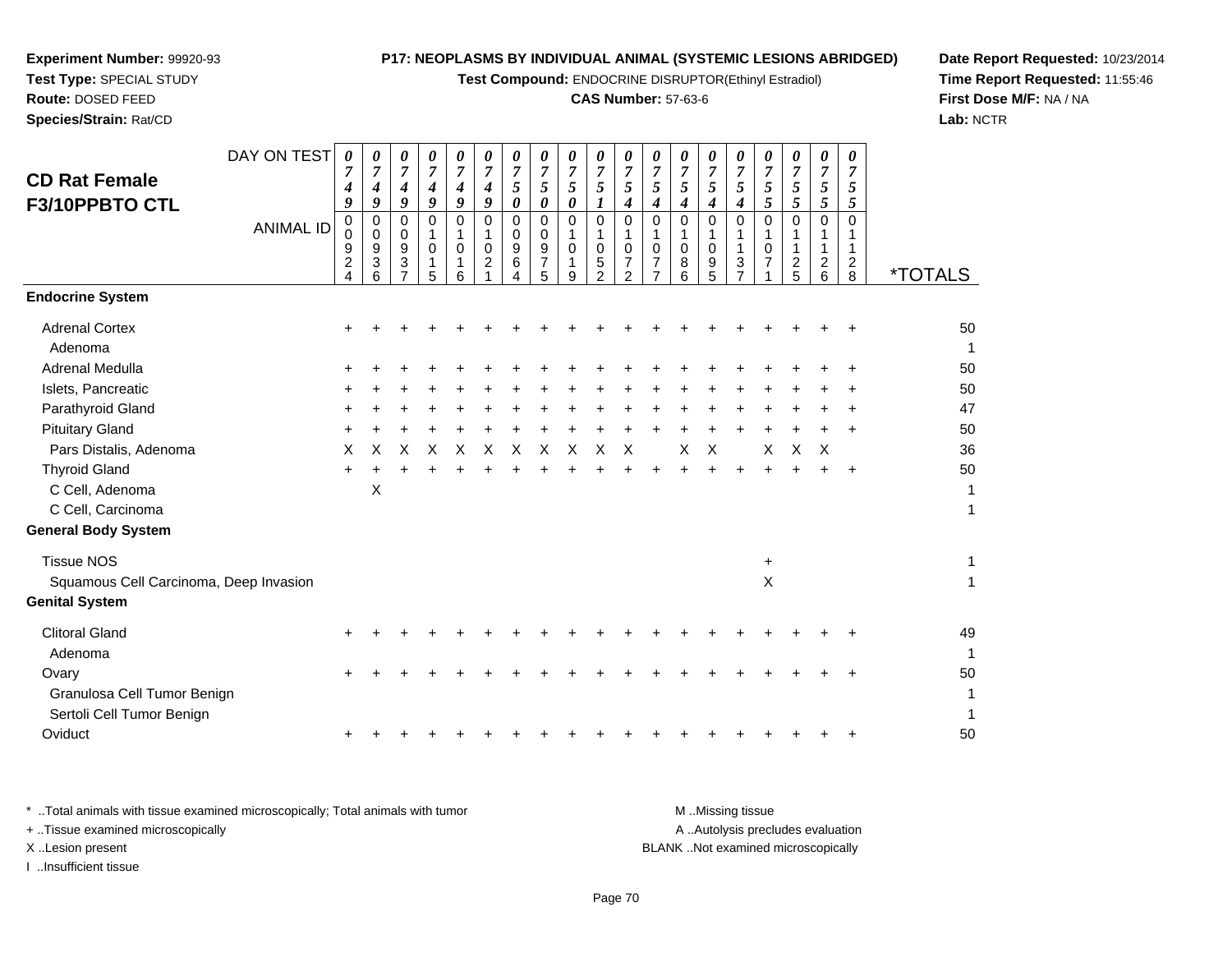**Experiment Number:** 99920-93
**Test Type:** SPECIAL STUDY
**Route:** DOSED FEED
**Species/Strain:** Rat/CD

**P17: NEOPLASMS BY INDIVIDUAL ANIMAL (SYSTEMIC LESIONS ABRIDGED)**
**Test Compound:** ENDOCRINE DISRUPTOR(Ethinyl Estradiol)
**CAS Number:** 57-63-6

**Date Report Requested:** 10/23/2014
**Time Report Requested:** 11:55:46
**First Dose M/F:** NA / NA
**Lab:** NCTR

## CD Rat Female F3/10PPBTO CTL

| DAY ON TEST | 0749 | 0749 | 0749 | 0749 | 0749 | 0749 | 0750 | 0750 | 0750 | 0751 | 0754 | 0754 | 0754 | 0754 | 0754 | 0755 | 0755 | 0755 | 0755 | |
|---|---|---|---|---|---|---|---|---|---|---|---|---|---|---|---|---|---|---|---|---|
| **ANIMAL ID** | 00924 | 00936 | 00937 | 01015 | 01016 | 01021 | 00964 | 00975 | 01019 | 01052 | 01072 | 01077 | 01086 | 01095 | 01137 | 01071 | 01125 | 01126 | 01128 | ***TOTALS** |
| **Endocrine System** | | | | | | | | | | | | | | | | | | | | |
| Adrenal Cortex | + | + | + | + | + | + | + | + | + | + | + | + | + | + | + | + | + | + | + | 50 |
| Adenoma | | | | | | | | | | | | | | | | | | | | 1 |
| Adrenal Medulla | + | + | + | + | + | + | + | + | + | + | + | + | + | + | + | + | + | + | + | 50 |
| Islets, Pancreatic | + | + | + | + | + | + | + | + | + | + | + | + | + | + | + | + | + | + | + | 50 |
| Parathyroid Gland | + | + | + | + | + | + | + | + | + | + | + | + | + | + | + | + | + | + | + | 47 |
| Pituitary Gland | + | + | + | + | + | + | + | + | + | + | + | + | + | + | + | + | + | + | + | 50 |
| Pars Distalis, Adenoma | X | X | X | X | X | X | X | X | X | X | X | | X | X | | X | X | X | | 36 |
| Thyroid Gland | + | + | + | + | + | + | + | + | + | + | + | + | + | + | + | + | + | + | + | 50 |
| C Cell, Adenoma | | X | | | | | | | | | | | | | | | | | | 1 |
| C Cell, Carcinoma | | | | | | | | | | | | | | | | | | | | 1 |
| **General Body System** | | | | | | | | | | | | | | | | | | | | |
| Tissue NOS | | | | | | | | | | | | | | | | + | | | | 1 |
| Squamous Cell Carcinoma, Deep Invasion | | | | | | | | | | | | | | | | X | | | | 1 |
| **Genital System** | | | | | | | | | | | | | | | | | | | | |
| Clitoral Gland | + | + | + | + | + | + | + | + | + | + | + | + | + | + | + | + | + | + | + | 49 |
| Adenoma | | | | | | | | | | | | | | | | | | | | 1 |
| Ovary | + | + | + | + | + | + | + | + | + | + | + | + | + | + | + | + | + | + | + | 50 |
| Granulosa Cell Tumor Benign | | | | | | | | | | | | | | | | | | | | 1 |
| Sertoli Cell Tumor Benign | | | | | | | | | | | | | | | | | | | | 1 |
| Oviduct | + | + | + | + | + | + | + | + | + | + | + | + | + | + | + | + | + | + | + | 50 |

* ..Total animals with tissue examined microscopically; Total animals with tumor
+ ..Tissue examined microscopically
X ..Lesion present
I ..Insufficient tissue

M ..Missing tissue
A ..Autolysis precludes evaluation
BLANK ..Not examined microscopically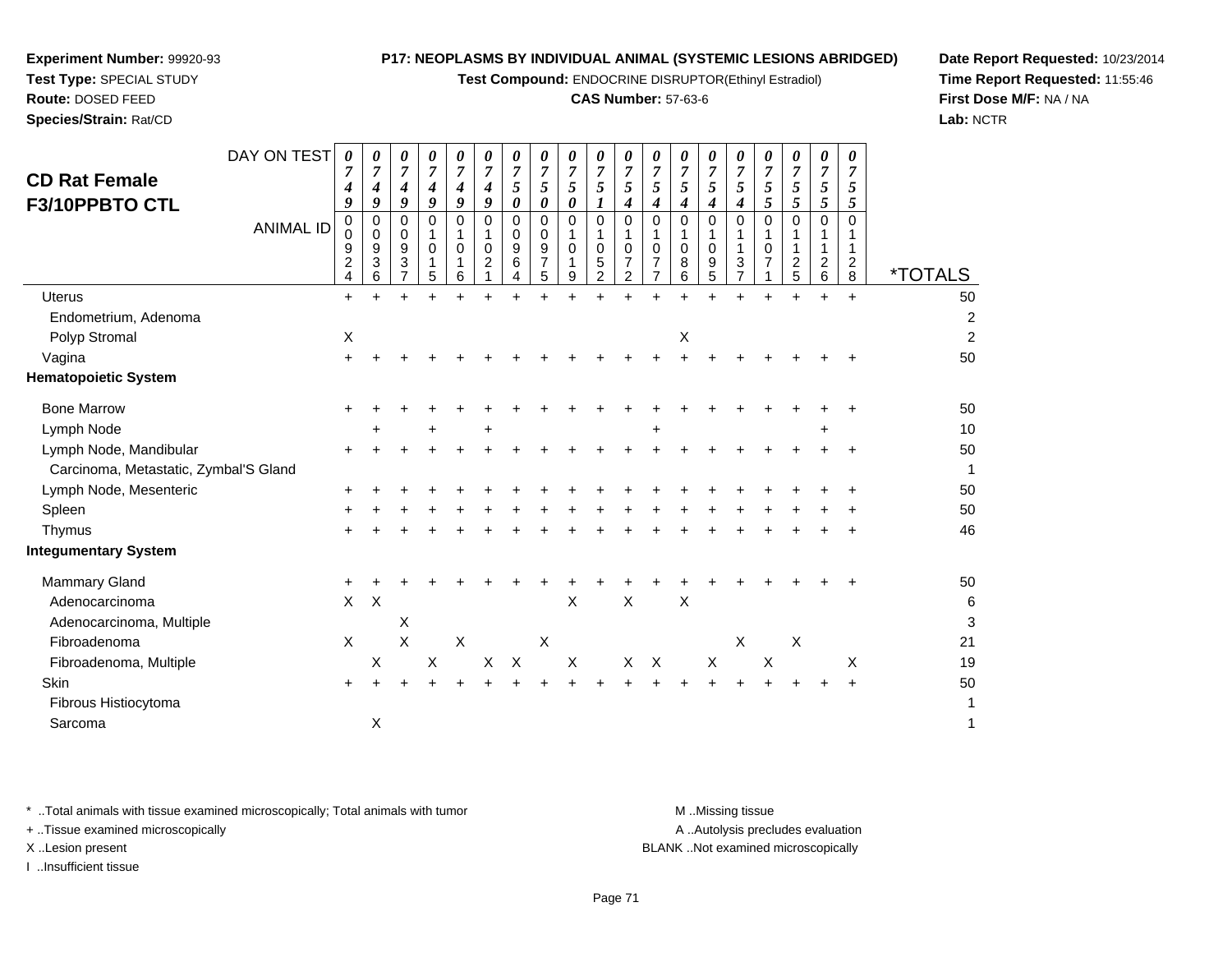**Experiment Number:** 99920-93
**Test Type:** SPECIAL STUDY
**Route:** DOSED FEED
**Species/Strain:** Rat/CD

**P17: NEOPLASMS BY INDIVIDUAL ANIMAL (SYSTEMIC LESIONS ABRIDGED)**
**Test Compound:** ENDOCRINE DISRUPTOR(Ethinyl Estradiol)
**CAS Number:** 57-63-6

**Date Report Requested:** 10/23/2014
**Time Report Requested:** 11:55:46
**First Dose M/F:** NA / NA
**Lab:** NCTR

## CD Rat Female F3/10PPBTO CTL

| DAY ON TEST | 0749 | 0749 | 0749 | 0749 | 0749 | 0749 | 0750 | 0750 | 0750 | 0751 | 0754 | 0754 | 0754 | 0754 | 0754 | 0755 | 0755 | 0755 | 0755 | |
|---|---|---|---|---|---|---|---|---|---|---|---|---|---|---|---|---|---|---|---|---|
| **ANIMAL ID** | 00924 | 00936 | 00937 | 01015 | 01016 | 01021 | 00964 | 00975 | 01019 | 01052 | 01072 | 01077 | 01086 | 01095 | 01137 | 01071 | 01125 | 01126 | 01128 | ***TOTALS** |
| Uterus | + | + | + | + | + | + | + | + | + | + | + | + | + | + | + | + | + | + | + | 50 |
| Endometrium, Adenoma | | | | | | | | | | | | | | | | | | | | 2 |
| Polyp Stromal | X | | | | | | | | | | | | X | | | | | | | 2 |
| Vagina | + | + | + | + | + | + | + | + | + | + | + | + | + | + | + | + | + | + | + | 50 |
| **Hematopoietic System** | | | | | | | | | | | | | | | | | | | | |
| Bone Marrow | + | + | + | + | + | + | + | + | + | + | + | + | + | + | + | + | + | + | + | 50 |
| Lymph Node | | + | | + | | + | | | | | | + | | | | | | + | | 10 |
| Lymph Node, Mandibular | + | + | + | + | + | + | + | + | + | + | + | + | + | + | + | + | + | + | + | 50 |
| Carcinoma, Metastatic, Zymbal'S Gland | | | | | | | | | | | | | | | | | | | | 1 |
| Lymph Node, Mesenteric | + | + | + | + | + | + | + | + | + | + | + | + | + | + | + | + | + | + | + | 50 |
| Spleen | + | + | + | + | + | + | + | + | + | + | + | + | + | + | + | + | + | + | + | 50 |
| Thymus | + | + | + | + | + | + | + | + | + | + | + | + | + | + | + | + | + | + | + | 46 |
| **Integumentary System** | | | | | | | | | | | | | | | | | | | | |
| Mammary Gland | + | + | + | + | + | + | + | + | + | + | + | + | + | + | + | + | + | + | + | 50 |
| Adenocarcinoma | X | X | | | | | | | X | | X | | X | | | | | | | 6 |
| Adenocarcinoma, Multiple | | | X | | | | | | | | | | | | | | | | | 3 |
| Fibroadenoma | X | | X | | X | | | X | | | | | | | X | | X | | | 21 |
| Fibroadenoma, Multiple | | X | | X | | X | X | | X | | X | X | | X | | X | | | X | 19 |
| Skin | + | + | + | + | + | + | + | + | + | + | + | + | + | + | + | + | + | + | + | 50 |
| Fibrous Histiocytoma | | | | | | | | | | | | | | | | | | | | 1 |
| Sarcoma | | X | | | | | | | | | | | | | | | | | | 1 |

\* ..Total animals with tissue examined microscopically; Total animals with tumor
\+ ..Tissue examined microscopically
X ..Lesion present
I ..Insufficient tissue

M ..Missing tissue
A ..Autolysis precludes evaluation
BLANK ..Not examined microscopically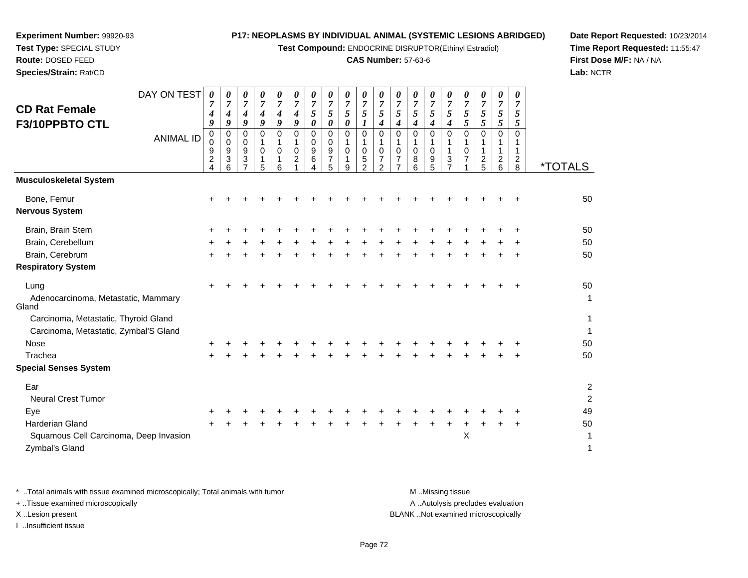**Experiment Number:** 99920-93
**Test Type:** SPECIAL STUDY
**Route:** DOSED FEED
**Species/Strain:** Rat/CD

**P17: NEOPLASMS BY INDIVIDUAL ANIMAL (SYSTEMIC LESIONS ABRIDGED)**
**Test Compound:** ENDOCRINE DISRUPTOR(Ethinyl Estradiol)
**CAS Number:** 57-63-6

**Date Report Requested:** 10/23/2014
**Time Report Requested:** 11:55:47
**First Dose M/F:** NA / NA
**Lab:** NCTR

## CD Rat Female F3/10PPBTO CTL

| DAY ON TEST | 0749 | 0749 | 0749 | 0749 | 0749 | 0749 | 0750 | 0750 | 0750 | 0751 | 0754 | 0754 | 0754 | 0754 | 0754 | 0755 | 0755 | 0755 | 0755 | |
|---|---|---|---|---|---|---|---|---|---|---|---|---|---|---|---|---|---|---|---|---|
| **ANIMAL ID** | 00924 | 00936 | 00937 | 01015 | 01016 | 01021 | 00964 | 00975 | 01019 | 01052 | 01072 | 01077 | 01086 | 01095 | 01137 | 01071 | 01125 | 01126 | 01128 | ***TOTALS** |
| **Musculoskeletal System** | | | | | | | | | | | | | | | | | | | | |
| Bone, Femur | + | + | + | + | + | + | + | + | + | + | + | + | + | + | + | + | + | + | + | 50 |
| **Nervous System** | | | | | | | | | | | | | | | | | | | | |
| Brain, Brain Stem | + | + | + | + | + | + | + | + | + | + | + | + | + | + | + | + | + | + | + | 50 |
| Brain, Cerebellum | + | + | + | + | + | + | + | + | + | + | + | + | + | + | + | + | + | + | + | 50 |
| Brain, Cerebrum | + | + | + | + | + | + | + | + | + | + | + | + | + | + | + | + | + | + | + | 50 |
| **Respiratory System** | | | | | | | | | | | | | | | | | | | | |
| Lung | + | + | + | + | + | + | + | + | + | + | + | + | + | + | + | + | + | + | + | 50 |
| Adenocarcinoma, Metastatic, Mammary Gland | | | | | | | | | | | | | | | | | | | | 1 |
| Carcinoma, Metastatic, Thyroid Gland | | | | | | | | | | | | | | | | | | | | 1 |
| Carcinoma, Metastatic, Zymbal'S Gland | | | | | | | | | | | | | | | | | | | | 1 |
| Nose | + | + | + | + | + | + | + | + | + | + | + | + | + | + | + | + | + | + | + | 50 |
| Trachea | + | + | + | + | + | + | + | + | + | + | + | + | + | + | + | + | + | + | + | 50 |
| **Special Senses System** | | | | | | | | | | | | | | | | | | | | |
| Ear | | | | | | | | | | | | | | | | | | | | 2 |
| Neural Crest Tumor | | | | | | | | | | | | | | | | | | | | 2 |
| Eye | + | + | + | + | + | + | + | + | + | + | + | + | + | + | + | + | + | + | + | 49 |
| Harderian Gland | + | + | + | + | + | + | + | + | + | + | + | + | + | + | + | + | + | + | + | 50 |
| Squamous Cell Carcinoma, Deep Invasion | | | | | | | | | | | | | | | | X | | | | 1 |
| Zymbal's Gland | | | | | | | | | | | | | | | | | | | | 1 |

\* ..Total animals with tissue examined microscopically; Total animals with tumor
\+ ..Tissue examined microscopically
X ..Lesion present
I ..Insufficient tissue

M ..Missing tissue
A ..Autolysis precludes evaluation
BLANK ..Not examined microscopically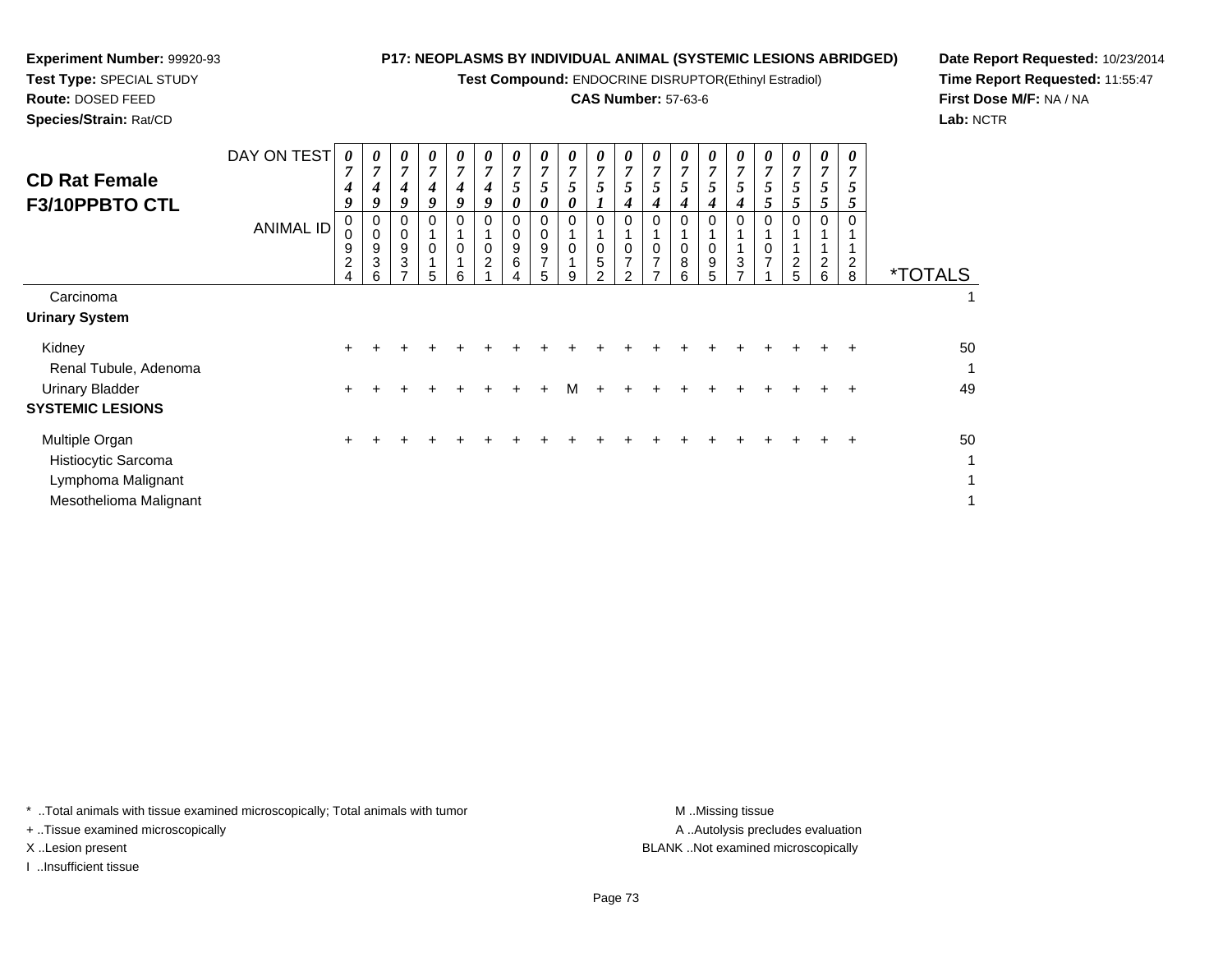**Experiment Number:** 99920-93
**Test Type:** SPECIAL STUDY
**Route:** DOSED FEED
**Species/Strain:** Rat/CD

**P17: NEOPLASMS BY INDIVIDUAL ANIMAL (SYSTEMIC LESIONS ABRIDGED)**
**Test Compound:** ENDOCRINE DISRUPTOR(Ethinyl Estradiol)
**CAS Number:** 57-63-6

**Date Report Requested:** 10/23/2014
**Time Report Requested:** 11:55:47
**First Dose M/F:** NA / NA
**Lab:** NCTR

## CD Rat Female F3/10PPBTO CTL

| DAY ON TEST | 0749 | 0749 | 0749 | 0749 | 0749 | 0749 | 0750 | 0750 | 0750 | 0751 | 0754 | 0754 | 0754 | 0754 | 0754 | 0755 | 0755 | 0755 | 0755 | |
|---|---|---|---|---|---|---|---|---|---|---|---|---|---|---|---|---|---|---|---|---|
| **ANIMAL ID** | 00924 | 00936 | 00937 | 01015 | 01016 | 01021 | 00964 | 00975 | 01019 | 01052 | 01072 | 01077 | 01086 | 01095 | 01137 | 01071 | 01125 | 01126 | 01128 | ***TOTALS** |
| Carcinoma | | | | | | | | | | | | | | | | | | | | 1 |
| **Urinary System** | | | | | | | | | | | | | | | | | | | | |
| Kidney | + | + | + | + | + | + | + | + | + | + | + | + | + | + | + | + | + | + | + | 50 |
| Renal Tubule, Adenoma | | | | | | | | | | | | | | | | | | | | 1 |
| Urinary Bladder | + | + | + | + | + | + | + | + | M | + | + | + | + | + | + | + | + | + | + | 49 |
| **SYSTEMIC LESIONS** | | | | | | | | | | | | | | | | | | | | |
| Multiple Organ | + | + | + | + | + | + | + | + | + | + | + | + | + | + | + | + | + | + | + | 50 |
| Histiocytic Sarcoma | | | | | | | | | | | | | | | | | | | | 1 |
| Lymphoma Malignant | | | | | | | | | | | | | | | | | | | | 1 |
| Mesothelioma Malignant | | | | | | | | | | | | | | | | | | | | 1 |

\* ..Total animals with tissue examined microscopically; Total animals with tumor
\+ ..Tissue examined microscopically
X ..Lesion present
I ..Insufficient tissue

M ..Missing tissue
A ..Autolysis precludes evaluation
BLANK ..Not examined microscopically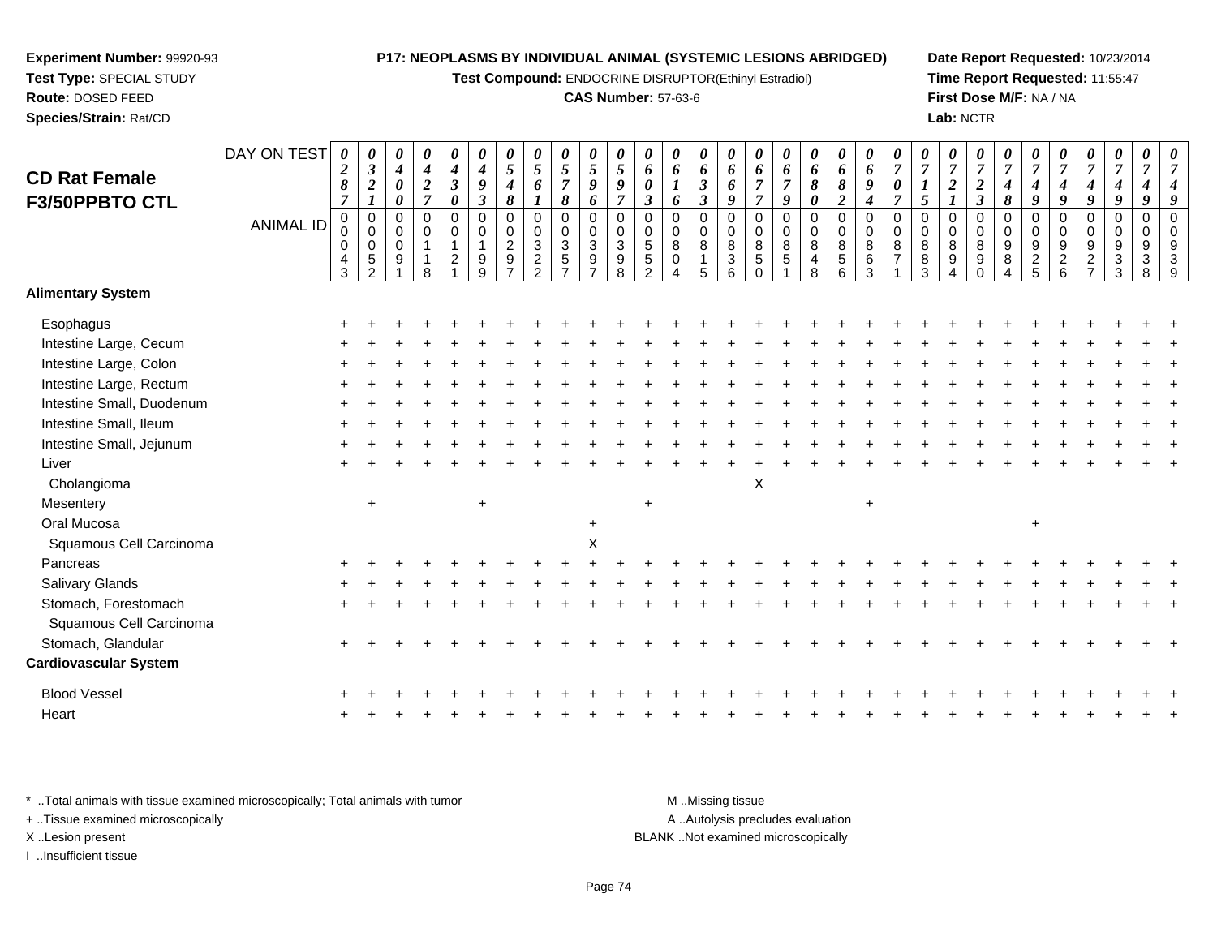**Experiment Number:** 99920-93
**Test Type:** SPECIAL STUDY
**Route:** DOSED FEED
**Species/Strain:** Rat/CD

**P17: NEOPLASMS BY INDIVIDUAL ANIMAL (SYSTEMIC LESIONS ABRIDGED)**
**Test Compound:** ENDOCRINE DISRUPTOR(Ethinyl Estradiol)
**CAS Number:** 57-63-6

**Date Report Requested:** 10/23/2014
**Time Report Requested:** 11:55:47
**First Dose M/F:** NA / NA
**Lab:** NCTR

## CD Rat Female F3/50PPBTO CTL

| DAY ON TEST | 0287 | 0321 | 0400 | 0427 | 0430 | 0493 | 0548 | 0561 | 0578 | 0596 | 0597 | 0603 | 0616 | 0633 | 0669 | 0677 | 0679 | 0680 | 0682 | 0694 | 0707 | 0715 | 0721 | 0723 | 0748 | 0749 | 0749 | 0749 | 0749 | 0749 |
|---|---|---|---|---|---|---|---|---|---|---|---|---|---|---|---|---|---|---|---|---|---|---|---|---|---|---|---|---|---|---|
| **ANIMAL ID** | 00043 | 00052 | 00091 | 00118 | 00121 | 00199 | 00297 | 00322 | 00357 | 00397 | 00398 | 00552 | 00804 | 00815 | 00836 | 00850 | 00851 | 00848 | 00856 | 00863 | 00871 | 00883 | 00894 | 00890 | 00984 | 00925 | 00926 | 00927 | 00933 | 00938 | 00939 |
| **Alimentary System** | | | | | | | | | | | | | | | | | | | | | | | | | | | | | | |
| Esophagus | + | + | + | + | + | + | + | + | + | + | + | + | + | + | + | + | + | + | + | + | + | + | + | + | + | + | + | + | + | + |
| Intestine Large, Cecum | + | + | + | + | + | + | + | + | + | + | + | + | + | + | + | + | + | + | + | + | + | + | + | + | + | + | + | + | + | + |
| Intestine Large, Colon | + | + | + | + | + | + | + | + | + | + | + | + | + | + | + | + | + | + | + | + | + | + | + | + | + | + | + | + | + | + |
| Intestine Large, Rectum | + | + | + | + | + | + | + | + | + | + | + | + | + | + | + | + | + | + | + | + | + | + | + | + | + | + | + | + | + | + |
| Intestine Small, Duodenum | + | + | + | + | + | + | + | + | + | + | + | + | + | + | + | + | + | + | + | + | + | + | + | + | + | + | + | + | + | + |
| Intestine Small, Ileum | + | + | + | + | + | + | + | + | + | + | + | + | + | + | + | + | + | + | + | + | + | + | + | + | + | + | + | + | + | + |
| Intestine Small, Jejunum | + | + | + | + | + | + | + | + | + | + | + | + | + | + | + | + | + | + | + | + | + | + | + | + | + | + | + | + | + | + |
| Liver | + | + | + | + | + | + | + | + | + | + | + | + | + | + | + | + | + | + | + | + | + | + | + | + | + | + | + | + | + | + |
| Cholangioma | | | | | | | | | | | | | | | | X | | | | | | | | | | | | | | |
| Mesentery | | + | | | | + | | | | | | + | | | | | | | | + | | | | | | | | | | |
| Oral Mucosa | | | | | | | | | | + | | | | | | | | | | | | | | | | + | | | | |
| Squamous Cell Carcinoma | | | | | | | | | | X | | | | | | | | | | | | | | | | | | | | |
| Pancreas | + | + | + | + | + | + | + | + | + | + | + | + | + | + | + | + | + | + | + | + | + | + | + | + | + | + | + | + | + | + |
| Salivary Glands | + | + | + | + | + | + | + | + | + | + | + | + | + | + | + | + | + | + | + | + | + | + | + | + | + | + | + | + | + | + |
| Stomach, Forestomach | + | + | + | + | + | + | + | + | + | + | + | + | + | + | + | + | + | + | + | + | + | + | + | + | + | + | + | + | + | + |
| Squamous Cell Carcinoma | | | | | | | | | | | | | | | | | | | | | | | | | | | | | | |
| Stomach, Glandular | + | + | + | + | + | + | + | + | + | + | + | + | + | + | + | + | + | + | + | + | + | + | + | + | + | + | + | + | + | + |
| **Cardiovascular System** | | | | | | | | | | | | | | | | | | | | | | | | | | | | | | |
| Blood Vessel | + | + | + | + | + | + | + | + | + | + | + | + | + | + | + | + | + | + | + | + | + | + | + | + | + | + | + | + | + | + |
| Heart | + | + | + | + | + | + | + | + | + | + | + | + | + | + | + | + | + | + | + | + | + | + | + | + | + | + | + | + | + | + |

\* ..Total animals with tissue examined microscopically; Total animals with tumor
\+ ..Tissue examined microscopically
X ..Lesion present
I ..Insufficient tissue

M ..Missing tissue
A ..Autolysis precludes evaluation
BLANK ..Not examined microscopically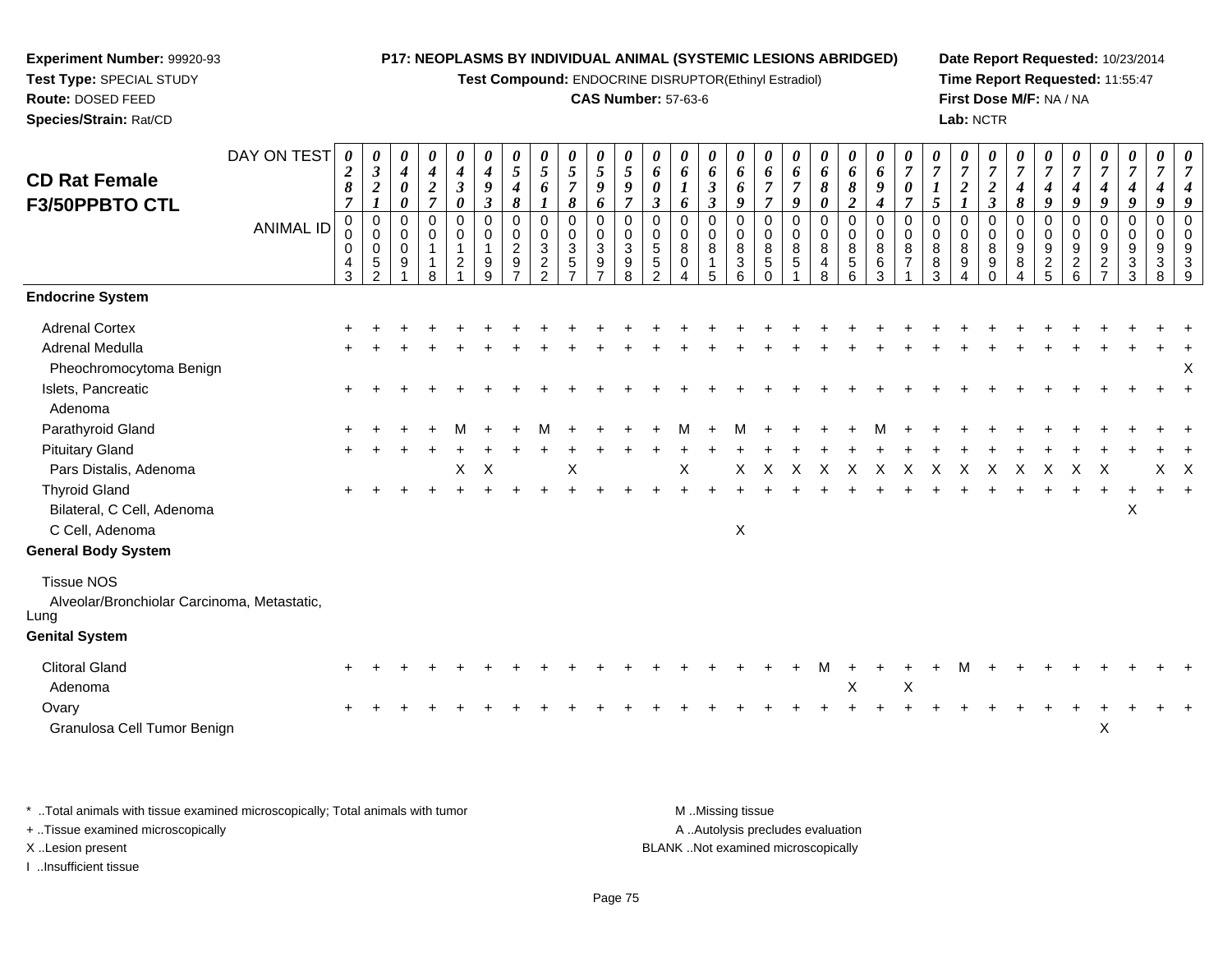**Experiment Number:** 99920-93
**Test Type:** SPECIAL STUDY
**Route:** DOSED FEED
**Species/Strain:** Rat/CD

**P17: NEOPLASMS BY INDIVIDUAL ANIMAL (SYSTEMIC LESIONS ABRIDGED)**
**Test Compound:** ENDOCRINE DISRUPTOR(Ethinyl Estradiol)
**CAS Number:** 57-63-6

**Date Report Requested:** 10/23/2014
**Time Report Requested:** 11:55:47
**First Dose M/F:** NA / NA
**Lab:** NCTR

## CD Rat Female F3/50PPBTO CTL

| DAY ON TEST | 0287 | 0321 | 0400 | 0427 | 0430 | 0493 | 0548 | 0561 | 0578 | 0596 | 0597 | 0603 | 0616 | 0633 | 0669 | 0677 | 0679 | 0680 | 0682 | 0694 | 0707 | 0715 | 0721 | 0723 | 0748 | 0749 | 0749 | 0749 | 0749 | 0749 | 0749 |
|---|---|---|---|---|---|---|---|---|---|---|---|---|---|---|---|---|---|---|---|---|---|---|---|---|---|---|---|---|---|---|---|
| **ANIMAL ID** | 00043 | 00052 | 00091 | 00118 | 00121 | 00199 | 00297 | 00322 | 00357 | 00397 | 00398 | 00552 | 00804 | 00815 | 00836 | 00850 | 00851 | 00848 | 00856 | 00863 | 00871 | 00883 | 00894 | 00890 | 00984 | 00925 | 00926 | 00927 | 00933 | 00938 | 00939 |
| **Endocrine System** | | | | | | | | | | | | | | | | | | | | | | | | | | | | | | | |
| Adrenal Cortex | + | + | + | + | + | + | + | + | + | + | + | + | + | + | + | + | + | + | + | + | + | + | + | + | + | + | + | + | + | + | + |
| Adrenal Medulla | + | + | + | + | + | + | + | + | + | + | + | + | + | + | + | + | + | + | + | + | + | + | + | + | + | + | + | + | + | + | + |
| Pheochromocytoma Benign | | | | | | | | | | | | | | | | | | | | | | | | | | | | | | | X |
| Islets, Pancreatic | + | + | + | + | + | + | + | + | + | + | + | + | + | + | + | + | + | + | + | + | + | + | + | + | + | + | + | + | + | + | + |
| Adenoma | | | | | | | | | | | | | | | | | | | | | | | | | | | | | | | |
| Parathyroid Gland | + | + | + | + | M | + | + | M | + | + | + | + | M | + | M | + | + | + | + | M | + | + | + | + | + | + | + | + | + | + | + |
| Pituitary Gland | + | + | + | + | + | + | + | + | + | + | + | + | + | + | + | + | + | + | + | + | + | + | + | + | + | + | + | + | + | + | + |
| Pars Distalis, Adenoma | | | | | X | X | | | X | | | | X | | X | X | X | X | X | X | X | X | X | X | X | X | X | X | | X | X |
| Thyroid Gland | + | + | + | + | + | + | + | + | + | + | + | + | + | + | + | + | + | + | + | + | + | + | + | + | + | + | + | + | + | + | + |
| Bilateral, C Cell, Adenoma | | | | | | | | | | | | | | | | | | | | | | | | | | | | | X | | |
| C Cell, Adenoma | | | | | | | | | | | | | | | X | | | | | | | | | | | | | | | | |
| **General Body System** | | | | | | | | | | | | | | | | | | | | | | | | | | | | | | | |
| Tissue NOS | | | | | | | | | | | | | | | | | | | | | | | | | | | | | | | |
| Alveolar/Bronchiolar Carcinoma, Metastatic, Lung | | | | | | | | | | | | | | | | | | | | | | | | | | | | | | | |
| **Genital System** | | | | | | | | | | | | | | | | | | | | | | | | | | | | | | | |
| Clitoral Gland | + | + | + | + | + | + | + | + | + | + | + | + | + | + | + | + | + | M | + | + | + | + | M | + | + | + | + | + | + | + | + |
| Adenoma | | | | | | | | | | | | | | | | | | | X | | X | | | | | | | | | | |
| Ovary | + | + | + | + | + | + | + | + | + | + | + | + | + | + | + | + | + | + | + | + | + | + | + | + | + | + | + | + | + | + | + |
| Granulosa Cell Tumor Benign | | | | | | | | | | | | | | | | | | | | | | | | | | | | X | | | |

\* ..Total animals with tissue examined microscopically; Total animals with tumor
+ ..Tissue examined microscopically
X ..Lesion present
I ..Insufficient tissue

M ..Missing tissue
A ..Autolysis precludes evaluation
BLANK ..Not examined microscopically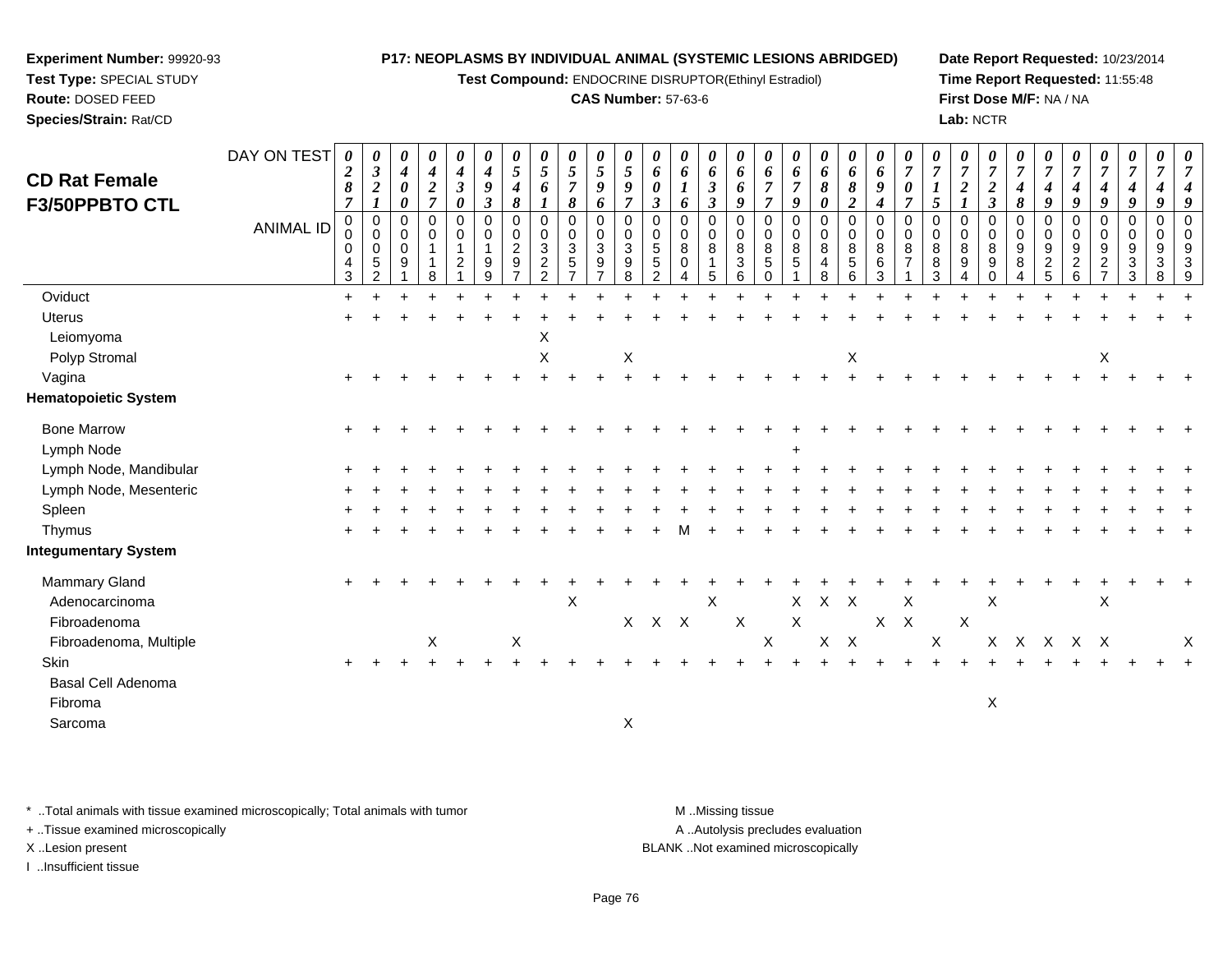**Experiment Number:** 99920-93
**Test Type:** SPECIAL STUDY
**Route:** DOSED FEED
**Species/Strain:** Rat/CD

**P17: NEOPLASMS BY INDIVIDUAL ANIMAL (SYSTEMIC LESIONS ABRIDGED)**
**Test Compound:** ENDOCRINE DISRUPTOR(Ethinyl Estradiol)
**CAS Number:** 57-63-6

**Date Report Requested:** 10/23/2014
**Time Report Requested:** 11:55:48
**First Dose M/F:** NA / NA
**Lab:** NCTR

## CD Rat Female F3/50PPBTO CTL

| DAY ON TEST | 0287 | 0321 | 0400 | 0427 | 0430 | 0493 | 0548 | 0561 | 0578 | 0596 | 0597 | 0603 | 0616 | 0633 | 0669 | 0677 | 0679 | 0680 | 0682 | 0694 | 0707 | 0715 | 0721 | 0723 | 0748 | 0749 | 0749 | 0749 | 0749 | 0749 | 0749 |
|---|---|---|---|---|---|---|---|---|---|---|---|---|---|---|---|---|---|---|---|---|---|---|---|---|---|---|---|---|---|---|---|
| ANIMAL ID | 00043 | 00052 | 00091 | 00118 | 00121 | 00199 | 00297 | 00322 | 00357 | 00397 | 00398 | 00552 | 00804 | 00815 | 00836 | 00850 | 00851 | 00848 | 00856 | 00863 | 00871 | 00883 | 00894 | 00890 | 00984 | 00925 | 00926 | 00927 | 00933 | 00938 | 00939 |
| Oviduct | + | + | + | + | + | + | + | + | + | + | + | + | + | + | + | + | + | + | + | + | + | + | + | + | + | + | + | + | + | + | + |
| Uterus | + | + | + | + | + | + | + | + | + | + | + | + | + | + | + | + | + | + | + | + | + | + | + | + | + | + | + | + | + | + | + |
| Leiomyoma | | | | | | | | X | | | | | | | | | | | | | | | | | | | | | | | |
| Polyp Stromal | | | | | | | | X | | | X | | | | | | | | X | | | | | | | | | X | | | |
| Vagina | + | + | + | + | + | + | + | + | + | + | + | + | + | + | + | + | + | + | + | + | + | + | + | + | + | + | + | + | + | + | + |
| **Hematopoietic System** | | | | | | | | | | | | | | | | | | | | | | | | | | | | | | | |
| Bone Marrow | + | + | + | + | + | + | + | + | + | + | + | + | + | + | + | + | + | + | + | + | + | + | + | + | + | + | + | + | + | + | + |
| Lymph Node | | | | | | | | | | | | | | | | | + | | | | | | | | | | | | | | |
| Lymph Node, Mandibular | + | + | + | + | + | + | + | + | + | + | + | + | + | + | + | + | + | + | + | + | + | + | + | + | + | + | + | + | + | + | + |
| Lymph Node, Mesenteric | + | + | + | + | + | + | + | + | + | + | + | + | + | + | + | + | + | + | + | + | + | + | + | + | + | + | + | + | + | + | + |
| Spleen | + | + | + | + | + | + | + | + | + | + | + | + | + | + | + | + | + | + | + | + | + | + | + | + | + | + | + | + | + | + | + |
| Thymus | + | + | + | + | + | + | + | + | + | + | + | + | M | + | + | + | + | + | + | + | + | + | + | + | + | + | + | + | + | + | + |
| **Integumentary System** | | | | | | | | | | | | | | | | | | | | | | | | | | | | | | | |
| Mammary Gland | + | + | + | + | + | + | + | + | + | + | + | + | + | + | + | + | + | + | + | + | + | + | + | + | + | + | + | + | + | + | + |
| Adenocarcinoma | | | | | | | | | X | | | | | X | | | X | X | X | | X | | | X | | | | X | | | |
| Fibroadenoma | | | | | | | | | | | X | X | X | | X | | X | | | X | X | | X | | | | | | | | |
| Fibroadenoma, Multiple | | | | X | | | X | | | | | | | | | X | | X | X | | | X | | X | X | X | X | X | | | X |
| Skin | + | + | + | + | + | + | + | + | + | + | + | + | + | + | + | + | + | + | + | + | + | + | + | + | + | + | + | + | + | + | + |
| Basal Cell Adenoma | | | | | | | | | | | | | | | | | | | | | | | | | | | | | | | |
| Fibroma | | | | | | | | | | | | | | | | | | | | | | | | X | | | | | | | |
| Sarcoma | | | | | | | | | | | X | | | | | | | | | | | | | | | | | | | | |

\* ..Total animals with tissue examined microscopically; Total animals with tumor
\+ ..Tissue examined microscopically
X ..Lesion present
I ..Insufficient tissue

M ..Missing tissue
A ..Autolysis precludes evaluation
BLANK ..Not examined microscopically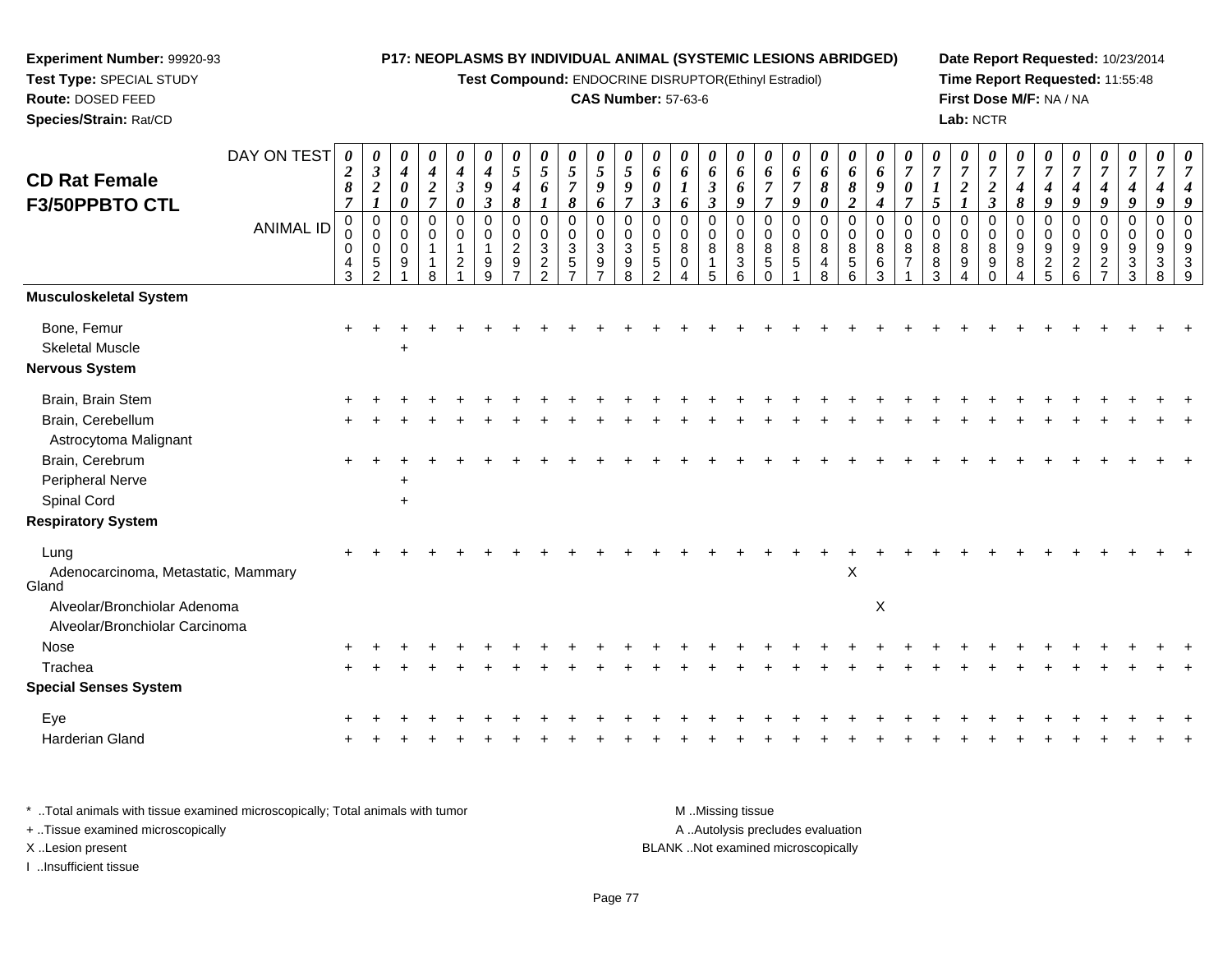**Experiment Number:** 99920-93
**Test Type:** SPECIAL STUDY
**Route:** DOSED FEED
**Species/Strain:** Rat/CD

**P17: NEOPLASMS BY INDIVIDUAL ANIMAL (SYSTEMIC LESIONS ABRIDGED)**
**Test Compound:** ENDOCRINE DISRUPTOR(Ethinyl Estradiol)
**CAS Number:** 57-63-6

**Date Report Requested:** 10/23/2014
**Time Report Requested:** 11:55:48
**First Dose M/F:** NA / NA
**Lab:** NCTR

## CD Rat Female F3/50PPBTO CTL

| DAY ON TEST | 0287 | 0321 | 0400 | 0427 | 0430 | 0493 | 0548 | 0561 | 0578 | 0596 | 0597 | 0603 | 0616 | 0633 | 0669 | 0677 | 0679 | 0680 | 0682 | 0694 | 0707 | 0715 | 0721 | 0723 | 0748 | 0749 | 0749 | 0749 | 0749 | 0749 |
|---|---|---|---|---|---|---|---|---|---|---|---|---|---|---|---|---|---|---|---|---|---|---|---|---|---|---|---|---|---|---|
| **ANIMAL ID** | 00043 | 00052 | 00091 | 00118 | 00121 | 00199 | 00297 | 00322 | 00357 | 00397 | 00398 | 00552 | 00804 | 00815 | 00836 | 00850 | 00851 | 00848 | 00856 | 00863 | 00871 | 00883 | 00894 | 00890 | 00984 | 00925 | 00926 | 00927 | 00933 | 00938 | 00939 |
| **Musculoskeletal System** | | | | | | | | | | | | | | | | | | | | | | | | | | | | | | |
| Bone, Femur | + | + | + | + | + | + | + | + | + | + | + | + | + | + | + | + | + | + | + | + | + | + | + | + | + | + | + | + | + | + |
| Skeletal Muscle | | | + | | | | | | | | | | | | | | | | | | | | | | | | | | | |
| **Nervous System** | | | | | | | | | | | | | | | | | | | | | | | | | | | | | | |
| Brain, Brain Stem | + | + | + | + | + | + | + | + | + | + | + | + | + | + | + | + | + | + | + | + | + | + | + | + | + | + | + | + | + | + |
| Brain, Cerebellum | + | + | + | + | + | + | + | + | + | + | + | + | + | + | + | + | + | + | + | + | + | + | + | + | + | + | + | + | + | + |
| Astrocytoma Malignant | | | | | | | | | | | | | | | | | | | | | | | | | | | | | | |
| Brain, Cerebrum | + | + | + | + | + | + | + | + | + | + | + | + | + | + | + | + | + | + | + | + | + | + | + | + | + | + | + | + | + | + |
| Peripheral Nerve | | | + | | | | | | | | | | | | | | | | | | | | | | | | | | | |
| Spinal Cord | | | + | | | | | | | | | | | | | | | | | | | | | | | | | | | |
| **Respiratory System** | | | | | | | | | | | | | | | | | | | | | | | | | | | | | | |
| Lung | + | + | + | + | + | + | + | + | + | + | + | + | + | + | + | + | + | + | + | + | + | + | + | + | + | + | + | + | + | + |
| Adenocarcinoma, Metastatic, Mammary Gland | | | | | | | | | | | | | | | | | | | X | | | | | | | | | | | |
| Alveolar/Bronchiolar Adenoma | | | | | | | | | | | | | | | | | | | | X | | | | | | | | | | |
| Alveolar/Bronchiolar Carcinoma | | | | | | | | | | | | | | | | | | | | | | | | | | | | | | |
| Nose | + | + | + | + | + | + | + | + | + | + | + | + | + | + | + | + | + | + | + | + | + | + | + | + | + | + | + | + | + | + |
| Trachea | + | + | + | + | + | + | + | + | + | + | + | + | + | + | + | + | + | + | + | + | + | + | + | + | + | + | + | + | + | + |
| **Special Senses System** | | | | | | | | | | | | | | | | | | | | | | | | | | | | | | |
| Eye | + | + | + | + | + | + | + | + | + | + | + | + | + | + | + | + | + | + | + | + | + | + | + | + | + | + | + | + | + | + |
| Harderian Gland | + | + | + | + | + | + | + | + | + | + | + | + | + | + | + | + | + | + | + | + | + | + | + | + | + | + | + | + | + | + |

\* ..Total animals with tissue examined microscopically; Total animals with tumor
+ ..Tissue examined microscopically
X ..Lesion present
I ..Insufficient tissue

M ..Missing tissue
A ..Autolysis precludes evaluation
BLANK ..Not examined microscopically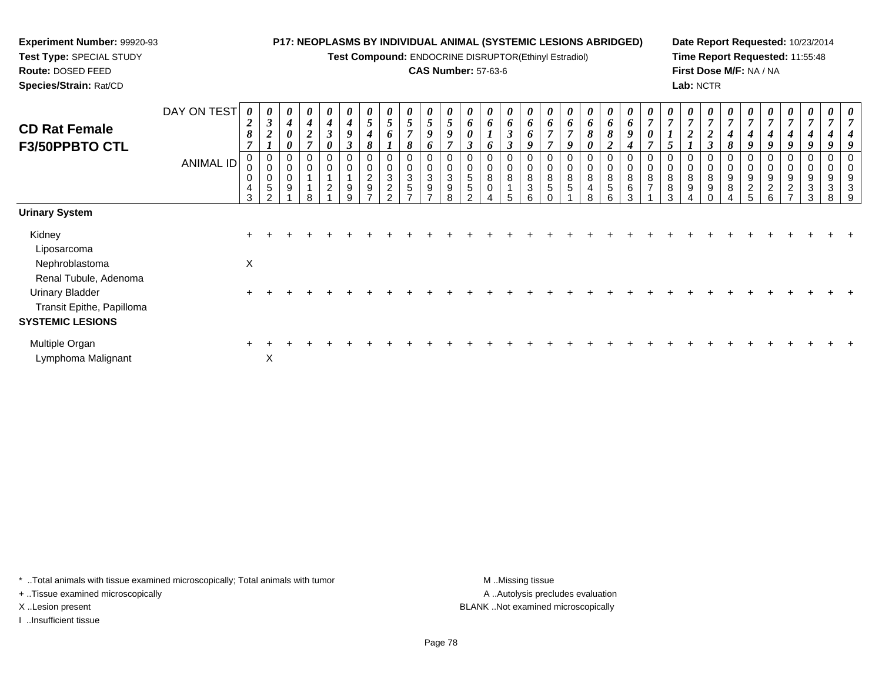**Experiment Number:** 99920-93
**Test Type:** SPECIAL STUDY
**Route:** DOSED FEED
**Species/Strain:** Rat/CD

**P17: NEOPLASMS BY INDIVIDUAL ANIMAL (SYSTEMIC LESIONS ABRIDGED)**
**Test Compound:** ENDOCRINE DISRUPTOR(Ethinyl Estradiol)
**CAS Number:** 57-63-6

**Date Report Requested:** 10/23/2014
**Time Report Requested:** 11:55:48
**First Dose M/F:** NA / NA
**Lab:** NCTR

## CD Rat Female F3/50PPBTO CTL

| DAY ON TEST | 0287 | 0321 | 0400 | 0427 | 0430 | 0493 | 0548 | 0561 | 0578 | 0596 | 0597 | 0603 | 0616 | 0633 | 0669 | 0677 | 0679 | 0680 | 0682 | 0694 | 0707 | 0715 | 0721 | 0723 | 0748 | 0749 | 0749 | 0749 | 0749 | 0749 | 0749 |
|---|---|---|---|---|---|---|---|---|---|---|---|---|---|---|---|---|---|---|---|---|---|---|---|---|---|---|---|---|---|---|---|
| **ANIMAL ID** | 00043 | 00052 | 00091 | 00118 | 00121 | 00199 | 00297 | 00322 | 00357 | 00397 | 00398 | 00552 | 00804 | 00815 | 00836 | 00850 | 00851 | 00848 | 00856 | 00863 | 00871 | 00883 | 00894 | 00890 | 00984 | 00925 | 00926 | 00927 | 00933 | 00938 | 00939 |
| **Urinary System** | | | | | | | | | | | | | | | | | | | | | | | | | | | | | | | |
| Kidney | + | + | + | + | + | + | + | + | + | + | + | + | + | + | + | + | + | + | + | + | + | + | + | + | + | + | + | + | + | + | + |
| Liposarcoma | | | | | | | | | | | | | | | | | | | | | | | | | | | | | | | |
| Nephroblastoma | X | | | | | | | | | | | | | | | | | | | | | | | | | | | | | | |
| Renal Tubule, Adenoma | | | | | | | | | | | | | | | | | | | | | | | | | | | | | | | |
| Urinary Bladder | + | + | + | + | + | + | + | + | + | + | + | + | + | + | + | + | + | + | + | + | + | + | + | + | + | + | + | + | + | + | + |
| Transit Epithe, Papilloma | | | | | | | | | | | | | | | | | | | | | | | | | | | | | | | |
| **SYSTEMIC LESIONS** | | | | | | | | | | | | | | | | | | | | | | | | | | | | | | | |
| Multiple Organ | + | + | + | + | + | + | + | + | + | + | + | + | + | + | + | + | + | + | + | + | + | + | + | + | + | + | + | + | + | + | + |
| Lymphoma Malignant | | X | | | | | | | | | | | | | | | | | | | | | | | | | | | | | |

\* ..Total animals with tissue examined microscopically; Total animals with tumor
+ ..Tissue examined microscopically
X ..Lesion present
I ..Insufficient tissue

M ..Missing tissue
A ..Autolysis precludes evaluation
BLANK ..Not examined microscopically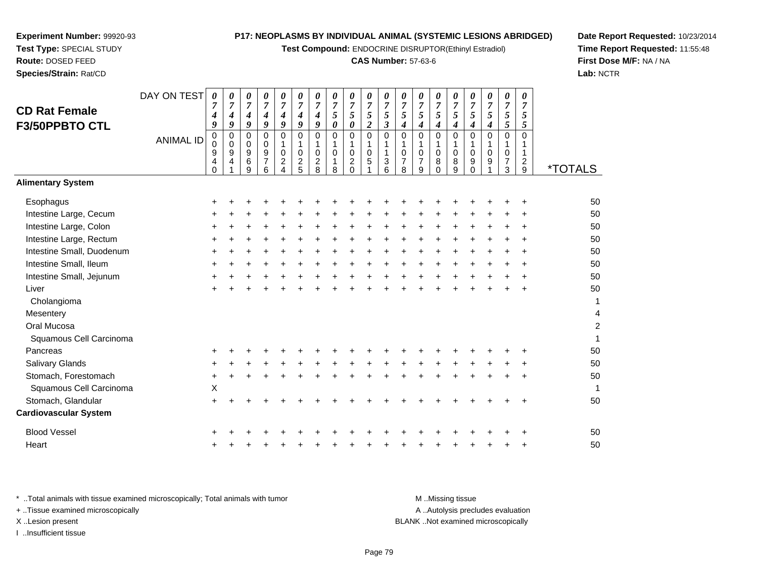**Experiment Number:** 99920-93
**Test Type:** SPECIAL STUDY
**Route:** DOSED FEED
**Species/Strain:** Rat/CD

**P17: NEOPLASMS BY INDIVIDUAL ANIMAL (SYSTEMIC LESIONS ABRIDGED)**
**Test Compound:** ENDOCRINE DISRUPTOR(Ethinyl Estradiol)
**CAS Number:** 57-63-6

**Date Report Requested:** 10/23/2014
**Time Report Requested:** 11:55:48
**First Dose M/F:** NA / NA
**Lab:** NCTR

## CD Rat Female F3/50PPBTO CTL

| DAY ON TEST | 0749 | 0749 | 0749 | 0749 | 0749 | 0749 | 0749 | 0750 | 0750 | 0752 | 0753 | 0754 | 0754 | 0754 | 0754 | 0754 | 0754 | 0755 | 0755 | |
|---|---|---|---|---|---|---|---|---|---|---|---|---|---|---|---|---|---|---|---|---|
| **ANIMAL ID** | 00940 | 00941 | 00969 | 00976 | 01024 | 01025 | 01028 | 01018 | 01020 | 01051 | 01136 | 01078 | 01079 | 01080 | 01089 | 01090 | 01091 | 01073 | 01129 | ***TOTALS** |
| **Alimentary System** | | | | | | | | | | | | | | | | | | | | |
| Esophagus | + | + | + | + | + | + | + | + | + | + | + | + | + | + | + | + | + | + | + | 50 |
| Intestine Large, Cecum | + | + | + | + | + | + | + | + | + | + | + | + | + | + | + | + | + | + | + | 50 |
| Intestine Large, Colon | + | + | + | + | + | + | + | + | + | + | + | + | + | + | + | + | + | + | + | 50 |
| Intestine Large, Rectum | + | + | + | + | + | + | + | + | + | + | + | + | + | + | + | + | + | + | + | 50 |
| Intestine Small, Duodenum | + | + | + | + | + | + | + | + | + | + | + | + | + | + | + | + | + | + | + | 50 |
| Intestine Small, Ileum | + | + | + | + | + | + | + | + | + | + | + | + | + | + | + | + | + | + | + | 50 |
| Intestine Small, Jejunum | + | + | + | + | + | + | + | + | + | + | + | + | + | + | + | + | + | + | + | 50 |
| Liver | + | + | + | + | + | + | + | + | + | + | + | + | + | + | + | + | + | + | + | 50 |
| Cholangioma | | | | | | | | | | | | | | | | | | | | 1 |
| Mesentery | | | | | | | | | | | | | | | | | | | | 4 |
| Oral Mucosa | | | | | | | | | | | | | | | | | | | | 2 |
| Squamous Cell Carcinoma | | | | | | | | | | | | | | | | | | | | 1 |
| Pancreas | + | + | + | + | + | + | + | + | + | + | + | + | + | + | + | + | + | + | + | 50 |
| Salivary Glands | + | + | + | + | + | + | + | + | + | + | + | + | + | + | + | + | + | + | + | 50 |
| Stomach, Forestomach | + | + | + | + | + | + | + | + | + | + | + | + | + | + | + | + | + | + | + | 50 |
| Squamous Cell Carcinoma | X | | | | | | | | | | | | | | | | | | | 1 |
| Stomach, Glandular | + | + | + | + | + | + | + | + | + | + | + | + | + | + | + | + | + | + | + | 50 |
| **Cardiovascular System** | | | | | | | | | | | | | | | | | | | | |
| Blood Vessel | + | + | + | + | + | + | + | + | + | + | + | + | + | + | + | + | + | + | + | 50 |
| Heart | + | + | + | + | + | + | + | + | + | + | + | + | + | + | + | + | + | + | + | 50 |

* ..Total animals with tissue examined microscopically; Total animals with tumor
+ ..Tissue examined microscopically
X ..Lesion present
I ..Insufficient tissue

M ..Missing tissue
A ..Autolysis precludes evaluation
BLANK ..Not examined microscopically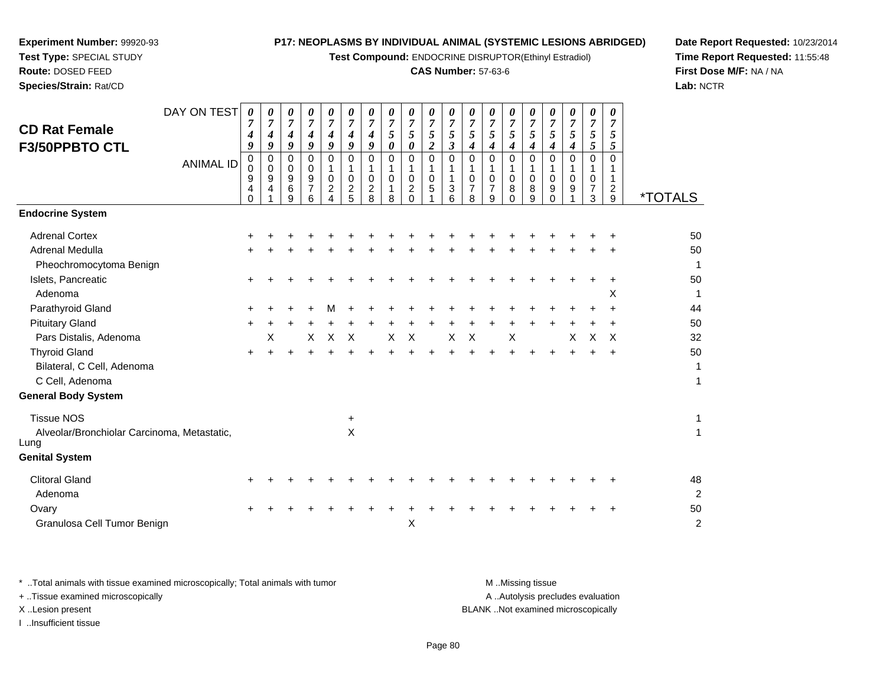**Experiment Number:** 99920-93
**Test Type:** SPECIAL STUDY
**Route:** DOSED FEED
**Species/Strain:** Rat/CD

**P17: NEOPLASMS BY INDIVIDUAL ANIMAL (SYSTEMIC LESIONS ABRIDGED)**
**Test Compound:** ENDOCRINE DISRUPTOR(Ethinyl Estradiol)
**CAS Number:** 57-63-6

**Date Report Requested:** 10/23/2014
**Time Report Requested:** 11:55:48
**First Dose M/F:** NA / NA
**Lab:** NCTR

## CD Rat Female F3/50PPBTO CTL

| DAY ON TEST | 0749 | 0749 | 0749 | 0749 | 0749 | 0749 | 0749 | 0750 | 0750 | 0752 | 0753 | 0754 | 0754 | 0754 | 0754 | 0754 | 0754 | 0755 | 0755 | |
|---|---|---|---|---|---|---|---|---|---|---|---|---|---|---|---|---|---|---|---|---|
| **ANIMAL ID** | 00940 | 00941 | 00969 | 00976 | 01024 | 01025 | 01028 | 01018 | 01020 | 01051 | 01136 | 01078 | 01079 | 01080 | 01089 | 01090 | 01091 | 01073 | 01129 | ***TOTALS** |
| **Endocrine System** | | | | | | | | | | | | | | | | | | | | |
| Adrenal Cortex | + | + | + | + | + | + | + | + | + | + | + | + | + | + | + | + | + | + | + | 50 |
| Adrenal Medulla | + | + | + | + | + | + | + | + | + | + | + | + | + | + | + | + | + | + | + | 50 |
| Pheochromocytoma Benign | | | | | | | | | | | | | | | | | | | | 1 |
| Islets, Pancreatic | + | + | + | + | + | + | + | + | + | + | + | + | + | + | + | + | + | + | + | 50 |
| Adenoma | | | | | | | | | | | | | | | | | | | X | 1 |
| Parathyroid Gland | + | + | + | + | M | + | + | + | + | + | + | + | + | + | + | + | + | + | + | 44 |
| Pituitary Gland | + | + | + | + | + | + | + | + | + | + | + | + | + | + | + | + | + | + | + | 50 |
| Pars Distalis, Adenoma | | X | | X | X | X | | X | X | | X | X | | X | | | X | X | X | 32 |
| Thyroid Gland | + | + | + | + | + | + | + | + | + | + | + | + | + | + | + | + | + | + | + | 50 |
| Bilateral, C Cell, Adenoma | | | | | | | | | | | | | | | | | | | | 1 |
| C Cell, Adenoma | | | | | | | | | | | | | | | | | | | | 1 |
| **General Body System** | | | | | | | | | | | | | | | | | | | | |
| Tissue NOS | | | | | | + | | | | | | | | | | | | | | 1 |
| Alveolar/Bronchiolar Carcinoma, Metastatic, Lung | | | | | | X | | | | | | | | | | | | | | 1 |
| **Genital System** | | | | | | | | | | | | | | | | | | | | |
| Clitoral Gland | + | + | + | + | + | + | + | + | + | + | + | + | + | + | + | + | + | + | + | 48 |
| Adenoma | | | | | | | | | | | | | | | | | | | | 2 |
| Ovary | + | + | + | + | + | + | + | + | + | + | + | + | + | + | + | + | + | + | + | 50 |
| Granulosa Cell Tumor Benign | | | | | | | | | X | | | | | | | | | | | 2 |

\* ..Total animals with tissue examined microscopically; Total animals with tumor
\+ ..Tissue examined microscopically
X ..Lesion present
I ..Insufficient tissue

M ..Missing tissue
A ..Autolysis precludes evaluation
BLANK ..Not examined microscopically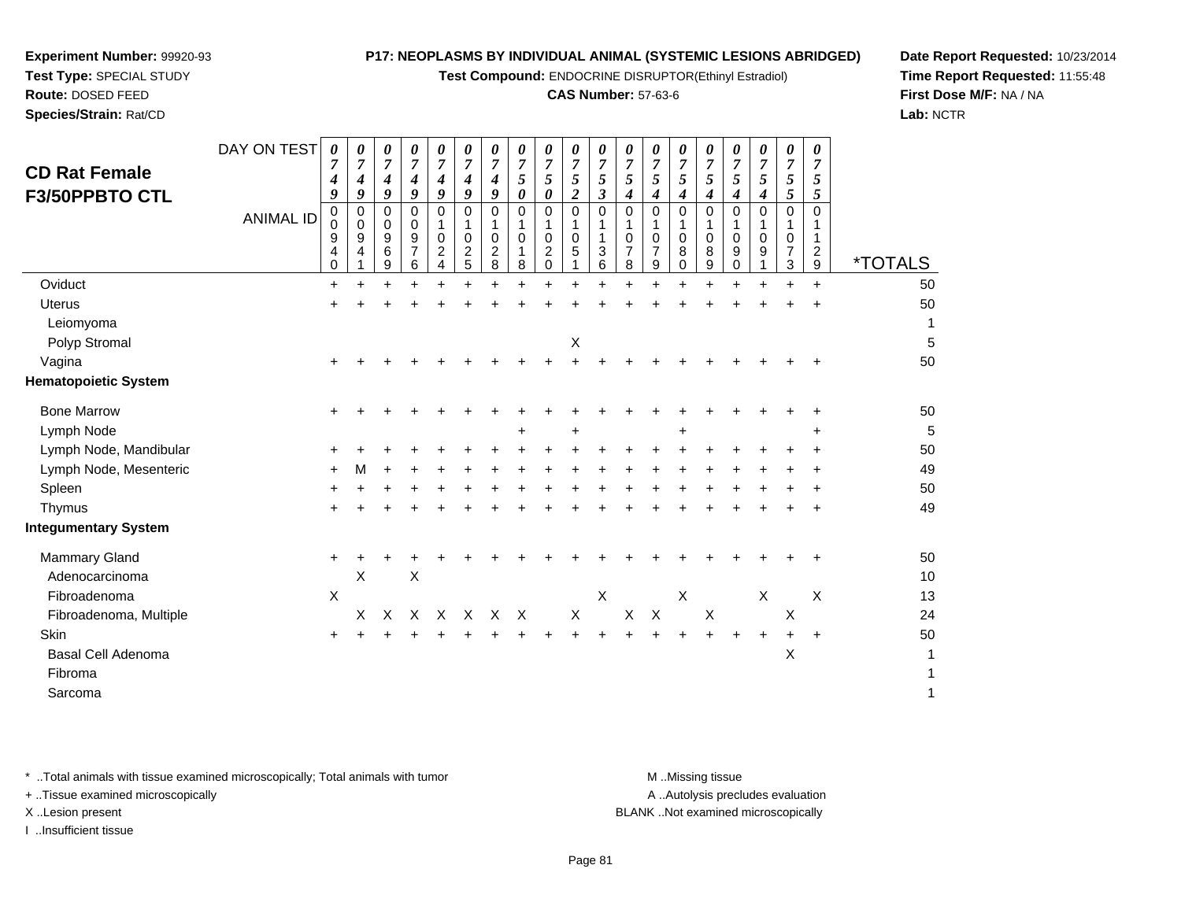**Experiment Number:** 99920-93
**Test Type:** SPECIAL STUDY
**Route:** DOSED FEED
**Species/Strain:** Rat/CD

**P17: NEOPLASMS BY INDIVIDUAL ANIMAL (SYSTEMIC LESIONS ABRIDGED)**
**Test Compound:** ENDOCRINE DISRUPTOR(Ethinyl Estradiol)
**CAS Number:** 57-63-6

**Date Report Requested:** 10/23/2014
**Time Report Requested:** 11:55:48
**First Dose M/F:** NA / NA
**Lab:** NCTR

## CD Rat Female F3/50PPBTO CTL

| DAY ON TEST | 0749 | 0749 | 0749 | 0749 | 0749 | 0749 | 0749 | 0750 | 0750 | 0752 | 0753 | 0754 | 0754 | 0754 | 0754 | 0754 | 0754 | 0755 | 0755 | |
|---|---|---|---|---|---|---|---|---|---|---|---|---|---|---|---|---|---|---|---|---|
| **ANIMAL ID** | 00940 | 00941 | 00969 | 00976 | 01024 | 01025 | 01028 | 01018 | 01020 | 01051 | 01136 | 01078 | 01079 | 01080 | 01089 | 01090 | 01091 | 01073 | 01129 | ***TOTALS** |
| Oviduct | + | + | + | + | + | + | + | + | + | + | + | + | + | + | + | + | + | + | + | 50 |
| Uterus | + | + | + | + | + | + | + | + | + | + | + | + | + | + | + | + | + | + | + | 50 |
| Leiomyoma | | | | | | | | | | | | | | | | | | | | 1 |
| Polyp Stromal | | | | | | | | | | X | | | | | | | | | | 5 |
| Vagina | + | + | + | + | + | + | + | + | + | + | + | + | + | + | + | + | + | + | + | 50 |
| **Hematopoietic System** | | | | | | | | | | | | | | | | | | | | |
| Bone Marrow | + | + | + | + | + | + | + | + | + | + | + | + | + | + | + | + | + | + | + | 50 |
| Lymph Node | | | | | | | | + | | + | | | | + | | | | | + | 5 |
| Lymph Node, Mandibular | + | + | + | + | + | + | + | + | + | + | + | + | + | + | + | + | + | + | + | 50 |
| Lymph Node, Mesenteric | + | M | + | + | + | + | + | + | + | + | + | + | + | + | + | + | + | + | + | 49 |
| Spleen | + | + | + | + | + | + | + | + | + | + | + | + | + | + | + | + | + | + | + | 50 |
| Thymus | + | + | + | + | + | + | + | + | + | + | + | + | + | + | + | + | + | + | + | 49 |
| **Integumentary System** | | | | | | | | | | | | | | | | | | | | |
| Mammary Gland | + | + | + | + | + | + | + | + | + | + | + | + | + | + | + | + | + | + | + | 50 |
| Adenocarcinoma | | X | | X | | | | | | | | | | | | | | | | 10 |
| Fibroadenoma | X | | | | | | | | | | X | | | X | | | X | | X | 13 |
| Fibroadenoma, Multiple | | X | X | X | X | X | X | X | | X | | X | X | | X | | | X | | 24 |
| Skin | + | + | + | + | + | + | + | + | + | + | + | + | + | + | + | + | + | + | + | 50 |
| Basal Cell Adenoma | | | | | | | | | | | | | | | | | | X | | 1 |
| Fibroma | | | | | | | | | | | | | | | | | | | | 1 |
| Sarcoma | | | | | | | | | | | | | | | | | | | | 1 |

\* ..Total animals with tissue examined microscopically; Total animals with tumor
+ ..Tissue examined microscopically
X ..Lesion present
I ..Insufficient tissue

M ..Missing tissue
A ..Autolysis precludes evaluation
BLANK ..Not examined microscopically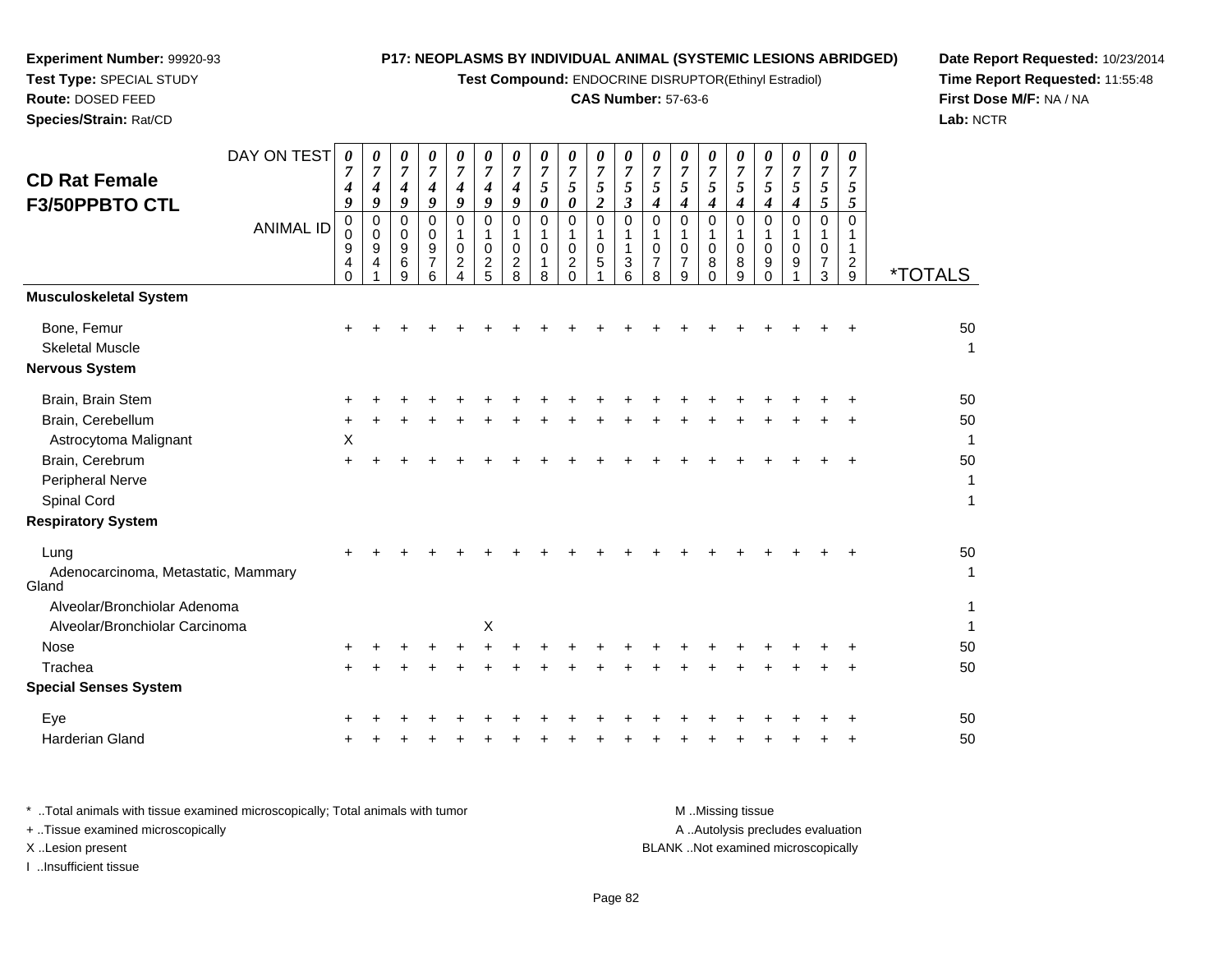**Experiment Number:** 99920-93
**Test Type:** SPECIAL STUDY
**Route:** DOSED FEED
**Species/Strain:** Rat/CD

**P17: NEOPLASMS BY INDIVIDUAL ANIMAL (SYSTEMIC LESIONS ABRIDGED)**
**Test Compound:** ENDOCRINE DISRUPTOR(Ethinyl Estradiol)
**CAS Number:** 57-63-6

**Date Report Requested:** 10/23/2014
**Time Report Requested:** 11:55:48
**First Dose M/F:** NA / NA
**Lab:** NCTR

## CD Rat Female F3/50PPBTO CTL

| DAY ON TEST | 0749 | 0749 | 0749 | 0749 | 0749 | 0749 | 0749 | 0750 | 0750 | 0752 | 0753 | 0754 | 0754 | 0754 | 0754 | 0754 | 0754 | 0755 | 0755 | |
|---|---|---|---|---|---|---|---|---|---|---|---|---|---|---|---|---|---|---|---|---|
| **ANIMAL ID** | 00940 | 00941 | 00969 | 00976 | 01024 | 01025 | 01028 | 01018 | 01020 | 01051 | 01136 | 01078 | 01079 | 01080 | 01089 | 01090 | 01091 | 01073 | 01129 | ***TOTALS** |
| **Musculoskeletal System** | | | | | | | | | | | | | | | | | | | | |
| Bone, Femur | + | + | + | + | + | + | + | + | + | + | + | + | + | + | + | + | + | + | + | 50 |
| Skeletal Muscle | | | | | | | | | | | | | | | | | | | | 1 |
| **Nervous System** | | | | | | | | | | | | | | | | | | | | |
| Brain, Brain Stem | + | + | + | + | + | + | + | + | + | + | + | + | + | + | + | + | + | + | + | 50 |
| Brain, Cerebellum | + | + | + | + | + | + | + | + | + | + | + | + | + | + | + | + | + | + | + | 50 |
| Astrocytoma Malignant | X | | | | | | | | | | | | | | | | | | | 1 |
| Brain, Cerebrum | + | + | + | + | + | + | + | + | + | + | + | + | + | + | + | + | + | + | + | 50 |
| Peripheral Nerve | | | | | | | | | | | | | | | | | | | | 1 |
| Spinal Cord | | | | | | | | | | | | | | | | | | | | 1 |
| **Respiratory System** | | | | | | | | | | | | | | | | | | | | |
| Lung | + | + | + | + | + | + | + | + | + | + | + | + | + | + | + | + | + | + | + | 50 |
| Adenocarcinoma, Metastatic, Mammary Gland | | | | | | | | | | | | | | | | | | | | 1 |
| Alveolar/Bronchiolar Adenoma | | | | | | | | | | | | | | | | | | | | 1 |
| Alveolar/Bronchiolar Carcinoma | | | | | | X | | | | | | | | | | | | | | 1 |
| Nose | + | + | + | + | + | + | + | + | + | + | + | + | + | + | + | + | + | + | + | 50 |
| Trachea | + | + | + | + | + | + | + | + | + | + | + | + | + | + | + | + | + | + | + | 50 |
| **Special Senses System** | | | | | | | | | | | | | | | | | | | | |
| Eye | + | + | + | + | + | + | + | + | + | + | + | + | + | + | + | + | + | + | + | 50 |
| Harderian Gland | + | + | + | + | + | + | + | + | + | + | + | + | + | + | + | + | + | + | + | 50 |

\* ..Total animals with tissue examined microscopically; Total animals with tumor
\+ ..Tissue examined microscopically
X ..Lesion present
I ..Insufficient tissue

M ..Missing tissue
A ..Autolysis precludes evaluation
BLANK ..Not examined microscopically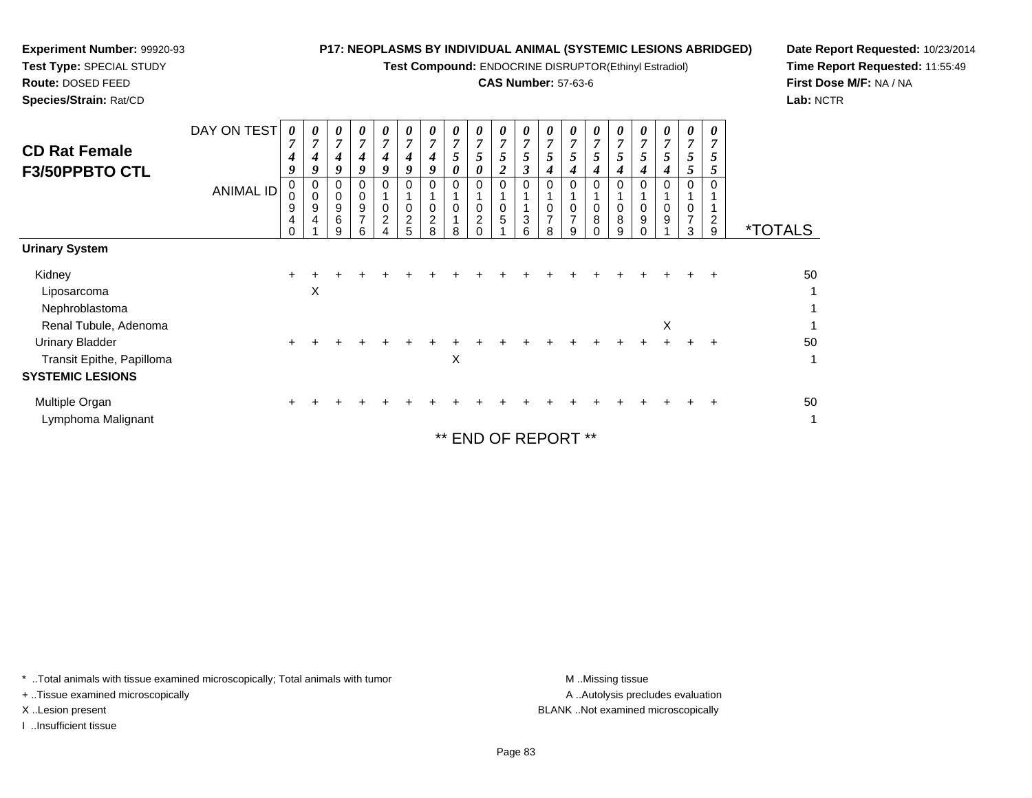**Experiment Number:** 99920-93
**Test Type:** SPECIAL STUDY
**Route:** DOSED FEED
**Species/Strain:** Rat/CD

**P17: NEOPLASMS BY INDIVIDUAL ANIMAL (SYSTEMIC LESIONS ABRIDGED)**
**Test Compound:** ENDOCRINE DISRUPTOR(Ethinyl Estradiol)
**CAS Number:** 57-63-6

**Date Report Requested:** 10/23/2014
**Time Report Requested:** 11:55:49
**First Dose M/F:** NA / NA
**Lab:** NCTR

## CD Rat Female F3/50PPBTO CTL

| DAY ON TEST | 0749 | 0749 | 0749 | 0749 | 0749 | 0749 | 0749 | 0750 | 0750 | 0752 | 0753 | 0754 | 0754 | 0754 | 0754 | 0754 | 0754 | 0755 | 0755 | |
|---|---|---|---|---|---|---|---|---|---|---|---|---|---|---|---|---|---|---|---|---|
| **ANIMAL ID** | 00940 | 00941 | 00969 | 00976 | 01024 | 01025 | 01028 | 01018 | 01020 | 01051 | 01136 | 01078 | 01079 | 01080 | 01089 | 01090 | 01091 | 01073 | 01129 | ***TOTALS** |
| **Urinary System** | | | | | | | | | | | | | | | | | | | | |
| Kidney | + | + | + | + | + | + | + | + | + | + | + | + | + | + | + | + | + | + | + | 50 |
| Liposarcoma | | X | | | | | | | | | | | | | | | | | | 1 |
| Nephroblastoma | | | | | | | | | | | | | | | | | | | | 1 |
| Renal Tubule, Adenoma | | | | | | | | | | | | | | | | | X | | | 1 |
| Urinary Bladder | + | + | + | + | + | + | + | + | + | + | + | + | + | + | + | + | + | + | + | 50 |
| Transit Epithe, Papilloma | | | | | | | | X | | | | | | | | | | | | 1 |
| **SYSTEMIC LESIONS** | | | | | | | | | | | | | | | | | | | | |
| Multiple Organ | + | + | + | + | + | + | + | + | + | + | + | + | + | + | + | + | + | + | + | 50 |
| Lymphoma Malignant | | | | | | | | | | | | | | | | | | | | 1 |

** END OF REPORT **

\* ..Total animals with tissue examined microscopically; Total animals with tumor
\+ ..Tissue examined microscopically
X ..Lesion present
I ..Insufficient tissue

M ..Missing tissue
A ..Autolysis precludes evaluation
BLANK ..Not examined microscopically